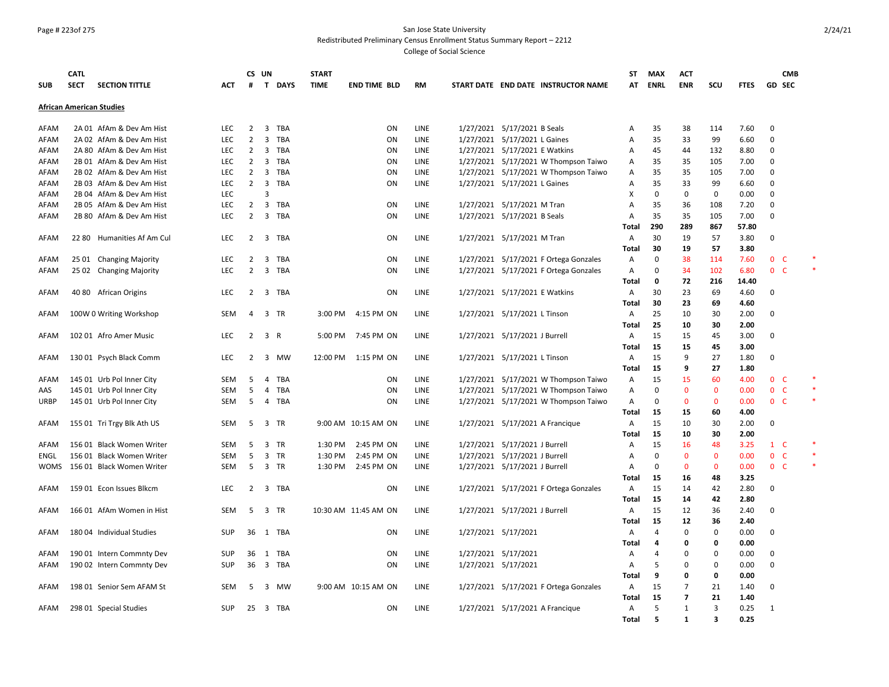San Jose State University

Redistributed Preliminary Census Enrollment Status Summary Report – 2212

College of Social Science

| SUB | CATL SECT | SECTION TITTLE | ACT | CS # | UN T | DAYS | START TIME | END TIME | BLD | RM | START DATE | END DATE | INSTRUCTOR NAME | ST AT | MAX ENRL | ACT ENR | SCU | FTES | GD | CMB SEC |
|---|---|---|---|---|---|---|---|---|---|---|---|---|---|---|---|---|---|---|---|---|
| **African American Studies** | | | | | | | | | | | | | | | | | | | | |
| AFAM | 2A 01 | AfAm & Dev Am Hist | LEC | 2 | 3 | TBA | | | ON | LINE | 1/27/2021 | 5/17/2021 | B Seals | A | 35 | 38 | 114 | 7.60 | 0 | |
| AFAM | 2A 02 | AfAm & Dev Am Hist | LEC | 2 | 3 | TBA | | | ON | LINE | 1/27/2021 | 5/17/2021 | L Gaines | A | 35 | 33 | 99 | 6.60 | 0 | |
| AFAM | 2A 80 | AfAm & Dev Am Hist | LEC | 2 | 3 | TBA | | | ON | LINE | 1/27/2021 | 5/17/2021 | E Watkins | A | 45 | 44 | 132 | 8.80 | 0 | |
| AFAM | 2B 01 | AfAm & Dev Am Hist | LEC | 2 | 3 | TBA | | | ON | LINE | 1/27/2021 | 5/17/2021 | W Thompson Taiwo | A | 35 | 35 | 105 | 7.00 | 0 | |
| AFAM | 2B 02 | AfAm & Dev Am Hist | LEC | 2 | 3 | TBA | | | ON | LINE | 1/27/2021 | 5/17/2021 | W Thompson Taiwo | A | 35 | 35 | 105 | 7.00 | 0 | |
| AFAM | 2B 03 | AfAm & Dev Am Hist | LEC | 2 | 3 | TBA | | | ON | LINE | 1/27/2021 | 5/17/2021 | L Gaines | A | 35 | 33 | 99 | 6.60 | 0 | |
| AFAM | 2B 04 | AfAm & Dev Am Hist | LEC | | 3 | | | | | | | | | X | 0 | 0 | 0 | 0.00 | 0 | |
| AFAM | 2B 05 | AfAm & Dev Am Hist | LEC | 2 | 3 | TBA | | | ON | LINE | 1/27/2021 | 5/17/2021 | M Tran | A | 35 | 36 | 108 | 7.20 | 0 | |
| AFAM | 2B 80 | AfAm & Dev Am Hist | LEC | 2 | 3 | TBA | | | ON | LINE | 1/27/2021 | 5/17/2021 | B Seals | A | 35 | 35 | 105 | 7.00 | 0 | |
| | | | | | | | | | | | | | | **Total** | **290** | **289** | **867** | **57.80** | | |
| AFAM | 22 80 | Humanities Af Am Cul | LEC | 2 | 3 | TBA | | | ON | LINE | 1/27/2021 | 5/17/2021 | M Tran | A | 30 | 19 | 57 | 3.80 | 0 | |
| | | | | | | | | | | | | | | **Total** | **30** | **19** | **57** | **3.80** | | |
| AFAM | 25 01 | Changing Majority | LEC | 2 | 3 | TBA | | | ON | LINE | 1/27/2021 | 5/17/2021 | F Ortega Gonzales | A | 0 | 38 | 114 | 7.60 | 0 | C * |
| AFAM | 25 02 | Changing Majority | LEC | 2 | 3 | TBA | | | ON | LINE | 1/27/2021 | 5/17/2021 | F Ortega Gonzales | A | 0 | 34 | 102 | 6.80 | 0 | C * |
| | | | | | | | | | | | | | | **Total** | **0** | **72** | **216** | **14.40** | | |
| AFAM | 40 80 | African Origins | LEC | 2 | 3 | TBA | | | ON | LINE | 1/27/2021 | 5/17/2021 | E Watkins | A | 30 | 23 | 69 | 4.60 | 0 | |
| | | | | | | | | | | | | | | **Total** | **30** | **23** | **69** | **4.60** | | |
| AFAM | 100W 0 | Writing Workshop | SEM | 4 | 3 | TR | 3:00 PM | 4:15 PM | ON | LINE | 1/27/2021 | 5/17/2021 | L Tinson | A | 25 | 10 | 30 | 2.00 | 0 | |
| | | | | | | | | | | | | | | **Total** | **25** | **10** | **30** | **2.00** | | |
| AFAM | 102 01 | Afro Amer Music | LEC | 2 | 3 | R | 5:00 PM | 7:45 PM | ON | LINE | 1/27/2021 | 5/17/2021 | J Burrell | A | 15 | 15 | 45 | 3.00 | 0 | |
| | | | | | | | | | | | | | | **Total** | **15** | **15** | **45** | **3.00** | | |
| AFAM | 130 01 | Psych Black Comm | LEC | 2 | 3 | MW | 12:00 PM | 1:15 PM | ON | LINE | 1/27/2021 | 5/17/2021 | L Tinson | A | 15 | 9 | 27 | 1.80 | 0 | |
| | | | | | | | | | | | | | | **Total** | **15** | **9** | **27** | **1.80** | | |
| AFAM | 145 01 | Urb Pol Inner City | SEM | 5 | 4 | TBA | | | ON | LINE | 1/27/2021 | 5/17/2021 | W Thompson Taiwo | A | 15 | 15 | 60 | 4.00 | 0 | C * |
| AAS | 145 01 | Urb Pol Inner City | SEM | 5 | 4 | TBA | | | ON | LINE | 1/27/2021 | 5/17/2021 | W Thompson Taiwo | A | 0 | 0 | 0 | 0.00 | 0 | C * |
| URBP | 145 01 | Urb Pol Inner City | SEM | 5 | 4 | TBA | | | ON | LINE | 1/27/2021 | 5/17/2021 | W Thompson Taiwo | A | 0 | 0 | 0 | 0.00 | 0 | C * |
| | | | | | | | | | | | | | | **Total** | **15** | **15** | **60** | **4.00** | | |
| AFAM | 155 01 | Tri Trgy Blk Ath US | SEM | 5 | 3 | TR | 9:00 AM | 10:15 AM | ON | LINE | 1/27/2021 | 5/17/2021 | A Francique | A | 15 | 10 | 30 | 2.00 | 0 | |
| | | | | | | | | | | | | | | **Total** | **15** | **10** | **30** | **2.00** | | |
| AFAM | 156 01 | Black Women Writer | SEM | 5 | 3 | TR | 1:30 PM | 2:45 PM | ON | LINE | 1/27/2021 | 5/17/2021 | J Burrell | A | 15 | 16 | 48 | 3.25 | 1 | C * |
| ENGL | 156 01 | Black Women Writer | SEM | 5 | 3 | TR | 1:30 PM | 2:45 PM | ON | LINE | 1/27/2021 | 5/17/2021 | J Burrell | A | 0 | 0 | 0 | 0.00 | 0 | C * |
| WOMS | 156 01 | Black Women Writer | SEM | 5 | 3 | TR | 1:30 PM | 2:45 PM | ON | LINE | 1/27/2021 | 5/17/2021 | J Burrell | A | 0 | 0 | 0 | 0.00 | 0 | C * |
| | | | | | | | | | | | | | | **Total** | **15** | **16** | **48** | **3.25** | | |
| AFAM | 159 01 | Econ Issues Blkcm | LEC | 2 | 3 | TBA | | | ON | LINE | 1/27/2021 | 5/17/2021 | F Ortega Gonzales | A | 15 | 14 | 42 | 2.80 | 0 | |
| | | | | | | | | | | | | | | **Total** | **15** | **14** | **42** | **2.80** | | |
| AFAM | 166 01 | AfAm Women in Hist | SEM | 5 | 3 | TR | 10:30 AM | 11:45 AM | ON | LINE | 1/27/2021 | 5/17/2021 | J Burrell | A | 15 | 12 | 36 | 2.40 | 0 | |
| | | | | | | | | | | | | | | **Total** | **15** | **12** | **36** | **2.40** | | |
| AFAM | 180 04 | Individual Studies | SUP | 36 | 1 | TBA | | | ON | LINE | 1/27/2021 | 5/17/2021 | | A | 4 | 0 | 0 | 0.00 | 0 | |
| | | | | | | | | | | | | | | **Total** | **4** | **0** | **0** | **0.00** | | |
| AFAM | 190 01 | Intern Commnty Dev | SUP | 36 | 1 | TBA | | | ON | LINE | 1/27/2021 | 5/17/2021 | | A | 4 | 0 | 0 | 0.00 | 0 | |
| AFAM | 190 02 | Intern Commnty Dev | SUP | 36 | 3 | TBA | | | ON | LINE | 1/27/2021 | 5/17/2021 | | A | 5 | 0 | 0 | 0.00 | 0 | |
| | | | | | | | | | | | | | | **Total** | **9** | **0** | **0** | **0.00** | | |
| AFAM | 198 01 | Senior Sem AFAM St | SEM | 5 | 3 | MW | 9:00 AM | 10:15 AM | ON | LINE | 1/27/2021 | 5/17/2021 | F Ortega Gonzales | A | 15 | 7 | 21 | 1.40 | 0 | |
| | | | | | | | | | | | | | | **Total** | **15** | **7** | **21** | **1.40** | | |
| AFAM | 298 01 | Special Studies | SUP | 25 | 3 | TBA | | | ON | LINE | 1/27/2021 | 5/17/2021 | A Francique | A | 5 | 1 | 3 | 0.25 | 1 | |
| | | | | | | | | | | | | | | **Total** | **5** | **1** | **3** | **0.25** | | |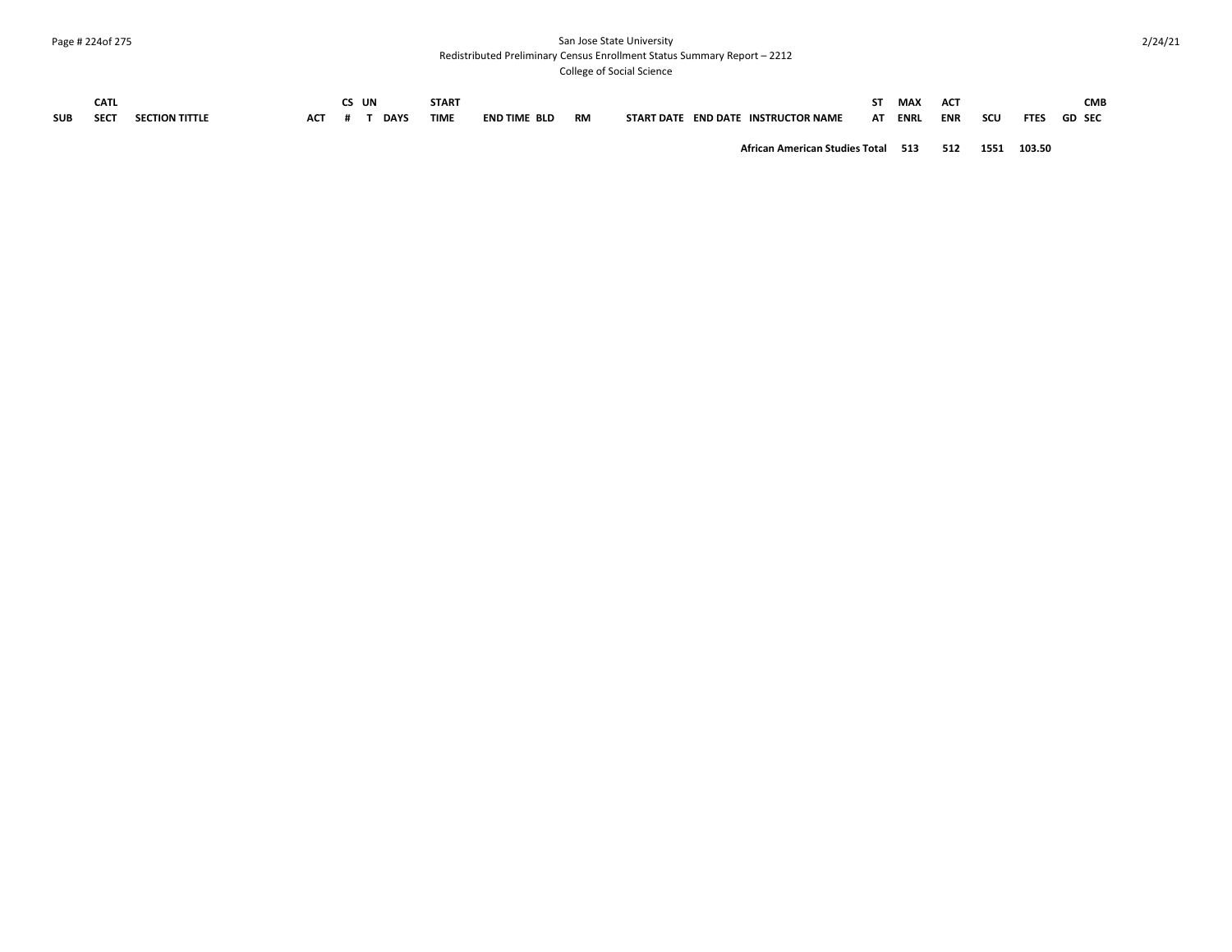| SUB | CATL SECT | SECTION TITTLE | ACT | CS # | UN T | DAYS | START TIME | END TIME | BLD | RM | START DATE | END DATE | INSTRUCTOR NAME | ST AT | MAX ENRL | ACT ENR | SCU | FTES | GD | CMB SEC |
|---|---|---|---|---|---|---|---|---|---|---|---|---|---|---|---|---|---|---|---|---|
| | | | | | | | | | | | | | **African American Studies Total** | | **513** | **512** | **1551** | **103.50** | | |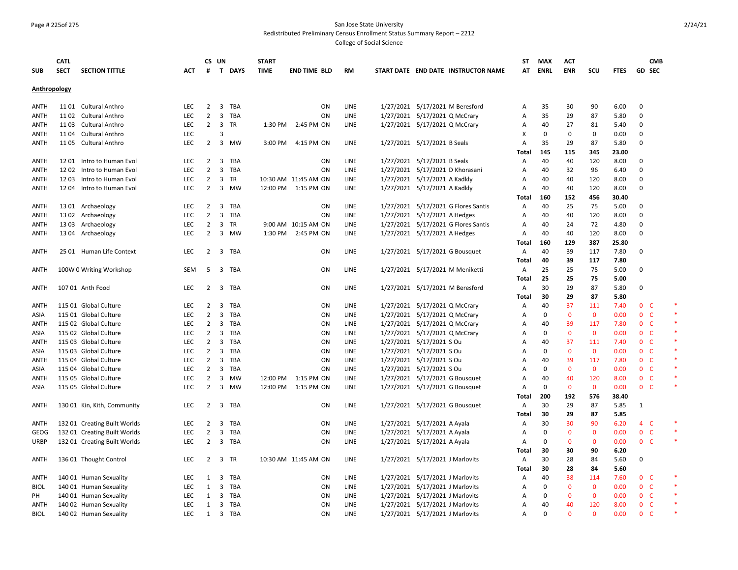San Jose State University
Redistributed Preliminary Census Enrollment Status Summary Report – 2212
College of Social Science

| SUB | CATL SECT | SECTION TITTLE | ACT | CS # | UN T | DAYS | START TIME | END TIME | BLD | RM | START DATE | END DATE | INSTRUCTOR NAME | ST AT | MAX ENRL | ACT ENR | SCU | FTES | GD | CMB SEC | |
|---|---|---|---|---|---|---|---|---|---|---|---|---|---|---|---|---|---|---|---|---|---|
| **Anthropology** | | | | | | | | | | | | | | | | | | | | | |
| ANTH | 11 01 | Cultural Anthro | LEC | 2 | 3 | TBA | | | ON | LINE | 1/27/2021 | 5/17/2021 | M Beresford | A | 35 | 30 | 90 | 6.00 | 0 | | |
| ANTH | 11 02 | Cultural Anthro | LEC | 2 | 3 | TBA | | | ON | LINE | 1/27/2021 | 5/17/2021 | Q McCrary | A | 35 | 29 | 87 | 5.80 | 0 | | |
| ANTH | 11 03 | Cultural Anthro | LEC | 2 | 3 | TR | 1:30 PM | 2:45 PM | ON | LINE | 1/27/2021 | 5/17/2021 | Q McCrary | A | 40 | 27 | 81 | 5.40 | 0 | | |
| ANTH | 11 04 | Cultural Anthro | LEC | | 3 | | | | | | | | | X | 0 | 0 | 0 | 0.00 | 0 | | |
| ANTH | 11 05 | Cultural Anthro | LEC | 2 | 3 | MW | 3:00 PM | 4:15 PM | ON | LINE | 1/27/2021 | 5/17/2021 | B Seals | A | 35 | 29 | 87 | 5.80 | 0 | | |
| | | | | | | | | | | | | | | **Total** | **145** | **115** | **345** | **23.00** | | | |
| ANTH | 12 01 | Intro to Human Evol | LEC | 2 | 3 | TBA | | | ON | LINE | 1/27/2021 | 5/17/2021 | B Seals | A | 40 | 40 | 120 | 8.00 | 0 | | |
| ANTH | 12 02 | Intro to Human Evol | LEC | 2 | 3 | TBA | | | ON | LINE | 1/27/2021 | 5/17/2021 | D Khorasani | A | 40 | 32 | 96 | 6.40 | 0 | | |
| ANTH | 12 03 | Intro to Human Evol | LEC | 2 | 3 | TR | 10:30 AM | 11:45 AM | ON | LINE | 1/27/2021 | 5/17/2021 | A Kadkly | A | 40 | 40 | 120 | 8.00 | 0 | | |
| ANTH | 12 04 | Intro to Human Evol | LEC | 2 | 3 | MW | 12:00 PM | 1:15 PM | ON | LINE | 1/27/2021 | 5/17/2021 | A Kadkly | A | 40 | 40 | 120 | 8.00 | 0 | | |
| | | | | | | | | | | | | | | **Total** | **160** | **152** | **456** | **30.40** | | | |
| ANTH | 13 01 | Archaeology | LEC | 2 | 3 | TBA | | | ON | LINE | 1/27/2021 | 5/17/2021 | G Flores Santis | A | 40 | 25 | 75 | 5.00 | 0 | | |
| ANTH | 13 02 | Archaeology | LEC | 2 | 3 | TBA | | | ON | LINE | 1/27/2021 | 5/17/2021 | A Hedges | A | 40 | 40 | 120 | 8.00 | 0 | | |
| ANTH | 13 03 | Archaeology | LEC | 2 | 3 | TR | 9:00 AM | 10:15 AM | ON | LINE | 1/27/2021 | 5/17/2021 | G Flores Santis | A | 40 | 24 | 72 | 4.80 | 0 | | |
| ANTH | 13 04 | Archaeology | LEC | 2 | 3 | MW | 1:30 PM | 2:45 PM | ON | LINE | 1/27/2021 | 5/17/2021 | A Hedges | A | 40 | 40 | 120 | 8.00 | 0 | | |
| | | | | | | | | | | | | | | **Total** | **160** | **129** | **387** | **25.80** | | | |
| ANTH | 25 01 | Human Life Context | LEC | 2 | 3 | TBA | | | ON | LINE | 1/27/2021 | 5/17/2021 | G Bousquet | A | 40 | 39 | 117 | 7.80 | 0 | | |
| | | | | | | | | | | | | | | **Total** | **40** | **39** | **117** | **7.80** | | | |
| ANTH | 100W 0 | Writing Workshop | SEM | 5 | 3 | TBA | | | ON | LINE | 1/27/2021 | 5/17/2021 | M Meniketti | A | 25 | 25 | 75 | 5.00 | 0 | | |
| | | | | | | | | | | | | | | **Total** | **25** | **25** | **75** | **5.00** | | | |
| ANTH | 107 01 | Anth Food | LEC | 2 | 3 | TBA | | | ON | LINE | 1/27/2021 | 5/17/2021 | M Beresford | A | 30 | 29 | 87 | 5.80 | 0 | | |
| | | | | | | | | | | | | | | **Total** | **30** | **29** | **87** | **5.80** | | | |
| ANTH | 115 01 | Global Culture | LEC | 2 | 3 | TBA | | | ON | LINE | 1/27/2021 | 5/17/2021 | Q McCrary | A | 40 | 37 | 111 | 7.40 | 0 | C | * |
| ASIA | 115 01 | Global Culture | LEC | 2 | 3 | TBA | | | ON | LINE | 1/27/2021 | 5/17/2021 | Q McCrary | A | 0 | 0 | 0 | 0.00 | 0 | C | * |
| ANTH | 115 02 | Global Culture | LEC | 2 | 3 | TBA | | | ON | LINE | 1/27/2021 | 5/17/2021 | Q McCrary | A | 40 | 39 | 117 | 7.80 | 0 | C | * |
| ASIA | 115 02 | Global Culture | LEC | 2 | 3 | TBA | | | ON | LINE | 1/27/2021 | 5/17/2021 | Q McCrary | A | 0 | 0 | 0 | 0.00 | 0 | C | * |
| ANTH | 115 03 | Global Culture | LEC | 2 | 3 | TBA | | | ON | LINE | 1/27/2021 | 5/17/2021 | S Ou | A | 40 | 37 | 111 | 7.40 | 0 | C | * |
| ASIA | 115 03 | Global Culture | LEC | 2 | 3 | TBA | | | ON | LINE | 1/27/2021 | 5/17/2021 | S Ou | A | 0 | 0 | 0 | 0.00 | 0 | C | * |
| ANTH | 115 04 | Global Culture | LEC | 2 | 3 | TBA | | | ON | LINE | 1/27/2021 | 5/17/2021 | S Ou | A | 40 | 39 | 117 | 7.80 | 0 | C | * |
| ASIA | 115 04 | Global Culture | LEC | 2 | 3 | TBA | | | ON | LINE | 1/27/2021 | 5/17/2021 | S Ou | A | 0 | 0 | 0 | 0.00 | 0 | C | * |
| ANTH | 115 05 | Global Culture | LEC | 2 | 3 | MW | 12:00 PM | 1:15 PM | ON | LINE | 1/27/2021 | 5/17/2021 | G Bousquet | A | 40 | 40 | 120 | 8.00 | 0 | C | * |
| ASIA | 115 05 | Global Culture | LEC | 2 | 3 | MW | 12:00 PM | 1:15 PM | ON | LINE | 1/27/2021 | 5/17/2021 | G Bousquet | A | 0 | 0 | 0 | 0.00 | 0 | C | * |
| | | | | | | | | | | | | | | **Total** | **200** | **192** | **576** | **38.40** | | | |
| ANTH | 130 01 | Kin, Kith, Community | LEC | 2 | 3 | TBA | | | ON | LINE | 1/27/2021 | 5/17/2021 | G Bousquet | A | 30 | 29 | 87 | 5.85 | 1 | | |
| | | | | | | | | | | | | | | **Total** | **30** | **29** | **87** | **5.85** | | | |
| ANTH | 132 01 | Creating Built Worlds | LEC | 2 | 3 | TBA | | | ON | LINE | 1/27/2021 | 5/17/2021 | A Ayala | A | 30 | 30 | 90 | 6.20 | 4 | C | * |
| GEOG | 132 01 | Creating Built Worlds | LEC | 2 | 3 | TBA | | | ON | LINE | 1/27/2021 | 5/17/2021 | A Ayala | A | 0 | 0 | 0 | 0.00 | 0 | C | * |
| URBP | 132 01 | Creating Built Worlds | LEC | 2 | 3 | TBA | | | ON | LINE | 1/27/2021 | 5/17/2021 | A Ayala | A | 0 | 0 | 0 | 0.00 | 0 | C | * |
| | | | | | | | | | | | | | | **Total** | **30** | **30** | **90** | **6.20** | | | |
| ANTH | 136 01 | Thought Control | LEC | 2 | 3 | TR | 10:30 AM | 11:45 AM | ON | LINE | 1/27/2021 | 5/17/2021 | J Marlovits | A | 30 | 28 | 84 | 5.60 | 0 | | |
| | | | | | | | | | | | | | | **Total** | **30** | **28** | **84** | **5.60** | | | |
| ANTH | 140 01 | Human Sexuality | LEC | 1 | 3 | TBA | | | ON | LINE | 1/27/2021 | 5/17/2021 | J Marlovits | A | 40 | 38 | 114 | 7.60 | 0 | C | * |
| BIOL | 140 01 | Human Sexuality | LEC | 1 | 3 | TBA | | | ON | LINE | 1/27/2021 | 5/17/2021 | J Marlovits | A | 0 | 0 | 0 | 0.00 | 0 | C | * |
| PH | 140 01 | Human Sexuality | LEC | 1 | 3 | TBA | | | ON | LINE | 1/27/2021 | 5/17/2021 | J Marlovits | A | 0 | 0 | 0 | 0.00 | 0 | C | * |
| ANTH | 140 02 | Human Sexuality | LEC | 1 | 3 | TBA | | | ON | LINE | 1/27/2021 | 5/17/2021 | J Marlovits | A | 40 | 40 | 120 | 8.00 | 0 | C | * |
| BIOL | 140 02 | Human Sexuality | LEC | 1 | 3 | TBA | | | ON | LINE | 1/27/2021 | 5/17/2021 | J Marlovits | A | 0 | 0 | 0 | 0.00 | 0 | C | * |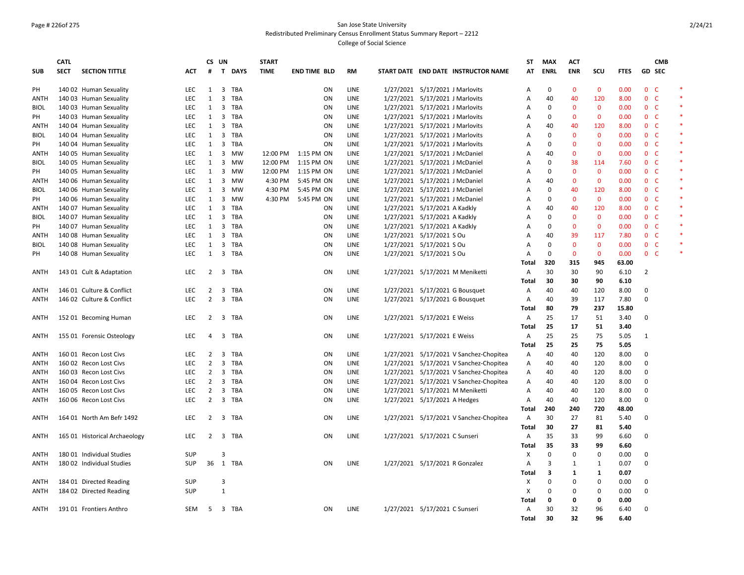San Jose State University
Redistributed Preliminary Census Enrollment Status Summary Report – 2212
College of Social Science

| SUB | CATL SECT | SECTION TITTLE | ACT | CS # | UN T | DAYS | START TIME | END TIME | BLD | RM | START DATE | END DATE | INSTRUCTOR NAME | ST AT | MAX ENRL | ACT ENR | SCU | FTES | GD | CMB SEC | |
|---|---|---|---|---|---|---|---|---|---|---|---|---|---|---|---|---|---|---|---|---|---|
| PH | 140 02 | Human Sexuality | LEC | 1 | 3 | TBA | | | ON | LINE | 1/27/2021 | 5/17/2021 | J Marlovits | A | 0 | 0 | 0 | 0.00 | 0 | C | * |
| ANTH | 140 03 | Human Sexuality | LEC | 1 | 3 | TBA | | | ON | LINE | 1/27/2021 | 5/17/2021 | J Marlovits | A | 40 | 40 | 120 | 8.00 | 0 | C | * |
| BIOL | 140 03 | Human Sexuality | LEC | 1 | 3 | TBA | | | ON | LINE | 1/27/2021 | 5/17/2021 | J Marlovits | A | 0 | 0 | 0 | 0.00 | 0 | C | * |
| PH | 140 03 | Human Sexuality | LEC | 1 | 3 | TBA | | | ON | LINE | 1/27/2021 | 5/17/2021 | J Marlovits | A | 0 | 0 | 0 | 0.00 | 0 | C | * |
| ANTH | 140 04 | Human Sexuality | LEC | 1 | 3 | TBA | | | ON | LINE | 1/27/2021 | 5/17/2021 | J Marlovits | A | 40 | 40 | 120 | 8.00 | 0 | C | * |
| BIOL | 140 04 | Human Sexuality | LEC | 1 | 3 | TBA | | | ON | LINE | 1/27/2021 | 5/17/2021 | J Marlovits | A | 0 | 0 | 0 | 0.00 | 0 | C | * |
| PH | 140 04 | Human Sexuality | LEC | 1 | 3 | TBA | | | ON | LINE | 1/27/2021 | 5/17/2021 | J Marlovits | A | 0 | 0 | 0 | 0.00 | 0 | C | * |
| ANTH | 140 05 | Human Sexuality | LEC | 1 | 3 | MW | 12:00 PM | 1:15 PM | ON | LINE | 1/27/2021 | 5/17/2021 | J McDaniel | A | 40 | 0 | 0 | 0.00 | 0 | C | * |
| BIOL | 140 05 | Human Sexuality | LEC | 1 | 3 | MW | 12:00 PM | 1:15 PM | ON | LINE | 1/27/2021 | 5/17/2021 | J McDaniel | A | 0 | 38 | 114 | 7.60 | 0 | C | * |
| PH | 140 05 | Human Sexuality | LEC | 1 | 3 | MW | 12:00 PM | 1:15 PM | ON | LINE | 1/27/2021 | 5/17/2021 | J McDaniel | A | 0 | 0 | 0 | 0.00 | 0 | C | * |
| ANTH | 140 06 | Human Sexuality | LEC | 1 | 3 | MW | 4:30 PM | 5:45 PM | ON | LINE | 1/27/2021 | 5/17/2021 | J McDaniel | A | 40 | 0 | 0 | 0.00 | 0 | C | * |
| BIOL | 140 06 | Human Sexuality | LEC | 1 | 3 | MW | 4:30 PM | 5:45 PM | ON | LINE | 1/27/2021 | 5/17/2021 | J McDaniel | A | 0 | 40 | 120 | 8.00 | 0 | C | * |
| PH | 140 06 | Human Sexuality | LEC | 1 | 3 | MW | 4:30 PM | 5:45 PM | ON | LINE | 1/27/2021 | 5/17/2021 | J McDaniel | A | 0 | 0 | 0 | 0.00 | 0 | C | * |
| ANTH | 140 07 | Human Sexuality | LEC | 1 | 3 | TBA | | | ON | LINE | 1/27/2021 | 5/17/2021 | A Kadkly | A | 40 | 40 | 120 | 8.00 | 0 | C | * |
| BIOL | 140 07 | Human Sexuality | LEC | 1 | 3 | TBA | | | ON | LINE | 1/27/2021 | 5/17/2021 | A Kadkly | A | 0 | 0 | 0 | 0.00 | 0 | C | * |
| PH | 140 07 | Human Sexuality | LEC | 1 | 3 | TBA | | | ON | LINE | 1/27/2021 | 5/17/2021 | A Kadkly | A | 0 | 0 | 0 | 0.00 | 0 | C | * |
| ANTH | 140 08 | Human Sexuality | LEC | 1 | 3 | TBA | | | ON | LINE | 1/27/2021 | 5/17/2021 | S Ou | A | 40 | 39 | 117 | 7.80 | 0 | C | * |
| BIOL | 140 08 | Human Sexuality | LEC | 1 | 3 | TBA | | | ON | LINE | 1/27/2021 | 5/17/2021 | S Ou | A | 0 | 0 | 0 | 0.00 | 0 | C | * |
| PH | 140 08 | Human Sexuality | LEC | 1 | 3 | TBA | | | ON | LINE | 1/27/2021 | 5/17/2021 | S Ou | A | 0 | 0 | 0 | 0.00 | 0 | C | * |
| | | | | | | | | | | | | | | **Total** | **320** | **315** | **945** | **63.00** | | | |
| ANTH | 143 01 | Cult & Adaptation | LEC | 2 | 3 | TBA | | | ON | LINE | 1/27/2021 | 5/17/2021 | M Meniketti | A | 30 | 30 | 90 | 6.10 | 2 | | |
| | | | | | | | | | | | | | | **Total** | **30** | **30** | **90** | **6.10** | | | |
| ANTH | 146 01 | Culture & Conflict | LEC | 2 | 3 | TBA | | | ON | LINE | 1/27/2021 | 5/17/2021 | G Bousquet | A | 40 | 40 | 120 | 8.00 | 0 | | |
| ANTH | 146 02 | Culture & Conflict | LEC | 2 | 3 | TBA | | | ON | LINE | 1/27/2021 | 5/17/2021 | G Bousquet | A | 40 | 39 | 117 | 7.80 | 0 | | |
| | | | | | | | | | | | | | | **Total** | **80** | **79** | **237** | **15.80** | | | |
| ANTH | 152 01 | Becoming Human | LEC | 2 | 3 | TBA | | | ON | LINE | 1/27/2021 | 5/17/2021 | E Weiss | A | 25 | 17 | 51 | 3.40 | 0 | | |
| | | | | | | | | | | | | | | **Total** | **25** | **17** | **51** | **3.40** | | | |
| ANTH | 155 01 | Forensic Osteology | LEC | 4 | 3 | TBA | | | ON | LINE | 1/27/2021 | 5/17/2021 | E Weiss | A | 25 | 25 | 75 | 5.05 | 1 | | |
| | | | | | | | | | | | | | | **Total** | **25** | **25** | **75** | **5.05** | | | |
| ANTH | 160 01 | Recon Lost Civs | LEC | 2 | 3 | TBA | | | ON | LINE | 1/27/2021 | 5/17/2021 | V Sanchez-Chopitea | A | 40 | 40 | 120 | 8.00 | 0 | | |
| ANTH | 160 02 | Recon Lost Civs | LEC | 2 | 3 | TBA | | | ON | LINE | 1/27/2021 | 5/17/2021 | V Sanchez-Chopitea | A | 40 | 40 | 120 | 8.00 | 0 | | |
| ANTH | 160 03 | Recon Lost Civs | LEC | 2 | 3 | TBA | | | ON | LINE | 1/27/2021 | 5/17/2021 | V Sanchez-Chopitea | A | 40 | 40 | 120 | 8.00 | 0 | | |
| ANTH | 160 04 | Recon Lost Civs | LEC | 2 | 3 | TBA | | | ON | LINE | 1/27/2021 | 5/17/2021 | V Sanchez-Chopitea | A | 40 | 40 | 120 | 8.00 | 0 | | |
| ANTH | 160 05 | Recon Lost Civs | LEC | 2 | 3 | TBA | | | ON | LINE | 1/27/2021 | 5/17/2021 | M Meniketti | A | 40 | 40 | 120 | 8.00 | 0 | | |
| ANTH | 160 06 | Recon Lost Civs | LEC | 2 | 3 | TBA | | | ON | LINE | 1/27/2021 | 5/17/2021 | A Hedges | A | 40 | 40 | 120 | 8.00 | 0 | | |
| | | | | | | | | | | | | | | **Total** | **240** | **240** | **720** | **48.00** | | | |
| ANTH | 164 01 | North Am Befr 1492 | LEC | 2 | 3 | TBA | | | ON | LINE | 1/27/2021 | 5/17/2021 | V Sanchez-Chopitea | A | 30 | 27 | 81 | 5.40 | 0 | | |
| | | | | | | | | | | | | | | **Total** | **30** | **27** | **81** | **5.40** | | | |
| ANTH | 165 01 | Historical Archaeology | LEC | 2 | 3 | TBA | | | ON | LINE | 1/27/2021 | 5/17/2021 | C Sunseri | A | 35 | 33 | 99 | 6.60 | 0 | | |
| | | | | | | | | | | | | | | **Total** | **35** | **33** | **99** | **6.60** | | | |
| ANTH | 180 01 | Individual Studies | SUP | | 3 | | | | | | | | | X | 0 | 0 | 0 | 0.00 | 0 | | |
| ANTH | 180 02 | Individual Studies | SUP | 36 | 1 | TBA | | | ON | LINE | 1/27/2021 | 5/17/2021 | R Gonzalez | A | 3 | 1 | 1 | 0.07 | 0 | | |
| | | | | | | | | | | | | | | **Total** | **3** | **1** | **1** | **0.07** | | | |
| ANTH | 184 01 | Directed Reading | SUP | | 3 | | | | | | | | | X | 0 | 0 | 0 | 0.00 | 0 | | |
| ANTH | 184 02 | Directed Reading | SUP | | 1 | | | | | | | | | X | 0 | 0 | 0 | 0.00 | 0 | | |
| | | | | | | | | | | | | | | **Total** | **0** | **0** | **0** | **0.00** | | | |
| ANTH | 191 01 | Frontiers Anthro | SEM | 5 | 3 | TBA | | | ON | LINE | 1/27/2021 | 5/17/2021 | C Sunseri | A | 30 | 32 | 96 | 6.40 | 0 | | |
| | | | | | | | | | | | | | | **Total** | **30** | **32** | **96** | **6.40** | | | |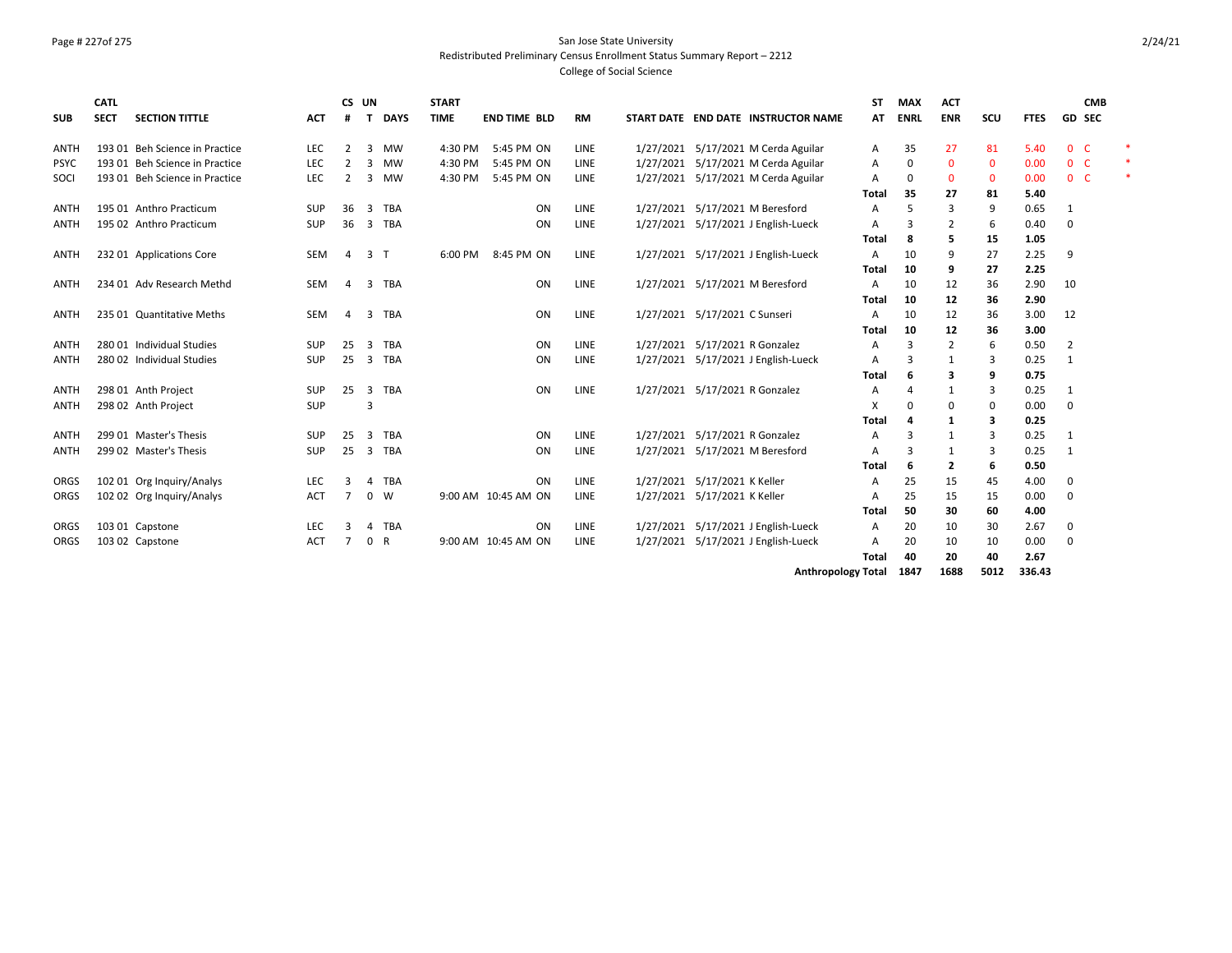San Jose State University
Redistributed Preliminary Census Enrollment Status Summary Report – 2212
College of Social Science

| SUB | CATL SECT | SECTION TITTLE | ACT | CS # | UN T | DAYS | START TIME | END TIME | BLD | RM | START DATE | END DATE | INSTRUCTOR NAME | ST AT | MAX ENRL | ACT ENR | SCU | FTES | GD | CMB SEC | |
|---|---|---|---|---|---|---|---|---|---|---|---|---|---|---|---|---|---|---|---|---|---|
| ANTH | 193 01 | Beh Science in Practice | LEC | 2 | 3 | MW | 4:30 PM | 5:45 PM | ON | LINE | 1/27/2021 | 5/17/2021 | M Cerda Aguilar | A | 35 | 27 | 81 | 5.40 | 0 | C | * |
| PSYC | 193 01 | Beh Science in Practice | LEC | 2 | 3 | MW | 4:30 PM | 5:45 PM | ON | LINE | 1/27/2021 | 5/17/2021 | M Cerda Aguilar | A | 0 | 0 | 0 | 0.00 | 0 | C | * |
| SOCI | 193 01 | Beh Science in Practice | LEC | 2 | 3 | MW | 4:30 PM | 5:45 PM | ON | LINE | 1/27/2021 | 5/17/2021 | M Cerda Aguilar | A | 0 | 0 | 0 | 0.00 | 0 | C | * |
| | | | | | | | | | | | | | | **Total** | **35** | **27** | **81** | **5.40** | | | |
| ANTH | 195 01 | Anthro Practicum | SUP | 36 | 3 | TBA | | | ON | LINE | 1/27/2021 | 5/17/2021 | M Beresford | A | 5 | 3 | 9 | 0.65 | 1 | | |
| ANTH | 195 02 | Anthro Practicum | SUP | 36 | 3 | TBA | | | ON | LINE | 1/27/2021 | 5/17/2021 | J English-Lueck | A | 3 | 2 | 6 | 0.40 | 0 | | |
| | | | | | | | | | | | | | | **Total** | **8** | **5** | **15** | **1.05** | | | |
| ANTH | 232 01 | Applications Core | SEM | 4 | 3 | T | 6:00 PM | 8:45 PM | ON | LINE | 1/27/2021 | 5/17/2021 | J English-Lueck | A | 10 | 9 | 27 | 2.25 | 9 | | |
| | | | | | | | | | | | | | | **Total** | **10** | **9** | **27** | **2.25** | | | |
| ANTH | 234 01 | Adv Research Methd | SEM | 4 | 3 | TBA | | | ON | LINE | 1/27/2021 | 5/17/2021 | M Beresford | A | 10 | 12 | 36 | 2.90 | 10 | | |
| | | | | | | | | | | | | | | **Total** | **10** | **12** | **36** | **2.90** | | | |
| ANTH | 235 01 | Quantitative Meths | SEM | 4 | 3 | TBA | | | ON | LINE | 1/27/2021 | 5/17/2021 | C Sunseri | A | 10 | 12 | 36 | 3.00 | 12 | | |
| | | | | | | | | | | | | | | **Total** | **10** | **12** | **36** | **3.00** | | | |
| ANTH | 280 01 | Individual Studies | SUP | 25 | 3 | TBA | | | ON | LINE | 1/27/2021 | 5/17/2021 | R Gonzalez | A | 3 | 2 | 6 | 0.50 | 2 | | |
| ANTH | 280 02 | Individual Studies | SUP | 25 | 3 | TBA | | | ON | LINE | 1/27/2021 | 5/17/2021 | J English-Lueck | A | 3 | 1 | 3 | 0.25 | 1 | | |
| | | | | | | | | | | | | | | **Total** | **6** | **3** | **9** | **0.75** | | | |
| ANTH | 298 01 | Anth Project | SUP | 25 | 3 | TBA | | | ON | LINE | 1/27/2021 | 5/17/2021 | R Gonzalez | A | 4 | 1 | 3 | 0.25 | 1 | | |
| ANTH | 298 02 | Anth Project | SUP | | 3 | | | | | | | | | X | 0 | 0 | 0 | 0.00 | 0 | | |
| | | | | | | | | | | | | | | **Total** | **4** | **1** | **3** | **0.25** | | | |
| ANTH | 299 01 | Master's Thesis | SUP | 25 | 3 | TBA | | | ON | LINE | 1/27/2021 | 5/17/2021 | R Gonzalez | A | 3 | 1 | 3 | 0.25 | 1 | | |
| ANTH | 299 02 | Master's Thesis | SUP | 25 | 3 | TBA | | | ON | LINE | 1/27/2021 | 5/17/2021 | M Beresford | A | 3 | 1 | 3 | 0.25 | 1 | | |
| | | | | | | | | | | | | | | **Total** | **6** | **2** | **6** | **0.50** | | | |
| ORGS | 102 01 | Org Inquiry/Analys | LEC | 3 | 4 | TBA | | | ON | LINE | 1/27/2021 | 5/17/2021 | K Keller | A | 25 | 15 | 45 | 4.00 | 0 | | |
| ORGS | 102 02 | Org Inquiry/Analys | ACT | 7 | 0 | W | 9:00 AM | 10:45 AM | ON | LINE | 1/27/2021 | 5/17/2021 | K Keller | A | 25 | 15 | 15 | 0.00 | 0 | | |
| | | | | | | | | | | | | | | **Total** | **50** | **30** | **60** | **4.00** | | | |
| ORGS | 103 01 | Capstone | LEC | 3 | 4 | TBA | | | ON | LINE | 1/27/2021 | 5/17/2021 | J English-Lueck | A | 20 | 10 | 30 | 2.67 | 0 | | |
| ORGS | 103 02 | Capstone | ACT | 7 | 0 | R | 9:00 AM | 10:45 AM | ON | LINE | 1/27/2021 | 5/17/2021 | J English-Lueck | A | 20 | 10 | 10 | 0.00 | 0 | | |
| | | | | | | | | | | | | | | **Total** | **40** | **20** | **40** | **2.67** | | | |
| | | | | | | | | | | | | | **Anthropology Total** | | **1847** | **1688** | **5012** | **336.43** | | | |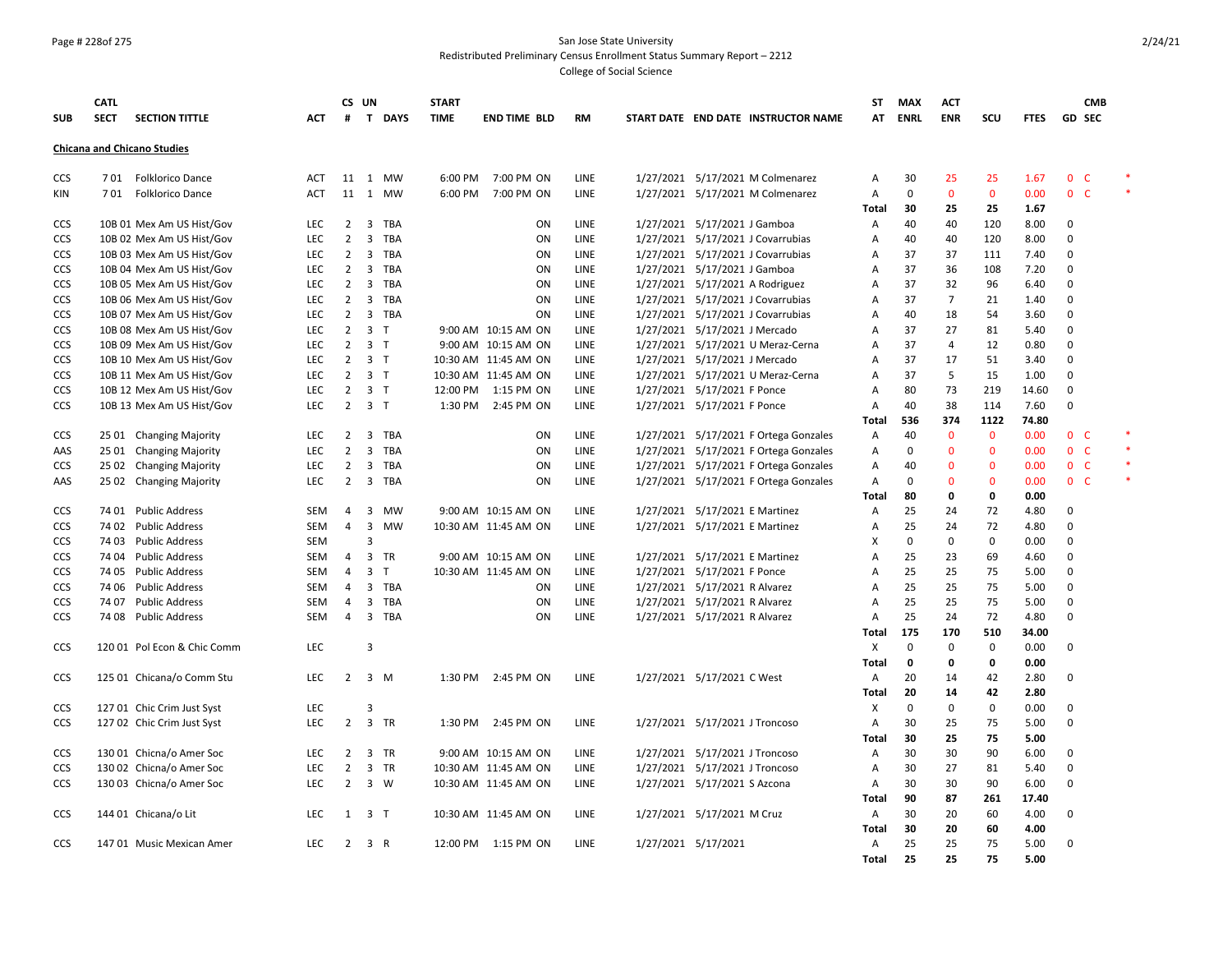San Jose State University
Redistributed Preliminary Census Enrollment Status Summary Report – 2212
College of Social Science

| SUB | CATL SECT | SECTION TITTLE | ACT | CS # | UN T | DAYS | START TIME | END TIME | BLD | RM | START DATE | END DATE | INSTRUCTOR NAME | ST AT | MAX ENRL | ACT ENR | SCU | FTES | GD | CMB SEC | |
|---|---|---|---|---|---|---|---|---|---|---|---|---|---|---|---|---|---|---|---|---|---|
| **Chicana and Chicano Studies** | | | | | | | | | | | | | | | | | | | | | |
| CCS | 7 01 | Folklorico Dance | ACT | 11 | 1 | MW | 6:00 PM | 7:00 PM | ON | LINE | 1/27/2021 | 5/17/2021 | M Colmenarez | A | 30 | 25 | 25 | 1.67 | 0 | C | * |
| KIN | 7 01 | Folklorico Dance | ACT | 11 | 1 | MW | 6:00 PM | 7:00 PM | ON | LINE | 1/27/2021 | 5/17/2021 | M Colmenarez | A | 0 | 0 | 0 | 0.00 | 0 | C | * |
| | | | | | | | | | | | | | | Total | 30 | 25 | 25 | 1.67 | | | |
| CCS | 10B 01 | Mex Am US Hist/Gov | LEC | 2 | 3 | TBA | | | ON | LINE | 1/27/2021 | 5/17/2021 | J Gamboa | A | 40 | 40 | 120 | 8.00 | 0 | | |
| CCS | 10B 02 | Mex Am US Hist/Gov | LEC | 2 | 3 | TBA | | | ON | LINE | 1/27/2021 | 5/17/2021 | J Covarrubias | A | 40 | 40 | 120 | 8.00 | 0 | | |
| CCS | 10B 03 | Mex Am US Hist/Gov | LEC | 2 | 3 | TBA | | | ON | LINE | 1/27/2021 | 5/17/2021 | J Covarrubias | A | 37 | 37 | 111 | 7.40 | 0 | | |
| CCS | 10B 04 | Mex Am US Hist/Gov | LEC | 2 | 3 | TBA | | | ON | LINE | 1/27/2021 | 5/17/2021 | J Gamboa | A | 37 | 36 | 108 | 7.20 | 0 | | |
| CCS | 10B 05 | Mex Am US Hist/Gov | LEC | 2 | 3 | TBA | | | ON | LINE | 1/27/2021 | 5/17/2021 | A Rodriguez | A | 37 | 32 | 96 | 6.40 | 0 | | |
| CCS | 10B 06 | Mex Am US Hist/Gov | LEC | 2 | 3 | TBA | | | ON | LINE | 1/27/2021 | 5/17/2021 | J Covarrubias | A | 37 | 7 | 21 | 1.40 | 0 | | |
| CCS | 10B 07 | Mex Am US Hist/Gov | LEC | 2 | 3 | TBA | | | ON | LINE | 1/27/2021 | 5/17/2021 | J Covarrubias | A | 40 | 18 | 54 | 3.60 | 0 | | |
| CCS | 10B 08 | Mex Am US Hist/Gov | LEC | 2 | 3 | T | 9:00 AM | 10:15 AM | ON | LINE | 1/27/2021 | 5/17/2021 | J Mercado | A | 37 | 27 | 81 | 5.40 | 0 | | |
| CCS | 10B 09 | Mex Am US Hist/Gov | LEC | 2 | 3 | T | 9:00 AM | 10:15 AM | ON | LINE | 1/27/2021 | 5/17/2021 | U Meraz-Cerna | A | 37 | 4 | 12 | 0.80 | 0 | | |
| CCS | 10B 10 | Mex Am US Hist/Gov | LEC | 2 | 3 | T | 10:30 AM | 11:45 AM | ON | LINE | 1/27/2021 | 5/17/2021 | J Mercado | A | 37 | 17 | 51 | 3.40 | 0 | | |
| CCS | 10B 11 | Mex Am US Hist/Gov | LEC | 2 | 3 | T | 10:30 AM | 11:45 AM | ON | LINE | 1/27/2021 | 5/17/2021 | U Meraz-Cerna | A | 37 | 5 | 15 | 1.00 | 0 | | |
| CCS | 10B 12 | Mex Am US Hist/Gov | LEC | 2 | 3 | T | 12:00 PM | 1:15 PM | ON | LINE | 1/27/2021 | 5/17/2021 | F Ponce | A | 80 | 73 | 219 | 14.60 | 0 | | |
| CCS | 10B 13 | Mex Am US Hist/Gov | LEC | 2 | 3 | T | 1:30 PM | 2:45 PM | ON | LINE | 1/27/2021 | 5/17/2021 | F Ponce | A | 40 | 38 | 114 | 7.60 | 0 | | |
| | | | | | | | | | | | | | | Total | 536 | 374 | 1122 | 74.80 | | | |
| CCS | 25 01 | Changing Majority | LEC | 2 | 3 | TBA | | | ON | LINE | 1/27/2021 | 5/17/2021 | F Ortega Gonzales | A | 40 | 0 | 0 | 0.00 | 0 | C | * |
| AAS | 25 01 | Changing Majority | LEC | 2 | 3 | TBA | | | ON | LINE | 1/27/2021 | 5/17/2021 | F Ortega Gonzales | A | 0 | 0 | 0 | 0.00 | 0 | C | * |
| CCS | 25 02 | Changing Majority | LEC | 2 | 3 | TBA | | | ON | LINE | 1/27/2021 | 5/17/2021 | F Ortega Gonzales | A | 40 | 0 | 0 | 0.00 | 0 | C | * |
| AAS | 25 02 | Changing Majority | LEC | 2 | 3 | TBA | | | ON | LINE | 1/27/2021 | 5/17/2021 | F Ortega Gonzales | A | 0 | 0 | 0 | 0.00 | 0 | C | * |
| | | | | | | | | | | | | | | Total | 80 | 0 | 0 | 0.00 | | | |
| CCS | 74 01 | Public Address | SEM | 4 | 3 | MW | 9:00 AM | 10:15 AM | ON | LINE | 1/27/2021 | 5/17/2021 | E Martinez | A | 25 | 24 | 72 | 4.80 | 0 | | |
| CCS | 74 02 | Public Address | SEM | 4 | 3 | MW | 10:30 AM | 11:45 AM | ON | LINE | 1/27/2021 | 5/17/2021 | E Martinez | A | 25 | 24 | 72 | 4.80 | 0 | | |
| CCS | 74 03 | Public Address | SEM | | 3 | | | | | | | | | X | 0 | 0 | 0 | 0.00 | 0 | | |
| CCS | 74 04 | Public Address | SEM | 4 | 3 | TR | 9:00 AM | 10:15 AM | ON | LINE | 1/27/2021 | 5/17/2021 | E Martinez | A | 25 | 23 | 69 | 4.60 | 0 | | |
| CCS | 74 05 | Public Address | SEM | 4 | 3 | T | 10:30 AM | 11:45 AM | ON | LINE | 1/27/2021 | 5/17/2021 | F Ponce | A | 25 | 25 | 75 | 5.00 | 0 | | |
| CCS | 74 06 | Public Address | SEM | 4 | 3 | TBA | | | ON | LINE | 1/27/2021 | 5/17/2021 | R Alvarez | A | 25 | 25 | 75 | 5.00 | 0 | | |
| CCS | 74 07 | Public Address | SEM | 4 | 3 | TBA | | | ON | LINE | 1/27/2021 | 5/17/2021 | R Alvarez | A | 25 | 25 | 75 | 5.00 | 0 | | |
| CCS | 74 08 | Public Address | SEM | 4 | 3 | TBA | | | ON | LINE | 1/27/2021 | 5/17/2021 | R Alvarez | A | 25 | 24 | 72 | 4.80 | 0 | | |
| | | | | | | | | | | | | | | Total | 175 | 170 | 510 | 34.00 | | | |
| CCS | 120 01 | Pol Econ & Chic Comm | LEC | | 3 | | | | | | | | | X | 0 | 0 | 0 | 0.00 | 0 | | |
| | | | | | | | | | | | | | | Total | 0 | 0 | 0 | 0.00 | | | |
| CCS | 125 01 | Chicana/o Comm Stu | LEC | 2 | 3 | M | 1:30 PM | 2:45 PM | ON | LINE | 1/27/2021 | 5/17/2021 | C West | A | 20 | 14 | 42 | 2.80 | 0 | | |
| | | | | | | | | | | | | | | Total | 20 | 14 | 42 | 2.80 | | | |
| CCS | 127 01 | Chic Crim Just Syst | LEC | | 3 | | | | | | | | | X | 0 | 0 | 0 | 0.00 | 0 | | |
| CCS | 127 02 | Chic Crim Just Syst | LEC | 2 | 3 | TR | 1:30 PM | 2:45 PM | ON | LINE | 1/27/2021 | 5/17/2021 | J Troncoso | A | 30 | 25 | 75 | 5.00 | 0 | | |
| | | | | | | | | | | | | | | Total | 30 | 25 | 75 | 5.00 | | | |
| CCS | 130 01 | Chicna/o Amer Soc | LEC | 2 | 3 | TR | 9:00 AM | 10:15 AM | ON | LINE | 1/27/2021 | 5/17/2021 | J Troncoso | A | 30 | 30 | 90 | 6.00 | 0 | | |
| CCS | 130 02 | Chicna/o Amer Soc | LEC | 2 | 3 | TR | 10:30 AM | 11:45 AM | ON | LINE | 1/27/2021 | 5/17/2021 | J Troncoso | A | 30 | 27 | 81 | 5.40 | 0 | | |
| CCS | 130 03 | Chicna/o Amer Soc | LEC | 2 | 3 | W | 10:30 AM | 11:45 AM | ON | LINE | 1/27/2021 | 5/17/2021 | S Azcona | A | 30 | 30 | 90 | 6.00 | 0 | | |
| | | | | | | | | | | | | | | Total | 90 | 87 | 261 | 17.40 | | | |
| CCS | 144 01 | Chicana/o Lit | LEC | 1 | 3 | T | 10:30 AM | 11:45 AM | ON | LINE | 1/27/2021 | 5/17/2021 | M Cruz | A | 30 | 20 | 60 | 4.00 | 0 | | |
| | | | | | | | | | | | | | | Total | 30 | 20 | 60 | 4.00 | | | |
| CCS | 147 01 | Music Mexican Amer | LEC | 2 | 3 | R | 12:00 PM | 1:15 PM | ON | LINE | 1/27/2021 | 5/17/2021 | | A | 25 | 25 | 75 | 5.00 | 0 | | |
| | | | | | | | | | | | | | | Total | 25 | 25 | 75 | 5.00 | | | |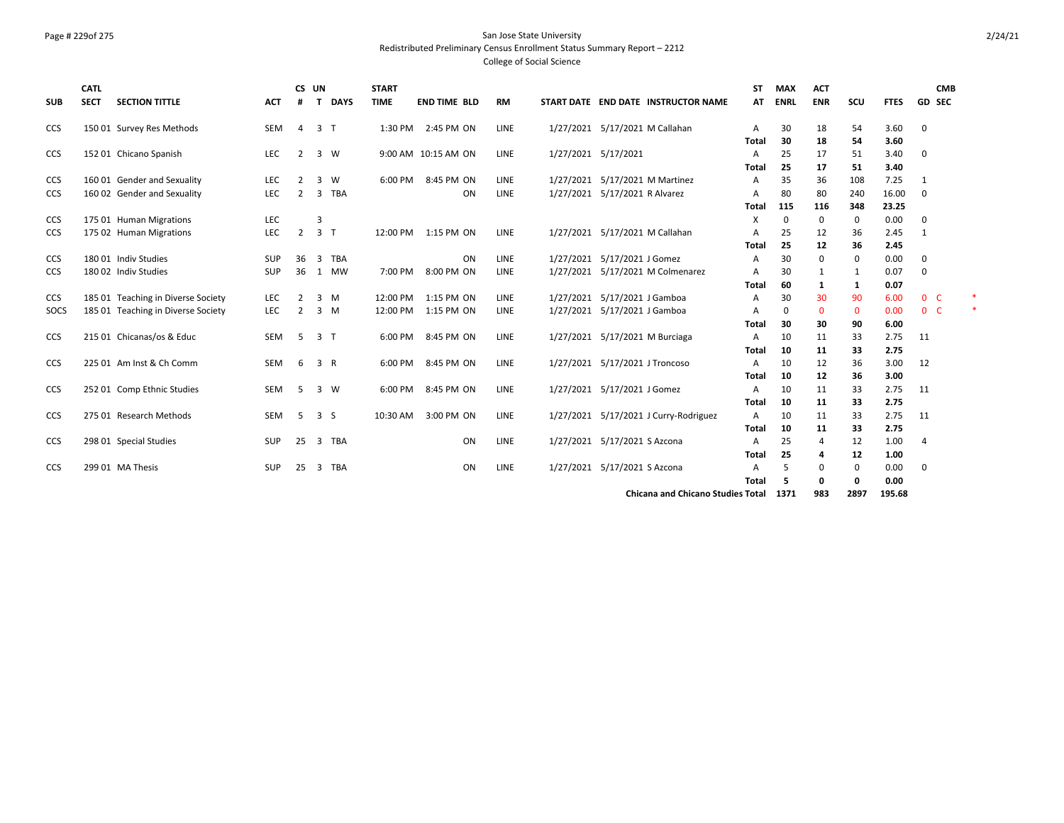San Jose State University
Redistributed Preliminary Census Enrollment Status Summary Report – 2212
College of Social Science

| SUB | CATL SECT | SECTION TITTLE | ACT | CS # | UN T | DAYS | START TIME | END TIME | BLD | RM | START DATE | END DATE | INSTRUCTOR NAME | ST AT | MAX ENRL | ACT ENR | SCU | FTES | GD | CMB SEC |
|---|---|---|---|---|---|---|---|---|---|---|---|---|---|---|---|---|---|---|---|---|
| CCS | 150 01 | Survey Res Methods | SEM | 4 | 3 | T | 1:30 PM | 2:45 PM | ON | LINE | 1/27/2021 | 5/17/2021 | M Callahan | A | 30 | 18 | 54 | 3.60 | 0 | |
| | | | | | | | | | | | | | | Total | 30 | 18 | 54 | 3.60 | | |
| CCS | 152 01 | Chicano Spanish | LEC | 2 | 3 | W | 9:00 AM | 10:15 AM | ON | LINE | 1/27/2021 | 5/17/2021 | | A | 25 | 17 | 51 | 3.40 | 0 | |
| | | | | | | | | | | | | | | Total | 25 | 17 | 51 | 3.40 | | |
| CCS | 160 01 | Gender and Sexuality | LEC | 2 | 3 | W | 6:00 PM | 8:45 PM | ON | LINE | 1/27/2021 | 5/17/2021 | M Martinez | A | 35 | 36 | 108 | 7.25 | 1 | |
| CCS | 160 02 | Gender and Sexuality | LEC | 2 | 3 | TBA | | | ON | LINE | 1/27/2021 | 5/17/2021 | R Alvarez | A | 80 | 80 | 240 | 16.00 | 0 | |
| | | | | | | | | | | | | | | Total | 115 | 116 | 348 | 23.25 | | |
| CCS | 175 01 | Human Migrations | LEC | | 3 | | | | | | | | | X | 0 | 0 | 0 | 0.00 | 0 | |
| CCS | 175 02 | Human Migrations | LEC | 2 | 3 | T | 12:00 PM | 1:15 PM | ON | LINE | 1/27/2021 | 5/17/2021 | M Callahan | A | 25 | 12 | 36 | 2.45 | 1 | |
| | | | | | | | | | | | | | | Total | 25 | 12 | 36 | 2.45 | | |
| CCS | 180 01 | Indiv Studies | SUP | 36 | 3 | TBA | | | ON | LINE | 1/27/2021 | 5/17/2021 | J Gomez | A | 30 | 0 | 0 | 0.00 | 0 | |
| CCS | 180 02 | Indiv Studies | SUP | 36 | 1 | MW | 7:00 PM | 8:00 PM | ON | LINE | 1/27/2021 | 5/17/2021 | M Colmenarez | A | 30 | 1 | 1 | 0.07 | 0 | |
| | | | | | | | | | | | | | | Total | 60 | 1 | 1 | 0.07 | | |
| CCS | 185 01 | Teaching in Diverse Society | LEC | 2 | 3 | M | 12:00 PM | 1:15 PM | ON | LINE | 1/27/2021 | 5/17/2021 | J Gamboa | A | 30 | 30 | 90 | 6.00 | 0 | C * |
| SOCS | 185 01 | Teaching in Diverse Society | LEC | 2 | 3 | M | 12:00 PM | 1:15 PM | ON | LINE | 1/27/2021 | 5/17/2021 | J Gamboa | A | 0 | 0 | 0 | 0.00 | 0 | C * |
| | | | | | | | | | | | | | | Total | 30 | 30 | 90 | 6.00 | | |
| CCS | 215 01 | Chicanas/os & Educ | SEM | 5 | 3 | T | 6:00 PM | 8:45 PM | ON | LINE | 1/27/2021 | 5/17/2021 | M Burciaga | A | 10 | 11 | 33 | 2.75 | 11 | |
| | | | | | | | | | | | | | | Total | 10 | 11 | 33 | 2.75 | | |
| CCS | 225 01 | Am Inst & Ch Comm | SEM | 6 | 3 | R | 6:00 PM | 8:45 PM | ON | LINE | 1/27/2021 | 5/17/2021 | J Troncoso | A | 10 | 12 | 36 | 3.00 | 12 | |
| | | | | | | | | | | | | | | Total | 10 | 12 | 36 | 3.00 | | |
| CCS | 252 01 | Comp Ethnic Studies | SEM | 5 | 3 | W | 6:00 PM | 8:45 PM | ON | LINE | 1/27/2021 | 5/17/2021 | J Gomez | A | 10 | 11 | 33 | 2.75 | 11 | |
| | | | | | | | | | | | | | | Total | 10 | 11 | 33 | 2.75 | | |
| CCS | 275 01 | Research Methods | SEM | 5 | 3 | S | 10:30 AM | 3:00 PM | ON | LINE | 1/27/2021 | 5/17/2021 | J Curry-Rodriguez | A | 10 | 11 | 33 | 2.75 | 11 | |
| | | | | | | | | | | | | | | Total | 10 | 11 | 33 | 2.75 | | |
| CCS | 298 01 | Special Studies | SUP | 25 | 3 | TBA | | | ON | LINE | 1/27/2021 | 5/17/2021 | S Azcona | A | 25 | 4 | 12 | 1.00 | 4 | |
| | | | | | | | | | | | | | | Total | 25 | 4 | 12 | 1.00 | | |
| CCS | 299 01 | MA Thesis | SUP | 25 | 3 | TBA | | | ON | LINE | 1/27/2021 | 5/17/2021 | S Azcona | A | 5 | 0 | 0 | 0.00 | 0 | |
| | | | | | | | | | | | | | | Total | 5 | 0 | 0 | 0.00 | | |
| | | | | | | | | | | | | | Chicana and Chicano Studies Total | | 1371 | 983 | 2897 | 195.68 | | |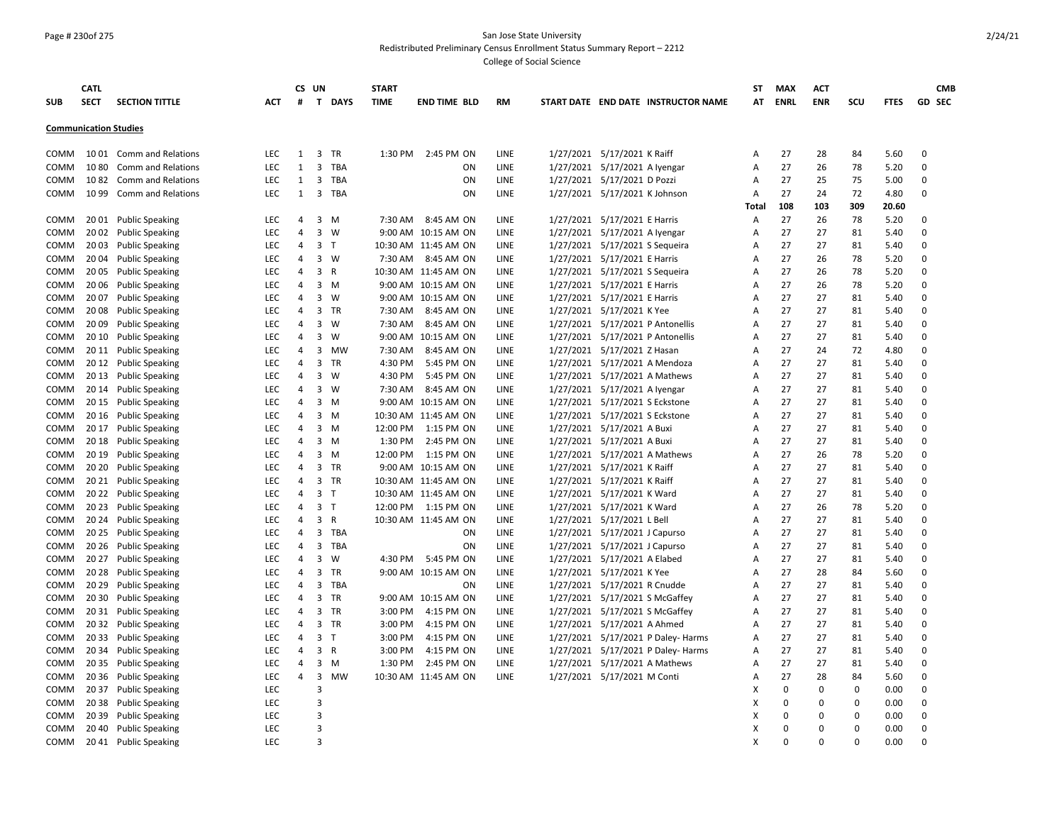San Jose State University

Redistributed Preliminary Census Enrollment Status Summary Report – 2212

College of Social Science

| SUB | CATL SECT | SECTION TITTLE | ACT | CS # | UN T | DAYS | START TIME | END TIME | BLD | RM | START DATE | END DATE | INSTRUCTOR NAME | ST AT | MAX ENRL | ACT ENR | SCU | FTES | GD | CMB SEC |
|---|---|---|---|---|---|---|---|---|---|---|---|---|---|---|---|---|---|---|---|---|
| **Communication Studies** | | | | | | | | | | | | | | | | | | | | |
| COMM | 10 01 | Comm and Relations | LEC | 1 | 3 | TR | 1:30 PM | 2:45 PM | ON | LINE | 1/27/2021 | 5/17/2021 | K Raiff | A | 27 | 28 | 84 | 5.60 | 0 | |
| COMM | 10 80 | Comm and Relations | LEC | 1 | 3 | TBA | | | ON | LINE | 1/27/2021 | 5/17/2021 | A Iyengar | A | 27 | 26 | 78 | 5.20 | 0 | |
| COMM | 10 82 | Comm and Relations | LEC | 1 | 3 | TBA | | | ON | LINE | 1/27/2021 | 5/17/2021 | D Pozzi | A | 27 | 25 | 75 | 5.00 | 0 | |
| COMM | 10 99 | Comm and Relations | LEC | 1 | 3 | TBA | | | ON | LINE | 1/27/2021 | 5/17/2021 | K Johnson | A | 27 | 24 | 72 | 4.80 | 0 | |
| | | | | | | | | | | | | | | Total | 108 | 103 | 309 | 20.60 | | |
| COMM | 20 01 | Public Speaking | LEC | 4 | 3 | M | 7:30 AM | 8:45 AM | ON | LINE | 1/27/2021 | 5/17/2021 | E Harris | A | 27 | 26 | 78 | 5.20 | 0 | |
| COMM | 20 02 | Public Speaking | LEC | 4 | 3 | W | 9:00 AM | 10:15 AM | ON | LINE | 1/27/2021 | 5/17/2021 | A Iyengar | A | 27 | 27 | 81 | 5.40 | 0 | |
| COMM | 20 03 | Public Speaking | LEC | 4 | 3 | T | 10:30 AM | 11:45 AM | ON | LINE | 1/27/2021 | 5/17/2021 | S Sequeira | A | 27 | 27 | 81 | 5.40 | 0 | |
| COMM | 20 04 | Public Speaking | LEC | 4 | 3 | W | 7:30 AM | 8:45 AM | ON | LINE | 1/27/2021 | 5/17/2021 | E Harris | A | 27 | 26 | 78 | 5.20 | 0 | |
| COMM | 20 05 | Public Speaking | LEC | 4 | 3 | R | 10:30 AM | 11:45 AM | ON | LINE | 1/27/2021 | 5/17/2021 | S Sequeira | A | 27 | 26 | 78 | 5.20 | 0 | |
| COMM | 20 06 | Public Speaking | LEC | 4 | 3 | M | 9:00 AM | 10:15 AM | ON | LINE | 1/27/2021 | 5/17/2021 | E Harris | A | 27 | 26 | 78 | 5.20 | 0 | |
| COMM | 20 07 | Public Speaking | LEC | 4 | 3 | W | 9:00 AM | 10:15 AM | ON | LINE | 1/27/2021 | 5/17/2021 | E Harris | A | 27 | 27 | 81 | 5.40 | 0 | |
| COMM | 20 08 | Public Speaking | LEC | 4 | 3 | TR | 7:30 AM | 8:45 AM | ON | LINE | 1/27/2021 | 5/17/2021 | K Yee | A | 27 | 27 | 81 | 5.40 | 0 | |
| COMM | 20 09 | Public Speaking | LEC | 4 | 3 | W | 7:30 AM | 8:45 AM | ON | LINE | 1/27/2021 | 5/17/2021 | P Antonellis | A | 27 | 27 | 81 | 5.40 | 0 | |
| COMM | 20 10 | Public Speaking | LEC | 4 | 3 | W | 9:00 AM | 10:15 AM | ON | LINE | 1/27/2021 | 5/17/2021 | P Antonellis | A | 27 | 27 | 81 | 5.40 | 0 | |
| COMM | 20 11 | Public Speaking | LEC | 4 | 3 | MW | 7:30 AM | 8:45 AM | ON | LINE | 1/27/2021 | 5/17/2021 | Z Hasan | A | 27 | 24 | 72 | 4.80 | 0 | |
| COMM | 20 12 | Public Speaking | LEC | 4 | 3 | TR | 4:30 PM | 5:45 PM | ON | LINE | 1/27/2021 | 5/17/2021 | A Mendoza | A | 27 | 27 | 81 | 5.40 | 0 | |
| COMM | 20 13 | Public Speaking | LEC | 4 | 3 | W | 4:30 PM | 5:45 PM | ON | LINE | 1/27/2021 | 5/17/2021 | A Mathews | A | 27 | 27 | 81 | 5.40 | 0 | |
| COMM | 20 14 | Public Speaking | LEC | 4 | 3 | W | 7:30 AM | 8:45 AM | ON | LINE | 1/27/2021 | 5/17/2021 | A Iyengar | A | 27 | 27 | 81 | 5.40 | 0 | |
| COMM | 20 15 | Public Speaking | LEC | 4 | 3 | M | 9:00 AM | 10:15 AM | ON | LINE | 1/27/2021 | 5/17/2021 | S Eckstone | A | 27 | 27 | 81 | 5.40 | 0 | |
| COMM | 20 16 | Public Speaking | LEC | 4 | 3 | M | 10:30 AM | 11:45 AM | ON | LINE | 1/27/2021 | 5/17/2021 | S Eckstone | A | 27 | 27 | 81 | 5.40 | 0 | |
| COMM | 20 17 | Public Speaking | LEC | 4 | 3 | M | 12:00 PM | 1:15 PM | ON | LINE | 1/27/2021 | 5/17/2021 | A Buxi | A | 27 | 27 | 81 | 5.40 | 0 | |
| COMM | 20 18 | Public Speaking | LEC | 4 | 3 | M | 1:30 PM | 2:45 PM | ON | LINE | 1/27/2021 | 5/17/2021 | A Buxi | A | 27 | 27 | 81 | 5.40 | 0 | |
| COMM | 20 19 | Public Speaking | LEC | 4 | 3 | M | 12:00 PM | 1:15 PM | ON | LINE | 1/27/2021 | 5/17/2021 | A Mathews | A | 27 | 26 | 78 | 5.20 | 0 | |
| COMM | 20 20 | Public Speaking | LEC | 4 | 3 | TR | 9:00 AM | 10:15 AM | ON | LINE | 1/27/2021 | 5/17/2021 | K Raiff | A | 27 | 27 | 81 | 5.40 | 0 | |
| COMM | 20 21 | Public Speaking | LEC | 4 | 3 | TR | 10:30 AM | 11:45 AM | ON | LINE | 1/27/2021 | 5/17/2021 | K Raiff | A | 27 | 27 | 81 | 5.40 | 0 | |
| COMM | 20 22 | Public Speaking | LEC | 4 | 3 | T | 10:30 AM | 11:45 AM | ON | LINE | 1/27/2021 | 5/17/2021 | K Ward | A | 27 | 27 | 81 | 5.40 | 0 | |
| COMM | 20 23 | Public Speaking | LEC | 4 | 3 | T | 12:00 PM | 1:15 PM | ON | LINE | 1/27/2021 | 5/17/2021 | K Ward | A | 27 | 26 | 78 | 5.20 | 0 | |
| COMM | 20 24 | Public Speaking | LEC | 4 | 3 | R | 10:30 AM | 11:45 AM | ON | LINE | 1/27/2021 | 5/17/2021 | L Bell | A | 27 | 27 | 81 | 5.40 | 0 | |
| COMM | 20 25 | Public Speaking | LEC | 4 | 3 | TBA | | | ON | LINE | 1/27/2021 | 5/17/2021 | J Capurso | A | 27 | 27 | 81 | 5.40 | 0 | |
| COMM | 20 26 | Public Speaking | LEC | 4 | 3 | TBA | | | ON | LINE | 1/27/2021 | 5/17/2021 | J Capurso | A | 27 | 27 | 81 | 5.40 | 0 | |
| COMM | 20 27 | Public Speaking | LEC | 4 | 3 | W | 4:30 PM | 5:45 PM | ON | LINE | 1/27/2021 | 5/17/2021 | A Elabed | A | 27 | 27 | 81 | 5.40 | 0 | |
| COMM | 20 28 | Public Speaking | LEC | 4 | 3 | TR | 9:00 AM | 10:15 AM | ON | LINE | 1/27/2021 | 5/17/2021 | K Yee | A | 27 | 28 | 84 | 5.60 | 0 | |
| COMM | 20 29 | Public Speaking | LEC | 4 | 3 | TBA | | | ON | LINE | 1/27/2021 | 5/17/2021 | R Cnudde | A | 27 | 27 | 81 | 5.40 | 0 | |
| COMM | 20 30 | Public Speaking | LEC | 4 | 3 | TR | 9:00 AM | 10:15 AM | ON | LINE | 1/27/2021 | 5/17/2021 | S McGaffey | A | 27 | 27 | 81 | 5.40 | 0 | |
| COMM | 20 31 | Public Speaking | LEC | 4 | 3 | TR | 3:00 PM | 4:15 PM | ON | LINE | 1/27/2021 | 5/17/2021 | S McGaffey | A | 27 | 27 | 81 | 5.40 | 0 | |
| COMM | 20 32 | Public Speaking | LEC | 4 | 3 | TR | 3:00 PM | 4:15 PM | ON | LINE | 1/27/2021 | 5/17/2021 | A Ahmed | A | 27 | 27 | 81 | 5.40 | 0 | |
| COMM | 20 33 | Public Speaking | LEC | 4 | 3 | T | 3:00 PM | 4:15 PM | ON | LINE | 1/27/2021 | 5/17/2021 | P Daley- Harms | A | 27 | 27 | 81 | 5.40 | 0 | |
| COMM | 20 34 | Public Speaking | LEC | 4 | 3 | R | 3:00 PM | 4:15 PM | ON | LINE | 1/27/2021 | 5/17/2021 | P Daley- Harms | A | 27 | 27 | 81 | 5.40 | 0 | |
| COMM | 20 35 | Public Speaking | LEC | 4 | 3 | M | 1:30 PM | 2:45 PM | ON | LINE | 1/27/2021 | 5/17/2021 | A Mathews | A | 27 | 27 | 81 | 5.40 | 0 | |
| COMM | 20 36 | Public Speaking | LEC | 4 | 3 | MW | 10:30 AM | 11:45 AM | ON | LINE | 1/27/2021 | 5/17/2021 | M Conti | A | 27 | 28 | 84 | 5.60 | 0 | |
| COMM | 20 37 | Public Speaking | LEC | | 3 | | | | | | | | | X | 0 | 0 | 0 | 0.00 | 0 | |
| COMM | 20 38 | Public Speaking | LEC | | 3 | | | | | | | | | X | 0 | 0 | 0 | 0.00 | 0 | |
| COMM | 20 39 | Public Speaking | LEC | | 3 | | | | | | | | | X | 0 | 0 | 0 | 0.00 | 0 | |
| COMM | 20 40 | Public Speaking | LEC | | 3 | | | | | | | | | X | 0 | 0 | 0 | 0.00 | 0 | |
| COMM | 20 41 | Public Speaking | LEC | | 3 | | | | | | | | | X | 0 | 0 | 0 | 0.00 | 0 | |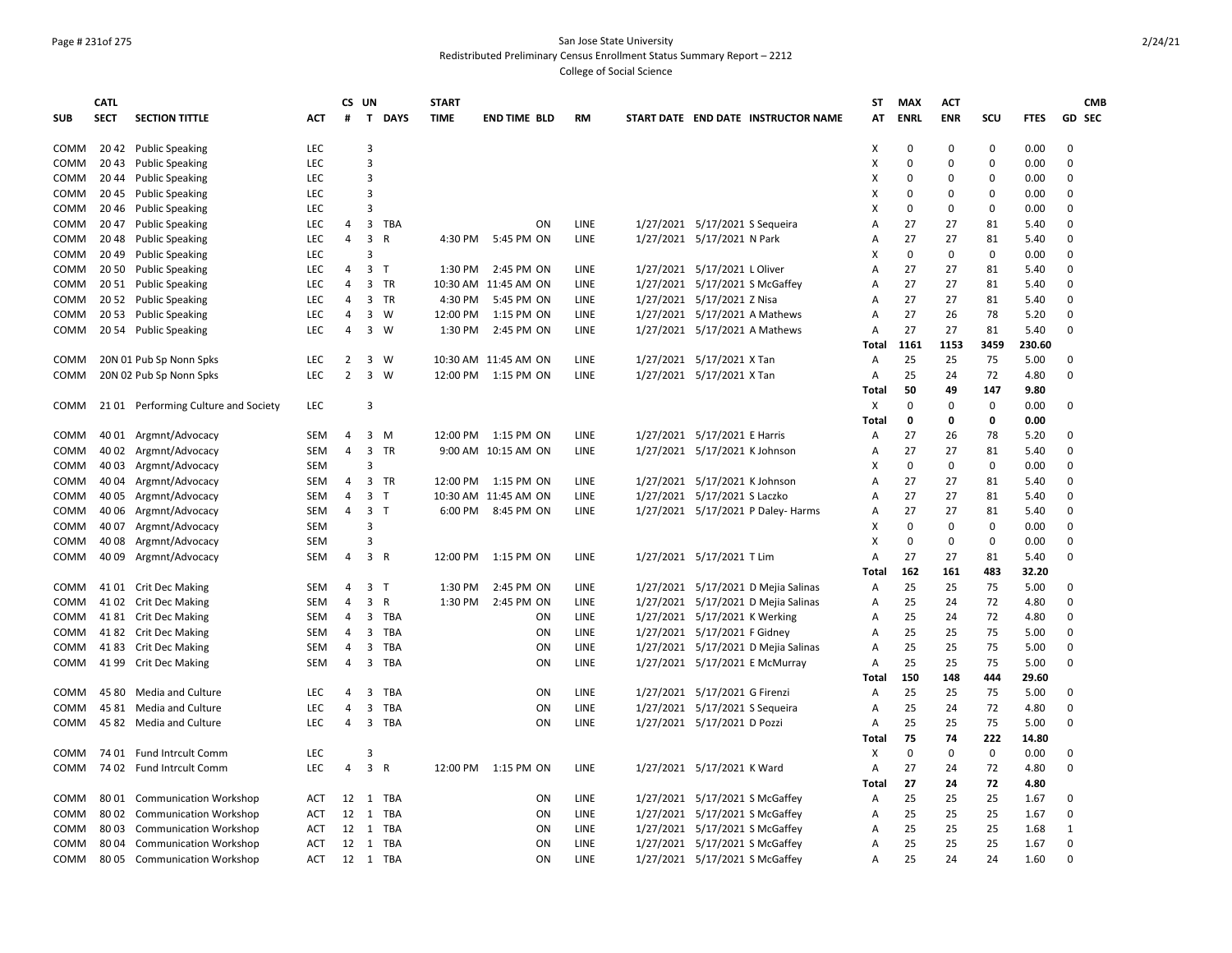San Jose State University

Redistributed Preliminary Census Enrollment Status Summary Report – 2212

College of Social Science

| SUB | CATL SECT | SECTION TITTLE | ACT | CS # | UN T | DAYS | START TIME | END TIME | BLD | RM | START DATE | END DATE | INSTRUCTOR NAME | ST AT | MAX ENRL | ACT ENR | SCU | FTES | GD | CMB SEC |
|---|---|---|---|---|---|---|---|---|---|---|---|---|---|---|---|---|---|---|---|---|
| COMM | 20 42 | Public Speaking | LEC | | 3 | | | | | | | | | X | 0 | 0 | 0 | 0.00 | 0 | |
| COMM | 20 43 | Public Speaking | LEC | | 3 | | | | | | | | | X | 0 | 0 | 0 | 0.00 | 0 | |
| COMM | 20 44 | Public Speaking | LEC | | 3 | | | | | | | | | X | 0 | 0 | 0 | 0.00 | 0 | |
| COMM | 20 45 | Public Speaking | LEC | | 3 | | | | | | | | | X | 0 | 0 | 0 | 0.00 | 0 | |
| COMM | 20 46 | Public Speaking | LEC | | 3 | | | | | | | | | X | 0 | 0 | 0 | 0.00 | 0 | |
| COMM | 20 47 | Public Speaking | LEC | 4 | 3 | TBA | | | ON | LINE | 1/27/2021 | 5/17/2021 | S Sequeira | A | 27 | 27 | 81 | 5.40 | 0 | |
| COMM | 20 48 | Public Speaking | LEC | 4 | 3 | R | 4:30 PM | 5:45 PM | ON | LINE | 1/27/2021 | 5/17/2021 | N Park | A | 27 | 27 | 81 | 5.40 | 0 | |
| COMM | 20 49 | Public Speaking | LEC | | 3 | | | | | | | | | X | 0 | 0 | 0 | 0.00 | 0 | |
| COMM | 20 50 | Public Speaking | LEC | 4 | 3 | T | 1:30 PM | 2:45 PM | ON | LINE | 1/27/2021 | 5/17/2021 | L Oliver | A | 27 | 27 | 81 | 5.40 | 0 | |
| COMM | 20 51 | Public Speaking | LEC | 4 | 3 | TR | 10:30 AM | 11:45 AM | ON | LINE | 1/27/2021 | 5/17/2021 | S McGaffey | A | 27 | 27 | 81 | 5.40 | 0 | |
| COMM | 20 52 | Public Speaking | LEC | 4 | 3 | TR | 4:30 PM | 5:45 PM | ON | LINE | 1/27/2021 | 5/17/2021 | Z Nisa | A | 27 | 27 | 81 | 5.40 | 0 | |
| COMM | 20 53 | Public Speaking | LEC | 4 | 3 | W | 12:00 PM | 1:15 PM | ON | LINE | 1/27/2021 | 5/17/2021 | A Mathews | A | 27 | 26 | 78 | 5.20 | 0 | |
| COMM | 20 54 | Public Speaking | LEC | 4 | 3 | W | 1:30 PM | 2:45 PM | ON | LINE | 1/27/2021 | 5/17/2021 | A Mathews | A | 27 | 27 | 81 | 5.40 | 0 | |
| | | | | | | | | | | | | | | **Total** | **1161** | **1153** | **3459** | **230.60** | | |
| COMM | 20N 01 | Pub Sp Nonn Spks | LEC | 2 | 3 | W | 10:30 AM | 11:45 AM | ON | LINE | 1/27/2021 | 5/17/2021 | X Tan | A | 25 | 25 | 75 | 5.00 | 0 | |
| COMM | 20N 02 | Pub Sp Nonn Spks | LEC | 2 | 3 | W | 12:00 PM | 1:15 PM | ON | LINE | 1/27/2021 | 5/17/2021 | X Tan | A | 25 | 24 | 72 | 4.80 | 0 | |
| | | | | | | | | | | | | | | **Total** | **50** | **49** | **147** | **9.80** | | |
| COMM | 21 01 | Performing Culture and Society | LEC | | 3 | | | | | | | | | X | 0 | 0 | 0 | 0.00 | 0 | |
| | | | | | | | | | | | | | | **Total** | **0** | **0** | **0** | **0.00** | | |
| COMM | 40 01 | Argmnt/Advocacy | SEM | 4 | 3 | M | 12:00 PM | 1:15 PM | ON | LINE | 1/27/2021 | 5/17/2021 | E Harris | A | 27 | 26 | 78 | 5.20 | 0 | |
| COMM | 40 02 | Argmnt/Advocacy | SEM | 4 | 3 | TR | 9:00 AM | 10:15 AM | ON | LINE | 1/27/2021 | 5/17/2021 | K Johnson | A | 27 | 27 | 81 | 5.40 | 0 | |
| COMM | 40 03 | Argmnt/Advocacy | SEM | | 3 | | | | | | | | | X | 0 | 0 | 0 | 0.00 | 0 | |
| COMM | 40 04 | Argmnt/Advocacy | SEM | 4 | 3 | TR | 12:00 PM | 1:15 PM | ON | LINE | 1/27/2021 | 5/17/2021 | K Johnson | A | 27 | 27 | 81 | 5.40 | 0 | |
| COMM | 40 05 | Argmnt/Advocacy | SEM | 4 | 3 | T | 10:30 AM | 11:45 AM | ON | LINE | 1/27/2021 | 5/17/2021 | S Laczko | A | 27 | 27 | 81 | 5.40 | 0 | |
| COMM | 40 06 | Argmnt/Advocacy | SEM | 4 | 3 | T | 6:00 PM | 8:45 PM | ON | LINE | 1/27/2021 | 5/17/2021 | P Daley- Harms | A | 27 | 27 | 81 | 5.40 | 0 | |
| COMM | 40 07 | Argmnt/Advocacy | SEM | | 3 | | | | | | | | | X | 0 | 0 | 0 | 0.00 | 0 | |
| COMM | 40 08 | Argmnt/Advocacy | SEM | | 3 | | | | | | | | | X | 0 | 0 | 0 | 0.00 | 0 | |
| COMM | 40 09 | Argmnt/Advocacy | SEM | 4 | 3 | R | 12:00 PM | 1:15 PM | ON | LINE | 1/27/2021 | 5/17/2021 | T Lim | A | 27 | 27 | 81 | 5.40 | 0 | |
| | | | | | | | | | | | | | | **Total** | **162** | **161** | **483** | **32.20** | | |
| COMM | 41 01 | Crit Dec Making | SEM | 4 | 3 | T | 1:30 PM | 2:45 PM | ON | LINE | 1/27/2021 | 5/17/2021 | D Mejia Salinas | A | 25 | 25 | 75 | 5.00 | 0 | |
| COMM | 41 02 | Crit Dec Making | SEM | 4 | 3 | R | 1:30 PM | 2:45 PM | ON | LINE | 1/27/2021 | 5/17/2021 | D Mejia Salinas | A | 25 | 24 | 72 | 4.80 | 0 | |
| COMM | 41 81 | Crit Dec Making | SEM | 4 | 3 | TBA | | | ON | LINE | 1/27/2021 | 5/17/2021 | K Werking | A | 25 | 24 | 72 | 4.80 | 0 | |
| COMM | 41 82 | Crit Dec Making | SEM | 4 | 3 | TBA | | | ON | LINE | 1/27/2021 | 5/17/2021 | F Gidney | A | 25 | 25 | 75 | 5.00 | 0 | |
| COMM | 41 83 | Crit Dec Making | SEM | 4 | 3 | TBA | | | ON | LINE | 1/27/2021 | 5/17/2021 | D Mejia Salinas | A | 25 | 25 | 75 | 5.00 | 0 | |
| COMM | 41 99 | Crit Dec Making | SEM | 4 | 3 | TBA | | | ON | LINE | 1/27/2021 | 5/17/2021 | E McMurray | A | 25 | 25 | 75 | 5.00 | 0 | |
| | | | | | | | | | | | | | | **Total** | **150** | **148** | **444** | **29.60** | | |
| COMM | 45 80 | Media and Culture | LEC | 4 | 3 | TBA | | | ON | LINE | 1/27/2021 | 5/17/2021 | G Firenzi | A | 25 | 25 | 75 | 5.00 | 0 | |
| COMM | 45 81 | Media and Culture | LEC | 4 | 3 | TBA | | | ON | LINE | 1/27/2021 | 5/17/2021 | S Sequeira | A | 25 | 24 | 72 | 4.80 | 0 | |
| COMM | 45 82 | Media and Culture | LEC | 4 | 3 | TBA | | | ON | LINE | 1/27/2021 | 5/17/2021 | D Pozzi | A | 25 | 25 | 75 | 5.00 | 0 | |
| | | | | | | | | | | | | | | **Total** | **75** | **74** | **222** | **14.80** | | |
| COMM | 74 01 | Fund Intrcult Comm | LEC | | 3 | | | | | | | | | X | 0 | 0 | 0 | 0.00 | 0 | |
| COMM | 74 02 | Fund Intrcult Comm | LEC | 4 | 3 | R | 12:00 PM | 1:15 PM | ON | LINE | 1/27/2021 | 5/17/2021 | K Ward | A | 27 | 24 | 72 | 4.80 | 0 | |
| | | | | | | | | | | | | | | **Total** | **27** | **24** | **72** | **4.80** | | |
| COMM | 80 01 | Communication Workshop | ACT | 12 | 1 | TBA | | | ON | LINE | 1/27/2021 | 5/17/2021 | S McGaffey | A | 25 | 25 | 25 | 1.67 | 0 | |
| COMM | 80 02 | Communication Workshop | ACT | 12 | 1 | TBA | | | ON | LINE | 1/27/2021 | 5/17/2021 | S McGaffey | A | 25 | 25 | 25 | 1.67 | 0 | |
| COMM | 80 03 | Communication Workshop | ACT | 12 | 1 | TBA | | | ON | LINE | 1/27/2021 | 5/17/2021 | S McGaffey | A | 25 | 25 | 25 | 1.68 | 1 | |
| COMM | 80 04 | Communication Workshop | ACT | 12 | 1 | TBA | | | ON | LINE | 1/27/2021 | 5/17/2021 | S McGaffey | A | 25 | 25 | 25 | 1.67 | 0 | |
| COMM | 80 05 | Communication Workshop | ACT | 12 | 1 | TBA | | | ON | LINE | 1/27/2021 | 5/17/2021 | S McGaffey | A | 25 | 24 | 24 | 1.60 | 0 | |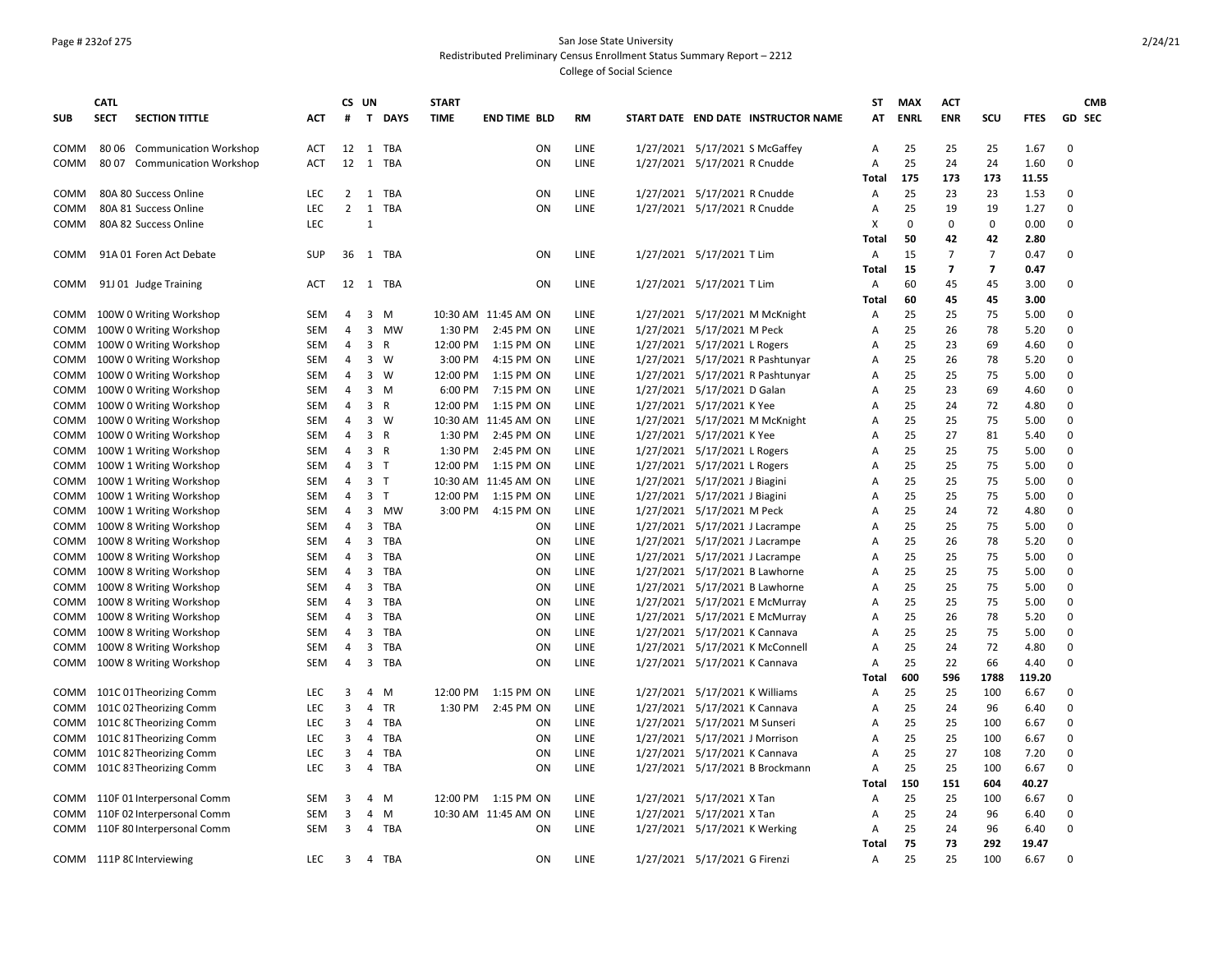San Jose State University

Redistributed Preliminary Census Enrollment Status Summary Report – 2212

College of Social Science

| SUB | CATL SECT | SECTION TITTLE | ACT | CS # | UN T | DAYS | START TIME | END TIME | BLD | RM | START DATE | END DATE | INSTRUCTOR NAME | ST AT | MAX ENRL | ACT ENR | SCU | FTES | GD | CMB SEC |
|---|---|---|---|---|---|---|---|---|---|---|---|---|---|---|---|---|---|---|---|---|
| COMM | 80 06 | Communication Workshop | ACT | 12 | 1 | TBA | | | ON | LINE | 1/27/2021 | 5/17/2021 | S McGaffey | A | 25 | 25 | 25 | 1.67 | 0 | |
| COMM | 80 07 | Communication Workshop | ACT | 12 | 1 | TBA | | | ON | LINE | 1/27/2021 | 5/17/2021 | R Cnudde | A | 25 | 24 | 24 | 1.60 | 0 | |
| | | | | | | | | | | | | | | Total | 175 | 173 | 173 | 11.55 | | |
| COMM | 80A 80 | Success Online | LEC | 2 | 1 | TBA | | | ON | LINE | 1/27/2021 | 5/17/2021 | R Cnudde | A | 25 | 23 | 23 | 1.53 | 0 | |
| COMM | 80A 81 | Success Online | LEC | 2 | 1 | TBA | | | ON | LINE | 1/27/2021 | 5/17/2021 | R Cnudde | A | 25 | 19 | 19 | 1.27 | 0 | |
| COMM | 80A 82 | Success Online | LEC | | 1 | | | | | | | | | X | 0 | 0 | 0 | 0.00 | 0 | |
| | | | | | | | | | | | | | | Total | 50 | 42 | 42 | 2.80 | | |
| COMM | 91A 01 | Foren Act Debate | SUP | 36 | 1 | TBA | | | ON | LINE | 1/27/2021 | 5/17/2021 | T Lim | A | 15 | 7 | 7 | 0.47 | 0 | |
| | | | | | | | | | | | | | | Total | 15 | 7 | 7 | 0.47 | | |
| COMM | 91J 01 | Judge Training | ACT | 12 | 1 | TBA | | | ON | LINE | 1/27/2021 | 5/17/2021 | T Lim | A | 60 | 45 | 45 | 3.00 | 0 | |
| | | | | | | | | | | | | | | Total | 60 | 45 | 45 | 3.00 | | |
| COMM | 100W 0 | Writing Workshop | SEM | 4 | 3 | M | 10:30 AM | 11:45 AM | ON | LINE | 1/27/2021 | 5/17/2021 | M McKnight | A | 25 | 25 | 75 | 5.00 | 0 | |
| COMM | 100W 0 | Writing Workshop | SEM | 4 | 3 | MW | 1:30 PM | 2:45 PM | ON | LINE | 1/27/2021 | 5/17/2021 | M Peck | A | 25 | 26 | 78 | 5.20 | 0 | |
| COMM | 100W 0 | Writing Workshop | SEM | 4 | 3 | R | 12:00 PM | 1:15 PM | ON | LINE | 1/27/2021 | 5/17/2021 | L Rogers | A | 25 | 23 | 69 | 4.60 | 0 | |
| COMM | 100W 0 | Writing Workshop | SEM | 4 | 3 | W | 3:00 PM | 4:15 PM | ON | LINE | 1/27/2021 | 5/17/2021 | R Pashtunyar | A | 25 | 26 | 78 | 5.20 | 0 | |
| COMM | 100W 0 | Writing Workshop | SEM | 4 | 3 | W | 12:00 PM | 1:15 PM | ON | LINE | 1/27/2021 | 5/17/2021 | R Pashtunyar | A | 25 | 25 | 75 | 5.00 | 0 | |
| COMM | 100W 0 | Writing Workshop | SEM | 4 | 3 | M | 6:00 PM | 7:15 PM | ON | LINE | 1/27/2021 | 5/17/2021 | D Galan | A | 25 | 23 | 69 | 4.60 | 0 | |
| COMM | 100W 0 | Writing Workshop | SEM | 4 | 3 | R | 12:00 PM | 1:15 PM | ON | LINE | 1/27/2021 | 5/17/2021 | K Yee | A | 25 | 24 | 72 | 4.80 | 0 | |
| COMM | 100W 0 | Writing Workshop | SEM | 4 | 3 | W | 10:30 AM | 11:45 AM | ON | LINE | 1/27/2021 | 5/17/2021 | M McKnight | A | 25 | 25 | 75 | 5.00 | 0 | |
| COMM | 100W 0 | Writing Workshop | SEM | 4 | 3 | R | 1:30 PM | 2:45 PM | ON | LINE | 1/27/2021 | 5/17/2021 | K Yee | A | 25 | 27 | 81 | 5.40 | 0 | |
| COMM | 100W 1 | Writing Workshop | SEM | 4 | 3 | R | 1:30 PM | 2:45 PM | ON | LINE | 1/27/2021 | 5/17/2021 | L Rogers | A | 25 | 25 | 75 | 5.00 | 0 | |
| COMM | 100W 1 | Writing Workshop | SEM | 4 | 3 | T | 12:00 PM | 1:15 PM | ON | LINE | 1/27/2021 | 5/17/2021 | L Rogers | A | 25 | 25 | 75 | 5.00 | 0 | |
| COMM | 100W 1 | Writing Workshop | SEM | 4 | 3 | T | 10:30 AM | 11:45 AM | ON | LINE | 1/27/2021 | 5/17/2021 | J Biagini | A | 25 | 25 | 75 | 5.00 | 0 | |
| COMM | 100W 1 | Writing Workshop | SEM | 4 | 3 | T | 12:00 PM | 1:15 PM | ON | LINE | 1/27/2021 | 5/17/2021 | J Biagini | A | 25 | 25 | 75 | 5.00 | 0 | |
| COMM | 100W 1 | Writing Workshop | SEM | 4 | 3 | MW | 3:00 PM | 4:15 PM | ON | LINE | 1/27/2021 | 5/17/2021 | M Peck | A | 25 | 24 | 72 | 4.80 | 0 | |
| COMM | 100W 8 | Writing Workshop | SEM | 4 | 3 | TBA | | | ON | LINE | 1/27/2021 | 5/17/2021 | J Lacrampe | A | 25 | 25 | 75 | 5.00 | 0 | |
| COMM | 100W 8 | Writing Workshop | SEM | 4 | 3 | TBA | | | ON | LINE | 1/27/2021 | 5/17/2021 | J Lacrampe | A | 25 | 26 | 78 | 5.20 | 0 | |
| COMM | 100W 8 | Writing Workshop | SEM | 4 | 3 | TBA | | | ON | LINE | 1/27/2021 | 5/17/2021 | J Lacrampe | A | 25 | 25 | 75 | 5.00 | 0 | |
| COMM | 100W 8 | Writing Workshop | SEM | 4 | 3 | TBA | | | ON | LINE | 1/27/2021 | 5/17/2021 | B Lawhorne | A | 25 | 25 | 75 | 5.00 | 0 | |
| COMM | 100W 8 | Writing Workshop | SEM | 4 | 3 | TBA | | | ON | LINE | 1/27/2021 | 5/17/2021 | B Lawhorne | A | 25 | 25 | 75 | 5.00 | 0 | |
| COMM | 100W 8 | Writing Workshop | SEM | 4 | 3 | TBA | | | ON | LINE | 1/27/2021 | 5/17/2021 | E McMurray | A | 25 | 25 | 75 | 5.00 | 0 | |
| COMM | 100W 8 | Writing Workshop | SEM | 4 | 3 | TBA | | | ON | LINE | 1/27/2021 | 5/17/2021 | E McMurray | A | 25 | 26 | 78 | 5.20 | 0 | |
| COMM | 100W 8 | Writing Workshop | SEM | 4 | 3 | TBA | | | ON | LINE | 1/27/2021 | 5/17/2021 | K Cannava | A | 25 | 25 | 75 | 5.00 | 0 | |
| COMM | 100W 8 | Writing Workshop | SEM | 4 | 3 | TBA | | | ON | LINE | 1/27/2021 | 5/17/2021 | K McConnell | A | 25 | 24 | 72 | 4.80 | 0 | |
| COMM | 100W 8 | Writing Workshop | SEM | 4 | 3 | TBA | | | ON | LINE | 1/27/2021 | 5/17/2021 | K Cannava | A | 25 | 22 | 66 | 4.40 | 0 | |
| | | | | | | | | | | | | | | Total | 600 | 596 | 1788 | 119.20 | | |
| COMM | 101C 01 | Theorizing Comm | LEC | 3 | 4 | M | 12:00 PM | 1:15 PM | ON | LINE | 1/27/2021 | 5/17/2021 | K Williams | A | 25 | 25 | 100 | 6.67 | 0 | |
| COMM | 101C 02 | Theorizing Comm | LEC | 3 | 4 | TR | 1:30 PM | 2:45 PM | ON | LINE | 1/27/2021 | 5/17/2021 | K Cannava | A | 25 | 24 | 96 | 6.40 | 0 | |
| COMM | 101C 80 | Theorizing Comm | LEC | 3 | 4 | TBA | | | ON | LINE | 1/27/2021 | 5/17/2021 | M Sunseri | A | 25 | 25 | 100 | 6.67 | 0 | |
| COMM | 101C 81 | Theorizing Comm | LEC | 3 | 4 | TBA | | | ON | LINE | 1/27/2021 | 5/17/2021 | J Morrison | A | 25 | 25 | 100 | 6.67 | 0 | |
| COMM | 101C 82 | Theorizing Comm | LEC | 3 | 4 | TBA | | | ON | LINE | 1/27/2021 | 5/17/2021 | K Cannava | A | 25 | 27 | 108 | 7.20 | 0 | |
| COMM | 101C 83 | Theorizing Comm | LEC | 3 | 4 | TBA | | | ON | LINE | 1/27/2021 | 5/17/2021 | B Brockmann | A | 25 | 25 | 100 | 6.67 | 0 | |
| | | | | | | | | | | | | | | Total | 150 | 151 | 604 | 40.27 | | |
| COMM | 110F 01 | Interpersonal Comm | SEM | 3 | 4 | M | 12:00 PM | 1:15 PM | ON | LINE | 1/27/2021 | 5/17/2021 | X Tan | A | 25 | 25 | 100 | 6.67 | 0 | |
| COMM | 110F 02 | Interpersonal Comm | SEM | 3 | 4 | M | 10:30 AM | 11:45 AM | ON | LINE | 1/27/2021 | 5/17/2021 | X Tan | A | 25 | 24 | 96 | 6.40 | 0 | |
| COMM | 110F 80 | Interpersonal Comm | SEM | 3 | 4 | TBA | | | ON | LINE | 1/27/2021 | 5/17/2021 | K Werking | A | 25 | 24 | 96 | 6.40 | 0 | |
| | | | | | | | | | | | | | | Total | 75 | 73 | 292 | 19.47 | | |
| COMM | 111P 80 | Interviewing | LEC | 3 | 4 | TBA | | | ON | LINE | 1/27/2021 | 5/17/2021 | G Firenzi | A | 25 | 25 | 100 | 6.67 | 0 | |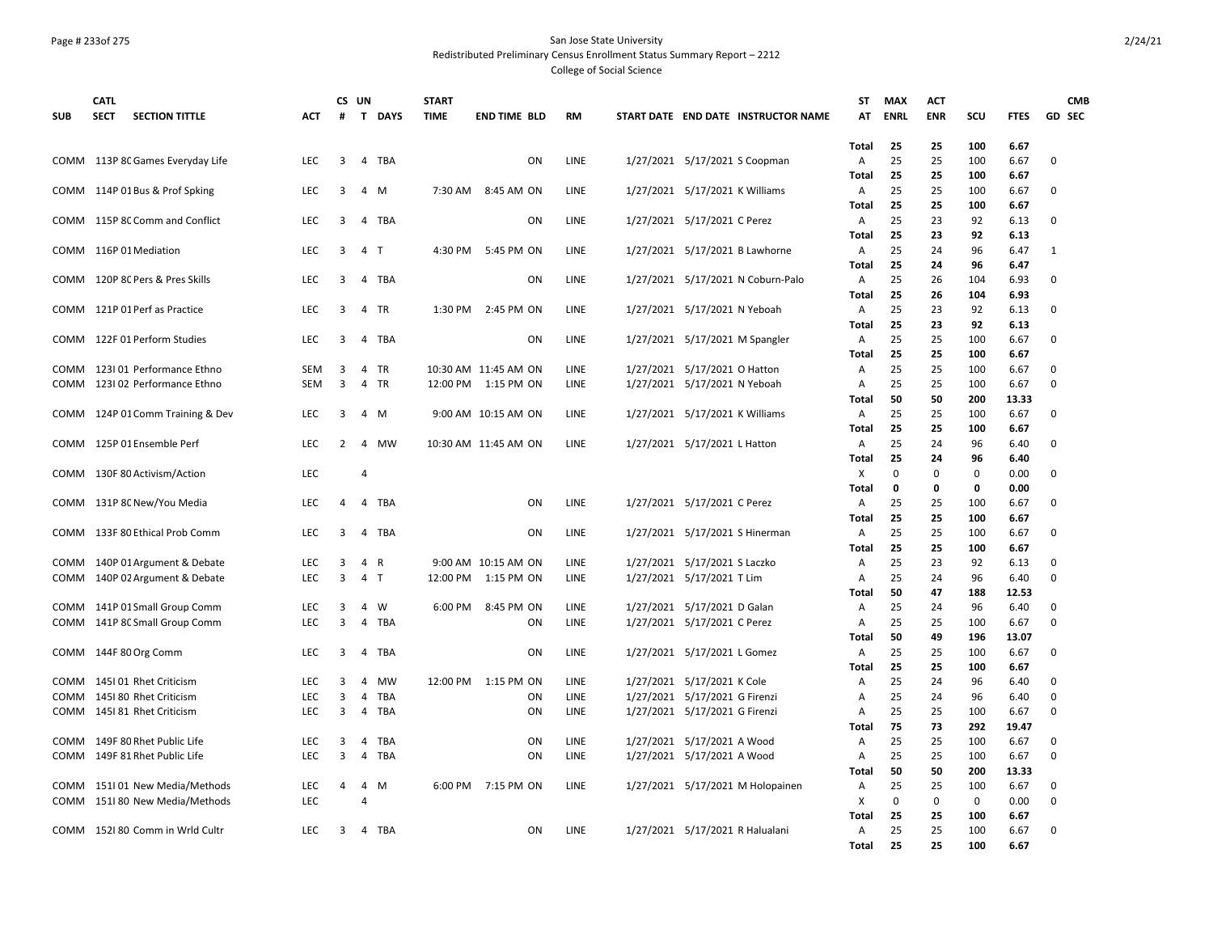San Jose State University

Redistributed Preliminary Census Enrollment Status Summary Report – 2212

College of Social Science

| SUB | CATL SECT | SECTION TITTLE | ACT | CS # | UN T | DAYS | START TIME | END TIME | BLD | RM | START DATE | END DATE | INSTRUCTOR NAME | ST AT | MAX ENRL | ACT ENR | SCU | FTES | GD | CMB SEC |
|---|---|---|---|---|---|---|---|---|---|---|---|---|---|---|---|---|---|---|---|---|
| | | | | | | | | | | | | | | Total | 25 | 25 | 100 | 6.67 | | |
| COMM | 113P 80 | Games Everyday Life | LEC | 3 | 4 | TBA | | | ON | LINE | 1/27/2021 | 5/17/2021 | S Coopman | A | 25 | 25 | 100 | 6.67 | 0 | |
| | | | | | | | | | | | | | | Total | 25 | 25 | 100 | 6.67 | | |
| COMM | 114P 01 | Bus & Prof Spking | LEC | 3 | 4 | M | 7:30 AM | 8:45 AM | ON | LINE | 1/27/2021 | 5/17/2021 | K Williams | A | 25 | 25 | 100 | 6.67 | 0 | |
| | | | | | | | | | | | | | | Total | 25 | 25 | 100 | 6.67 | | |
| COMM | 115P 80 | Comm and Conflict | LEC | 3 | 4 | TBA | | | ON | LINE | 1/27/2021 | 5/17/2021 | C Perez | A | 25 | 23 | 92 | 6.13 | 0 | |
| | | | | | | | | | | | | | | Total | 25 | 23 | 92 | 6.13 | | |
| COMM | 116P 01 | Mediation | LEC | 3 | 4 | T | 4:30 PM | 5:45 PM | ON | LINE | 1/27/2021 | 5/17/2021 | B Lawhorne | A | 25 | 24 | 96 | 6.47 | 1 | |
| | | | | | | | | | | | | | | Total | 25 | 24 | 96 | 6.47 | | |
| COMM | 120P 80 | Pers & Pres Skills | LEC | 3 | 4 | TBA | | | ON | LINE | 1/27/2021 | 5/17/2021 | N Coburn-Palo | A | 25 | 26 | 104 | 6.93 | 0 | |
| | | | | | | | | | | | | | | Total | 25 | 26 | 104 | 6.93 | | |
| COMM | 121P 01 | Perf as Practice | LEC | 3 | 4 | TR | 1:30 PM | 2:45 PM | ON | LINE | 1/27/2021 | 5/17/2021 | N Yeboah | A | 25 | 23 | 92 | 6.13 | 0 | |
| | | | | | | | | | | | | | | Total | 25 | 23 | 92 | 6.13 | | |
| COMM | 122F 01 | Perform Studies | LEC | 3 | 4 | TBA | | | ON | LINE | 1/27/2021 | 5/17/2021 | M Spangler | A | 25 | 25 | 100 | 6.67 | 0 | |
| | | | | | | | | | | | | | | Total | 25 | 25 | 100 | 6.67 | | |
| COMM | 123I 01 | Performance Ethno | SEM | 3 | 4 | TR | 10:30 AM | 11:45 AM | ON | LINE | 1/27/2021 | 5/17/2021 | O Hatton | A | 25 | 25 | 100 | 6.67 | 0 | |
| COMM | 123I 02 | Performance Ethno | SEM | 3 | 4 | TR | 12:00 PM | 1:15 PM | ON | LINE | 1/27/2021 | 5/17/2021 | N Yeboah | A | 25 | 25 | 100 | 6.67 | 0 | |
| | | | | | | | | | | | | | | Total | 50 | 50 | 200 | 13.33 | | |
| COMM | 124P 01 | Comm Training & Dev | LEC | 3 | 4 | M | 9:00 AM | 10:15 AM | ON | LINE | 1/27/2021 | 5/17/2021 | K Williams | A | 25 | 25 | 100 | 6.67 | 0 | |
| | | | | | | | | | | | | | | Total | 25 | 25 | 100 | 6.67 | | |
| COMM | 125P 01 | Ensemble Perf | LEC | 2 | 4 | MW | 10:30 AM | 11:45 AM | ON | LINE | 1/27/2021 | 5/17/2021 | L Hatton | A | 25 | 24 | 96 | 6.40 | 0 | |
| | | | | | | | | | | | | | | Total | 25 | 24 | 96 | 6.40 | | |
| COMM | 130F 80 | Activism/Action | LEC | | 4 | | | | | | | | | X | 0 | 0 | 0 | 0.00 | 0 | |
| | | | | | | | | | | | | | | Total | 0 | 0 | 0 | 0.00 | | |
| COMM | 131P 80 | New/You Media | LEC | 4 | 4 | TBA | | | ON | LINE | 1/27/2021 | 5/17/2021 | C Perez | A | 25 | 25 | 100 | 6.67 | 0 | |
| | | | | | | | | | | | | | | Total | 25 | 25 | 100 | 6.67 | | |
| COMM | 133F 80 | Ethical Prob Comm | LEC | 3 | 4 | TBA | | | ON | LINE | 1/27/2021 | 5/17/2021 | S Hinerman | A | 25 | 25 | 100 | 6.67 | 0 | |
| | | | | | | | | | | | | | | Total | 25 | 25 | 100 | 6.67 | | |
| COMM | 140P 01 | Argument & Debate | LEC | 3 | 4 | R | 9:00 AM | 10:15 AM | ON | LINE | 1/27/2021 | 5/17/2021 | S Laczko | A | 25 | 23 | 92 | 6.13 | 0 | |
| COMM | 140P 02 | Argument & Debate | LEC | 3 | 4 | T | 12:00 PM | 1:15 PM | ON | LINE | 1/27/2021 | 5/17/2021 | T Lim | A | 25 | 24 | 96 | 6.40 | 0 | |
| | | | | | | | | | | | | | | Total | 50 | 47 | 188 | 12.53 | | |
| COMM | 141P 01 | Small Group Comm | LEC | 3 | 4 | W | 6:00 PM | 8:45 PM | ON | LINE | 1/27/2021 | 5/17/2021 | D Galan | A | 25 | 24 | 96 | 6.40 | 0 | |
| COMM | 141P 80 | Small Group Comm | LEC | 3 | 4 | TBA | | | ON | LINE | 1/27/2021 | 5/17/2021 | C Perez | A | 25 | 25 | 100 | 6.67 | 0 | |
| | | | | | | | | | | | | | | Total | 50 | 49 | 196 | 13.07 | | |
| COMM | 144F 80 | Org Comm | LEC | 3 | 4 | TBA | | | ON | LINE | 1/27/2021 | 5/17/2021 | L Gomez | A | 25 | 25 | 100 | 6.67 | 0 | |
| | | | | | | | | | | | | | | Total | 25 | 25 | 100 | 6.67 | | |
| COMM | 145I 01 | Rhet Criticism | LEC | 3 | 4 | MW | 12:00 PM | 1:15 PM | ON | LINE | 1/27/2021 | 5/17/2021 | K Cole | A | 25 | 24 | 96 | 6.40 | 0 | |
| COMM | 145I 80 | Rhet Criticism | LEC | 3 | 4 | TBA | | | ON | LINE | 1/27/2021 | 5/17/2021 | G Firenzi | A | 25 | 24 | 96 | 6.40 | 0 | |
| COMM | 145I 81 | Rhet Criticism | LEC | 3 | 4 | TBA | | | ON | LINE | 1/27/2021 | 5/17/2021 | G Firenzi | A | 25 | 25 | 100 | 6.67 | 0 | |
| | | | | | | | | | | | | | | Total | 75 | 73 | 292 | 19.47 | | |
| COMM | 149F 80 | Rhet Public Life | LEC | 3 | 4 | TBA | | | ON | LINE | 1/27/2021 | 5/17/2021 | A Wood | A | 25 | 25 | 100 | 6.67 | 0 | |
| COMM | 149F 81 | Rhet Public Life | LEC | 3 | 4 | TBA | | | ON | LINE | 1/27/2021 | 5/17/2021 | A Wood | A | 25 | 25 | 100 | 6.67 | 0 | |
| | | | | | | | | | | | | | | Total | 50 | 50 | 200 | 13.33 | | |
| COMM | 151I 01 | New Media/Methods | LEC | 4 | 4 | M | 6:00 PM | 7:15 PM | ON | LINE | 1/27/2021 | 5/17/2021 | M Holopainen | A | 25 | 25 | 100 | 6.67 | 0 | |
| COMM | 151I 80 | New Media/Methods | LEC | | 4 | | | | | | | | | X | 0 | 0 | 0 | 0.00 | 0 | |
| | | | | | | | | | | | | | | Total | 25 | 25 | 100 | 6.67 | | |
| COMM | 152I 80 | Comm in Wrld Cultr | LEC | 3 | 4 | TBA | | | ON | LINE | 1/27/2021 | 5/17/2021 | R Halualani | A | 25 | 25 | 100 | 6.67 | 0 | |
| | | | | | | | | | | | | | | Total | 25 | 25 | 100 | 6.67 | | |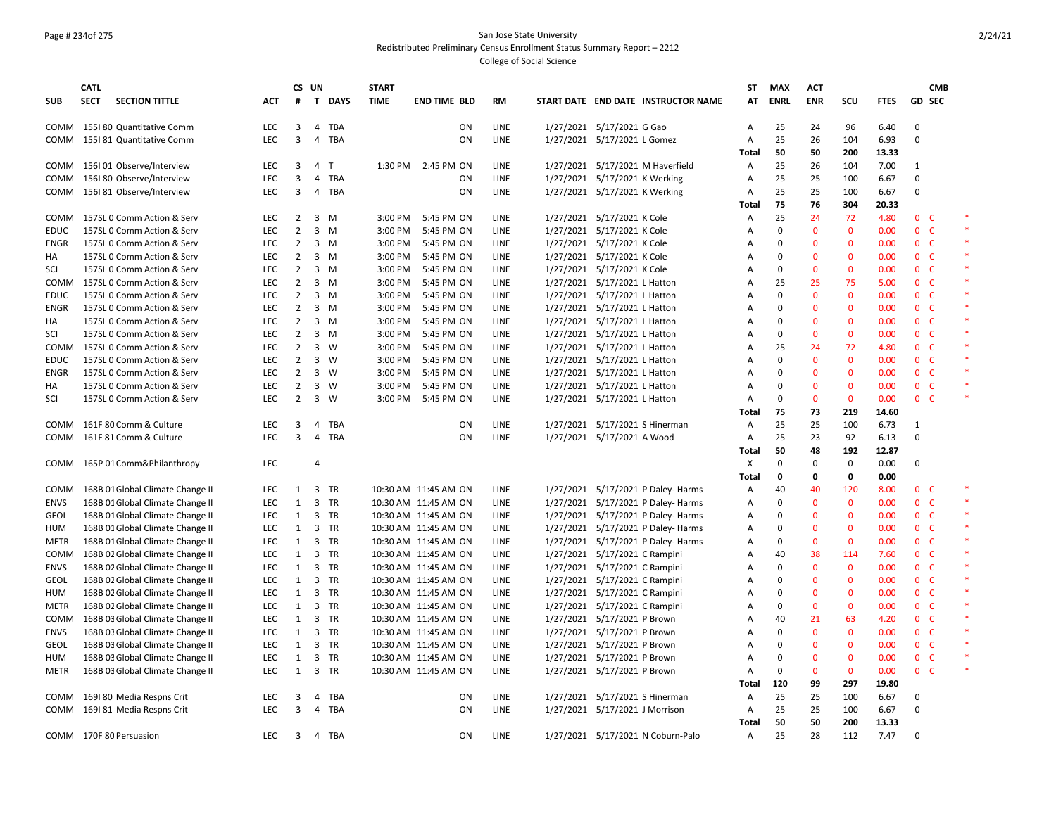San Jose State University
Redistributed Preliminary Census Enrollment Status Summary Report – 2212
College of Social Science

| SUB | CATL SECT | SECTION TITTLE | ACT | CS # | UN T | DAYS | START TIME | END TIME | BLD | RM | START DATE | END DATE | INSTRUCTOR NAME | ST AT | MAX ENRL | ACT ENR | SCU | FTES | GD | CMB SEC | |
|---|---|---|---|---|---|---|---|---|---|---|---|---|---|---|---|---|---|---|---|---|---|
| COMM | 155I 80 | Quantitative Comm | LEC | 3 | 4 | TBA | | | ON | LINE | 1/27/2021 | 5/17/2021 | G Gao | A | 25 | 24 | 96 | 6.40 | 0 | | |
| COMM | 155I 81 | Quantitative Comm | LEC | 3 | 4 | TBA | | | ON | LINE | 1/27/2021 | 5/17/2021 | L Gomez | A | 25 | 26 | 104 | 6.93 | 0 | | |
| | | | | | | | | | | | | | | Total | 50 | 50 | 200 | 13.33 | | | |
| COMM | 156I 01 | Observe/Interview | LEC | 3 | 4 | T | 1:30 PM | 2:45 PM | ON | LINE | 1/27/2021 | 5/17/2021 | M Haverfield | A | 25 | 26 | 104 | 7.00 | 1 | | |
| COMM | 156I 80 | Observe/Interview | LEC | 3 | 4 | TBA | | | ON | LINE | 1/27/2021 | 5/17/2021 | K Werking | A | 25 | 25 | 100 | 6.67 | 0 | | |
| COMM | 156I 81 | Observe/Interview | LEC | 3 | 4 | TBA | | | ON | LINE | 1/27/2021 | 5/17/2021 | K Werking | A | 25 | 25 | 100 | 6.67 | 0 | | |
| | | | | | | | | | | | | | | Total | 75 | 76 | 304 | 20.33 | | | |
| COMM | 157SL 0 | Comm Action & Serv | LEC | 2 | 3 | M | 3:00 PM | 5:45 PM | ON | LINE | 1/27/2021 | 5/17/2021 | K Cole | A | 25 | 24 | 72 | 4.80 | 0 | C | * |
| EDUC | 157SL 0 | Comm Action & Serv | LEC | 2 | 3 | M | 3:00 PM | 5:45 PM | ON | LINE | 1/27/2021 | 5/17/2021 | K Cole | A | 0 | 0 | 0 | 0.00 | 0 | C | * |
| ENGR | 157SL 0 | Comm Action & Serv | LEC | 2 | 3 | M | 3:00 PM | 5:45 PM | ON | LINE | 1/27/2021 | 5/17/2021 | K Cole | A | 0 | 0 | 0 | 0.00 | 0 | C | * |
| HA | 157SL 0 | Comm Action & Serv | LEC | 2 | 3 | M | 3:00 PM | 5:45 PM | ON | LINE | 1/27/2021 | 5/17/2021 | K Cole | A | 0 | 0 | 0 | 0.00 | 0 | C | * |
| SCI | 157SL 0 | Comm Action & Serv | LEC | 2 | 3 | M | 3:00 PM | 5:45 PM | ON | LINE | 1/27/2021 | 5/17/2021 | K Cole | A | 0 | 0 | 0 | 0.00 | 0 | C | * |
| COMM | 157SL 0 | Comm Action & Serv | LEC | 2 | 3 | M | 3:00 PM | 5:45 PM | ON | LINE | 1/27/2021 | 5/17/2021 | L Hatton | A | 25 | 25 | 75 | 5.00 | 0 | C | * |
| EDUC | 157SL 0 | Comm Action & Serv | LEC | 2 | 3 | M | 3:00 PM | 5:45 PM | ON | LINE | 1/27/2021 | 5/17/2021 | L Hatton | A | 0 | 0 | 0 | 0.00 | 0 | C | * |
| ENGR | 157SL 0 | Comm Action & Serv | LEC | 2 | 3 | M | 3:00 PM | 5:45 PM | ON | LINE | 1/27/2021 | 5/17/2021 | L Hatton | A | 0 | 0 | 0 | 0.00 | 0 | C | * |
| HA | 157SL 0 | Comm Action & Serv | LEC | 2 | 3 | M | 3:00 PM | 5:45 PM | ON | LINE | 1/27/2021 | 5/17/2021 | L Hatton | A | 0 | 0 | 0 | 0.00 | 0 | C | * |
| SCI | 157SL 0 | Comm Action & Serv | LEC | 2 | 3 | M | 3:00 PM | 5:45 PM | ON | LINE | 1/27/2021 | 5/17/2021 | L Hatton | A | 0 | 0 | 0 | 0.00 | 0 | C | * |
| COMM | 157SL 0 | Comm Action & Serv | LEC | 2 | 3 | W | 3:00 PM | 5:45 PM | ON | LINE | 1/27/2021 | 5/17/2021 | L Hatton | A | 25 | 24 | 72 | 4.80 | 0 | C | * |
| EDUC | 157SL 0 | Comm Action & Serv | LEC | 2 | 3 | W | 3:00 PM | 5:45 PM | ON | LINE | 1/27/2021 | 5/17/2021 | L Hatton | A | 0 | 0 | 0 | 0.00 | 0 | C | * |
| ENGR | 157SL 0 | Comm Action & Serv | LEC | 2 | 3 | W | 3:00 PM | 5:45 PM | ON | LINE | 1/27/2021 | 5/17/2021 | L Hatton | A | 0 | 0 | 0 | 0.00 | 0 | C | * |
| HA | 157SL 0 | Comm Action & Serv | LEC | 2 | 3 | W | 3:00 PM | 5:45 PM | ON | LINE | 1/27/2021 | 5/17/2021 | L Hatton | A | 0 | 0 | 0 | 0.00 | 0 | C | * |
| SCI | 157SL 0 | Comm Action & Serv | LEC | 2 | 3 | W | 3:00 PM | 5:45 PM | ON | LINE | 1/27/2021 | 5/17/2021 | L Hatton | A | 0 | 0 | 0 | 0.00 | 0 | C | * |
| | | | | | | | | | | | | | | Total | 75 | 73 | 219 | 14.60 | | | |
| COMM | 161F 80 | Comm & Culture | LEC | 3 | 4 | TBA | | | ON | LINE | 1/27/2021 | 5/17/2021 | S Hinerman | A | 25 | 25 | 100 | 6.73 | 1 | | |
| COMM | 161F 81 | Comm & Culture | LEC | 3 | 4 | TBA | | | ON | LINE | 1/27/2021 | 5/17/2021 | A Wood | A | 25 | 23 | 92 | 6.13 | 0 | | |
| | | | | | | | | | | | | | | Total | 50 | 48 | 192 | 12.87 | | | |
| COMM | 165P 01 | Comm&Philanthropy | LEC | | 4 | | | | | | | | | X | 0 | 0 | 0 | 0.00 | 0 | | |
| | | | | | | | | | | | | | | Total | 0 | 0 | 0 | 0.00 | | | |
| COMM | 168B 01 | Global Climate Change II | LEC | 1 | 3 | TR | 10:30 AM | 11:45 AM | ON | LINE | 1/27/2021 | 5/17/2021 | P Daley- Harms | A | 40 | 40 | 120 | 8.00 | 0 | C | * |
| ENVS | 168B 01 | Global Climate Change II | LEC | 1 | 3 | TR | 10:30 AM | 11:45 AM | ON | LINE | 1/27/2021 | 5/17/2021 | P Daley- Harms | A | 0 | 0 | 0 | 0.00 | 0 | C | * |
| GEOL | 168B 01 | Global Climate Change II | LEC | 1 | 3 | TR | 10:30 AM | 11:45 AM | ON | LINE | 1/27/2021 | 5/17/2021 | P Daley- Harms | A | 0 | 0 | 0 | 0.00 | 0 | C | * |
| HUM | 168B 01 | Global Climate Change II | LEC | 1 | 3 | TR | 10:30 AM | 11:45 AM | ON | LINE | 1/27/2021 | 5/17/2021 | P Daley- Harms | A | 0 | 0 | 0 | 0.00 | 0 | C | * |
| METR | 168B 01 | Global Climate Change II | LEC | 1 | 3 | TR | 10:30 AM | 11:45 AM | ON | LINE | 1/27/2021 | 5/17/2021 | P Daley- Harms | A | 0 | 0 | 0 | 0.00 | 0 | C | * |
| COMM | 168B 02 | Global Climate Change II | LEC | 1 | 3 | TR | 10:30 AM | 11:45 AM | ON | LINE | 1/27/2021 | 5/17/2021 | C Rampini | A | 40 | 38 | 114 | 7.60 | 0 | C | * |
| ENVS | 168B 02 | Global Climate Change II | LEC | 1 | 3 | TR | 10:30 AM | 11:45 AM | ON | LINE | 1/27/2021 | 5/17/2021 | C Rampini | A | 0 | 0 | 0 | 0.00 | 0 | C | * |
| GEOL | 168B 02 | Global Climate Change II | LEC | 1 | 3 | TR | 10:30 AM | 11:45 AM | ON | LINE | 1/27/2021 | 5/17/2021 | C Rampini | A | 0 | 0 | 0 | 0.00 | 0 | C | * |
| HUM | 168B 02 | Global Climate Change II | LEC | 1 | 3 | TR | 10:30 AM | 11:45 AM | ON | LINE | 1/27/2021 | 5/17/2021 | C Rampini | A | 0 | 0 | 0 | 0.00 | 0 | C | * |
| METR | 168B 02 | Global Climate Change II | LEC | 1 | 3 | TR | 10:30 AM | 11:45 AM | ON | LINE | 1/27/2021 | 5/17/2021 | C Rampini | A | 0 | 0 | 0 | 0.00 | 0 | C | * |
| COMM | 168B 03 | Global Climate Change II | LEC | 1 | 3 | TR | 10:30 AM | 11:45 AM | ON | LINE | 1/27/2021 | 5/17/2021 | P Brown | A | 40 | 21 | 63 | 4.20 | 0 | C | * |
| ENVS | 168B 03 | Global Climate Change II | LEC | 1 | 3 | TR | 10:30 AM | 11:45 AM | ON | LINE | 1/27/2021 | 5/17/2021 | P Brown | A | 0 | 0 | 0 | 0.00 | 0 | C | * |
| GEOL | 168B 03 | Global Climate Change II | LEC | 1 | 3 | TR | 10:30 AM | 11:45 AM | ON | LINE | 1/27/2021 | 5/17/2021 | P Brown | A | 0 | 0 | 0 | 0.00 | 0 | C | * |
| HUM | 168B 03 | Global Climate Change II | LEC | 1 | 3 | TR | 10:30 AM | 11:45 AM | ON | LINE | 1/27/2021 | 5/17/2021 | P Brown | A | 0 | 0 | 0 | 0.00 | 0 | C | * |
| METR | 168B 03 | Global Climate Change II | LEC | 1 | 3 | TR | 10:30 AM | 11:45 AM | ON | LINE | 1/27/2021 | 5/17/2021 | P Brown | A | 0 | 0 | 0 | 0.00 | 0 | C | * |
| | | | | | | | | | | | | | | Total | 120 | 99 | 297 | 19.80 | | | |
| COMM | 169I 80 | Media Respns Crit | LEC | 3 | 4 | TBA | | | ON | LINE | 1/27/2021 | 5/17/2021 | S Hinerman | A | 25 | 25 | 100 | 6.67 | 0 | | |
| COMM | 169I 81 | Media Respns Crit | LEC | 3 | 4 | TBA | | | ON | LINE | 1/27/2021 | 5/17/2021 | J Morrison | A | 25 | 25 | 100 | 6.67 | 0 | | |
| | | | | | | | | | | | | | | Total | 50 | 50 | 200 | 13.33 | | | |
| COMM | 170F 80 | Persuasion | LEC | 3 | 4 | TBA | | | ON | LINE | 1/27/2021 | 5/17/2021 | N Coburn-Palo | A | 25 | 28 | 112 | 7.47 | 0 | | |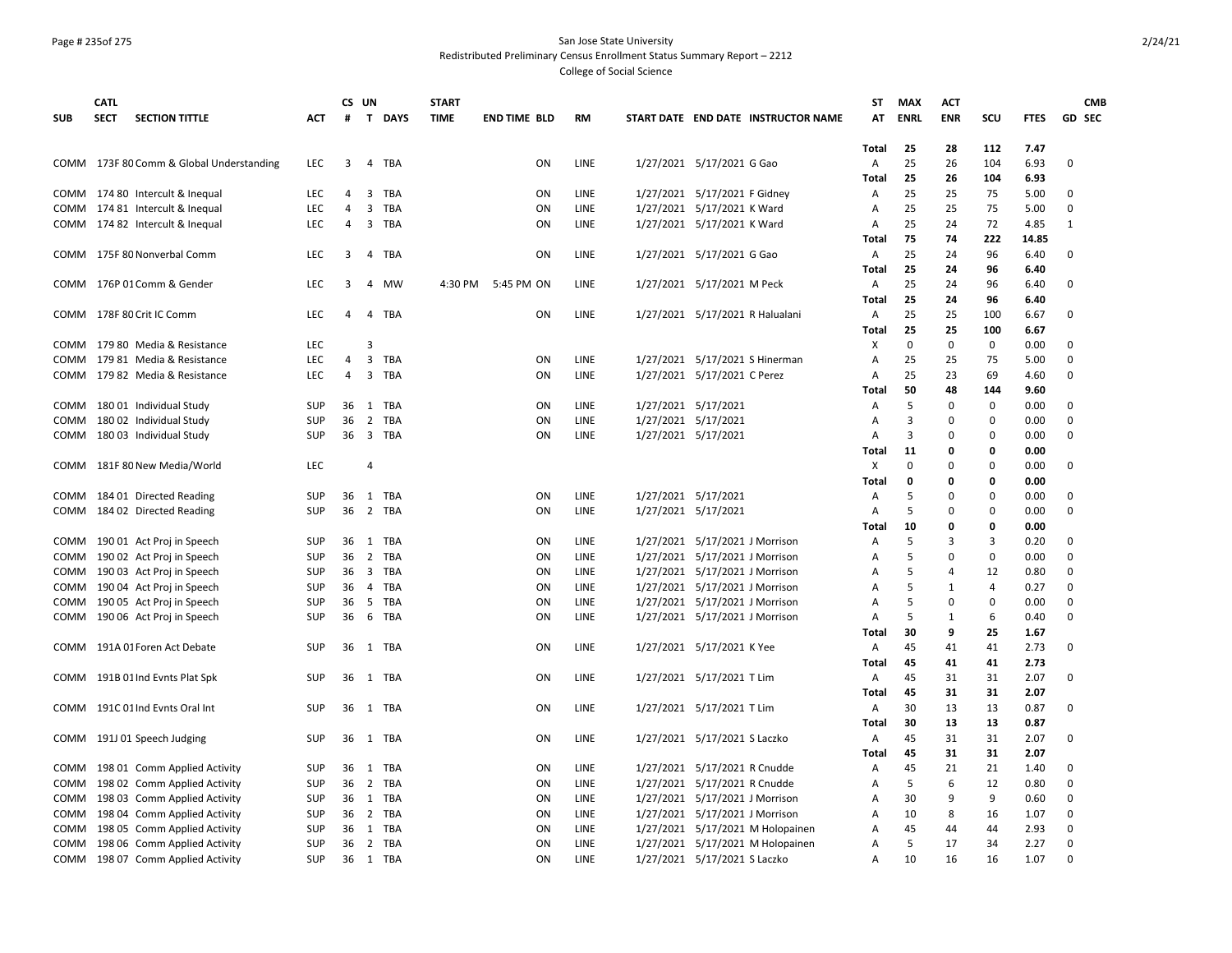San Jose State University

Redistributed Preliminary Census Enrollment Status Summary Report – 2212

College of Social Science

| SUB | CATL SECT | SECTION TITTLE | ACT | CS # | UN T | DAYS | START TIME | END TIME | BLD | RM | START DATE | END DATE | INSTRUCTOR NAME | ST AT | MAX ENRL | ACT ENR | SCU | FTES | GD | CMB SEC |
|---|---|---|---|---|---|---|---|---|---|---|---|---|---|---|---|---|---|---|---|---|
| | | | | | | | | | | | | | | Total | 25 | 28 | 112 | 7.47 | | |
| COMM | 173F 80 | Comm & Global Understanding | LEC | 3 | 4 | TBA | | | ON | LINE | 1/27/2021 | 5/17/2021 | G Gao | A | 25 | 26 | 104 | 6.93 | 0 | |
| | | | | | | | | | | | | | | Total | 25 | 26 | 104 | 6.93 | | |
| COMM | 174 80 | Intercult & Inequal | LEC | 4 | 3 | TBA | | | ON | LINE | 1/27/2021 | 5/17/2021 | F Gidney | A | 25 | 25 | 75 | 5.00 | 0 | |
| COMM | 174 81 | Intercult & Inequal | LEC | 4 | 3 | TBA | | | ON | LINE | 1/27/2021 | 5/17/2021 | K Ward | A | 25 | 25 | 75 | 5.00 | 0 | |
| COMM | 174 82 | Intercult & Inequal | LEC | 4 | 3 | TBA | | | ON | LINE | 1/27/2021 | 5/17/2021 | K Ward | A | 25 | 24 | 72 | 4.85 | 1 | |
| | | | | | | | | | | | | | | Total | 75 | 74 | 222 | 14.85 | | |
| COMM | 175F 80 | Nonverbal Comm | LEC | 3 | 4 | TBA | | | ON | LINE | 1/27/2021 | 5/17/2021 | G Gao | A | 25 | 24 | 96 | 6.40 | 0 | |
| | | | | | | | | | | | | | | Total | 25 | 24 | 96 | 6.40 | | |
| COMM | 176P 01 | Comm & Gender | LEC | 3 | 4 | MW | 4:30 PM | 5:45 PM | ON | LINE | 1/27/2021 | 5/17/2021 | M Peck | A | 25 | 24 | 96 | 6.40 | 0 | |
| | | | | | | | | | | | | | | Total | 25 | 24 | 96 | 6.40 | | |
| COMM | 178F 80 | Crit IC Comm | LEC | 4 | 4 | TBA | | | ON | LINE | 1/27/2021 | 5/17/2021 | R Halualani | A | 25 | 25 | 100 | 6.67 | 0 | |
| | | | | | | | | | | | | | | Total | 25 | 25 | 100 | 6.67 | | |
| COMM | 179 80 | Media & Resistance | LEC | | 3 | | | | | | | | | X | 0 | 0 | 0 | 0.00 | 0 | |
| COMM | 179 81 | Media & Resistance | LEC | 4 | 3 | TBA | | | ON | LINE | 1/27/2021 | 5/17/2021 | S Hinerman | A | 25 | 25 | 75 | 5.00 | 0 | |
| COMM | 179 82 | Media & Resistance | LEC | 4 | 3 | TBA | | | ON | LINE | 1/27/2021 | 5/17/2021 | C Perez | A | 25 | 23 | 69 | 4.60 | 0 | |
| | | | | | | | | | | | | | | Total | 50 | 48 | 144 | 9.60 | | |
| COMM | 180 01 | Individual Study | SUP | 36 | 1 | TBA | | | ON | LINE | 1/27/2021 | 5/17/2021 | | A | 5 | 0 | 0 | 0.00 | 0 | |
| COMM | 180 02 | Individual Study | SUP | 36 | 2 | TBA | | | ON | LINE | 1/27/2021 | 5/17/2021 | | A | 3 | 0 | 0 | 0.00 | 0 | |
| COMM | 180 03 | Individual Study | SUP | 36 | 3 | TBA | | | ON | LINE | 1/27/2021 | 5/17/2021 | | A | 3 | 0 | 0 | 0.00 | 0 | |
| | | | | | | | | | | | | | | Total | 11 | 0 | 0 | 0.00 | | |
| COMM | 181F 80 | New Media/World | LEC | | 4 | | | | | | | | | X | 0 | 0 | 0 | 0.00 | 0 | |
| | | | | | | | | | | | | | | Total | 0 | 0 | 0 | 0.00 | | |
| COMM | 184 01 | Directed Reading | SUP | 36 | 1 | TBA | | | ON | LINE | 1/27/2021 | 5/17/2021 | | A | 5 | 0 | 0 | 0.00 | 0 | |
| COMM | 184 02 | Directed Reading | SUP | 36 | 2 | TBA | | | ON | LINE | 1/27/2021 | 5/17/2021 | | A | 5 | 0 | 0 | 0.00 | 0 | |
| | | | | | | | | | | | | | | Total | 10 | 0 | 0 | 0.00 | | |
| COMM | 190 01 | Act Proj in Speech | SUP | 36 | 1 | TBA | | | ON | LINE | 1/27/2021 | 5/17/2021 | J Morrison | A | 5 | 3 | 3 | 0.20 | 0 | |
| COMM | 190 02 | Act Proj in Speech | SUP | 36 | 2 | TBA | | | ON | LINE | 1/27/2021 | 5/17/2021 | J Morrison | A | 5 | 0 | 0 | 0.00 | 0 | |
| COMM | 190 03 | Act Proj in Speech | SUP | 36 | 3 | TBA | | | ON | LINE | 1/27/2021 | 5/17/2021 | J Morrison | A | 5 | 4 | 12 | 0.80 | 0 | |
| COMM | 190 04 | Act Proj in Speech | SUP | 36 | 4 | TBA | | | ON | LINE | 1/27/2021 | 5/17/2021 | J Morrison | A | 5 | 1 | 4 | 0.27 | 0 | |
| COMM | 190 05 | Act Proj in Speech | SUP | 36 | 5 | TBA | | | ON | LINE | 1/27/2021 | 5/17/2021 | J Morrison | A | 5 | 0 | 0 | 0.00 | 0 | |
| COMM | 190 06 | Act Proj in Speech | SUP | 36 | 6 | TBA | | | ON | LINE | 1/27/2021 | 5/17/2021 | J Morrison | A | 5 | 1 | 6 | 0.40 | 0 | |
| | | | | | | | | | | | | | | Total | 30 | 9 | 25 | 1.67 | | |
| COMM | 191A 01 | Foren Act Debate | SUP | 36 | 1 | TBA | | | ON | LINE | 1/27/2021 | 5/17/2021 | K Yee | A | 45 | 41 | 41 | 2.73 | 0 | |
| | | | | | | | | | | | | | | Total | 45 | 41 | 41 | 2.73 | | |
| COMM | 191B 01 | Ind Evnts Plat Spk | SUP | 36 | 1 | TBA | | | ON | LINE | 1/27/2021 | 5/17/2021 | T Lim | A | 45 | 31 | 31 | 2.07 | 0 | |
| | | | | | | | | | | | | | | Total | 45 | 31 | 31 | 2.07 | | |
| COMM | 191C 01 | Ind Evnts Oral Int | SUP | 36 | 1 | TBA | | | ON | LINE | 1/27/2021 | 5/17/2021 | T Lim | A | 30 | 13 | 13 | 0.87 | 0 | |
| | | | | | | | | | | | | | | Total | 30 | 13 | 13 | 0.87 | | |
| COMM | 191J 01 | Speech Judging | SUP | 36 | 1 | TBA | | | ON | LINE | 1/27/2021 | 5/17/2021 | S Laczko | A | 45 | 31 | 31 | 2.07 | 0 | |
| | | | | | | | | | | | | | | Total | 45 | 31 | 31 | 2.07 | | |
| COMM | 198 01 | Comm Applied Activity | SUP | 36 | 1 | TBA | | | ON | LINE | 1/27/2021 | 5/17/2021 | R Cnudde | A | 45 | 21 | 21 | 1.40 | 0 | |
| COMM | 198 02 | Comm Applied Activity | SUP | 36 | 2 | TBA | | | ON | LINE | 1/27/2021 | 5/17/2021 | R Cnudde | A | 5 | 6 | 12 | 0.80 | 0 | |
| COMM | 198 03 | Comm Applied Activity | SUP | 36 | 1 | TBA | | | ON | LINE | 1/27/2021 | 5/17/2021 | J Morrison | A | 30 | 9 | 9 | 0.60 | 0 | |
| COMM | 198 04 | Comm Applied Activity | SUP | 36 | 2 | TBA | | | ON | LINE | 1/27/2021 | 5/17/2021 | J Morrison | A | 10 | 8 | 16 | 1.07 | 0 | |
| COMM | 198 05 | Comm Applied Activity | SUP | 36 | 1 | TBA | | | ON | LINE | 1/27/2021 | 5/17/2021 | M Holopainen | A | 45 | 44 | 44 | 2.93 | 0 | |
| COMM | 198 06 | Comm Applied Activity | SUP | 36 | 2 | TBA | | | ON | LINE | 1/27/2021 | 5/17/2021 | M Holopainen | A | 5 | 17 | 34 | 2.27 | 0 | |
| COMM | 198 07 | Comm Applied Activity | SUP | 36 | 1 | TBA | | | ON | LINE | 1/27/2021 | 5/17/2021 | S Laczko | A | 10 | 16 | 16 | 1.07 | 0 | |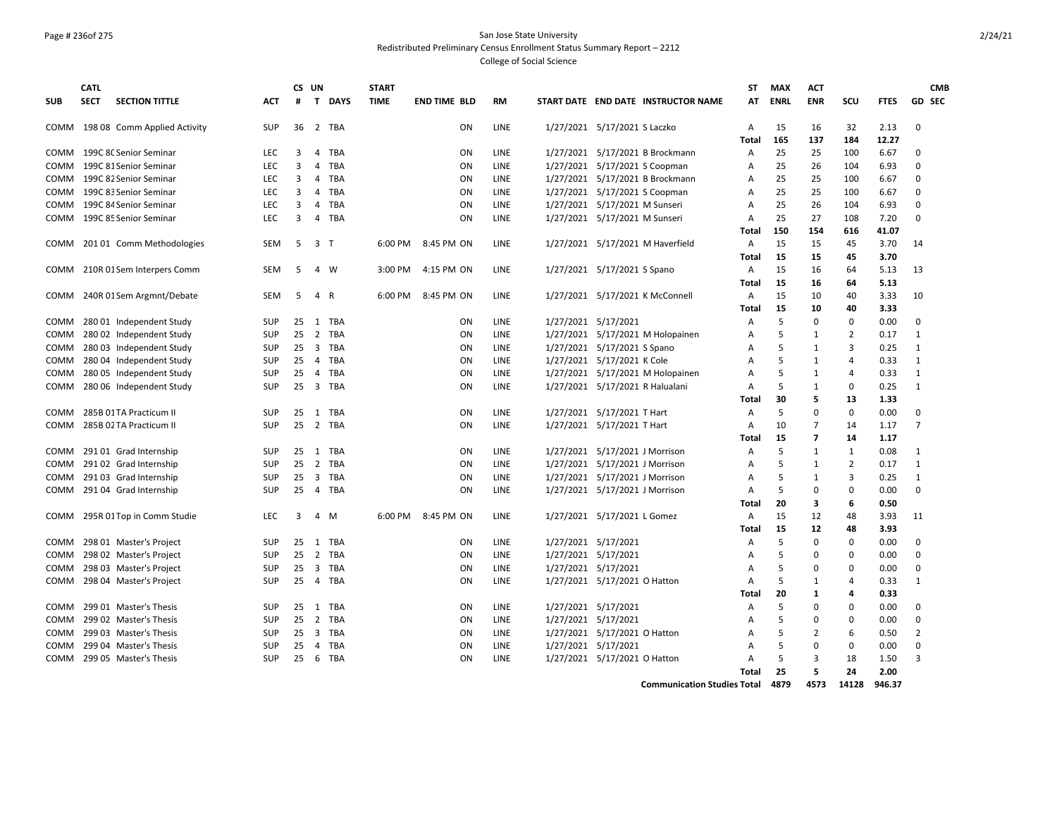San Jose State University
Redistributed Preliminary Census Enrollment Status Summary Report – 2212
College of Social Science

| SUB | CATL SECT | SECTION TITTLE | ACT | CS # | UN T | DAYS | START TIME | END TIME | BLD | RM | START DATE | END DATE | INSTRUCTOR NAME | ST AT | MAX ENRL | ACT ENR | SCU | FTES | GD | CMB SEC |
|---|---|---|---|---|---|---|---|---|---|---|---|---|---|---|---|---|---|---|---|---|
| COMM | 198 08 | Comm Applied Activity | SUP | 36 | 2 | TBA | | | ON | LINE | 1/27/2021 | 5/17/2021 | S Laczko | A | 15 | 16 | 32 | 2.13 | 0 | |
| | | | | | | | | | | | | | | Total | 165 | 137 | 184 | 12.27 | | |
| COMM | 199C 80 | Senior Seminar | LEC | 3 | 4 | TBA | | | ON | LINE | 1/27/2021 | 5/17/2021 | B Brockmann | A | 25 | 25 | 100 | 6.67 | 0 | |
| COMM | 199C 81 | Senior Seminar | LEC | 3 | 4 | TBA | | | ON | LINE | 1/27/2021 | 5/17/2021 | S Coopman | A | 25 | 26 | 104 | 6.93 | 0 | |
| COMM | 199C 82 | Senior Seminar | LEC | 3 | 4 | TBA | | | ON | LINE | 1/27/2021 | 5/17/2021 | B Brockmann | A | 25 | 25 | 100 | 6.67 | 0 | |
| COMM | 199C 83 | Senior Seminar | LEC | 3 | 4 | TBA | | | ON | LINE | 1/27/2021 | 5/17/2021 | S Coopman | A | 25 | 25 | 100 | 6.67 | 0 | |
| COMM | 199C 84 | Senior Seminar | LEC | 3 | 4 | TBA | | | ON | LINE | 1/27/2021 | 5/17/2021 | M Sunseri | A | 25 | 26 | 104 | 6.93 | 0 | |
| COMM | 199C 85 | Senior Seminar | LEC | 3 | 4 | TBA | | | ON | LINE | 1/27/2021 | 5/17/2021 | M Sunseri | A | 25 | 27 | 108 | 7.20 | 0 | |
| | | | | | | | | | | | | | | Total | 150 | 154 | 616 | 41.07 | | |
| COMM | 201 01 | Comm Methodologies | SEM | 5 | 3 | T | 6:00 PM | 8:45 PM | ON | LINE | 1/27/2021 | 5/17/2021 | M Haverfield | A | 15 | 15 | 45 | 3.70 | 14 | |
| | | | | | | | | | | | | | | Total | 15 | 15 | 45 | 3.70 | | |
| COMM | 210R 01 | Sem Interpers Comm | SEM | 5 | 4 | W | 3:00 PM | 4:15 PM | ON | LINE | 1/27/2021 | 5/17/2021 | S Spano | A | 15 | 16 | 64 | 5.13 | 13 | |
| | | | | | | | | | | | | | | Total | 15 | 16 | 64 | 5.13 | | |
| COMM | 240R 01 | Sem Argmnt/Debate | SEM | 5 | 4 | R | 6:00 PM | 8:45 PM | ON | LINE | 1/27/2021 | 5/17/2021 | K McConnell | A | 15 | 10 | 40 | 3.33 | 10 | |
| | | | | | | | | | | | | | | Total | 15 | 10 | 40 | 3.33 | | |
| COMM | 280 01 | Independent Study | SUP | 25 | 1 | TBA | | | ON | LINE | 1/27/2021 | 5/17/2021 | | A | 5 | 0 | 0 | 0.00 | 0 | |
| COMM | 280 02 | Independent Study | SUP | 25 | 2 | TBA | | | ON | LINE | 1/27/2021 | 5/17/2021 | M Holopainen | A | 5 | 1 | 2 | 0.17 | 1 | |
| COMM | 280 03 | Independent Study | SUP | 25 | 3 | TBA | | | ON | LINE | 1/27/2021 | 5/17/2021 | S Spano | A | 5 | 1 | 3 | 0.25 | 1 | |
| COMM | 280 04 | Independent Study | SUP | 25 | 4 | TBA | | | ON | LINE | 1/27/2021 | 5/17/2021 | K Cole | A | 5 | 1 | 4 | 0.33 | 1 | |
| COMM | 280 05 | Independent Study | SUP | 25 | 4 | TBA | | | ON | LINE | 1/27/2021 | 5/17/2021 | M Holopainen | A | 5 | 1 | 4 | 0.33 | 1 | |
| COMM | 280 06 | Independent Study | SUP | 25 | 3 | TBA | | | ON | LINE | 1/27/2021 | 5/17/2021 | R Halualani | A | 5 | 1 | 0 | 0.25 | 1 | |
| | | | | | | | | | | | | | | Total | 30 | 5 | 13 | 1.33 | | |
| COMM | 285B 01 | TA Practicum II | SUP | 25 | 1 | TBA | | | ON | LINE | 1/27/2021 | 5/17/2021 | T Hart | A | 5 | 0 | 0 | 0.00 | 0 | |
| COMM | 285B 02 | TA Practicum II | SUP | 25 | 2 | TBA | | | ON | LINE | 1/27/2021 | 5/17/2021 | T Hart | A | 10 | 7 | 14 | 1.17 | 7 | |
| | | | | | | | | | | | | | | Total | 15 | 7 | 14 | 1.17 | | |
| COMM | 291 01 | Grad Internship | SUP | 25 | 1 | TBA | | | ON | LINE | 1/27/2021 | 5/17/2021 | J Morrison | A | 5 | 1 | 1 | 0.08 | 1 | |
| COMM | 291 02 | Grad Internship | SUP | 25 | 2 | TBA | | | ON | LINE | 1/27/2021 | 5/17/2021 | J Morrison | A | 5 | 1 | 2 | 0.17 | 1 | |
| COMM | 291 03 | Grad Internship | SUP | 25 | 3 | TBA | | | ON | LINE | 1/27/2021 | 5/17/2021 | J Morrison | A | 5 | 1 | 3 | 0.25 | 1 | |
| COMM | 291 04 | Grad Internship | SUP | 25 | 4 | TBA | | | ON | LINE | 1/27/2021 | 5/17/2021 | J Morrison | A | 5 | 0 | 0 | 0.00 | 0 | |
| | | | | | | | | | | | | | | Total | 20 | 3 | 6 | 0.50 | | |
| COMM | 295R 01 | Top in Comm Studie | LEC | 3 | 4 | M | 6:00 PM | 8:45 PM | ON | LINE | 1/27/2021 | 5/17/2021 | L Gomez | A | 15 | 12 | 48 | 3.93 | 11 | |
| | | | | | | | | | | | | | | Total | 15 | 12 | 48 | 3.93 | | |
| COMM | 298 01 | Master's Project | SUP | 25 | 1 | TBA | | | ON | LINE | 1/27/2021 | 5/17/2021 | | A | 5 | 0 | 0 | 0.00 | 0 | |
| COMM | 298 02 | Master's Project | SUP | 25 | 2 | TBA | | | ON | LINE | 1/27/2021 | 5/17/2021 | | A | 5 | 0 | 0 | 0.00 | 0 | |
| COMM | 298 03 | Master's Project | SUP | 25 | 3 | TBA | | | ON | LINE | 1/27/2021 | 5/17/2021 | | A | 5 | 0 | 0 | 0.00 | 0 | |
| COMM | 298 04 | Master's Project | SUP | 25 | 4 | TBA | | | ON | LINE | 1/27/2021 | 5/17/2021 | O Hatton | A | 5 | 1 | 4 | 0.33 | 1 | |
| | | | | | | | | | | | | | | Total | 20 | 1 | 4 | 0.33 | | |
| COMM | 299 01 | Master's Thesis | SUP | 25 | 1 | TBA | | | ON | LINE | 1/27/2021 | 5/17/2021 | | A | 5 | 0 | 0 | 0.00 | 0 | |
| COMM | 299 02 | Master's Thesis | SUP | 25 | 2 | TBA | | | ON | LINE | 1/27/2021 | 5/17/2021 | | A | 5 | 0 | 0 | 0.00 | 0 | |
| COMM | 299 03 | Master's Thesis | SUP | 25 | 3 | TBA | | | ON | LINE | 1/27/2021 | 5/17/2021 | O Hatton | A | 5 | 2 | 6 | 0.50 | 2 | |
| COMM | 299 04 | Master's Thesis | SUP | 25 | 4 | TBA | | | ON | LINE | 1/27/2021 | 5/17/2021 | | A | 5 | 0 | 0 | 0.00 | 0 | |
| COMM | 299 05 | Master's Thesis | SUP | 25 | 6 | TBA | | | ON | LINE | 1/27/2021 | 5/17/2021 | O Hatton | A | 5 | 3 | 18 | 1.50 | 3 | |
| | | | | | | | | | | | | | | Total | 25 | 5 | 24 | 2.00 | | |
| | | | | | | | | | | | | | Communication Studies Total | | 4879 | 4573 | 14128 | 946.37 | | |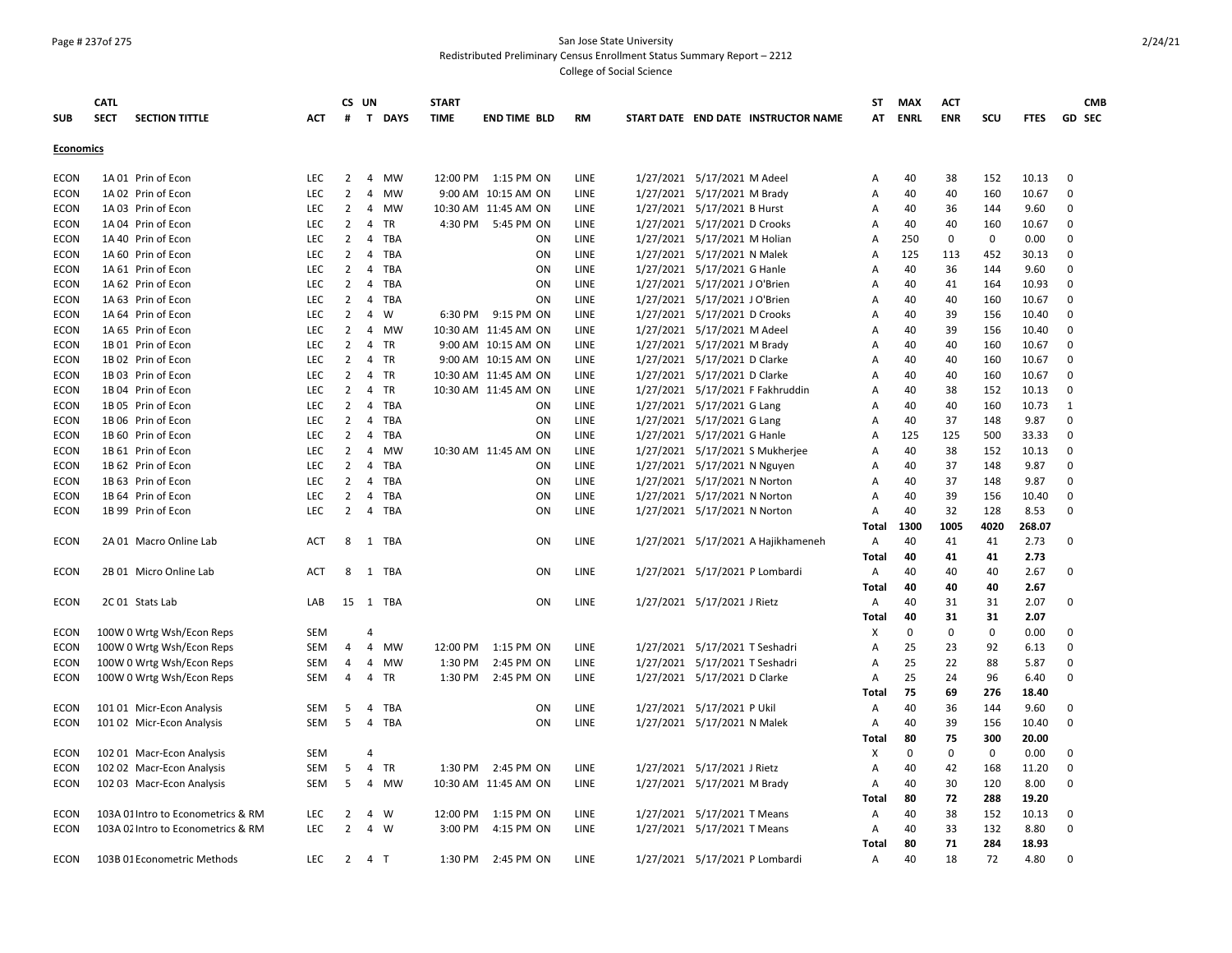San Jose State University

Redistributed Preliminary Census Enrollment Status Summary Report – 2212

College of Social Science

| SUB | CATL SECT | SECTION TITTLE | ACT | CS # | UN T | DAYS | START TIME | END TIME | BLD | RM | START DATE | END DATE | INSTRUCTOR NAME | ST AT | MAX ENRL | ACT ENR | SCU | FTES | GD | CMB SEC |
|---|---|---|---|---|---|---|---|---|---|---|---|---|---|---|---|---|---|---|---|---|
| **Economics** | | | | | | | | | | | | | | | | | | | | |
| ECON | 1A 01 | Prin of Econ | LEC | 2 | 4 | MW | 12:00 PM | 1:15 PM | ON | LINE | 1/27/2021 | 5/17/2021 | M Adeel | A | 40 | 38 | 152 | 10.13 | 0 | |
| ECON | 1A 02 | Prin of Econ | LEC | 2 | 4 | MW | 9:00 AM | 10:15 AM | ON | LINE | 1/27/2021 | 5/17/2021 | M Brady | A | 40 | 40 | 160 | 10.67 | 0 | |
| ECON | 1A 03 | Prin of Econ | LEC | 2 | 4 | MW | 10:30 AM | 11:45 AM | ON | LINE | 1/27/2021 | 5/17/2021 | B Hurst | A | 40 | 36 | 144 | 9.60 | 0 | |
| ECON | 1A 04 | Prin of Econ | LEC | 2 | 4 | TR | 4:30 PM | 5:45 PM | ON | LINE | 1/27/2021 | 5/17/2021 | D Crooks | A | 40 | 40 | 160 | 10.67 | 0 | |
| ECON | 1A 40 | Prin of Econ | LEC | 2 | 4 | TBA | | | ON | LINE | 1/27/2021 | 5/17/2021 | M Holian | A | 250 | 0 | 0 | 0.00 | 0 | |
| ECON | 1A 60 | Prin of Econ | LEC | 2 | 4 | TBA | | | ON | LINE | 1/27/2021 | 5/17/2021 | N Malek | A | 125 | 113 | 452 | 30.13 | 0 | |
| ECON | 1A 61 | Prin of Econ | LEC | 2 | 4 | TBA | | | ON | LINE | 1/27/2021 | 5/17/2021 | G Hanle | A | 40 | 36 | 144 | 9.60 | 0 | |
| ECON | 1A 62 | Prin of Econ | LEC | 2 | 4 | TBA | | | ON | LINE | 1/27/2021 | 5/17/2021 | J O'Brien | A | 40 | 41 | 164 | 10.93 | 0 | |
| ECON | 1A 63 | Prin of Econ | LEC | 2 | 4 | TBA | | | ON | LINE | 1/27/2021 | 5/17/2021 | J O'Brien | A | 40 | 40 | 160 | 10.67 | 0 | |
| ECON | 1A 64 | Prin of Econ | LEC | 2 | 4 | W | 6:30 PM | 9:15 PM | ON | LINE | 1/27/2021 | 5/17/2021 | D Crooks | A | 40 | 39 | 156 | 10.40 | 0 | |
| ECON | 1A 65 | Prin of Econ | LEC | 2 | 4 | MW | 10:30 AM | 11:45 AM | ON | LINE | 1/27/2021 | 5/17/2021 | M Adeel | A | 40 | 39 | 156 | 10.40 | 0 | |
| ECON | 1B 01 | Prin of Econ | LEC | 2 | 4 | TR | 9:00 AM | 10:15 AM | ON | LINE | 1/27/2021 | 5/17/2021 | M Brady | A | 40 | 40 | 160 | 10.67 | 0 | |
| ECON | 1B 02 | Prin of Econ | LEC | 2 | 4 | TR | 9:00 AM | 10:15 AM | ON | LINE | 1/27/2021 | 5/17/2021 | D Clarke | A | 40 | 40 | 160 | 10.67 | 0 | |
| ECON | 1B 03 | Prin of Econ | LEC | 2 | 4 | TR | 10:30 AM | 11:45 AM | ON | LINE | 1/27/2021 | 5/17/2021 | D Clarke | A | 40 | 40 | 160 | 10.67 | 0 | |
| ECON | 1B 04 | Prin of Econ | LEC | 2 | 4 | TR | 10:30 AM | 11:45 AM | ON | LINE | 1/27/2021 | 5/17/2021 | F Fakhruddin | A | 40 | 38 | 152 | 10.13 | 0 | |
| ECON | 1B 05 | Prin of Econ | LEC | 2 | 4 | TBA | | | ON | LINE | 1/27/2021 | 5/17/2021 | G Lang | A | 40 | 40 | 160 | 10.73 | 1 | |
| ECON | 1B 06 | Prin of Econ | LEC | 2 | 4 | TBA | | | ON | LINE | 1/27/2021 | 5/17/2021 | G Lang | A | 40 | 37 | 148 | 9.87 | 0 | |
| ECON | 1B 60 | Prin of Econ | LEC | 2 | 4 | TBA | | | ON | LINE | 1/27/2021 | 5/17/2021 | G Hanle | A | 125 | 125 | 500 | 33.33 | 0 | |
| ECON | 1B 61 | Prin of Econ | LEC | 2 | 4 | MW | 10:30 AM | 11:45 AM | ON | LINE | 1/27/2021 | 5/17/2021 | S Mukherjee | A | 40 | 38 | 152 | 10.13 | 0 | |
| ECON | 1B 62 | Prin of Econ | LEC | 2 | 4 | TBA | | | ON | LINE | 1/27/2021 | 5/17/2021 | N Nguyen | A | 40 | 37 | 148 | 9.87 | 0 | |
| ECON | 1B 63 | Prin of Econ | LEC | 2 | 4 | TBA | | | ON | LINE | 1/27/2021 | 5/17/2021 | N Norton | A | 40 | 37 | 148 | 9.87 | 0 | |
| ECON | 1B 64 | Prin of Econ | LEC | 2 | 4 | TBA | | | ON | LINE | 1/27/2021 | 5/17/2021 | N Norton | A | 40 | 39 | 156 | 10.40 | 0 | |
| ECON | 1B 99 | Prin of Econ | LEC | 2 | 4 | TBA | | | ON | LINE | 1/27/2021 | 5/17/2021 | N Norton | A | 40 | 32 | 128 | 8.53 | 0 | |
| | | | | | | | | | | | | | | **Total** | **1300** | **1005** | **4020** | **268.07** | | |
| ECON | 2A 01 | Macro Online Lab | ACT | 8 | 1 | TBA | | | ON | LINE | 1/27/2021 | 5/17/2021 | A Hajikhameneh | A | 40 | 41 | 41 | 2.73 | 0 | |
| | | | | | | | | | | | | | | **Total** | **40** | **41** | **41** | **2.73** | | |
| ECON | 2B 01 | Micro Online Lab | ACT | 8 | 1 | TBA | | | ON | LINE | 1/27/2021 | 5/17/2021 | P Lombardi | A | 40 | 40 | 40 | 2.67 | 0 | |
| | | | | | | | | | | | | | | **Total** | **40** | **40** | **40** | **2.67** | | |
| ECON | 2C 01 | Stats Lab | LAB | 15 | 1 | TBA | | | ON | LINE | 1/27/2021 | 5/17/2021 | J Rietz | A | 40 | 31 | 31 | 2.07 | 0 | |
| | | | | | | | | | | | | | | **Total** | **40** | **31** | **31** | **2.07** | | |
| ECON | 100W 0 | Wrtg Wsh/Econ Reps | SEM | | 4 | | | | | | | | | X | 0 | 0 | 0 | 0.00 | 0 | |
| ECON | 100W 0 | Wrtg Wsh/Econ Reps | SEM | 4 | 4 | MW | 12:00 PM | 1:15 PM | ON | LINE | 1/27/2021 | 5/17/2021 | T Seshadri | A | 25 | 23 | 92 | 6.13 | 0 | |
| ECON | 100W 0 | Wrtg Wsh/Econ Reps | SEM | 4 | 4 | MW | 1:30 PM | 2:45 PM | ON | LINE | 1/27/2021 | 5/17/2021 | T Seshadri | A | 25 | 22 | 88 | 5.87 | 0 | |
| ECON | 100W 0 | Wrtg Wsh/Econ Reps | SEM | 4 | 4 | TR | 1:30 PM | 2:45 PM | ON | LINE | 1/27/2021 | 5/17/2021 | D Clarke | A | 25 | 24 | 96 | 6.40 | 0 | |
| | | | | | | | | | | | | | | **Total** | **75** | **69** | **276** | **18.40** | | |
| ECON | 101 01 | Micr-Econ Analysis | SEM | 5 | 4 | TBA | | | ON | LINE | 1/27/2021 | 5/17/2021 | P Ukil | A | 40 | 36 | 144 | 9.60 | 0 | |
| ECON | 101 02 | Micr-Econ Analysis | SEM | 5 | 4 | TBA | | | ON | LINE | 1/27/2021 | 5/17/2021 | N Malek | A | 40 | 39 | 156 | 10.40 | 0 | |
| | | | | | | | | | | | | | | **Total** | **80** | **75** | **300** | **20.00** | | |
| ECON | 102 01 | Macr-Econ Analysis | SEM | | 4 | | | | | | | | | X | 0 | 0 | 0 | 0.00 | 0 | |
| ECON | 102 02 | Macr-Econ Analysis | SEM | 5 | 4 | TR | 1:30 PM | 2:45 PM | ON | LINE | 1/27/2021 | 5/17/2021 | J Rietz | A | 40 | 42 | 168 | 11.20 | 0 | |
| ECON | 102 03 | Macr-Econ Analysis | SEM | 5 | 4 | MW | 10:30 AM | 11:45 AM | ON | LINE | 1/27/2021 | 5/17/2021 | M Brady | A | 40 | 30 | 120 | 8.00 | 0 | |
| | | | | | | | | | | | | | | **Total** | **80** | **72** | **288** | **19.20** | | |
| ECON | 103A 01 | Intro to Econometrics & RM | LEC | 2 | 4 | W | 12:00 PM | 1:15 PM | ON | LINE | 1/27/2021 | 5/17/2021 | T Means | A | 40 | 38 | 152 | 10.13 | 0 | |
| ECON | 103A 02 | Intro to Econometrics & RM | LEC | 2 | 4 | W | 3:00 PM | 4:15 PM | ON | LINE | 1/27/2021 | 5/17/2021 | T Means | A | 40 | 33 | 132 | 8.80 | 0 | |
| | | | | | | | | | | | | | | **Total** | **80** | **71** | **284** | **18.93** | | |
| ECON | 103B 01 | Econometric Methods | LEC | 2 | 4 | T | 1:30 PM | 2:45 PM | ON | LINE | 1/27/2021 | 5/17/2021 | P Lombardi | A | 40 | 18 | 72 | 4.80 | 0 | |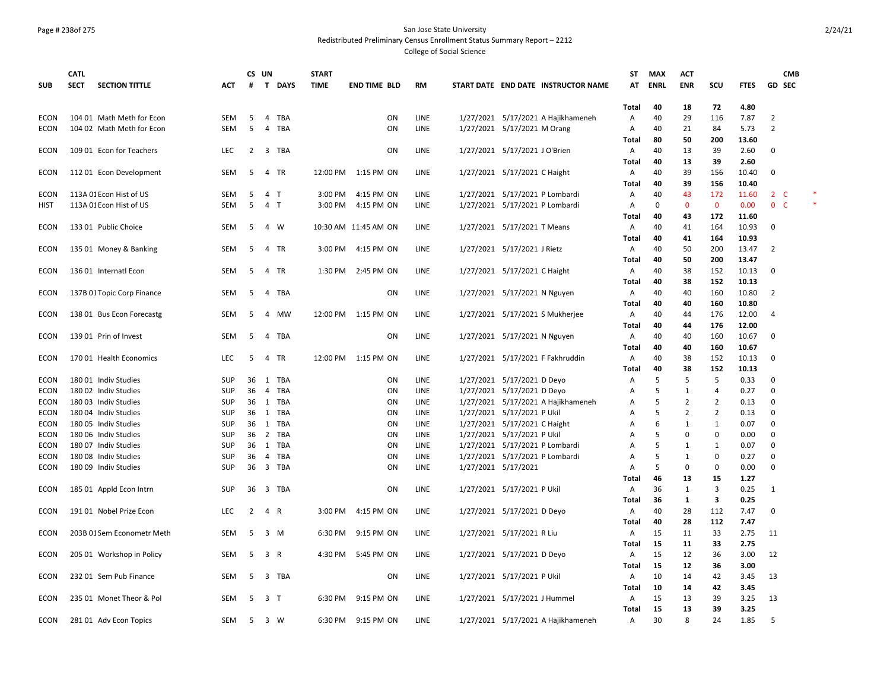San Jose State University
Redistributed Preliminary Census Enrollment Status Summary Report – 2212
College of Social Science

| SUB | CATL SECT | SECTION TITTLE | ACT | CS # | UN T | DAYS | START TIME | END TIME | BLD | RM | START DATE | END DATE | INSTRUCTOR NAME | ST AT | MAX ENRL | ACT ENR | SCU | FTES | GD | CMB SEC |
|---|---|---|---|---|---|---|---|---|---|---|---|---|---|---|---|---|---|---|---|---|
| | | | | | | | | | | | | | | Total | 40 | 18 | 72 | 4.80 | | |
| ECON | 104 01 | Math Meth for Econ | SEM | 5 | 4 | TBA | | | ON | LINE | 1/27/2021 | 5/17/2021 | A Hajikhameneh | A | 40 | 29 | 116 | 7.87 | 2 | |
| ECON | 104 02 | Math Meth for Econ | SEM | 5 | 4 | TBA | | | ON | LINE | 1/27/2021 | 5/17/2021 | M Orang | A | 40 | 21 | 84 | 5.73 | 2 | |
| | | | | | | | | | | | | | | Total | 80 | 50 | 200 | 13.60 | | |
| ECON | 109 01 | Econ for Teachers | LEC | 2 | 3 | TBA | | | ON | LINE | 1/27/2021 | 5/17/2021 | J O'Brien | A | 40 | 13 | 39 | 2.60 | 0 | |
| | | | | | | | | | | | | | | Total | 40 | 13 | 39 | 2.60 | | |
| ECON | 112 01 | Econ Development | SEM | 5 | 4 | TR | 12:00 PM | 1:15 PM | ON | LINE | 1/27/2021 | 5/17/2021 | C Haight | A | 40 | 39 | 156 | 10.40 | 0 | |
| | | | | | | | | | | | | | | Total | 40 | 39 | 156 | 10.40 | | |
| ECON | 113A 01 | Econ Hist of US | SEM | 5 | 4 | T | 3:00 PM | 4:15 PM | ON | LINE | 1/27/2021 | 5/17/2021 | P Lombardi | A | 40 | 43 | 172 | 11.60 | 2 | C * |
| HIST | 113A 01 | Econ Hist of US | SEM | 5 | 4 | T | 3:00 PM | 4:15 PM | ON | LINE | 1/27/2021 | 5/17/2021 | P Lombardi | A | 0 | 0 | 0 | 0.00 | 0 | C * |
| | | | | | | | | | | | | | | Total | 40 | 43 | 172 | 11.60 | | |
| ECON | 133 01 | Public Choice | SEM | 5 | 4 | W | 10:30 AM | 11:45 AM | ON | LINE | 1/27/2021 | 5/17/2021 | T Means | A | 40 | 41 | 164 | 10.93 | 0 | |
| | | | | | | | | | | | | | | Total | 40 | 41 | 164 | 10.93 | | |
| ECON | 135 01 | Money & Banking | SEM | 5 | 4 | TR | 3:00 PM | 4:15 PM | ON | LINE | 1/27/2021 | 5/17/2021 | J Rietz | A | 40 | 50 | 200 | 13.47 | 2 | |
| | | | | | | | | | | | | | | Total | 40 | 50 | 200 | 13.47 | | |
| ECON | 136 01 | Internatl Econ | SEM | 5 | 4 | TR | 1:30 PM | 2:45 PM | ON | LINE | 1/27/2021 | 5/17/2021 | C Haight | A | 40 | 38 | 152 | 10.13 | 0 | |
| | | | | | | | | | | | | | | Total | 40 | 38 | 152 | 10.13 | | |
| ECON | 137B 01 | Topic Corp Finance | SEM | 5 | 4 | TBA | | | ON | LINE | 1/27/2021 | 5/17/2021 | N Nguyen | A | 40 | 40 | 160 | 10.80 | 2 | |
| | | | | | | | | | | | | | | Total | 40 | 40 | 160 | 10.80 | | |
| ECON | 138 01 | Bus Econ Forecastg | SEM | 5 | 4 | MW | 12:00 PM | 1:15 PM | ON | LINE | 1/27/2021 | 5/17/2021 | S Mukherjee | A | 40 | 44 | 176 | 12.00 | 4 | |
| | | | | | | | | | | | | | | Total | 40 | 44 | 176 | 12.00 | | |
| ECON | 139 01 | Prin of Invest | SEM | 5 | 4 | TBA | | | ON | LINE | 1/27/2021 | 5/17/2021 | N Nguyen | A | 40 | 40 | 160 | 10.67 | 0 | |
| | | | | | | | | | | | | | | Total | 40 | 40 | 160 | 10.67 | | |
| ECON | 170 01 | Health Economics | LEC | 5 | 4 | TR | 12:00 PM | 1:15 PM | ON | LINE | 1/27/2021 | 5/17/2021 | F Fakhruddin | A | 40 | 38 | 152 | 10.13 | 0 | |
| | | | | | | | | | | | | | | Total | 40 | 38 | 152 | 10.13 | | |
| ECON | 180 01 | Indiv Studies | SUP | 36 | 1 | TBA | | | ON | LINE | 1/27/2021 | 5/17/2021 | D Deyo | A | 5 | 5 | 5 | 0.33 | 0 | |
| ECON | 180 02 | Indiv Studies | SUP | 36 | 4 | TBA | | | ON | LINE | 1/27/2021 | 5/17/2021 | D Deyo | A | 5 | 1 | 4 | 0.27 | 0 | |
| ECON | 180 03 | Indiv Studies | SUP | 36 | 1 | TBA | | | ON | LINE | 1/27/2021 | 5/17/2021 | A Hajikhameneh | A | 5 | 2 | 2 | 0.13 | 0 | |
| ECON | 180 04 | Indiv Studies | SUP | 36 | 1 | TBA | | | ON | LINE | 1/27/2021 | 5/17/2021 | P Ukil | A | 5 | 2 | 2 | 0.13 | 0 | |
| ECON | 180 05 | Indiv Studies | SUP | 36 | 1 | TBA | | | ON | LINE | 1/27/2021 | 5/17/2021 | C Haight | A | 6 | 1 | 1 | 0.07 | 0 | |
| ECON | 180 06 | Indiv Studies | SUP | 36 | 2 | TBA | | | ON | LINE | 1/27/2021 | 5/17/2021 | P Ukil | A | 5 | 0 | 0 | 0.00 | 0 | |
| ECON | 180 07 | Indiv Studies | SUP | 36 | 1 | TBA | | | ON | LINE | 1/27/2021 | 5/17/2021 | P Lombardi | A | 5 | 1 | 1 | 0.07 | 0 | |
| ECON | 180 08 | Indiv Studies | SUP | 36 | 4 | TBA | | | ON | LINE | 1/27/2021 | 5/17/2021 | P Lombardi | A | 5 | 1 | 0 | 0.27 | 0 | |
| ECON | 180 09 | Indiv Studies | SUP | 36 | 3 | TBA | | | ON | LINE | 1/27/2021 | 5/17/2021 | | A | 5 | 0 | 0 | 0.00 | 0 | |
| | | | | | | | | | | | | | | Total | 46 | 13 | 15 | 1.27 | | |
| ECON | 185 01 | Appld Econ Intrn | SUP | 36 | 3 | TBA | | | ON | LINE | 1/27/2021 | 5/17/2021 | P Ukil | A | 36 | 1 | 3 | 0.25 | 1 | |
| | | | | | | | | | | | | | | Total | 36 | 1 | 3 | 0.25 | | |
| ECON | 191 01 | Nobel Prize Econ | LEC | 2 | 4 | R | 3:00 PM | 4:15 PM | ON | LINE | 1/27/2021 | 5/17/2021 | D Deyo | A | 40 | 28 | 112 | 7.47 | 0 | |
| | | | | | | | | | | | | | | Total | 40 | 28 | 112 | 7.47 | | |
| ECON | 203B 01 | Sem Econometr Meth | SEM | 5 | 3 | M | 6:30 PM | 9:15 PM | ON | LINE | 1/27/2021 | 5/17/2021 | R Liu | A | 15 | 11 | 33 | 2.75 | 11 | |
| | | | | | | | | | | | | | | Total | 15 | 11 | 33 | 2.75 | | |
| ECON | 205 01 | Workshop in Policy | SEM | 5 | 3 | R | 4:30 PM | 5:45 PM | ON | LINE | 1/27/2021 | 5/17/2021 | D Deyo | A | 15 | 12 | 36 | 3.00 | 12 | |
| | | | | | | | | | | | | | | Total | 15 | 12 | 36 | 3.00 | | |
| ECON | 232 01 | Sem Pub Finance | SEM | 5 | 3 | TBA | | | ON | LINE | 1/27/2021 | 5/17/2021 | P Ukil | A | 10 | 14 | 42 | 3.45 | 13 | |
| | | | | | | | | | | | | | | Total | 10 | 14 | 42 | 3.45 | | |
| ECON | 235 01 | Monet Theor & Pol | SEM | 5 | 3 | T | 6:30 PM | 9:15 PM | ON | LINE | 1/27/2021 | 5/17/2021 | J Hummel | A | 15 | 13 | 39 | 3.25 | 13 | |
| | | | | | | | | | | | | | | Total | 15 | 13 | 39 | 3.25 | | |
| ECON | 281 01 | Adv Econ Topics | SEM | 5 | 3 | W | 6:30 PM | 9:15 PM | ON | LINE | 1/27/2021 | 5/17/2021 | A Hajikhameneh | A | 30 | 8 | 24 | 1.85 | 5 | |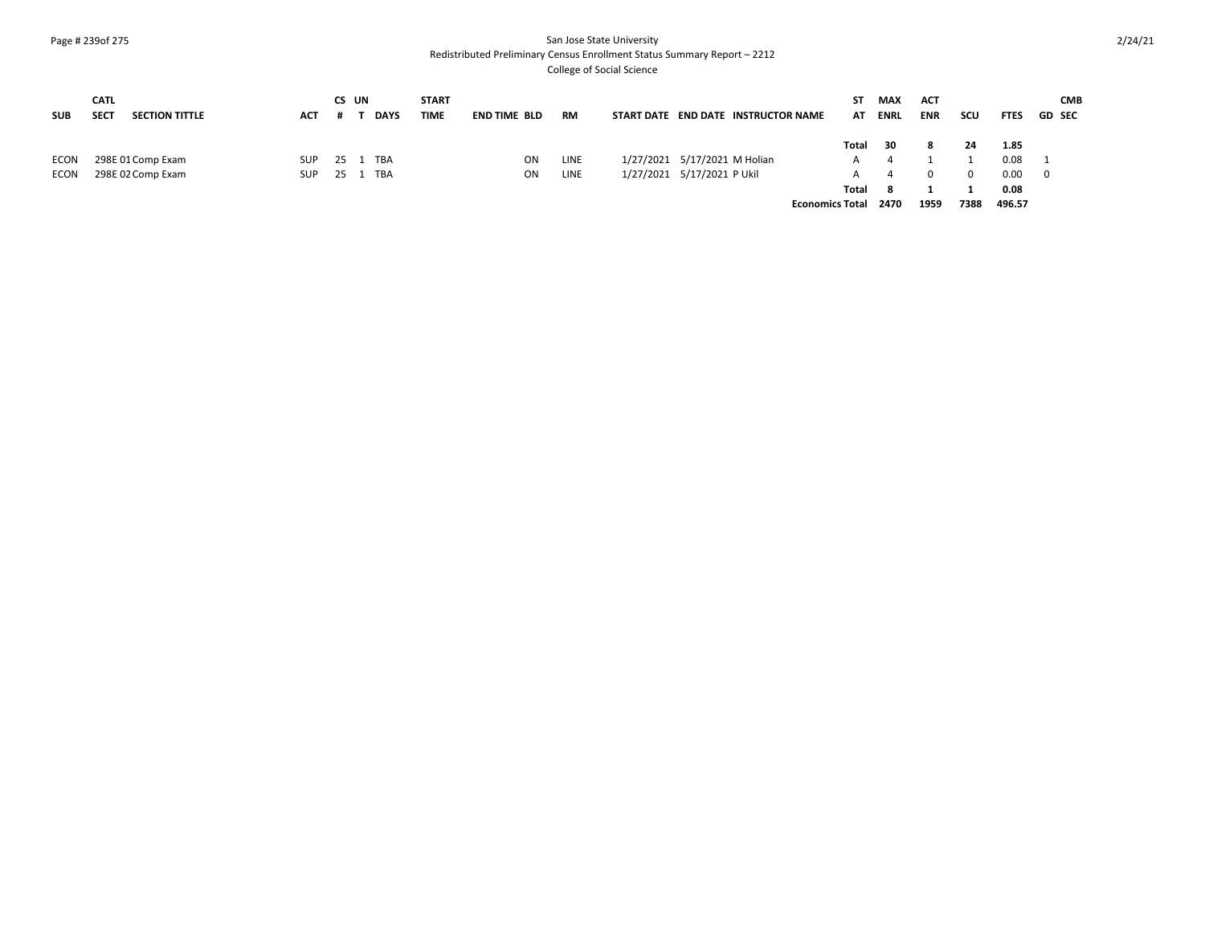San Jose State University
Redistributed Preliminary Census Enrollment Status Summary Report – 2212
College of Social Science

| SUB | CATL SECT | SECTION TITTLE | ACT | CS # | UN T | DAYS | START TIME | END TIME | BLD | RM | START DATE | END DATE | INSTRUCTOR NAME | ST AT | MAX ENRL | ACT ENR | SCU | FTES | GD | CMB SEC |
|---|---|---|---|---|---|---|---|---|---|---|---|---|---|---|---|---|---|---|---|---|
| | | | | | | | | | | | | | | **Total** | **30** | **8** | **24** | **1.85** | | |
| ECON | 298E 01 | Comp Exam | SUP | 25 | 1 | TBA | | | ON | LINE | 1/27/2021 | 5/17/2021 | M Holian | A | 4 | 1 | 1 | 0.08 | 1 | |
| ECON | 298E 02 | Comp Exam | SUP | 25 | 1 | TBA | | | ON | LINE | 1/27/2021 | 5/17/2021 | P Ukil | A | 4 | 0 | 0 | 0.00 | 0 | |
| | | | | | | | | | | | | | | **Total** | **8** | **1** | **1** | **0.08** | | |
| | | | | | | | | | | | | | | **Economics Total** | **2470** | **1959** | **7388** | **496.57** | | |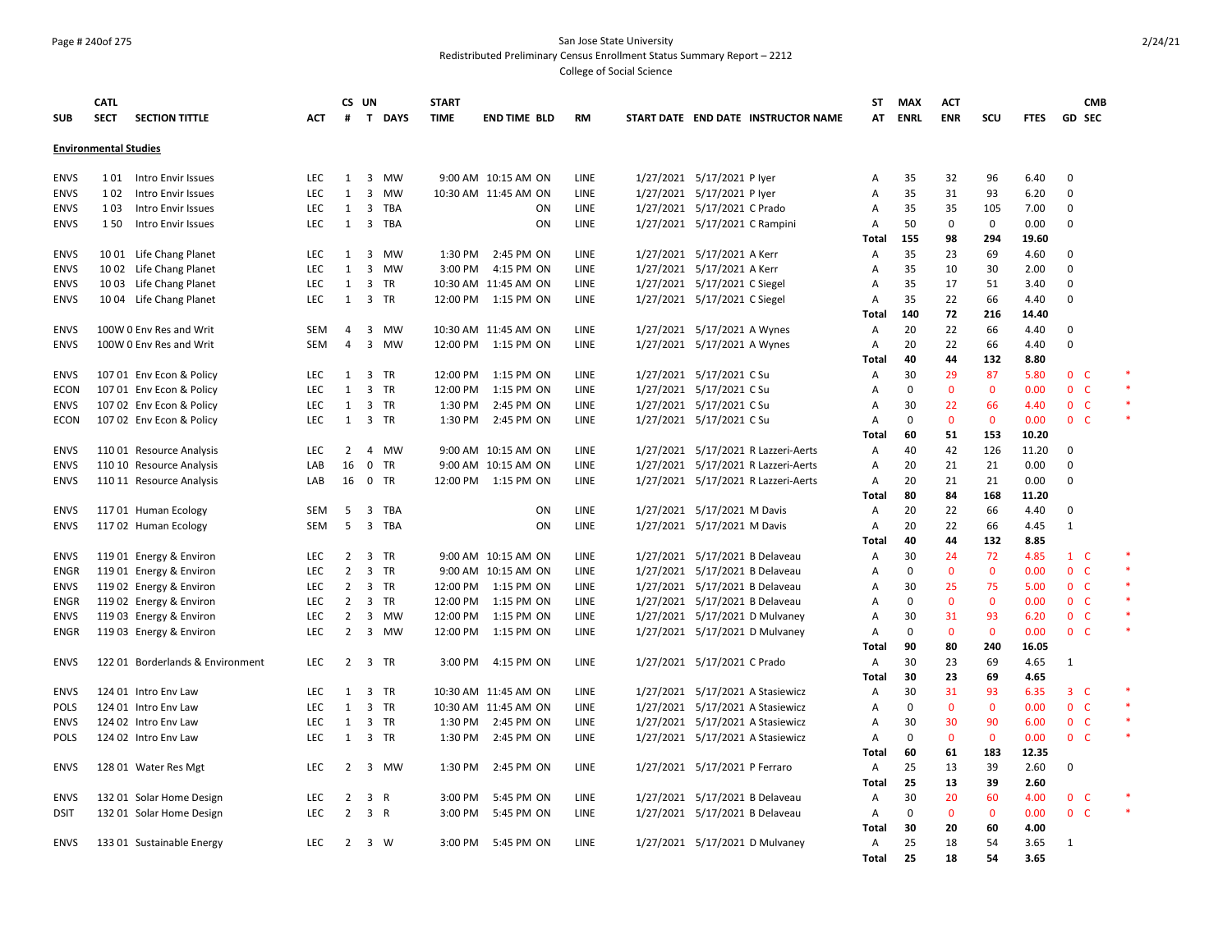San Jose State University
Redistributed Preliminary Census Enrollment Status Summary Report – 2212
College of Social Science

| SUB | CATL SECT | SECTION TITTLE | ACT | CS # | UN T | DAYS | START TIME | END TIME | BLD | RM | START DATE | END DATE | INSTRUCTOR NAME | ST AT | MAX ENRL | ACT ENR | SCU | FTES | GD | CMB SEC | |
|---|---|---|---|---|---|---|---|---|---|---|---|---|---|---|---|---|---|---|---|---|---|
| **Environmental Studies** | | | | | | | | | | | | | | | | | | | | | |
| ENVS | 1 01 | Intro Envir Issues | LEC | 1 | 3 | MW | 9:00 AM | 10:15 AM | ON | LINE | 1/27/2021 | 5/17/2021 | P Iyer | A | 35 | 32 | 96 | 6.40 | 0 | | |
| ENVS | 1 02 | Intro Envir Issues | LEC | 1 | 3 | MW | 10:30 AM | 11:45 AM | ON | LINE | 1/27/2021 | 5/17/2021 | P Iyer | A | 35 | 31 | 93 | 6.20 | 0 | | |
| ENVS | 1 03 | Intro Envir Issues | LEC | 1 | 3 | TBA | | | ON | LINE | 1/27/2021 | 5/17/2021 | C Prado | A | 35 | 35 | 105 | 7.00 | 0 | | |
| ENVS | 1 50 | Intro Envir Issues | LEC | 1 | 3 | TBA | | | ON | LINE | 1/27/2021 | 5/17/2021 | C Rampini | A | 50 | 0 | 0 | 0.00 | 0 | | |
| | | | | | | | | | | | | | | **Total** | **155** | **98** | **294** | **19.60** | | | |
| ENVS | 10 01 | Life Chang Planet | LEC | 1 | 3 | MW | 1:30 PM | 2:45 PM | ON | LINE | 1/27/2021 | 5/17/2021 | A Kerr | A | 35 | 23 | 69 | 4.60 | 0 | | |
| ENVS | 10 02 | Life Chang Planet | LEC | 1 | 3 | MW | 3:00 PM | 4:15 PM | ON | LINE | 1/27/2021 | 5/17/2021 | A Kerr | A | 35 | 10 | 30 | 2.00 | 0 | | |
| ENVS | 10 03 | Life Chang Planet | LEC | 1 | 3 | TR | 10:30 AM | 11:45 AM | ON | LINE | 1/27/2021 | 5/17/2021 | C Siegel | A | 35 | 17 | 51 | 3.40 | 0 | | |
| ENVS | 10 04 | Life Chang Planet | LEC | 1 | 3 | TR | 12:00 PM | 1:15 PM | ON | LINE | 1/27/2021 | 5/17/2021 | C Siegel | A | 35 | 22 | 66 | 4.40 | 0 | | |
| | | | | | | | | | | | | | | **Total** | **140** | **72** | **216** | **14.40** | | | |
| ENVS | 100W 0 | Env Res and Writ | SEM | 4 | 3 | MW | 10:30 AM | 11:45 AM | ON | LINE | 1/27/2021 | 5/17/2021 | A Wynes | A | 20 | 22 | 66 | 4.40 | 0 | | |
| ENVS | 100W 0 | Env Res and Writ | SEM | 4 | 3 | MW | 12:00 PM | 1:15 PM | ON | LINE | 1/27/2021 | 5/17/2021 | A Wynes | A | 20 | 22 | 66 | 4.40 | 0 | | |
| | | | | | | | | | | | | | | **Total** | **40** | **44** | **132** | **8.80** | | | |
| ENVS | 107 01 | Env Econ & Policy | LEC | 1 | 3 | TR | 12:00 PM | 1:15 PM | ON | LINE | 1/27/2021 | 5/17/2021 | C Su | A | 30 | 29 | 87 | 5.80 | 0 | C | * |
| ECON | 107 01 | Env Econ & Policy | LEC | 1 | 3 | TR | 12:00 PM | 1:15 PM | ON | LINE | 1/27/2021 | 5/17/2021 | C Su | A | 0 | 0 | 0 | 0.00 | 0 | C | * |
| ENVS | 107 02 | Env Econ & Policy | LEC | 1 | 3 | TR | 1:30 PM | 2:45 PM | ON | LINE | 1/27/2021 | 5/17/2021 | C Su | A | 30 | 22 | 66 | 4.40 | 0 | C | * |
| ECON | 107 02 | Env Econ & Policy | LEC | 1 | 3 | TR | 1:30 PM | 2:45 PM | ON | LINE | 1/27/2021 | 5/17/2021 | C Su | A | 0 | 0 | 0 | 0.00 | 0 | C | * |
| | | | | | | | | | | | | | | **Total** | **60** | **51** | **153** | **10.20** | | | |
| ENVS | 110 01 | Resource Analysis | LEC | 2 | 4 | MW | 9:00 AM | 10:15 AM | ON | LINE | 1/27/2021 | 5/17/2021 | R Lazzeri-Aerts | A | 40 | 42 | 126 | 11.20 | 0 | | |
| ENVS | 110 10 | Resource Analysis | LAB | 16 | 0 | TR | 9:00 AM | 10:15 AM | ON | LINE | 1/27/2021 | 5/17/2021 | R Lazzeri-Aerts | A | 20 | 21 | 21 | 0.00 | 0 | | |
| ENVS | 110 11 | Resource Analysis | LAB | 16 | 0 | TR | 12:00 PM | 1:15 PM | ON | LINE | 1/27/2021 | 5/17/2021 | R Lazzeri-Aerts | A | 20 | 21 | 21 | 0.00 | 0 | | |
| | | | | | | | | | | | | | | **Total** | **80** | **84** | **168** | **11.20** | | | |
| ENVS | 117 01 | Human Ecology | SEM | 5 | 3 | TBA | | | ON | LINE | 1/27/2021 | 5/17/2021 | M Davis | A | 20 | 22 | 66 | 4.40 | 0 | | |
| ENVS | 117 02 | Human Ecology | SEM | 5 | 3 | TBA | | | ON | LINE | 1/27/2021 | 5/17/2021 | M Davis | A | 20 | 22 | 66 | 4.45 | 1 | | |
| | | | | | | | | | | | | | | **Total** | **40** | **44** | **132** | **8.85** | | | |
| ENVS | 119 01 | Energy & Environ | LEC | 2 | 3 | TR | 9:00 AM | 10:15 AM | ON | LINE | 1/27/2021 | 5/17/2021 | B Delaveau | A | 30 | 24 | 72 | 4.85 | 1 | C | * |
| ENGR | 119 01 | Energy & Environ | LEC | 2 | 3 | TR | 9:00 AM | 10:15 AM | ON | LINE | 1/27/2021 | 5/17/2021 | B Delaveau | A | 0 | 0 | 0 | 0.00 | 0 | C | * |
| ENVS | 119 02 | Energy & Environ | LEC | 2 | 3 | TR | 12:00 PM | 1:15 PM | ON | LINE | 1/27/2021 | 5/17/2021 | B Delaveau | A | 30 | 25 | 75 | 5.00 | 0 | C | * |
| ENGR | 119 02 | Energy & Environ | LEC | 2 | 3 | TR | 12:00 PM | 1:15 PM | ON | LINE | 1/27/2021 | 5/17/2021 | B Delaveau | A | 0 | 0 | 0 | 0.00 | 0 | C | * |
| ENVS | 119 03 | Energy & Environ | LEC | 2 | 3 | MW | 12:00 PM | 1:15 PM | ON | LINE | 1/27/2021 | 5/17/2021 | D Mulvaney | A | 30 | 31 | 93 | 6.20 | 0 | C | * |
| ENGR | 119 03 | Energy & Environ | LEC | 2 | 3 | MW | 12:00 PM | 1:15 PM | ON | LINE | 1/27/2021 | 5/17/2021 | D Mulvaney | A | 0 | 0 | 0 | 0.00 | 0 | C | * |
| | | | | | | | | | | | | | | **Total** | **90** | **80** | **240** | **16.05** | | | |
| ENVS | 122 01 | Borderlands & Environment | LEC | 2 | 3 | TR | 3:00 PM | 4:15 PM | ON | LINE | 1/27/2021 | 5/17/2021 | C Prado | A | 30 | 23 | 69 | 4.65 | 1 | | |
| | | | | | | | | | | | | | | **Total** | **30** | **23** | **69** | **4.65** | | | |
| ENVS | 124 01 | Intro Env Law | LEC | 1 | 3 | TR | 10:30 AM | 11:45 AM | ON | LINE | 1/27/2021 | 5/17/2021 | A Stasiewicz | A | 30 | 31 | 93 | 6.35 | 3 | C | * |
| POLS | 124 01 | Intro Env Law | LEC | 1 | 3 | TR | 10:30 AM | 11:45 AM | ON | LINE | 1/27/2021 | 5/17/2021 | A Stasiewicz | A | 0 | 0 | 0 | 0.00 | 0 | C | * |
| ENVS | 124 02 | Intro Env Law | LEC | 1 | 3 | TR | 1:30 PM | 2:45 PM | ON | LINE | 1/27/2021 | 5/17/2021 | A Stasiewicz | A | 30 | 30 | 90 | 6.00 | 0 | C | * |
| POLS | 124 02 | Intro Env Law | LEC | 1 | 3 | TR | 1:30 PM | 2:45 PM | ON | LINE | 1/27/2021 | 5/17/2021 | A Stasiewicz | A | 0 | 0 | 0 | 0.00 | 0 | C | * |
| | | | | | | | | | | | | | | **Total** | **60** | **61** | **183** | **12.35** | | | |
| ENVS | 128 01 | Water Res Mgt | LEC | 2 | 3 | MW | 1:30 PM | 2:45 PM | ON | LINE | 1/27/2021 | 5/17/2021 | P Ferraro | A | 25 | 13 | 39 | 2.60 | 0 | | |
| | | | | | | | | | | | | | | **Total** | **25** | **13** | **39** | **2.60** | | | |
| ENVS | 132 01 | Solar Home Design | LEC | 2 | 3 | R | 3:00 PM | 5:45 PM | ON | LINE | 1/27/2021 | 5/17/2021 | B Delaveau | A | 30 | 20 | 60 | 4.00 | 0 | C | * |
| DSIT | 132 01 | Solar Home Design | LEC | 2 | 3 | R | 3:00 PM | 5:45 PM | ON | LINE | 1/27/2021 | 5/17/2021 | B Delaveau | A | 0 | 0 | 0 | 0.00 | 0 | C | * |
| | | | | | | | | | | | | | | **Total** | **30** | **20** | **60** | **4.00** | | | |
| ENVS | 133 01 | Sustainable Energy | LEC | 2 | 3 | W | 3:00 PM | 5:45 PM | ON | LINE | 1/27/2021 | 5/17/2021 | D Mulvaney | A | 25 | 18 | 54 | 3.65 | 1 | | |
| | | | | | | | | | | | | | | **Total** | **25** | **18** | **54** | **3.65** | | | |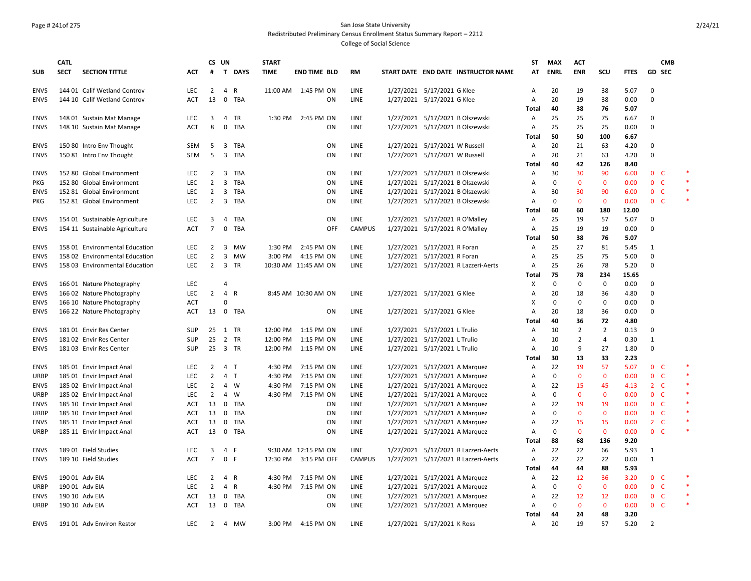San Jose State University
Redistributed Preliminary Census Enrollment Status Summary Report – 2212
College of Social Science

| SUB | CATL SECT | SECTION TITTLE | ACT | CS # | UN T | DAYS | START TIME | END TIME | BLD | RM | START DATE | END DATE | INSTRUCTOR NAME | ST AT | MAX ENRL | ACT ENR | SCU | FTES | GD | CMB SEC | |
|---|---|---|---|---|---|---|---|---|---|---|---|---|---|---|---|---|---|---|---|---|---|
| ENVS | 144 01 | Calif Wetland Controv | LEC | 2 | 4 | R | 11:00 AM | 1:45 PM | ON | LINE | 1/27/2021 | 5/17/2021 | G Klee | A | 20 | 19 | 38 | 5.07 | 0 | | |
| ENVS | 144 10 | Calif Wetland Controv | ACT | 13 | 0 | TBA | | | ON | LINE | 1/27/2021 | 5/17/2021 | G Klee | A | 20 | 19 | 38 | 0.00 | 0 | | |
| | | | | | | | | | | | | | | Total | 40 | 38 | 76 | 5.07 | | | |
| ENVS | 148 01 | Sustain Mat Manage | LEC | 3 | 4 | TR | 1:30 PM | 2:45 PM | ON | LINE | 1/27/2021 | 5/17/2021 | B Olszewski | A | 25 | 25 | 75 | 6.67 | 0 | | |
| ENVS | 148 10 | Sustain Mat Manage | ACT | 8 | 0 | TBA | | | ON | LINE | 1/27/2021 | 5/17/2021 | B Olszewski | A | 25 | 25 | 25 | 0.00 | 0 | | |
| | | | | | | | | | | | | | | Total | 50 | 50 | 100 | 6.67 | | | |
| ENVS | 150 80 | Intro Env Thought | SEM | 5 | 3 | TBA | | | ON | LINE | 1/27/2021 | 5/17/2021 | W Russell | A | 20 | 21 | 63 | 4.20 | 0 | | |
| ENVS | 150 81 | Intro Env Thought | SEM | 5 | 3 | TBA | | | ON | LINE | 1/27/2021 | 5/17/2021 | W Russell | A | 20 | 21 | 63 | 4.20 | 0 | | |
| | | | | | | | | | | | | | | Total | 40 | 42 | 126 | 8.40 | | | |
| ENVS | 152 80 | Global Environment | LEC | 2 | 3 | TBA | | | ON | LINE | 1/27/2021 | 5/17/2021 | B Olszewski | A | 30 | 30 | 90 | 6.00 | 0 | C | * |
| PKG | 152 80 | Global Environment | LEC | 2 | 3 | TBA | | | ON | LINE | 1/27/2021 | 5/17/2021 | B Olszewski | A | 0 | 0 | 0 | 0.00 | 0 | C | * |
| ENVS | 152 81 | Global Environment | LEC | 2 | 3 | TBA | | | ON | LINE | 1/27/2021 | 5/17/2021 | B Olszewski | A | 30 | 30 | 90 | 6.00 | 0 | C | * |
| PKG | 152 81 | Global Environment | LEC | 2 | 3 | TBA | | | ON | LINE | 1/27/2021 | 5/17/2021 | B Olszewski | A | 0 | 0 | 0 | 0.00 | 0 | C | * |
| | | | | | | | | | | | | | | Total | 60 | 60 | 180 | 12.00 | | | |
| ENVS | 154 01 | Sustainable Agriculture | LEC | 3 | 4 | TBA | | | ON | LINE | 1/27/2021 | 5/17/2021 | R O'Malley | A | 25 | 19 | 57 | 5.07 | 0 | | |
| ENVS | 154 11 | Sustainable Agriculture | ACT | 7 | 0 | TBA | | | OFF | CAMPUS | 1/27/2021 | 5/17/2021 | R O'Malley | A | 25 | 19 | 19 | 0.00 | 0 | | |
| | | | | | | | | | | | | | | Total | 50 | 38 | 76 | 5.07 | | | |
| ENVS | 158 01 | Environmental Education | LEC | 2 | 3 | MW | 1:30 PM | 2:45 PM | ON | LINE | 1/27/2021 | 5/17/2021 | R Foran | A | 25 | 27 | 81 | 5.45 | 1 | | |
| ENVS | 158 02 | Environmental Education | LEC | 2 | 3 | MW | 3:00 PM | 4:15 PM | ON | LINE | 1/27/2021 | 5/17/2021 | R Foran | A | 25 | 25 | 75 | 5.00 | 0 | | |
| ENVS | 158 03 | Environmental Education | LEC | 2 | 3 | TR | 10:30 AM | 11:45 AM | ON | LINE | 1/27/2021 | 5/17/2021 | R Lazzeri-Aerts | A | 25 | 26 | 78 | 5.20 | 0 | | |
| | | | | | | | | | | | | | | Total | 75 | 78 | 234 | 15.65 | | | |
| ENVS | 166 01 | Nature Photography | LEC | | 4 | | | | | | | | | X | 0 | 0 | 0 | 0.00 | 0 | | |
| ENVS | 166 02 | Nature Photography | LEC | 2 | 4 | R | 8:45 AM | 10:30 AM | ON | LINE | 1/27/2021 | 5/17/2021 | G Klee | A | 20 | 18 | 36 | 4.80 | 0 | | |
| ENVS | 166 10 | Nature Photography | ACT | | 0 | | | | | | | | | X | 0 | 0 | 0 | 0.00 | 0 | | |
| ENVS | 166 22 | Nature Photography | ACT | 13 | 0 | TBA | | | ON | LINE | 1/27/2021 | 5/17/2021 | G Klee | A | 20 | 18 | 36 | 0.00 | 0 | | |
| | | | | | | | | | | | | | | Total | 40 | 36 | 72 | 4.80 | | | |
| ENVS | 181 01 | Envir Res Center | SUP | 25 | 1 | TR | 12:00 PM | 1:15 PM | ON | LINE | 1/27/2021 | 5/17/2021 | L Trulio | A | 10 | 2 | 2 | 0.13 | 0 | | |
| ENVS | 181 02 | Envir Res Center | SUP | 25 | 2 | TR | 12:00 PM | 1:15 PM | ON | LINE | 1/27/2021 | 5/17/2021 | L Trulio | A | 10 | 2 | 4 | 0.30 | 1 | | |
| ENVS | 181 03 | Envir Res Center | SUP | 25 | 3 | TR | 12:00 PM | 1:15 PM | ON | LINE | 1/27/2021 | 5/17/2021 | L Trulio | A | 10 | 9 | 27 | 1.80 | 0 | | |
| | | | | | | | | | | | | | | Total | 30 | 13 | 33 | 2.23 | | | |
| ENVS | 185 01 | Envir Impact Anal | LEC | 2 | 4 | T | 4:30 PM | 7:15 PM | ON | LINE | 1/27/2021 | 5/17/2021 | A Marquez | A | 22 | 19 | 57 | 5.07 | 0 | C | * |
| URBP | 185 01 | Envir Impact Anal | LEC | 2 | 4 | T | 4:30 PM | 7:15 PM | ON | LINE | 1/27/2021 | 5/17/2021 | A Marquez | A | 0 | 0 | 0 | 0.00 | 0 | C | * |
| ENVS | 185 02 | Envir Impact Anal | LEC | 2 | 4 | W | 4:30 PM | 7:15 PM | ON | LINE | 1/27/2021 | 5/17/2021 | A Marquez | A | 22 | 15 | 45 | 4.13 | 2 | C | * |
| URBP | 185 02 | Envir Impact Anal | LEC | 2 | 4 | W | 4:30 PM | 7:15 PM | ON | LINE | 1/27/2021 | 5/17/2021 | A Marquez | A | 0 | 0 | 0 | 0.00 | 0 | C | * |
| ENVS | 185 10 | Envir Impact Anal | ACT | 13 | 0 | TBA | | | ON | LINE | 1/27/2021 | 5/17/2021 | A Marquez | A | 22 | 19 | 19 | 0.00 | 0 | C | * |
| URBP | 185 10 | Envir Impact Anal | ACT | 13 | 0 | TBA | | | ON | LINE | 1/27/2021 | 5/17/2021 | A Marquez | A | 0 | 0 | 0 | 0.00 | 0 | C | * |
| ENVS | 185 11 | Envir Impact Anal | ACT | 13 | 0 | TBA | | | ON | LINE | 1/27/2021 | 5/17/2021 | A Marquez | A | 22 | 15 | 15 | 0.00 | 2 | C | * |
| URBP | 185 11 | Envir Impact Anal | ACT | 13 | 0 | TBA | | | ON | LINE | 1/27/2021 | 5/17/2021 | A Marquez | A | 0 | 0 | 0 | 0.00 | 0 | C | * |
| | | | | | | | | | | | | | | Total | 88 | 68 | 136 | 9.20 | | | |
| ENVS | 189 01 | Field Studies | LEC | 3 | 4 | F | 9:30 AM | 12:15 PM | ON | LINE | 1/27/2021 | 5/17/2021 | R Lazzeri-Aerts | A | 22 | 22 | 66 | 5.93 | 1 | | |
| ENVS | 189 10 | Field Studies | ACT | 7 | 0 | F | 12:30 PM | 3:15 PM | OFF | CAMPUS | 1/27/2021 | 5/17/2021 | R Lazzeri-Aerts | A | 22 | 22 | 22 | 0.00 | 1 | | |
| | | | | | | | | | | | | | | Total | 44 | 44 | 88 | 5.93 | | | |
| ENVS | 190 01 | Adv EIA | LEC | 2 | 4 | R | 4:30 PM | 7:15 PM | ON | LINE | 1/27/2021 | 5/17/2021 | A Marquez | A | 22 | 12 | 36 | 3.20 | 0 | C | * |
| URBP | 190 01 | Adv EIA | LEC | 2 | 4 | R | 4:30 PM | 7:15 PM | ON | LINE | 1/27/2021 | 5/17/2021 | A Marquez | A | 0 | 0 | 0 | 0.00 | 0 | C | * |
| ENVS | 190 10 | Adv EIA | ACT | 13 | 0 | TBA | | | ON | LINE | 1/27/2021 | 5/17/2021 | A Marquez | A | 22 | 12 | 12 | 0.00 | 0 | C | * |
| URBP | 190 10 | Adv EIA | ACT | 13 | 0 | TBA | | | ON | LINE | 1/27/2021 | 5/17/2021 | A Marquez | A | 0 | 0 | 0 | 0.00 | 0 | C | * |
| | | | | | | | | | | | | | | Total | 44 | 24 | 48 | 3.20 | | | |
| ENVS | 191 01 | Adv Environ Restor | LEC | 2 | 4 | MW | 3:00 PM | 4:15 PM | ON | LINE | 1/27/2021 | 5/17/2021 | K Ross | A | 20 | 19 | 57 | 5.20 | 2 | | |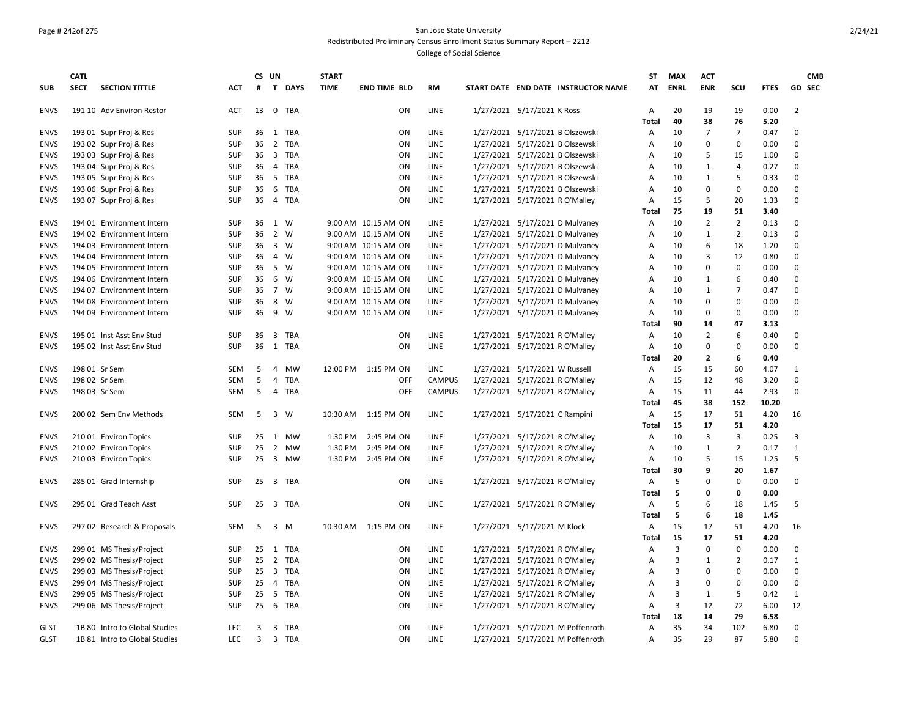San Jose State University
Redistributed Preliminary Census Enrollment Status Summary Report – 2212
College of Social Science

| SUB | CATL SECT | SECTION TITTLE | ACT | CS # | UN T | DAYS | START TIME | END TIME | BLD | RM | START DATE | END DATE | INSTRUCTOR NAME | ST AT | MAX ENRL | ACT ENR | SCU | FTES | GD | CMB SEC |
|---|---|---|---|---|---|---|---|---|---|---|---|---|---|---|---|---|---|---|---|---|
| ENVS | 191 10 | Adv Environ Restor | ACT | 13 | 0 | TBA | | | ON | LINE | 1/27/2021 | 5/17/2021 | K Ross | A | 20 | 19 | 19 | 0.00 | 2 | |
| | | | | | | | | | | | | | | Total | 40 | 38 | 76 | 5.20 | | |
| ENVS | 193 01 | Supr Proj & Res | SUP | 36 | 1 | TBA | | | ON | LINE | 1/27/2021 | 5/17/2021 | B Olszewski | A | 10 | 7 | 7 | 0.47 | 0 | |
| ENVS | 193 02 | Supr Proj & Res | SUP | 36 | 2 | TBA | | | ON | LINE | 1/27/2021 | 5/17/2021 | B Olszewski | A | 10 | 0 | 0 | 0.00 | 0 | |
| ENVS | 193 03 | Supr Proj & Res | SUP | 36 | 3 | TBA | | | ON | LINE | 1/27/2021 | 5/17/2021 | B Olszewski | A | 10 | 5 | 15 | 1.00 | 0 | |
| ENVS | 193 04 | Supr Proj & Res | SUP | 36 | 4 | TBA | | | ON | LINE | 1/27/2021 | 5/17/2021 | B Olszewski | A | 10 | 1 | 4 | 0.27 | 0 | |
| ENVS | 193 05 | Supr Proj & Res | SUP | 36 | 5 | TBA | | | ON | LINE | 1/27/2021 | 5/17/2021 | B Olszewski | A | 10 | 1 | 5 | 0.33 | 0 | |
| ENVS | 193 06 | Supr Proj & Res | SUP | 36 | 6 | TBA | | | ON | LINE | 1/27/2021 | 5/17/2021 | B Olszewski | A | 10 | 0 | 0 | 0.00 | 0 | |
| ENVS | 193 07 | Supr Proj & Res | SUP | 36 | 4 | TBA | | | ON | LINE | 1/27/2021 | 5/17/2021 | R O'Malley | A | 15 | 5 | 20 | 1.33 | 0 | |
| | | | | | | | | | | | | | | Total | 75 | 19 | 51 | 3.40 | | |
| ENVS | 194 01 | Environment Intern | SUP | 36 | 1 | W | 9:00 AM | 10:15 AM | ON | LINE | 1/27/2021 | 5/17/2021 | D Mulvaney | A | 10 | 2 | 2 | 0.13 | 0 | |
| ENVS | 194 02 | Environment Intern | SUP | 36 | 2 | W | 9:00 AM | 10:15 AM | ON | LINE | 1/27/2021 | 5/17/2021 | D Mulvaney | A | 10 | 1 | 2 | 0.13 | 0 | |
| ENVS | 194 03 | Environment Intern | SUP | 36 | 3 | W | 9:00 AM | 10:15 AM | ON | LINE | 1/27/2021 | 5/17/2021 | D Mulvaney | A | 10 | 6 | 18 | 1.20 | 0 | |
| ENVS | 194 04 | Environment Intern | SUP | 36 | 4 | W | 9:00 AM | 10:15 AM | ON | LINE | 1/27/2021 | 5/17/2021 | D Mulvaney | A | 10 | 3 | 12 | 0.80 | 0 | |
| ENVS | 194 05 | Environment Intern | SUP | 36 | 5 | W | 9:00 AM | 10:15 AM | ON | LINE | 1/27/2021 | 5/17/2021 | D Mulvaney | A | 10 | 0 | 0 | 0.00 | 0 | |
| ENVS | 194 06 | Environment Intern | SUP | 36 | 6 | W | 9:00 AM | 10:15 AM | ON | LINE | 1/27/2021 | 5/17/2021 | D Mulvaney | A | 10 | 1 | 6 | 0.40 | 0 | |
| ENVS | 194 07 | Environment Intern | SUP | 36 | 7 | W | 9:00 AM | 10:15 AM | ON | LINE | 1/27/2021 | 5/17/2021 | D Mulvaney | A | 10 | 1 | 7 | 0.47 | 0 | |
| ENVS | 194 08 | Environment Intern | SUP | 36 | 8 | W | 9:00 AM | 10:15 AM | ON | LINE | 1/27/2021 | 5/17/2021 | D Mulvaney | A | 10 | 0 | 0 | 0.00 | 0 | |
| ENVS | 194 09 | Environment Intern | SUP | 36 | 9 | W | 9:00 AM | 10:15 AM | ON | LINE | 1/27/2021 | 5/17/2021 | D Mulvaney | A | 10 | 0 | 0 | 0.00 | 0 | |
| | | | | | | | | | | | | | | Total | 90 | 14 | 47 | 3.13 | | |
| ENVS | 195 01 | Inst Asst Env Stud | SUP | 36 | 3 | TBA | | | ON | LINE | 1/27/2021 | 5/17/2021 | R O'Malley | A | 10 | 2 | 6 | 0.40 | 0 | |
| ENVS | 195 02 | Inst Asst Env Stud | SUP | 36 | 1 | TBA | | | ON | LINE | 1/27/2021 | 5/17/2021 | R O'Malley | A | 10 | 0 | 0 | 0.00 | 0 | |
| | | | | | | | | | | | | | | Total | 20 | 2 | 6 | 0.40 | | |
| ENVS | 198 01 | Sr Sem | SEM | 5 | 4 | MW | 12:00 PM | 1:15 PM | ON | LINE | 1/27/2021 | 5/17/2021 | W Russell | A | 15 | 15 | 60 | 4.07 | 1 | |
| ENVS | 198 02 | Sr Sem | SEM | 5 | 4 | TBA | | | OFF | CAMPUS | 1/27/2021 | 5/17/2021 | R O'Malley | A | 15 | 12 | 48 | 3.20 | 0 | |
| ENVS | 198 03 | Sr Sem | SEM | 5 | 4 | TBA | | | OFF | CAMPUS | 1/27/2021 | 5/17/2021 | R O'Malley | A | 15 | 11 | 44 | 2.93 | 0 | |
| | | | | | | | | | | | | | | Total | 45 | 38 | 152 | 10.20 | | |
| ENVS | 200 02 | Sem Env Methods | SEM | 5 | 3 | W | 10:30 AM | 1:15 PM | ON | LINE | 1/27/2021 | 5/17/2021 | C Rampini | A | 15 | 17 | 51 | 4.20 | 16 | |
| | | | | | | | | | | | | | | Total | 15 | 17 | 51 | 4.20 | | |
| ENVS | 210 01 | Environ Topics | SUP | 25 | 1 | MW | 1:30 PM | 2:45 PM | ON | LINE | 1/27/2021 | 5/17/2021 | R O'Malley | A | 10 | 3 | 3 | 0.25 | 3 | |
| ENVS | 210 02 | Environ Topics | SUP | 25 | 2 | MW | 1:30 PM | 2:45 PM | ON | LINE | 1/27/2021 | 5/17/2021 | R O'Malley | A | 10 | 1 | 2 | 0.17 | 1 | |
| ENVS | 210 03 | Environ Topics | SUP | 25 | 3 | MW | 1:30 PM | 2:45 PM | ON | LINE | 1/27/2021 | 5/17/2021 | R O'Malley | A | 10 | 5 | 15 | 1.25 | 5 | |
| | | | | | | | | | | | | | | Total | 30 | 9 | 20 | 1.67 | | |
| ENVS | 285 01 | Grad Internship | SUP | 25 | 3 | TBA | | | ON | LINE | 1/27/2021 | 5/17/2021 | R O'Malley | A | 5 | 0 | 0 | 0.00 | 0 | |
| | | | | | | | | | | | | | | Total | 5 | 0 | 0 | 0.00 | | |
| ENVS | 295 01 | Grad Teach Asst | SUP | 25 | 3 | TBA | | | ON | LINE | 1/27/2021 | 5/17/2021 | R O'Malley | A | 5 | 6 | 18 | 1.45 | 5 | |
| | | | | | | | | | | | | | | Total | 5 | 6 | 18 | 1.45 | | |
| ENVS | 297 02 | Research & Proposals | SEM | 5 | 3 | M | 10:30 AM | 1:15 PM | ON | LINE | 1/27/2021 | 5/17/2021 | M Klock | A | 15 | 17 | 51 | 4.20 | 16 | |
| | | | | | | | | | | | | | | Total | 15 | 17 | 51 | 4.20 | | |
| ENVS | 299 01 | MS Thesis/Project | SUP | 25 | 1 | TBA | | | ON | LINE | 1/27/2021 | 5/17/2021 | R O'Malley | A | 3 | 0 | 0 | 0.00 | 0 | |
| ENVS | 299 02 | MS Thesis/Project | SUP | 25 | 2 | TBA | | | ON | LINE | 1/27/2021 | 5/17/2021 | R O'Malley | A | 3 | 1 | 2 | 0.17 | 1 | |
| ENVS | 299 03 | MS Thesis/Project | SUP | 25 | 3 | TBA | | | ON | LINE | 1/27/2021 | 5/17/2021 | R O'Malley | A | 3 | 0 | 0 | 0.00 | 0 | |
| ENVS | 299 04 | MS Thesis/Project | SUP | 25 | 4 | TBA | | | ON | LINE | 1/27/2021 | 5/17/2021 | R O'Malley | A | 3 | 0 | 0 | 0.00 | 0 | |
| ENVS | 299 05 | MS Thesis/Project | SUP | 25 | 5 | TBA | | | ON | LINE | 1/27/2021 | 5/17/2021 | R O'Malley | A | 3 | 1 | 5 | 0.42 | 1 | |
| ENVS | 299 06 | MS Thesis/Project | SUP | 25 | 6 | TBA | | | ON | LINE | 1/27/2021 | 5/17/2021 | R O'Malley | A | 3 | 12 | 72 | 6.00 | 12 | |
| | | | | | | | | | | | | | | Total | 18 | 14 | 79 | 6.58 | | |
| GLST | 1B 80 | Intro to Global Studies | LEC | 3 | 3 | TBA | | | ON | LINE | 1/27/2021 | 5/17/2021 | M Poffenroth | A | 35 | 34 | 102 | 6.80 | 0 | |
| GLST | 1B 81 | Intro to Global Studies | LEC | 3 | 3 | TBA | | | ON | LINE | 1/27/2021 | 5/17/2021 | M Poffenroth | A | 35 | 29 | 87 | 5.80 | 0 | |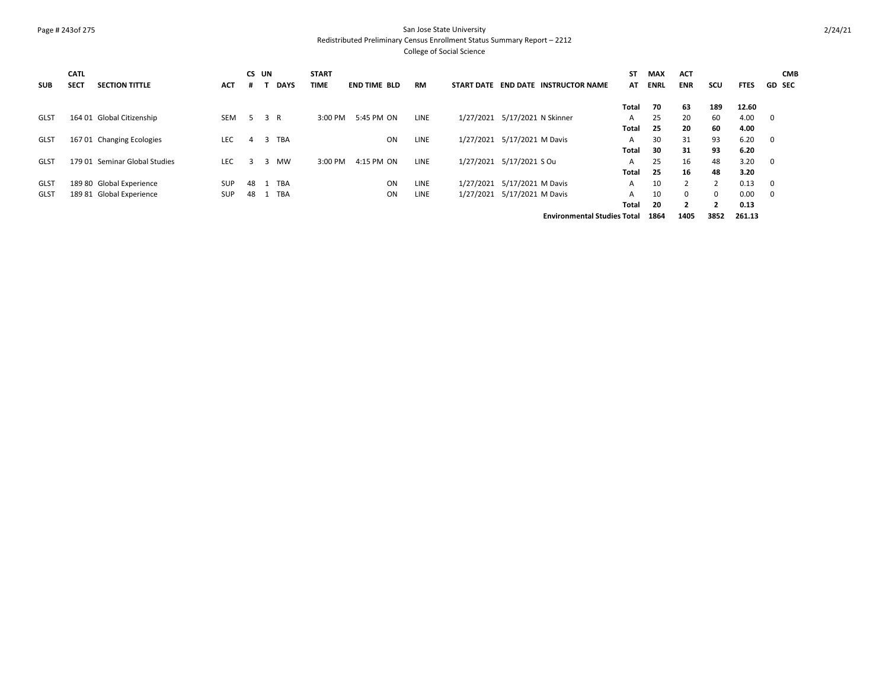San Jose State University
Redistributed Preliminary Census Enrollment Status Summary Report – 2212
College of Social Science

| SUB | CATL SECT | SECTION TITTLE | ACT | CS # | UN T | DAYS | START TIME | END TIME | BLD | RM | START DATE | END DATE | INSTRUCTOR NAME | ST AT | MAX ENRL | ACT ENR | SCU | FTES | GD | CMB SEC |
|---|---|---|---|---|---|---|---|---|---|---|---|---|---|---|---|---|---|---|---|---|
| | | | | | | | | | | | | | | **Total** | **70** | **63** | **189** | **12.60** | | |
| GLST | 164 01 | Global Citizenship | SEM | 5 | 3 | R | 3:00 PM | 5:45 PM | ON | LINE | 1/27/2021 | 5/17/2021 | N Skinner | A | 25 | 20 | 60 | 4.00 | 0 | |
| | | | | | | | | | | | | | | **Total** | **25** | **20** | **60** | **4.00** | | |
| GLST | 167 01 | Changing Ecologies | LEC | 4 | 3 | TBA | | | ON | LINE | 1/27/2021 | 5/17/2021 | M Davis | A | 30 | 31 | 93 | 6.20 | 0 | |
| | | | | | | | | | | | | | | **Total** | **30** | **31** | **93** | **6.20** | | |
| GLST | 179 01 | Seminar Global Studies | LEC | 3 | 3 | MW | 3:00 PM | 4:15 PM | ON | LINE | 1/27/2021 | 5/17/2021 | S Ou | A | 25 | 16 | 48 | 3.20 | 0 | |
| | | | | | | | | | | | | | | **Total** | **25** | **16** | **48** | **3.20** | | |
| GLST | 189 80 | Global Experience | SUP | 48 | 1 | TBA | | | ON | LINE | 1/27/2021 | 5/17/2021 | M Davis | A | 10 | 2 | 2 | 0.13 | 0 | |
| GLST | 189 81 | Global Experience | SUP | 48 | 1 | TBA | | | ON | LINE | 1/27/2021 | 5/17/2021 | M Davis | A | 10 | 0 | 0 | 0.00 | 0 | |
| | | | | | | | | | | | | | | **Total** | **20** | **2** | **2** | **0.13** | | |
| | | | | | | | | | | | | | **Environmental Studies Total** | | **1864** | **1405** | **3852** | **261.13** | | |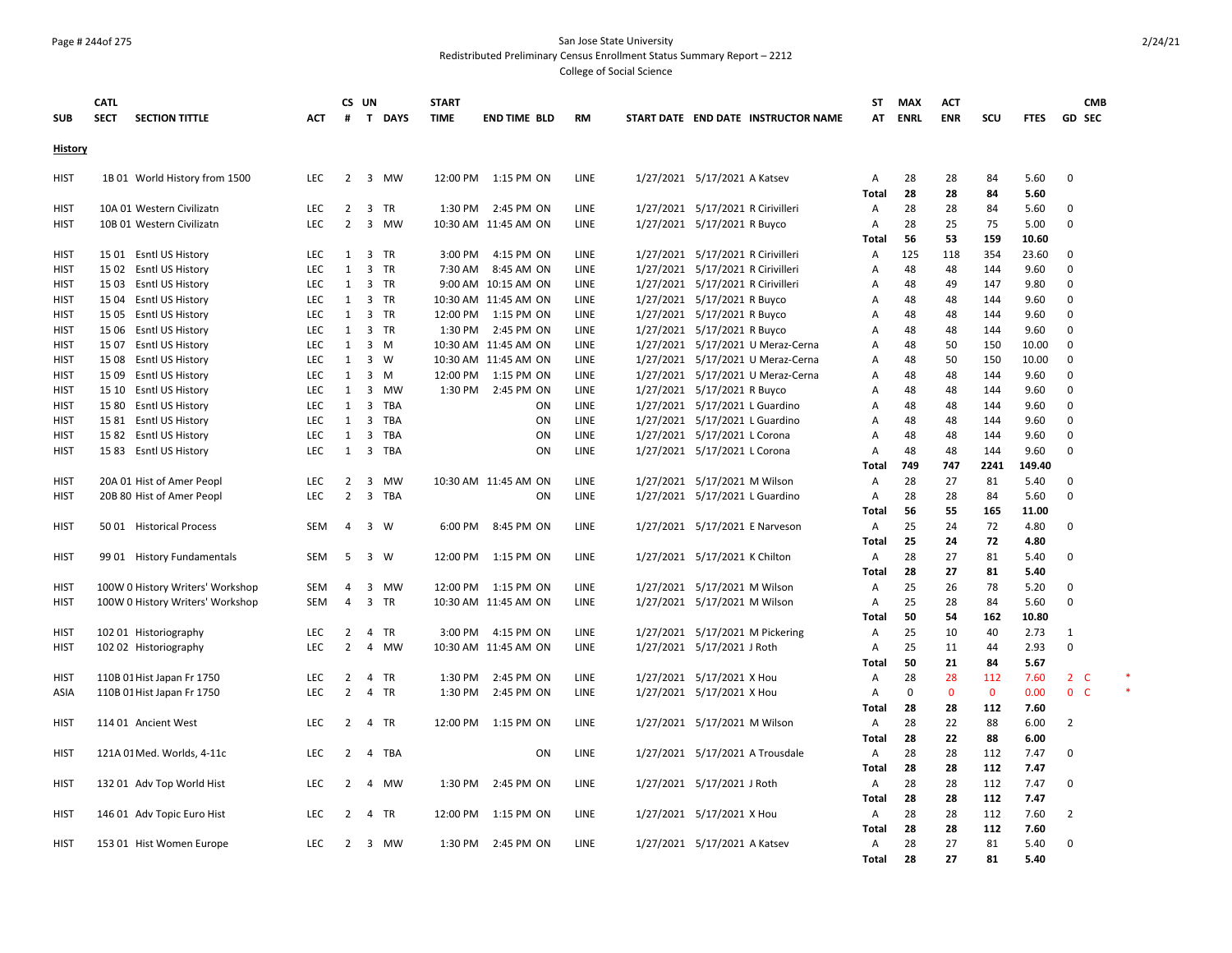San Jose State University
Redistributed Preliminary Census Enrollment Status Summary Report – 2212
College of Social Science

| SUB | CATL SECT | SECTION TITTLE | ACT | CS # | UN T | DAYS | START TIME | END TIME | BLD | RM | START DATE | END DATE | INSTRUCTOR NAME | ST AT | MAX ENRL | ACT ENR | SCU | FTES | GD | CMB SEC | |
|---|---|---|---|---|---|---|---|---|---|---|---|---|---|---|---|---|---|---|---|---|---|
| **History** | | | | | | | | | | | | | | | | | | | | | |
| HIST | 1B 01 | World History from 1500 | LEC | 2 | 3 | MW | 12:00 PM | 1:15 PM | ON | LINE | 1/27/2021 | 5/17/2021 | A Katsev | A | 28 | 28 | 84 | 5.60 | 0 | | |
| | | | | | | | | | | | | | | **Total** | **28** | **28** | **84** | **5.60** | | | |
| HIST | 10A 01 | Western Civilizatn | LEC | 2 | 3 | TR | 1:30 PM | 2:45 PM | ON | LINE | 1/27/2021 | 5/17/2021 | R Cirivilleri | A | 28 | 28 | 84 | 5.60 | 0 | | |
| HIST | 10B 01 | Western Civilizatn | LEC | 2 | 3 | MW | 10:30 AM | 11:45 AM | ON | LINE | 1/27/2021 | 5/17/2021 | R Buyco | A | 28 | 25 | 75 | 5.00 | 0 | | |
| | | | | | | | | | | | | | | **Total** | **56** | **53** | **159** | **10.60** | | | |
| HIST | 15 01 | Esntl US History | LEC | 1 | 3 | TR | 3:00 PM | 4:15 PM | ON | LINE | 1/27/2021 | 5/17/2021 | R Cirivilleri | A | 125 | 118 | 354 | 23.60 | 0 | | |
| HIST | 15 02 | Esntl US History | LEC | 1 | 3 | TR | 7:30 AM | 8:45 AM | ON | LINE | 1/27/2021 | 5/17/2021 | R Cirivilleri | A | 48 | 48 | 144 | 9.60 | 0 | | |
| HIST | 15 03 | Esntl US History | LEC | 1 | 3 | TR | 9:00 AM | 10:15 AM | ON | LINE | 1/27/2021 | 5/17/2021 | R Cirivilleri | A | 48 | 49 | 147 | 9.80 | 0 | | |
| HIST | 15 04 | Esntl US History | LEC | 1 | 3 | TR | 10:30 AM | 11:45 AM | ON | LINE | 1/27/2021 | 5/17/2021 | R Buyco | A | 48 | 48 | 144 | 9.60 | 0 | | |
| HIST | 15 05 | Esntl US History | LEC | 1 | 3 | TR | 12:00 PM | 1:15 PM | ON | LINE | 1/27/2021 | 5/17/2021 | R Buyco | A | 48 | 48 | 144 | 9.60 | 0 | | |
| HIST | 15 06 | Esntl US History | LEC | 1 | 3 | TR | 1:30 PM | 2:45 PM | ON | LINE | 1/27/2021 | 5/17/2021 | R Buyco | A | 48 | 48 | 144 | 9.60 | 0 | | |
| HIST | 15 07 | Esntl US History | LEC | 1 | 3 | M | 10:30 AM | 11:45 AM | ON | LINE | 1/27/2021 | 5/17/2021 | U Meraz-Cerna | A | 48 | 50 | 150 | 10.00 | 0 | | |
| HIST | 15 08 | Esntl US History | LEC | 1 | 3 | W | 10:30 AM | 11:45 AM | ON | LINE | 1/27/2021 | 5/17/2021 | U Meraz-Cerna | A | 48 | 50 | 150 | 10.00 | 0 | | |
| HIST | 15 09 | Esntl US History | LEC | 1 | 3 | M | 12:00 PM | 1:15 PM | ON | LINE | 1/27/2021 | 5/17/2021 | U Meraz-Cerna | A | 48 | 48 | 144 | 9.60 | 0 | | |
| HIST | 15 10 | Esntl US History | LEC | 1 | 3 | MW | 1:30 PM | 2:45 PM | ON | LINE | 1/27/2021 | 5/17/2021 | R Buyco | A | 48 | 48 | 144 | 9.60 | 0 | | |
| HIST | 15 80 | Esntl US History | LEC | 1 | 3 | TBA | | | ON | LINE | 1/27/2021 | 5/17/2021 | L Guardino | A | 48 | 48 | 144 | 9.60 | 0 | | |
| HIST | 15 81 | Esntl US History | LEC | 1 | 3 | TBA | | | ON | LINE | 1/27/2021 | 5/17/2021 | L Guardino | A | 48 | 48 | 144 | 9.60 | 0 | | |
| HIST | 15 82 | Esntl US History | LEC | 1 | 3 | TBA | | | ON | LINE | 1/27/2021 | 5/17/2021 | L Corona | A | 48 | 48 | 144 | 9.60 | 0 | | |
| HIST | 15 83 | Esntl US History | LEC | 1 | 3 | TBA | | | ON | LINE | 1/27/2021 | 5/17/2021 | L Corona | A | 48 | 48 | 144 | 9.60 | 0 | | |
| | | | | | | | | | | | | | | **Total** | **749** | **747** | **2241** | **149.40** | | | |
| HIST | 20A 01 | Hist of Amer Peopl | LEC | 2 | 3 | MW | 10:30 AM | 11:45 AM | ON | LINE | 1/27/2021 | 5/17/2021 | M Wilson | A | 28 | 27 | 81 | 5.40 | 0 | | |
| HIST | 20B 80 | Hist of Amer Peopl | LEC | 2 | 3 | TBA | | | ON | LINE | 1/27/2021 | 5/17/2021 | L Guardino | A | 28 | 28 | 84 | 5.60 | 0 | | |
| | | | | | | | | | | | | | | **Total** | **56** | **55** | **165** | **11.00** | | | |
| HIST | 50 01 | Historical Process | SEM | 4 | 3 | W | 6:00 PM | 8:45 PM | ON | LINE | 1/27/2021 | 5/17/2021 | E Narveson | A | 25 | 24 | 72 | 4.80 | 0 | | |
| | | | | | | | | | | | | | | **Total** | **25** | **24** | **72** | **4.80** | | | |
| HIST | 99 01 | History Fundamentals | SEM | 5 | 3 | W | 12:00 PM | 1:15 PM | ON | LINE | 1/27/2021 | 5/17/2021 | K Chilton | A | 28 | 27 | 81 | 5.40 | 0 | | |
| | | | | | | | | | | | | | | **Total** | **28** | **27** | **81** | **5.40** | | | |
| HIST | 100W 0 | History Writers' Workshop | SEM | 4 | 3 | MW | 12:00 PM | 1:15 PM | ON | LINE | 1/27/2021 | 5/17/2021 | M Wilson | A | 25 | 26 | 78 | 5.20 | 0 | | |
| HIST | 100W 0 | History Writers' Workshop | SEM | 4 | 3 | TR | 10:30 AM | 11:45 AM | ON | LINE | 1/27/2021 | 5/17/2021 | M Wilson | A | 25 | 28 | 84 | 5.60 | 0 | | |
| | | | | | | | | | | | | | | **Total** | **50** | **54** | **162** | **10.80** | | | |
| HIST | 102 01 | Historiography | LEC | 2 | 4 | TR | 3:00 PM | 4:15 PM | ON | LINE | 1/27/2021 | 5/17/2021 | M Pickering | A | 25 | 10 | 40 | 2.73 | 1 | | |
| HIST | 102 02 | Historiography | LEC | 2 | 4 | MW | 10:30 AM | 11:45 AM | ON | LINE | 1/27/2021 | 5/17/2021 | J Roth | A | 25 | 11 | 44 | 2.93 | 0 | | |
| | | | | | | | | | | | | | | **Total** | **50** | **21** | **84** | **5.67** | | | |
| HIST | 110B 01 | Hist Japan Fr 1750 | LEC | 2 | 4 | TR | 1:30 PM | 2:45 PM | ON | LINE | 1/27/2021 | 5/17/2021 | X Hou | A | 28 | 28 | 112 | 7.60 | 2 | C | * |
| ASIA | 110B 01 | Hist Japan Fr 1750 | LEC | 2 | 4 | TR | 1:30 PM | 2:45 PM | ON | LINE | 1/27/2021 | 5/17/2021 | X Hou | A | 0 | 0 | 0 | 0.00 | 0 | C | * |
| | | | | | | | | | | | | | | **Total** | **28** | **28** | **112** | **7.60** | | | |
| HIST | 114 01 | Ancient West | LEC | 2 | 4 | TR | 12:00 PM | 1:15 PM | ON | LINE | 1/27/2021 | 5/17/2021 | M Wilson | A | 28 | 22 | 88 | 6.00 | 2 | | |
| | | | | | | | | | | | | | | **Total** | **28** | **22** | **88** | **6.00** | | | |
| HIST | 121A 01 | Med. Worlds, 4-11c | LEC | 2 | 4 | TBA | | | ON | LINE | 1/27/2021 | 5/17/2021 | A Trousdale | A | 28 | 28 | 112 | 7.47 | 0 | | |
| | | | | | | | | | | | | | | **Total** | **28** | **28** | **112** | **7.47** | | | |
| HIST | 132 01 | Adv Top World Hist | LEC | 2 | 4 | MW | 1:30 PM | 2:45 PM | ON | LINE | 1/27/2021 | 5/17/2021 | J Roth | A | 28 | 28 | 112 | 7.47 | 0 | | |
| | | | | | | | | | | | | | | **Total** | **28** | **28** | **112** | **7.47** | | | |
| HIST | 146 01 | Adv Topic Euro Hist | LEC | 2 | 4 | TR | 12:00 PM | 1:15 PM | ON | LINE | 1/27/2021 | 5/17/2021 | X Hou | A | 28 | 28 | 112 | 7.60 | 2 | | |
| | | | | | | | | | | | | | | **Total** | **28** | **28** | **112** | **7.60** | | | |
| HIST | 153 01 | Hist Women Europe | LEC | 2 | 3 | MW | 1:30 PM | 2:45 PM | ON | LINE | 1/27/2021 | 5/17/2021 | A Katsev | A | 28 | 27 | 81 | 5.40 | 0 | | |
| | | | | | | | | | | | | | | **Total** | **28** | **27** | **81** | **5.40** | | | |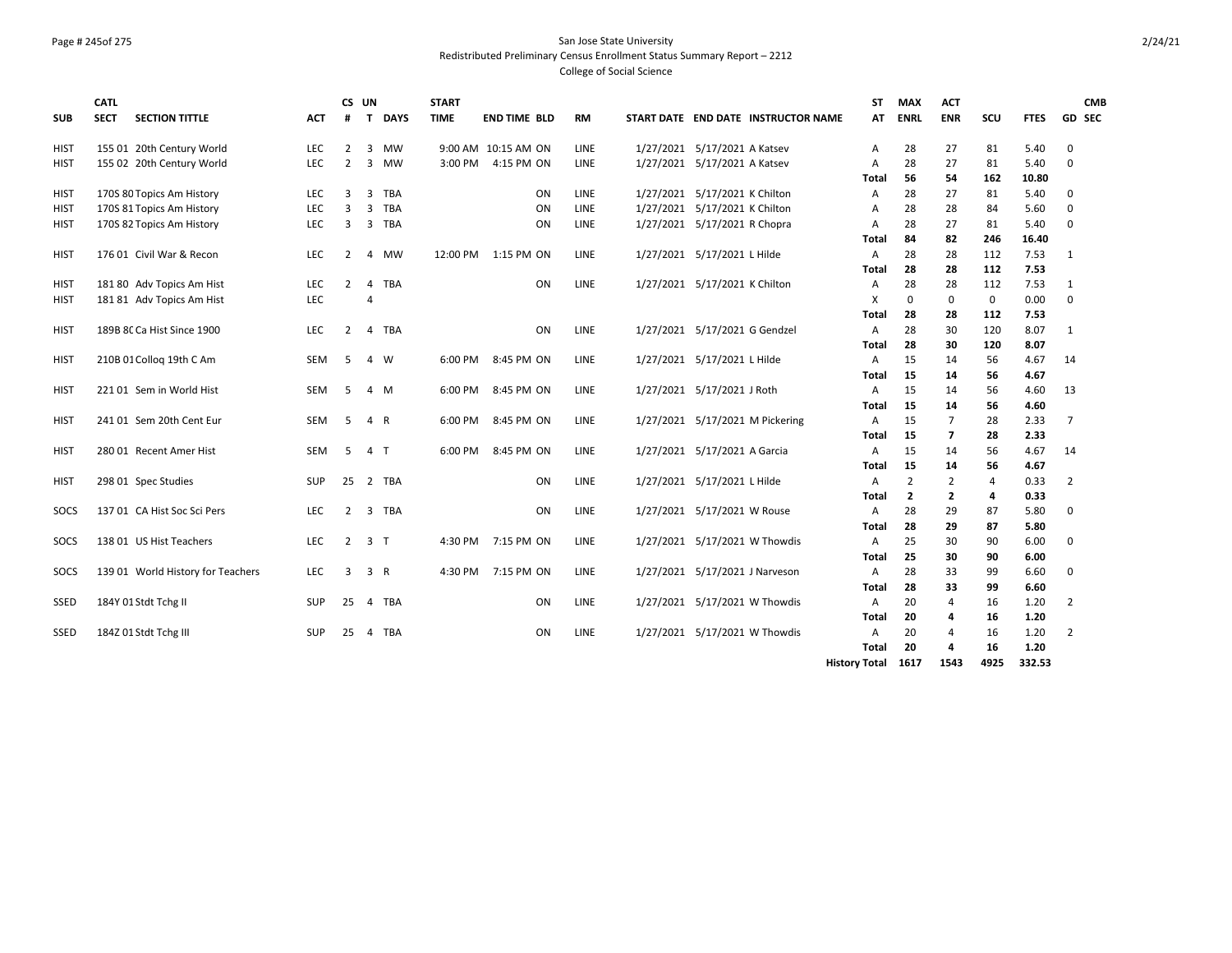San Jose State University

Redistributed Preliminary Census Enrollment Status Summary Report – 2212

College of Social Science

| SUB | CATL SECT | SECTION TITTLE | ACT | CS # | UN T | DAYS | START TIME | END TIME | BLD | RM | START DATE | END DATE | INSTRUCTOR NAME | ST AT | MAX ENRL | ACT ENR | SCU | FTES | GD | CMB SEC |
|---|---|---|---|---|---|---|---|---|---|---|---|---|---|---|---|---|---|---|---|---|
| HIST | 155 01 | 20th Century World | LEC | 2 | 3 | MW | 9:00 AM | 10:15 AM | ON | LINE | 1/27/2021 | 5/17/2021 | A Katsev | A | 28 | 27 | 81 | 5.40 | 0 | |
| HIST | 155 02 | 20th Century World | LEC | 2 | 3 | MW | 3:00 PM | 4:15 PM | ON | LINE | 1/27/2021 | 5/17/2021 | A Katsev | A | 28 | 27 | 81 | 5.40 | 0 | |
| | | | | | | | | | | | | | | **Total** | **56** | **54** | **162** | **10.80** | | |
| HIST | 170S 80 | Topics Am History | LEC | 3 | 3 | TBA | | | ON | LINE | 1/27/2021 | 5/17/2021 | K Chilton | A | 28 | 27 | 81 | 5.40 | 0 | |
| HIST | 170S 81 | Topics Am History | LEC | 3 | 3 | TBA | | | ON | LINE | 1/27/2021 | 5/17/2021 | K Chilton | A | 28 | 28 | 84 | 5.60 | 0 | |
| HIST | 170S 82 | Topics Am History | LEC | 3 | 3 | TBA | | | ON | LINE | 1/27/2021 | 5/17/2021 | R Chopra | A | 28 | 27 | 81 | 5.40 | 0 | |
| | | | | | | | | | | | | | | **Total** | **84** | **82** | **246** | **16.40** | | |
| HIST | 176 01 | Civil War & Recon | LEC | 2 | 4 | MW | 12:00 PM | 1:15 PM | ON | LINE | 1/27/2021 | 5/17/2021 | L Hilde | A | 28 | 28 | 112 | 7.53 | 1 | |
| | | | | | | | | | | | | | | **Total** | **28** | **28** | **112** | **7.53** | | |
| HIST | 181 80 | Adv Topics Am Hist | LEC | 2 | 4 | TBA | | | ON | LINE | 1/27/2021 | 5/17/2021 | K Chilton | A | 28 | 28 | 112 | 7.53 | 1 | |
| HIST | 181 81 | Adv Topics Am Hist | LEC | | 4 | | | | | | | | | X | 0 | 0 | 0 | 0.00 | 0 | |
| | | | | | | | | | | | | | | **Total** | **28** | **28** | **112** | **7.53** | | |
| HIST | 189B 80 | Ca Hist Since 1900 | LEC | 2 | 4 | TBA | | | ON | LINE | 1/27/2021 | 5/17/2021 | G Gendzel | A | 28 | 30 | 120 | 8.07 | 1 | |
| | | | | | | | | | | | | | | **Total** | **28** | **30** | **120** | **8.07** | | |
| HIST | 210B 01 | Colloq 19th C Am | SEM | 5 | 4 | W | 6:00 PM | 8:45 PM | ON | LINE | 1/27/2021 | 5/17/2021 | L Hilde | A | 15 | 14 | 56 | 4.67 | 14 | |
| | | | | | | | | | | | | | | **Total** | **15** | **14** | **56** | **4.67** | | |
| HIST | 221 01 | Sem in World Hist | SEM | 5 | 4 | M | 6:00 PM | 8:45 PM | ON | LINE | 1/27/2021 | 5/17/2021 | J Roth | A | 15 | 14 | 56 | 4.60 | 13 | |
| | | | | | | | | | | | | | | **Total** | **15** | **14** | **56** | **4.60** | | |
| HIST | 241 01 | Sem 20th Cent Eur | SEM | 5 | 4 | R | 6:00 PM | 8:45 PM | ON | LINE | 1/27/2021 | 5/17/2021 | M Pickering | A | 15 | 7 | 28 | 2.33 | 7 | |
| | | | | | | | | | | | | | | **Total** | **15** | **7** | **28** | **2.33** | | |
| HIST | 280 01 | Recent Amer Hist | SEM | 5 | 4 | T | 6:00 PM | 8:45 PM | ON | LINE | 1/27/2021 | 5/17/2021 | A Garcia | A | 15 | 14 | 56 | 4.67 | 14 | |
| | | | | | | | | | | | | | | **Total** | **15** | **14** | **56** | **4.67** | | |
| HIST | 298 01 | Spec Studies | SUP | 25 | 2 | TBA | | | ON | LINE | 1/27/2021 | 5/17/2021 | L Hilde | A | 2 | 2 | 4 | 0.33 | 2 | |
| | | | | | | | | | | | | | | **Total** | **2** | **2** | **4** | **0.33** | | |
| SOCS | 137 01 | CA Hist Soc Sci Pers | LEC | 2 | 3 | TBA | | | ON | LINE | 1/27/2021 | 5/17/2021 | W Rouse | A | 28 | 29 | 87 | 5.80 | 0 | |
| | | | | | | | | | | | | | | **Total** | **28** | **29** | **87** | **5.80** | | |
| SOCS | 138 01 | US Hist Teachers | LEC | 2 | 3 | T | 4:30 PM | 7:15 PM | ON | LINE | 1/27/2021 | 5/17/2021 | W Thowdis | A | 25 | 30 | 90 | 6.00 | 0 | |
| | | | | | | | | | | | | | | **Total** | **25** | **30** | **90** | **6.00** | | |
| SOCS | 139 01 | World History for Teachers | LEC | 3 | 3 | R | 4:30 PM | 7:15 PM | ON | LINE | 1/27/2021 | 5/17/2021 | J Narveson | A | 28 | 33 | 99 | 6.60 | 0 | |
| | | | | | | | | | | | | | | **Total** | **28** | **33** | **99** | **6.60** | | |
| SSED | 184Y 01 | Stdt Tchg II | SUP | 25 | 4 | TBA | | | ON | LINE | 1/27/2021 | 5/17/2021 | W Thowdis | A | 20 | 4 | 16 | 1.20 | 2 | |
| | | | | | | | | | | | | | | **Total** | **20** | **4** | **16** | **1.20** | | |
| SSED | 184Z 01 | Stdt Tchg III | SUP | 25 | 4 | TBA | | | ON | LINE | 1/27/2021 | 5/17/2021 | W Thowdis | A | 20 | 4 | 16 | 1.20 | 2 | |
| | | | | | | | | | | | | | | **Total** | **20** | **4** | **16** | **1.20** | | |
| | | | | | | | | | | | | | | **History Total** | **1617** | **1543** | **4925** | **332.53** | | |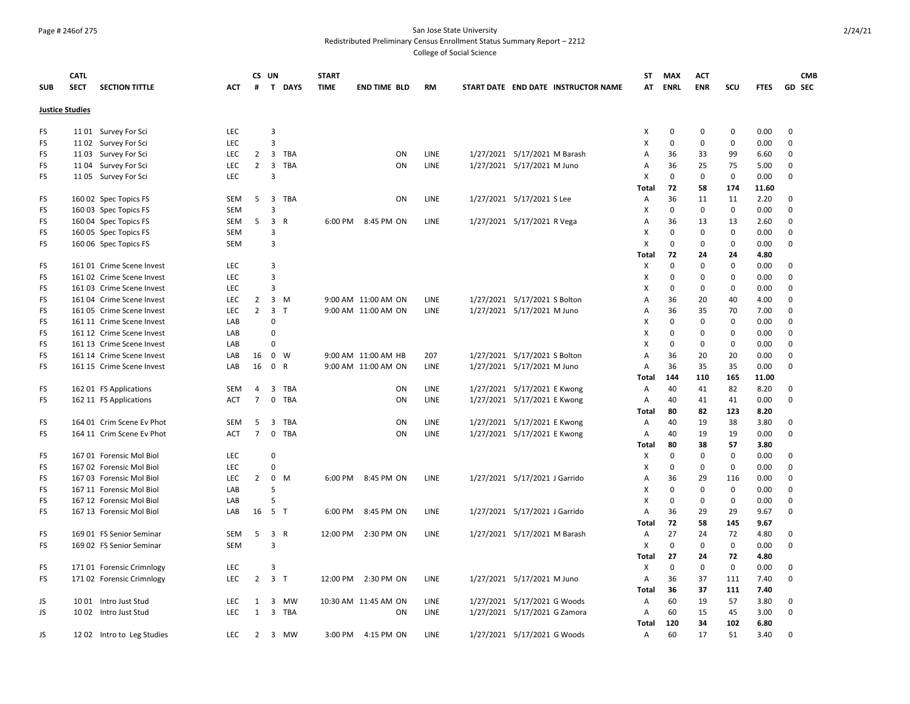San Jose State University
Redistributed Preliminary Census Enrollment Status Summary Report – 2212
College of Social Science

| SUB | CATL SECT | SECTION TITTLE | ACT | CS # | UN T | DAYS | START TIME | END TIME | BLD | RM | START DATE | END DATE | INSTRUCTOR NAME | ST AT | MAX ENRL | ACT ENR | SCU | FTES | GD | CMB SEC |
|---|---|---|---|---|---|---|---|---|---|---|---|---|---|---|---|---|---|---|---|---|
| **Justice Studies** | | | | | | | | | | | | | | | | | | | | |
| FS | 11 01 | Survey For Sci | LEC | | 3 | | | | | | | | | X | 0 | 0 | 0 | 0.00 | 0 | |
| FS | 11 02 | Survey For Sci | LEC | | 3 | | | | | | | | | X | 0 | 0 | 0 | 0.00 | 0 | |
| FS | 11 03 | Survey For Sci | LEC | 2 | 3 | TBA | | | ON | LINE | 1/27/2021 | 5/17/2021 | M Barash | A | 36 | 33 | 99 | 6.60 | 0 | |
| FS | 11 04 | Survey For Sci | LEC | 2 | 3 | TBA | | | ON | LINE | 1/27/2021 | 5/17/2021 | M Juno | A | 36 | 25 | 75 | 5.00 | 0 | |
| FS | 11 05 | Survey For Sci | LEC | | 3 | | | | | | | | | X | 0 | 0 | 0 | 0.00 | 0 | |
| | | | | | | | | | | | | | | Total | 72 | 58 | 174 | 11.60 | | |
| FS | 160 02 | Spec Topics FS | SEM | 5 | 3 | TBA | | | ON | LINE | 1/27/2021 | 5/17/2021 | S Lee | A | 36 | 11 | 11 | 2.20 | 0 | |
| FS | 160 03 | Spec Topics FS | SEM | | 3 | | | | | | | | | X | 0 | 0 | 0 | 0.00 | 0 | |
| FS | 160 04 | Spec Topics FS | SEM | 5 | 3 | R | 6:00 PM | 8:45 PM | ON | LINE | 1/27/2021 | 5/17/2021 | R Vega | A | 36 | 13 | 13 | 2.60 | 0 | |
| FS | 160 05 | Spec Topics FS | SEM | | 3 | | | | | | | | | X | 0 | 0 | 0 | 0.00 | 0 | |
| FS | 160 06 | Spec Topics FS | SEM | | 3 | | | | | | | | | X | 0 | 0 | 0 | 0.00 | 0 | |
| | | | | | | | | | | | | | | Total | 72 | 24 | 24 | 4.80 | | |
| FS | 161 01 | Crime Scene Invest | LEC | | 3 | | | | | | | | | X | 0 | 0 | 0 | 0.00 | 0 | |
| FS | 161 02 | Crime Scene Invest | LEC | | 3 | | | | | | | | | X | 0 | 0 | 0 | 0.00 | 0 | |
| FS | 161 03 | Crime Scene Invest | LEC | | 3 | | | | | | | | | X | 0 | 0 | 0 | 0.00 | 0 | |
| FS | 161 04 | Crime Scene Invest | LEC | 2 | 3 | M | 9:00 AM | 11:00 AM | ON | LINE | 1/27/2021 | 5/17/2021 | S Bolton | A | 36 | 20 | 40 | 4.00 | 0 | |
| FS | 161 05 | Crime Scene Invest | LEC | 2 | 3 | T | 9:00 AM | 11:00 AM | ON | LINE | 1/27/2021 | 5/17/2021 | M Juno | A | 36 | 35 | 70 | 7.00 | 0 | |
| FS | 161 11 | Crime Scene Invest | LAB | | 0 | | | | | | | | | X | 0 | 0 | 0 | 0.00 | 0 | |
| FS | 161 12 | Crime Scene Invest | LAB | | 0 | | | | | | | | | X | 0 | 0 | 0 | 0.00 | 0 | |
| FS | 161 13 | Crime Scene Invest | LAB | | 0 | | | | | | | | | X | 0 | 0 | 0 | 0.00 | 0 | |
| FS | 161 14 | Crime Scene Invest | LAB | 16 | 0 | W | 9:00 AM | 11:00 AM | HB | 207 | 1/27/2021 | 5/17/2021 | S Bolton | A | 36 | 20 | 20 | 0.00 | 0 | |
| FS | 161 15 | Crime Scene Invest | LAB | 16 | 0 | R | 9:00 AM | 11:00 AM | ON | LINE | 1/27/2021 | 5/17/2021 | M Juno | A | 36 | 35 | 35 | 0.00 | 0 | |
| | | | | | | | | | | | | | | Total | 144 | 110 | 165 | 11.00 | | |
| FS | 162 01 | FS Applications | SEM | 4 | 3 | TBA | | | ON | LINE | 1/27/2021 | 5/17/2021 | E Kwong | A | 40 | 41 | 82 | 8.20 | 0 | |
| FS | 162 11 | FS Applications | ACT | 7 | 0 | TBA | | | ON | LINE | 1/27/2021 | 5/17/2021 | E Kwong | A | 40 | 41 | 41 | 0.00 | 0 | |
| | | | | | | | | | | | | | | Total | 80 | 82 | 123 | 8.20 | | |
| FS | 164 01 | Crim Scene Ev Phot | SEM | 5 | 3 | TBA | | | ON | LINE | 1/27/2021 | 5/17/2021 | E Kwong | A | 40 | 19 | 38 | 3.80 | 0 | |
| FS | 164 11 | Crim Scene Ev Phot | ACT | 7 | 0 | TBA | | | ON | LINE | 1/27/2021 | 5/17/2021 | E Kwong | A | 40 | 19 | 19 | 0.00 | 0 | |
| | | | | | | | | | | | | | | Total | 80 | 38 | 57 | 3.80 | | |
| FS | 167 01 | Forensic Mol Biol | LEC | | 0 | | | | | | | | | X | 0 | 0 | 0 | 0.00 | 0 | |
| FS | 167 02 | Forensic Mol Biol | LEC | | 0 | | | | | | | | | X | 0 | 0 | 0 | 0.00 | 0 | |
| FS | 167 03 | Forensic Mol Biol | LEC | 2 | 0 | M | 6:00 PM | 8:45 PM | ON | LINE | 1/27/2021 | 5/17/2021 | J Garrido | A | 36 | 29 | 116 | 0.00 | 0 | |
| FS | 167 11 | Forensic Mol Biol | LAB | | 5 | | | | | | | | | X | 0 | 0 | 0 | 0.00 | 0 | |
| FS | 167 12 | Forensic Mol Biol | LAB | | 5 | | | | | | | | | X | 0 | 0 | 0 | 0.00 | 0 | |
| FS | 167 13 | Forensic Mol Biol | LAB | 16 | 5 | T | 6:00 PM | 8:45 PM | ON | LINE | 1/27/2021 | 5/17/2021 | J Garrido | A | 36 | 29 | 29 | 9.67 | 0 | |
| | | | | | | | | | | | | | | Total | 72 | 58 | 145 | 9.67 | | |
| FS | 169 01 | FS Senior Seminar | SEM | 5 | 3 | R | 12:00 PM | 2:30 PM | ON | LINE | 1/27/2021 | 5/17/2021 | M Barash | A | 27 | 24 | 72 | 4.80 | 0 | |
| FS | 169 02 | FS Senior Seminar | SEM | | 3 | | | | | | | | | X | 0 | 0 | 0 | 0.00 | 0 | |
| | | | | | | | | | | | | | | Total | 27 | 24 | 72 | 4.80 | | |
| FS | 171 01 | Forensic Crimnlogy | LEC | | 3 | | | | | | | | | X | 0 | 0 | 0 | 0.00 | 0 | |
| FS | 171 02 | Forensic Crimnlogy | LEC | 2 | 3 | T | 12:00 PM | 2:30 PM | ON | LINE | 1/27/2021 | 5/17/2021 | M Juno | A | 36 | 37 | 111 | 7.40 | 0 | |
| | | | | | | | | | | | | | | Total | 36 | 37 | 111 | 7.40 | | |
| JS | 10 01 | Intro Just Stud | LEC | 1 | 3 | MW | 10:30 AM | 11:45 AM | ON | LINE | 1/27/2021 | 5/17/2021 | G Woods | A | 60 | 19 | 57 | 3.80 | 0 | |
| JS | 10 02 | Intro Just Stud | LEC | 1 | 3 | TBA | | | ON | LINE | 1/27/2021 | 5/17/2021 | G Zamora | A | 60 | 15 | 45 | 3.00 | 0 | |
| | | | | | | | | | | | | | | Total | 120 | 34 | 102 | 6.80 | | |
| JS | 12 02 | Intro to Leg Studies | LEC | 2 | 3 | MW | 3:00 PM | 4:15 PM | ON | LINE | 1/27/2021 | 5/17/2021 | G Woods | A | 60 | 17 | 51 | 3.40 | 0 | |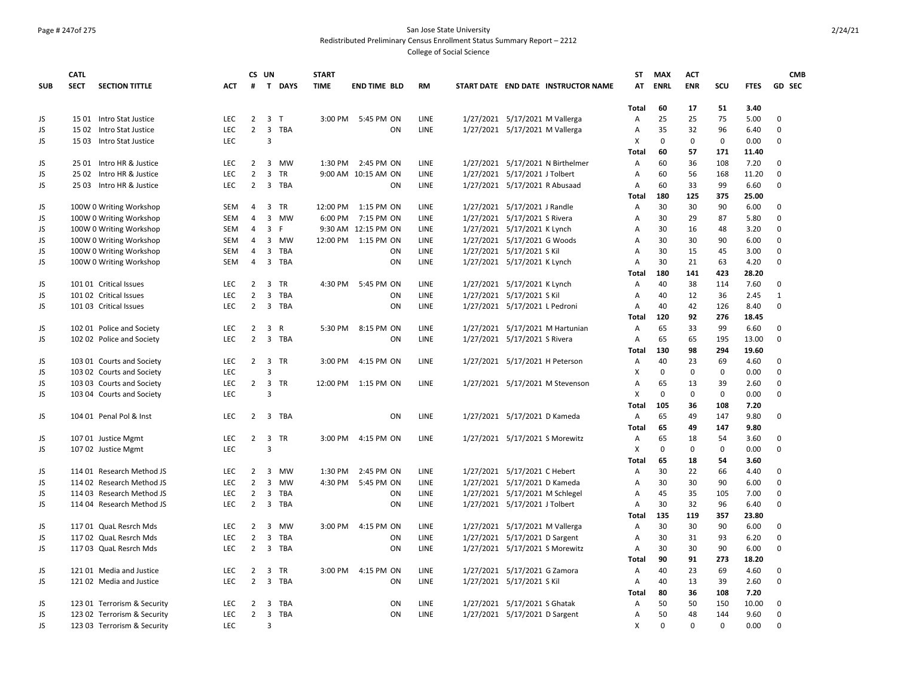# San Jose State University
## Redistributed Preliminary Census Enrollment Status Summary Report – 2212
### College of Social Science

| SUB | CATL SECT | SECTION TITTLE | ACT | CS # | UN T | DAYS | START TIME | END TIME | BLD | RM | START DATE | END DATE | INSTRUCTOR NAME | ST AT | MAX ENRL | ACT ENR | SCU | FTES | GD | CMB SEC |
|---|---|---|---|---|---|---|---|---|---|---|---|---|---|---|---|---|---|---|---|---|
| | | | | | | | | | | | | | | Total | 60 | 17 | 51 | 3.40 | | |
| JS | 15 01 | Intro Stat Justice | LEC | 2 | 3 | T | 3:00 PM | 5:45 PM | ON | LINE | 1/27/2021 | 5/17/2021 | M Vallerga | A | 25 | 25 | 75 | 5.00 | 0 | |
| JS | 15 02 | Intro Stat Justice | LEC | 2 | 3 | TBA | | | ON | LINE | 1/27/2021 | 5/17/2021 | M Vallerga | A | 35 | 32 | 96 | 6.40 | 0 | |
| JS | 15 03 | Intro Stat Justice | LEC | | 3 | | | | | | | | | X | 0 | 0 | 0 | 0.00 | 0 | |
| | | | | | | | | | | | | | | Total | 60 | 57 | 171 | 11.40 | | |
| JS | 25 01 | Intro HR & Justice | LEC | 2 | 3 | MW | 1:30 PM | 2:45 PM | ON | LINE | 1/27/2021 | 5/17/2021 | N Birthelmer | A | 60 | 36 | 108 | 7.20 | 0 | |
| JS | 25 02 | Intro HR & Justice | LEC | 2 | 3 | TR | 9:00 AM | 10:15 AM | ON | LINE | 1/27/2021 | 5/17/2021 | J Tolbert | A | 60 | 56 | 168 | 11.20 | 0 | |
| JS | 25 03 | Intro HR & Justice | LEC | 2 | 3 | TBA | | | ON | LINE | 1/27/2021 | 5/17/2021 | R Abusaad | A | 60 | 33 | 99 | 6.60 | 0 | |
| | | | | | | | | | | | | | | Total | 180 | 125 | 375 | 25.00 | | |
| JS | 100W 0 | Writing Workshop | SEM | 4 | 3 | TR | 12:00 PM | 1:15 PM | ON | LINE | 1/27/2021 | 5/17/2021 | J Randle | A | 30 | 30 | 90 | 6.00 | 0 | |
| JS | 100W 0 | Writing Workshop | SEM | 4 | 3 | MW | 6:00 PM | 7:15 PM | ON | LINE | 1/27/2021 | 5/17/2021 | S Rivera | A | 30 | 29 | 87 | 5.80 | 0 | |
| JS | 100W 0 | Writing Workshop | SEM | 4 | 3 | F | 9:30 AM | 12:15 PM | ON | LINE | 1/27/2021 | 5/17/2021 | K Lynch | A | 30 | 16 | 48 | 3.20 | 0 | |
| JS | 100W 0 | Writing Workshop | SEM | 4 | 3 | MW | 12:00 PM | 1:15 PM | ON | LINE | 1/27/2021 | 5/17/2021 | G Woods | A | 30 | 30 | 90 | 6.00 | 0 | |
| JS | 100W 0 | Writing Workshop | SEM | 4 | 3 | TBA | | | ON | LINE | 1/27/2021 | 5/17/2021 | S Kil | A | 30 | 15 | 45 | 3.00 | 0 | |
| JS | 100W 0 | Writing Workshop | SEM | 4 | 3 | TBA | | | ON | LINE | 1/27/2021 | 5/17/2021 | K Lynch | A | 30 | 21 | 63 | 4.20 | 0 | |
| | | | | | | | | | | | | | | Total | 180 | 141 | 423 | 28.20 | | |
| JS | 101 01 | Critical Issues | LEC | 2 | 3 | TR | 4:30 PM | 5:45 PM | ON | LINE | 1/27/2021 | 5/17/2021 | K Lynch | A | 40 | 38 | 114 | 7.60 | 0 | |
| JS | 101 02 | Critical Issues | LEC | 2 | 3 | TBA | | | ON | LINE | 1/27/2021 | 5/17/2021 | S Kil | A | 40 | 12 | 36 | 2.45 | 1 | |
| JS | 101 03 | Critical Issues | LEC | 2 | 3 | TBA | | | ON | LINE | 1/27/2021 | 5/17/2021 | L Pedroni | A | 40 | 42 | 126 | 8.40 | 0 | |
| | | | | | | | | | | | | | | Total | 120 | 92 | 276 | 18.45 | | |
| JS | 102 01 | Police and Society | LEC | 2 | 3 | R | 5:30 PM | 8:15 PM | ON | LINE | 1/27/2021 | 5/17/2021 | M Hartunian | A | 65 | 33 | 99 | 6.60 | 0 | |
| JS | 102 02 | Police and Society | LEC | 2 | 3 | TBA | | | ON | LINE | 1/27/2021 | 5/17/2021 | S Rivera | A | 65 | 65 | 195 | 13.00 | 0 | |
| | | | | | | | | | | | | | | Total | 130 | 98 | 294 | 19.60 | | |
| JS | 103 01 | Courts and Society | LEC | 2 | 3 | TR | 3:00 PM | 4:15 PM | ON | LINE | 1/27/2021 | 5/17/2021 | H Peterson | A | 40 | 23 | 69 | 4.60 | 0 | |
| JS | 103 02 | Courts and Society | LEC | | 3 | | | | | | | | | X | 0 | 0 | 0 | 0.00 | 0 | |
| JS | 103 03 | Courts and Society | LEC | 2 | 3 | TR | 12:00 PM | 1:15 PM | ON | LINE | 1/27/2021 | 5/17/2021 | M Stevenson | A | 65 | 13 | 39 | 2.60 | 0 | |
| JS | 103 04 | Courts and Society | LEC | | 3 | | | | | | | | | X | 0 | 0 | 0 | 0.00 | 0 | |
| | | | | | | | | | | | | | | Total | 105 | 36 | 108 | 7.20 | | |
| JS | 104 01 | Penal Pol & Inst | LEC | 2 | 3 | TBA | | | ON | LINE | 1/27/2021 | 5/17/2021 | D Kameda | A | 65 | 49 | 147 | 9.80 | 0 | |
| | | | | | | | | | | | | | | Total | 65 | 49 | 147 | 9.80 | | |
| JS | 107 01 | Justice Mgmt | LEC | 2 | 3 | TR | 3:00 PM | 4:15 PM | ON | LINE | 1/27/2021 | 5/17/2021 | S Morewitz | A | 65 | 18 | 54 | 3.60 | 0 | |
| JS | 107 02 | Justice Mgmt | LEC | | 3 | | | | | | | | | X | 0 | 0 | 0 | 0.00 | 0 | |
| | | | | | | | | | | | | | | Total | 65 | 18 | 54 | 3.60 | | |
| JS | 114 01 | Research Method JS | LEC | 2 | 3 | MW | 1:30 PM | 2:45 PM | ON | LINE | 1/27/2021 | 5/17/2021 | C Hebert | A | 30 | 22 | 66 | 4.40 | 0 | |
| JS | 114 02 | Research Method JS | LEC | 2 | 3 | MW | 4:30 PM | 5:45 PM | ON | LINE | 1/27/2021 | 5/17/2021 | D Kameda | A | 30 | 30 | 90 | 6.00 | 0 | |
| JS | 114 03 | Research Method JS | LEC | 2 | 3 | TBA | | | ON | LINE | 1/27/2021 | 5/17/2021 | M Schlegel | A | 45 | 35 | 105 | 7.00 | 0 | |
| JS | 114 04 | Research Method JS | LEC | 2 | 3 | TBA | | | ON | LINE | 1/27/2021 | 5/17/2021 | J Tolbert | A | 30 | 32 | 96 | 6.40 | 0 | |
| | | | | | | | | | | | | | | Total | 135 | 119 | 357 | 23.80 | | |
| JS | 117 01 | QuaL Resrch Mds | LEC | 2 | 3 | MW | 3:00 PM | 4:15 PM | ON | LINE | 1/27/2021 | 5/17/2021 | M Vallerga | A | 30 | 30 | 90 | 6.00 | 0 | |
| JS | 117 02 | QuaL Resrch Mds | LEC | 2 | 3 | TBA | | | ON | LINE | 1/27/2021 | 5/17/2021 | D Sargent | A | 30 | 31 | 93 | 6.20 | 0 | |
| JS | 117 03 | QuaL Resrch Mds | LEC | 2 | 3 | TBA | | | ON | LINE | 1/27/2021 | 5/17/2021 | S Morewitz | A | 30 | 30 | 90 | 6.00 | 0 | |
| | | | | | | | | | | | | | | Total | 90 | 91 | 273 | 18.20 | | |
| JS | 121 01 | Media and Justice | LEC | 2 | 3 | TR | 3:00 PM | 4:15 PM | ON | LINE | 1/27/2021 | 5/17/2021 | G Zamora | A | 40 | 23 | 69 | 4.60 | 0 | |
| JS | 121 02 | Media and Justice | LEC | 2 | 3 | TBA | | | ON | LINE | 1/27/2021 | 5/17/2021 | S Kil | A | 40 | 13 | 39 | 2.60 | 0 | |
| | | | | | | | | | | | | | | Total | 80 | 36 | 108 | 7.20 | | |
| JS | 123 01 | Terrorism & Security | LEC | 2 | 3 | TBA | | | ON | LINE | 1/27/2021 | 5/17/2021 | S Ghatak | A | 50 | 50 | 150 | 10.00 | 0 | |
| JS | 123 02 | Terrorism & Security | LEC | 2 | 3 | TBA | | | ON | LINE | 1/27/2021 | 5/17/2021 | D Sargent | A | 50 | 48 | 144 | 9.60 | 0 | |
| JS | 123 03 | Terrorism & Security | LEC | | 3 | | | | | | | | | X | 0 | 0 | 0 | 0.00 | 0 | |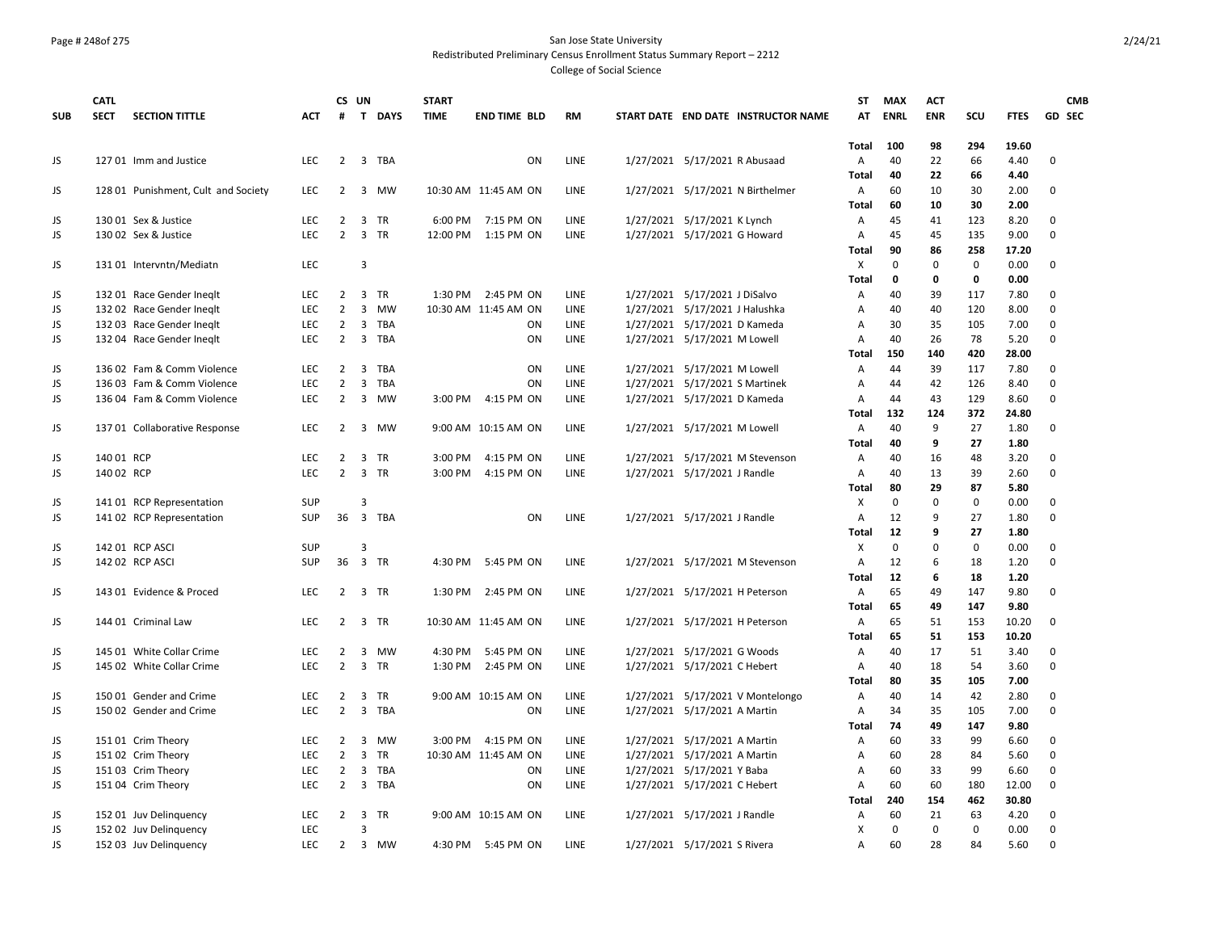San Jose State University
Redistributed Preliminary Census Enrollment Status Summary Report – 2212
College of Social Science

| SUB | CATL SECT | SECTION TITTLE | ACT | CS # | UN T | DAYS | START TIME | END TIME | BLD | RM | START DATE | END DATE | INSTRUCTOR NAME | ST AT | MAX ENRL | ACT ENR | SCU | FTES | GD | CMB SEC |
|---|---|---|---|---|---|---|---|---|---|---|---|---|---|---|---|---|---|---|---|---|
| | | | | | | | | | | | | | | Total | 100 | 98 | 294 | 19.60 | | |
| JS | 127 01 | Imm and Justice | LEC | 2 | 3 | TBA | | | ON | LINE | 1/27/2021 | 5/17/2021 | R Abusaad | A | 40 | 22 | 66 | 4.40 | 0 | |
| | | | | | | | | | | | | | | Total | 40 | 22 | 66 | 4.40 | | |
| JS | 128 01 | Punishment, Cult and Society | LEC | 2 | 3 | MW | 10:30 AM | 11:45 AM | ON | LINE | 1/27/2021 | 5/17/2021 | N Birthelmer | A | 60 | 10 | 30 | 2.00 | 0 | |
| | | | | | | | | | | | | | | Total | 60 | 10 | 30 | 2.00 | | |
| JS | 130 01 | Sex & Justice | LEC | 2 | 3 | TR | 6:00 PM | 7:15 PM | ON | LINE | 1/27/2021 | 5/17/2021 | K Lynch | A | 45 | 41 | 123 | 8.20 | 0 | |
| JS | 130 02 | Sex & Justice | LEC | 2 | 3 | TR | 12:00 PM | 1:15 PM | ON | LINE | 1/27/2021 | 5/17/2021 | G Howard | A | 45 | 45 | 135 | 9.00 | 0 | |
| | | | | | | | | | | | | | | Total | 90 | 86 | 258 | 17.20 | | |
| JS | 131 01 | Intervntn/Mediatn | LEC | | 3 | | | | | | | | | X | 0 | 0 | 0 | 0.00 | 0 | |
| | | | | | | | | | | | | | | Total | 0 | 0 | 0 | 0.00 | | |
| JS | 132 01 | Race Gender Ineqlt | LEC | 2 | 3 | TR | 1:30 PM | 2:45 PM | ON | LINE | 1/27/2021 | 5/17/2021 | J DiSalvo | A | 40 | 39 | 117 | 7.80 | 0 | |
| JS | 132 02 | Race Gender Ineqlt | LEC | 2 | 3 | MW | 10:30 AM | 11:45 AM | ON | LINE | 1/27/2021 | 5/17/2021 | J Halushka | A | 40 | 40 | 120 | 8.00 | 0 | |
| JS | 132 03 | Race Gender Ineqlt | LEC | 2 | 3 | TBA | | | ON | LINE | 1/27/2021 | 5/17/2021 | D Kameda | A | 30 | 35 | 105 | 7.00 | 0 | |
| JS | 132 04 | Race Gender Ineqlt | LEC | 2 | 3 | TBA | | | ON | LINE | 1/27/2021 | 5/17/2021 | M Lowell | A | 40 | 26 | 78 | 5.20 | 0 | |
| | | | | | | | | | | | | | | Total | 150 | 140 | 420 | 28.00 | | |
| JS | 136 02 | Fam & Comm Violence | LEC | 2 | 3 | TBA | | | ON | LINE | 1/27/2021 | 5/17/2021 | M Lowell | A | 44 | 39 | 117 | 7.80 | 0 | |
| JS | 136 03 | Fam & Comm Violence | LEC | 2 | 3 | TBA | | | ON | LINE | 1/27/2021 | 5/17/2021 | S Martinek | A | 44 | 42 | 126 | 8.40 | 0 | |
| JS | 136 04 | Fam & Comm Violence | LEC | 2 | 3 | MW | 3:00 PM | 4:15 PM | ON | LINE | 1/27/2021 | 5/17/2021 | D Kameda | A | 44 | 43 | 129 | 8.60 | 0 | |
| | | | | | | | | | | | | | | Total | 132 | 124 | 372 | 24.80 | | |
| JS | 137 01 | Collaborative Response | LEC | 2 | 3 | MW | 9:00 AM | 10:15 AM | ON | LINE | 1/27/2021 | 5/17/2021 | M Lowell | A | 40 | 9 | 27 | 1.80 | 0 | |
| | | | | | | | | | | | | | | Total | 40 | 9 | 27 | 1.80 | | |
| JS | 140 01 | RCP | LEC | 2 | 3 | TR | 3:00 PM | 4:15 PM | ON | LINE | 1/27/2021 | 5/17/2021 | M Stevenson | A | 40 | 16 | 48 | 3.20 | 0 | |
| JS | 140 02 | RCP | LEC | 2 | 3 | TR | 3:00 PM | 4:15 PM | ON | LINE | 1/27/2021 | 5/17/2021 | J Randle | A | 40 | 13 | 39 | 2.60 | 0 | |
| | | | | | | | | | | | | | | Total | 80 | 29 | 87 | 5.80 | | |
| JS | 141 01 | RCP Representation | SUP | | 3 | | | | | | | | | X | 0 | 0 | 0 | 0.00 | 0 | |
| JS | 141 02 | RCP Representation | SUP | 36 | 3 | TBA | | | ON | LINE | 1/27/2021 | 5/17/2021 | J Randle | A | 12 | 9 | 27 | 1.80 | 0 | |
| | | | | | | | | | | | | | | Total | 12 | 9 | 27 | 1.80 | | |
| JS | 142 01 | RCP ASCI | SUP | | 3 | | | | | | | | | X | 0 | 0 | 0 | 0.00 | 0 | |
| JS | 142 02 | RCP ASCI | SUP | 36 | 3 | TR | 4:30 PM | 5:45 PM | ON | LINE | 1/27/2021 | 5/17/2021 | M Stevenson | A | 12 | 6 | 18 | 1.20 | 0 | |
| | | | | | | | | | | | | | | Total | 12 | 6 | 18 | 1.20 | | |
| JS | 143 01 | Evidence & Proced | LEC | 2 | 3 | TR | 1:30 PM | 2:45 PM | ON | LINE | 1/27/2021 | 5/17/2021 | H Peterson | A | 65 | 49 | 147 | 9.80 | 0 | |
| | | | | | | | | | | | | | | Total | 65 | 49 | 147 | 9.80 | | |
| JS | 144 01 | Criminal Law | LEC | 2 | 3 | TR | 10:30 AM | 11:45 AM | ON | LINE | 1/27/2021 | 5/17/2021 | H Peterson | A | 65 | 51 | 153 | 10.20 | 0 | |
| | | | | | | | | | | | | | | Total | 65 | 51 | 153 | 10.20 | | |
| JS | 145 01 | White Collar Crime | LEC | 2 | 3 | MW | 4:30 PM | 5:45 PM | ON | LINE | 1/27/2021 | 5/17/2021 | G Woods | A | 40 | 17 | 51 | 3.40 | 0 | |
| JS | 145 02 | White Collar Crime | LEC | 2 | 3 | TR | 1:30 PM | 2:45 PM | ON | LINE | 1/27/2021 | 5/17/2021 | C Hebert | A | 40 | 18 | 54 | 3.60 | 0 | |
| | | | | | | | | | | | | | | Total | 80 | 35 | 105 | 7.00 | | |
| JS | 150 01 | Gender and Crime | LEC | 2 | 3 | TR | 9:00 AM | 10:15 AM | ON | LINE | 1/27/2021 | 5/17/2021 | V Montelongo | A | 40 | 14 | 42 | 2.80 | 0 | |
| JS | 150 02 | Gender and Crime | LEC | 2 | 3 | TBA | | | ON | LINE | 1/27/2021 | 5/17/2021 | A Martin | A | 34 | 35 | 105 | 7.00 | 0 | |
| | | | | | | | | | | | | | | Total | 74 | 49 | 147 | 9.80 | | |
| JS | 151 01 | Crim Theory | LEC | 2 | 3 | MW | 3:00 PM | 4:15 PM | ON | LINE | 1/27/2021 | 5/17/2021 | A Martin | A | 60 | 33 | 99 | 6.60 | 0 | |
| JS | 151 02 | Crim Theory | LEC | 2 | 3 | TR | 10:30 AM | 11:45 AM | ON | LINE | 1/27/2021 | 5/17/2021 | A Martin | A | 60 | 28 | 84 | 5.60 | 0 | |
| JS | 151 03 | Crim Theory | LEC | 2 | 3 | TBA | | | ON | LINE | 1/27/2021 | 5/17/2021 | Y Baba | A | 60 | 33 | 99 | 6.60 | 0 | |
| JS | 151 04 | Crim Theory | LEC | 2 | 3 | TBA | | | ON | LINE | 1/27/2021 | 5/17/2021 | C Hebert | A | 60 | 60 | 180 | 12.00 | 0 | |
| | | | | | | | | | | | | | | Total | 240 | 154 | 462 | 30.80 | | |
| JS | 152 01 | Juv Delinquency | LEC | 2 | 3 | TR | 9:00 AM | 10:15 AM | ON | LINE | 1/27/2021 | 5/17/2021 | J Randle | A | 60 | 21 | 63 | 4.20 | 0 | |
| JS | 152 02 | Juv Delinquency | LEC | | 3 | | | | | | | | | X | 0 | 0 | 0 | 0.00 | 0 | |
| JS | 152 03 | Juv Delinquency | LEC | 2 | 3 | MW | 4:30 PM | 5:45 PM | ON | LINE | 1/27/2021 | 5/17/2021 | S Rivera | A | 60 | 28 | 84 | 5.60 | 0 | |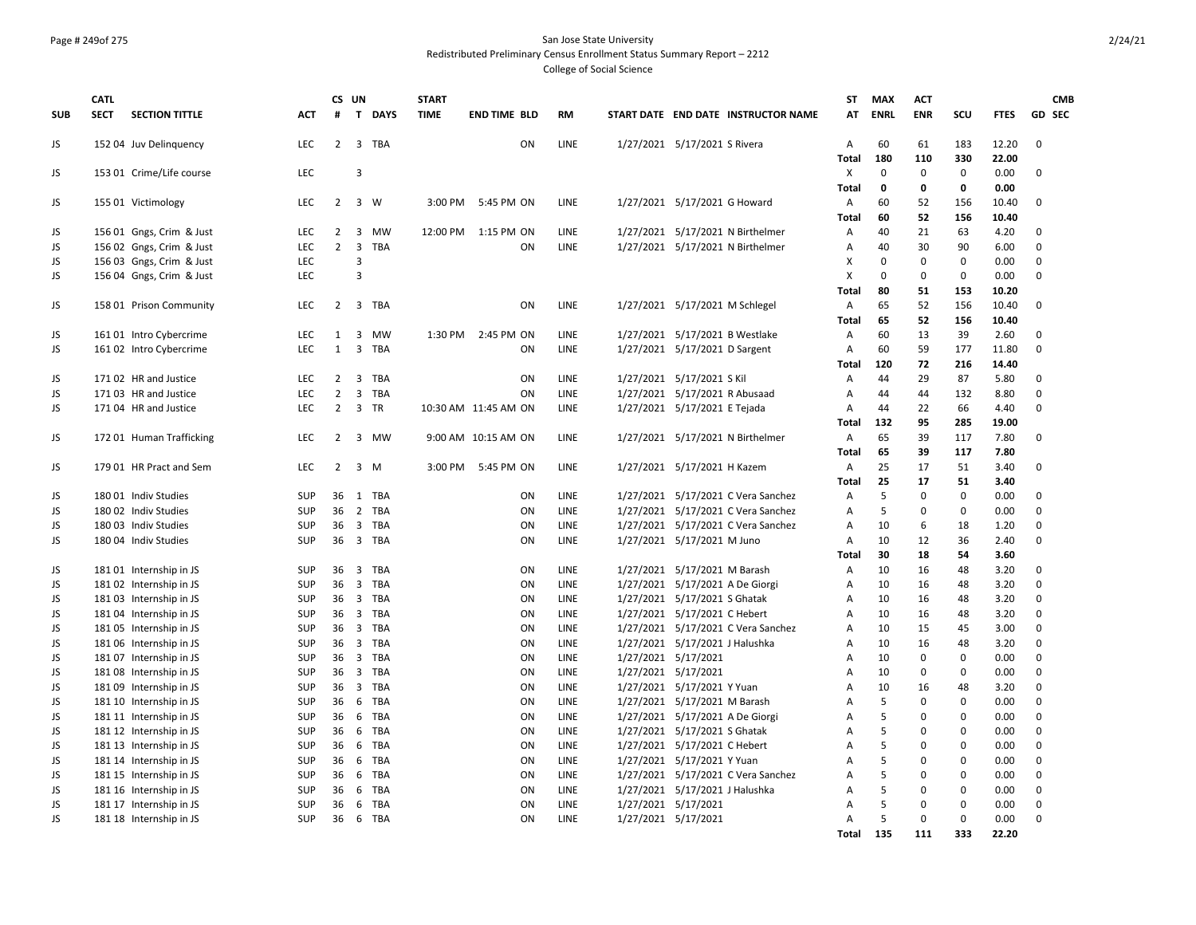San Jose State University
Redistributed Preliminary Census Enrollment Status Summary Report – 2212
College of Social Science

| SUB | CATL SECT | SECTION TITTLE | ACT | CS # | UN T | DAYS | START TIME | END TIME | BLD | RM | START DATE | END DATE | INSTRUCTOR NAME | ST AT | MAX ENRL | ACT ENR | SCU | FTES | GD | CMB SEC |
|---|---|---|---|---|---|---|---|---|---|---|---|---|---|---|---|---|---|---|---|---|
| JS | 152 04 | Juv Delinquency | LEC | 2 | 3 | TBA | | | ON | LINE | 1/27/2021 | 5/17/2021 | S Rivera | A | 60 | 61 | 183 | 12.20 | 0 | |
| | | | | | | | | | | | | | | **Total** | **180** | **110** | **330** | **22.00** | | |
| JS | 153 01 | Crime/Life course | LEC | | 3 | | | | | | | | | X | 0 | 0 | 0 | 0.00 | 0 | |
| | | | | | | | | | | | | | | **Total** | **0** | **0** | **0** | **0.00** | | |
| JS | 155 01 | Victimology | LEC | 2 | 3 | W | 3:00 PM | 5:45 PM | ON | LINE | 1/27/2021 | 5/17/2021 | G Howard | A | 60 | 52 | 156 | 10.40 | 0 | |
| | | | | | | | | | | | | | | **Total** | **60** | **52** | **156** | **10.40** | | |
| JS | 156 01 | Gngs, Crim & Just | LEC | 2 | 3 | MW | 12:00 PM | 1:15 PM | ON | LINE | 1/27/2021 | 5/17/2021 | N Birthelmer | A | 40 | 21 | 63 | 4.20 | 0 | |
| JS | 156 02 | Gngs, Crim & Just | LEC | 2 | 3 | TBA | | | ON | LINE | 1/27/2021 | 5/17/2021 | N Birthelmer | A | 40 | 30 | 90 | 6.00 | 0 | |
| JS | 156 03 | Gngs, Crim & Just | LEC | | 3 | | | | | | | | | X | 0 | 0 | 0 | 0.00 | 0 | |
| JS | 156 04 | Gngs, Crim & Just | LEC | | 3 | | | | | | | | | X | 0 | 0 | 0 | 0.00 | 0 | |
| | | | | | | | | | | | | | | **Total** | **80** | **51** | **153** | **10.20** | | |
| JS | 158 01 | Prison Community | LEC | 2 | 3 | TBA | | | ON | LINE | 1/27/2021 | 5/17/2021 | M Schlegel | A | 65 | 52 | 156 | 10.40 | 0 | |
| | | | | | | | | | | | | | | **Total** | **65** | **52** | **156** | **10.40** | | |
| JS | 161 01 | Intro Cybercrime | LEC | 1 | 3 | MW | 1:30 PM | 2:45 PM | ON | LINE | 1/27/2021 | 5/17/2021 | B Westlake | A | 60 | 13 | 39 | 2.60 | 0 | |
| JS | 161 02 | Intro Cybercrime | LEC | 1 | 3 | TBA | | | ON | LINE | 1/27/2021 | 5/17/2021 | D Sargent | A | 60 | 59 | 177 | 11.80 | 0 | |
| | | | | | | | | | | | | | | **Total** | **120** | **72** | **216** | **14.40** | | |
| JS | 171 02 | HR and Justice | LEC | 2 | 3 | TBA | | | ON | LINE | 1/27/2021 | 5/17/2021 | S Kil | A | 44 | 29 | 87 | 5.80 | 0 | |
| JS | 171 03 | HR and Justice | LEC | 2 | 3 | TBA | | | ON | LINE | 1/27/2021 | 5/17/2021 | R Abusaad | A | 44 | 44 | 132 | 8.80 | 0 | |
| JS | 171 04 | HR and Justice | LEC | 2 | 3 | TR | 10:30 AM | 11:45 AM | ON | LINE | 1/27/2021 | 5/17/2021 | E Tejada | A | 44 | 22 | 66 | 4.40 | 0 | |
| | | | | | | | | | | | | | | **Total** | **132** | **95** | **285** | **19.00** | | |
| JS | 172 01 | Human Trafficking | LEC | 2 | 3 | MW | 9:00 AM | 10:15 AM | ON | LINE | 1/27/2021 | 5/17/2021 | N Birthelmer | A | 65 | 39 | 117 | 7.80 | 0 | |
| | | | | | | | | | | | | | | **Total** | **65** | **39** | **117** | **7.80** | | |
| JS | 179 01 | HR Pract and Sem | LEC | 2 | 3 | M | 3:00 PM | 5:45 PM | ON | LINE | 1/27/2021 | 5/17/2021 | H Kazem | A | 25 | 17 | 51 | 3.40 | 0 | |
| | | | | | | | | | | | | | | **Total** | **25** | **17** | **51** | **3.40** | | |
| JS | 180 01 | Indiv Studies | SUP | 36 | 1 | TBA | | | ON | LINE | 1/27/2021 | 5/17/2021 | C Vera Sanchez | A | 5 | 0 | 0 | 0.00 | 0 | |
| JS | 180 02 | Indiv Studies | SUP | 36 | 2 | TBA | | | ON | LINE | 1/27/2021 | 5/17/2021 | C Vera Sanchez | A | 5 | 0 | 0 | 0.00 | 0 | |
| JS | 180 03 | Indiv Studies | SUP | 36 | 3 | TBA | | | ON | LINE | 1/27/2021 | 5/17/2021 | C Vera Sanchez | A | 10 | 6 | 18 | 1.20 | 0 | |
| JS | 180 04 | Indiv Studies | SUP | 36 | 3 | TBA | | | ON | LINE | 1/27/2021 | 5/17/2021 | M Juno | A | 10 | 12 | 36 | 2.40 | 0 | |
| | | | | | | | | | | | | | | **Total** | **30** | **18** | **54** | **3.60** | | |
| JS | 181 01 | Internship in JS | SUP | 36 | 3 | TBA | | | ON | LINE | 1/27/2021 | 5/17/2021 | M Barash | A | 10 | 16 | 48 | 3.20 | 0 | |
| JS | 181 02 | Internship in JS | SUP | 36 | 3 | TBA | | | ON | LINE | 1/27/2021 | 5/17/2021 | A De Giorgi | A | 10 | 16 | 48 | 3.20 | 0 | |
| JS | 181 03 | Internship in JS | SUP | 36 | 3 | TBA | | | ON | LINE | 1/27/2021 | 5/17/2021 | S Ghatak | A | 10 | 16 | 48 | 3.20 | 0 | |
| JS | 181 04 | Internship in JS | SUP | 36 | 3 | TBA | | | ON | LINE | 1/27/2021 | 5/17/2021 | C Hebert | A | 10 | 16 | 48 | 3.20 | 0 | |
| JS | 181 05 | Internship in JS | SUP | 36 | 3 | TBA | | | ON | LINE | 1/27/2021 | 5/17/2021 | C Vera Sanchez | A | 10 | 15 | 45 | 3.00 | 0 | |
| JS | 181 06 | Internship in JS | SUP | 36 | 3 | TBA | | | ON | LINE | 1/27/2021 | 5/17/2021 | J Halushka | A | 10 | 16 | 48 | 3.20 | 0 | |
| JS | 181 07 | Internship in JS | SUP | 36 | 3 | TBA | | | ON | LINE | 1/27/2021 | 5/17/2021 | | A | 10 | 0 | 0 | 0.00 | 0 | |
| JS | 181 08 | Internship in JS | SUP | 36 | 3 | TBA | | | ON | LINE | 1/27/2021 | 5/17/2021 | | A | 10 | 0 | 0 | 0.00 | 0 | |
| JS | 181 09 | Internship in JS | SUP | 36 | 3 | TBA | | | ON | LINE | 1/27/2021 | 5/17/2021 | Y Yuan | A | 10 | 16 | 48 | 3.20 | 0 | |
| JS | 181 10 | Internship in JS | SUP | 36 | 6 | TBA | | | ON | LINE | 1/27/2021 | 5/17/2021 | M Barash | A | 5 | 0 | 0 | 0.00 | 0 | |
| JS | 181 11 | Internship in JS | SUP | 36 | 6 | TBA | | | ON | LINE | 1/27/2021 | 5/17/2021 | A De Giorgi | A | 5 | 0 | 0 | 0.00 | 0 | |
| JS | 181 12 | Internship in JS | SUP | 36 | 6 | TBA | | | ON | LINE | 1/27/2021 | 5/17/2021 | S Ghatak | A | 5 | 0 | 0 | 0.00 | 0 | |
| JS | 181 13 | Internship in JS | SUP | 36 | 6 | TBA | | | ON | LINE | 1/27/2021 | 5/17/2021 | C Hebert | A | 5 | 0 | 0 | 0.00 | 0 | |
| JS | 181 14 | Internship in JS | SUP | 36 | 6 | TBA | | | ON | LINE | 1/27/2021 | 5/17/2021 | Y Yuan | A | 5 | 0 | 0 | 0.00 | 0 | |
| JS | 181 15 | Internship in JS | SUP | 36 | 6 | TBA | | | ON | LINE | 1/27/2021 | 5/17/2021 | C Vera Sanchez | A | 5 | 0 | 0 | 0.00 | 0 | |
| JS | 181 16 | Internship in JS | SUP | 36 | 6 | TBA | | | ON | LINE | 1/27/2021 | 5/17/2021 | J Halushka | A | 5 | 0 | 0 | 0.00 | 0 | |
| JS | 181 17 | Internship in JS | SUP | 36 | 6 | TBA | | | ON | LINE | 1/27/2021 | 5/17/2021 | | A | 5 | 0 | 0 | 0.00 | 0 | |
| JS | 181 18 | Internship in JS | SUP | 36 | 6 | TBA | | | ON | LINE | 1/27/2021 | 5/17/2021 | | A | 5 | 0 | 0 | 0.00 | 0 | |
| | | | | | | | | | | | | | | **Total** | **135** | **111** | **333** | **22.20** | | |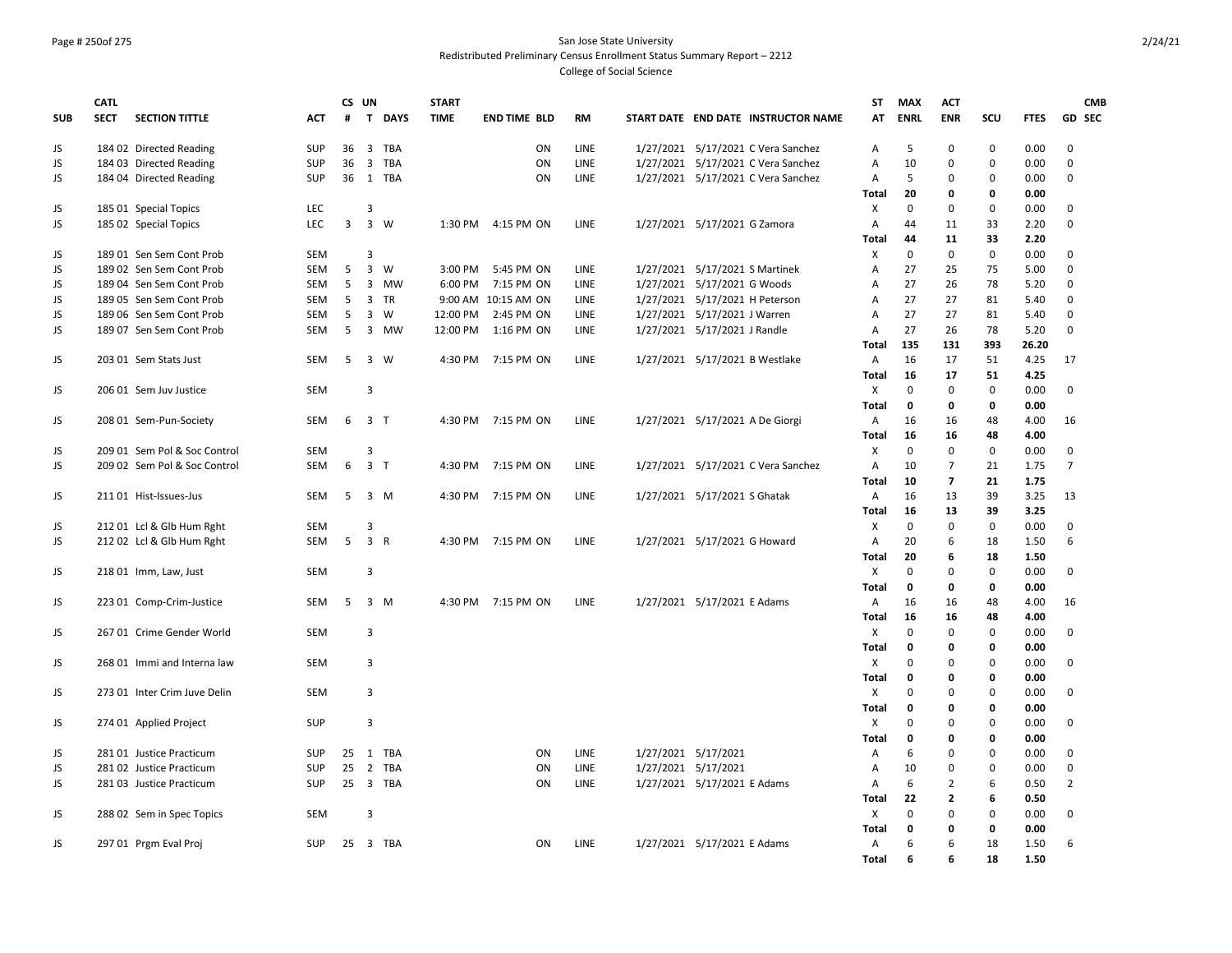San Jose State University

Redistributed Preliminary Census Enrollment Status Summary Report – 2212

College of Social Science

| SUB | CATL SECT | SECTION TITTLE | ACT | CS # | UN T | DAYS | START TIME | END TIME | BLD | RM | START DATE | END DATE | INSTRUCTOR NAME | ST AT | MAX ENRL | ACT ENR | SCU | FTES | GD | CMB SEC |
|---|---|---|---|---|---|---|---|---|---|---|---|---|---|---|---|---|---|---|---|---|
| JS | 184 02 | Directed Reading | SUP | 36 | 3 | TBA | | | ON | LINE | 1/27/2021 | 5/17/2021 | C Vera Sanchez | A | 5 | 0 | 0 | 0.00 | 0 | |
| JS | 184 03 | Directed Reading | SUP | 36 | 3 | TBA | | | ON | LINE | 1/27/2021 | 5/17/2021 | C Vera Sanchez | A | 10 | 0 | 0 | 0.00 | 0 | |
| JS | 184 04 | Directed Reading | SUP | 36 | 1 | TBA | | | ON | LINE | 1/27/2021 | 5/17/2021 | C Vera Sanchez | A | 5 | 0 | 0 | 0.00 | 0 | |
| | | | | | | | | | | | | | | **Total** | **20** | **0** | **0** | **0.00** | | |
| JS | 185 01 | Special Topics | LEC | | 3 | | | | | | | | | X | 0 | 0 | 0 | 0.00 | 0 | |
| JS | 185 02 | Special Topics | LEC | 3 | 3 | W | 1:30 PM | 4:15 PM | ON | LINE | 1/27/2021 | 5/17/2021 | G Zamora | A | 44 | 11 | 33 | 2.20 | 0 | |
| | | | | | | | | | | | | | | **Total** | **44** | **11** | **33** | **2.20** | | |
| JS | 189 01 | Sen Sem Cont Prob | SEM | | 3 | | | | | | | | | X | 0 | 0 | 0 | 0.00 | 0 | |
| JS | 189 02 | Sen Sem Cont Prob | SEM | 5 | 3 | W | 3:00 PM | 5:45 PM | ON | LINE | 1/27/2021 | 5/17/2021 | S Martinek | A | 27 | 25 | 75 | 5.00 | 0 | |
| JS | 189 04 | Sen Sem Cont Prob | SEM | 5 | 3 | MW | 6:00 PM | 7:15 PM | ON | LINE | 1/27/2021 | 5/17/2021 | G Woods | A | 27 | 26 | 78 | 5.20 | 0 | |
| JS | 189 05 | Sen Sem Cont Prob | SEM | 5 | 3 | TR | 9:00 AM | 10:15 AM | ON | LINE | 1/27/2021 | 5/17/2021 | H Peterson | A | 27 | 27 | 81 | 5.40 | 0 | |
| JS | 189 06 | Sen Sem Cont Prob | SEM | 5 | 3 | W | 12:00 PM | 2:45 PM | ON | LINE | 1/27/2021 | 5/17/2021 | J Warren | A | 27 | 27 | 81 | 5.40 | 0 | |
| JS | 189 07 | Sen Sem Cont Prob | SEM | 5 | 3 | MW | 12:00 PM | 1:16 PM | ON | LINE | 1/27/2021 | 5/17/2021 | J Randle | A | 27 | 26 | 78 | 5.20 | 0 | |
| | | | | | | | | | | | | | | **Total** | **135** | **131** | **393** | **26.20** | | |
| JS | 203 01 | Sem Stats Just | SEM | 5 | 3 | W | 4:30 PM | 7:15 PM | ON | LINE | 1/27/2021 | 5/17/2021 | B Westlake | A | 16 | 17 | 51 | 4.25 | 17 | |
| | | | | | | | | | | | | | | **Total** | **16** | **17** | **51** | **4.25** | | |
| JS | 206 01 | Sem Juv Justice | SEM | | 3 | | | | | | | | | X | 0 | 0 | 0 | 0.00 | 0 | |
| | | | | | | | | | | | | | | **Total** | **0** | **0** | **0** | **0.00** | | |
| JS | 208 01 | Sem-Pun-Society | SEM | 6 | 3 | T | 4:30 PM | 7:15 PM | ON | LINE | 1/27/2021 | 5/17/2021 | A De Giorgi | A | 16 | 16 | 48 | 4.00 | 16 | |
| | | | | | | | | | | | | | | **Total** | **16** | **16** | **48** | **4.00** | | |
| JS | 209 01 | Sem Pol & Soc Control | SEM | | 3 | | | | | | | | | X | 0 | 0 | 0 | 0.00 | 0 | |
| JS | 209 02 | Sem Pol & Soc Control | SEM | 6 | 3 | T | 4:30 PM | 7:15 PM | ON | LINE | 1/27/2021 | 5/17/2021 | C Vera Sanchez | A | 10 | 7 | 21 | 1.75 | 7 | |
| | | | | | | | | | | | | | | **Total** | **10** | **7** | **21** | **1.75** | | |
| JS | 211 01 | Hist-Issues-Jus | SEM | 5 | 3 | M | 4:30 PM | 7:15 PM | ON | LINE | 1/27/2021 | 5/17/2021 | S Ghatak | A | 16 | 13 | 39 | 3.25 | 13 | |
| | | | | | | | | | | | | | | **Total** | **16** | **13** | **39** | **3.25** | | |
| JS | 212 01 | Lcl & Glb Hum Rght | SEM | | 3 | | | | | | | | | X | 0 | 0 | 0 | 0.00 | 0 | |
| JS | 212 02 | Lcl & Glb Hum Rght | SEM | 5 | 3 | R | 4:30 PM | 7:15 PM | ON | LINE | 1/27/2021 | 5/17/2021 | G Howard | A | 20 | 6 | 18 | 1.50 | 6 | |
| | | | | | | | | | | | | | | **Total** | **20** | **6** | **18** | **1.50** | | |
| JS | 218 01 | Imm, Law, Just | SEM | | 3 | | | | | | | | | X | 0 | 0 | 0 | 0.00 | 0 | |
| | | | | | | | | | | | | | | **Total** | **0** | **0** | **0** | **0.00** | | |
| JS | 223 01 | Comp-Crim-Justice | SEM | 5 | 3 | M | 4:30 PM | 7:15 PM | ON | LINE | 1/27/2021 | 5/17/2021 | E Adams | A | 16 | 16 | 48 | 4.00 | 16 | |
| | | | | | | | | | | | | | | **Total** | **16** | **16** | **48** | **4.00** | | |
| JS | 267 01 | Crime Gender World | SEM | | 3 | | | | | | | | | X | 0 | 0 | 0 | 0.00 | 0 | |
| | | | | | | | | | | | | | | **Total** | **0** | **0** | **0** | **0.00** | | |
| JS | 268 01 | Immi and Interna law | SEM | | 3 | | | | | | | | | X | 0 | 0 | 0 | 0.00 | 0 | |
| | | | | | | | | | | | | | | **Total** | **0** | **0** | **0** | **0.00** | | |
| JS | 273 01 | Inter Crim Juve Delin | SEM | | 3 | | | | | | | | | X | 0 | 0 | 0 | 0.00 | 0 | |
| | | | | | | | | | | | | | | **Total** | **0** | **0** | **0** | **0.00** | | |
| JS | 274 01 | Applied Project | SUP | | 3 | | | | | | | | | X | 0 | 0 | 0 | 0.00 | 0 | |
| | | | | | | | | | | | | | | **Total** | **0** | **0** | **0** | **0.00** | | |
| JS | 281 01 | Justice Practicum | SUP | 25 | 1 | TBA | | | ON | LINE | 1/27/2021 | 5/17/2021 | | A | 6 | 0 | 0 | 0.00 | 0 | |
| JS | 281 02 | Justice Practicum | SUP | 25 | 2 | TBA | | | ON | LINE | 1/27/2021 | 5/17/2021 | | A | 10 | 0 | 0 | 0.00 | 0 | |
| JS | 281 03 | Justice Practicum | SUP | 25 | 3 | TBA | | | ON | LINE | 1/27/2021 | 5/17/2021 | E Adams | A | 6 | 2 | 6 | 0.50 | 2 | |
| | | | | | | | | | | | | | | **Total** | **22** | **2** | **6** | **0.50** | | |
| JS | 288 02 | Sem in Spec Topics | SEM | | 3 | | | | | | | | | X | 0 | 0 | 0 | 0.00 | 0 | |
| | | | | | | | | | | | | | | **Total** | **0** | **0** | **0** | **0.00** | | |
| JS | 297 01 | Prgm Eval Proj | SUP | 25 | 3 | TBA | | | ON | LINE | 1/27/2021 | 5/17/2021 | E Adams | A | 6 | 6 | 18 | 1.50 | 6 | |
| | | | | | | | | | | | | | | **Total** | **6** | **6** | **18** | **1.50** | | |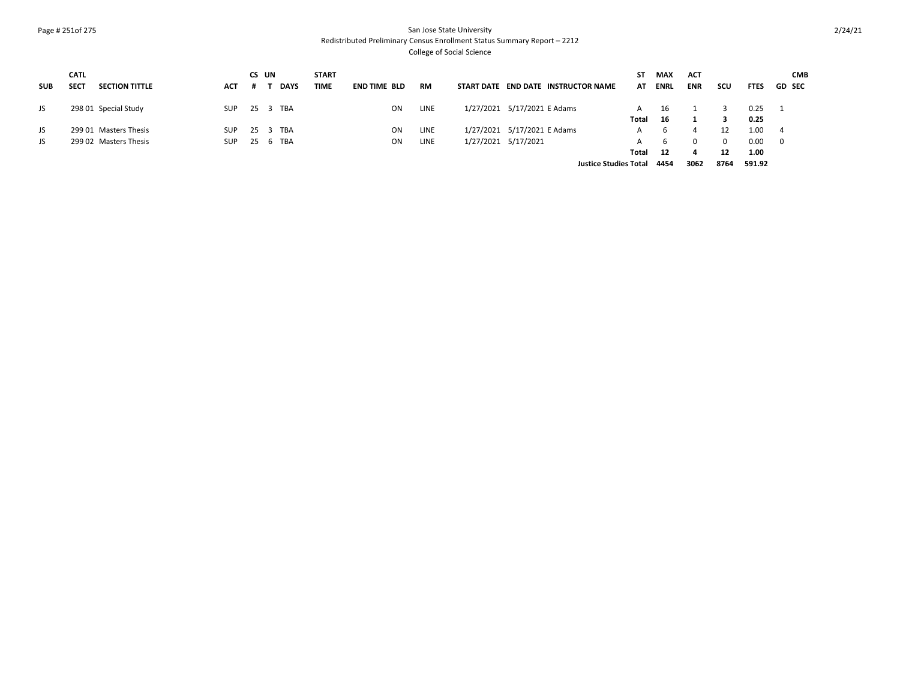San Jose State University
Redistributed Preliminary Census Enrollment Status Summary Report – 2212
College of Social Science

| SUB | CATL SECT | SECTION TITTLE | ACT | CS # | UN T | DAYS | START TIME | END TIME | BLD | RM | START DATE | END DATE | INSTRUCTOR NAME | ST AT | MAX ENRL | ACT ENR | SCU | FTES | GD | CMB SEC |
|---|---|---|---|---|---|---|---|---|---|---|---|---|---|---|---|---|---|---|---|---|
| JS | 298 01 | Special Study | SUP | 25 | 3 | TBA | | | ON | LINE | 1/27/2021 | 5/17/2021 | E Adams | A | 16 | 1 | 3 | 0.25 | 1 | |
| | | | | | | | | | | | | | | **Total** | **16** | **1** | **3** | **0.25** | | |
| JS | 299 01 | Masters Thesis | SUP | 25 | 3 | TBA | | | ON | LINE | 1/27/2021 | 5/17/2021 | E Adams | A | 6 | 4 | 12 | 1.00 | 4 | |
| JS | 299 02 | Masters Thesis | SUP | 25 | 6 | TBA | | | ON | LINE | 1/27/2021 | 5/17/2021 | | A | 6 | 0 | 0 | 0.00 | 0 | |
| | | | | | | | | | | | | | | **Total** | **12** | **4** | **12** | **1.00** | | |
| | | | | | | | | | | | | | **Justice Studies Total** | | **4454** | **3062** | **8764** | **591.92** | | |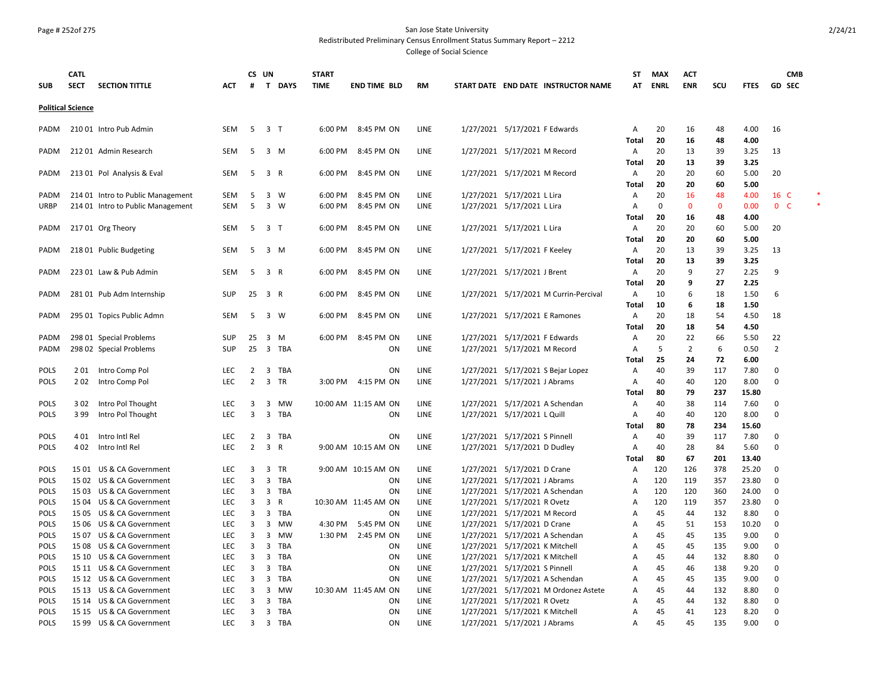San Jose State University
Redistributed Preliminary Census Enrollment Status Summary Report – 2212
College of Social Science

| SUB | CATL SECT | SECTION TITTLE | ACT | CS # | UN T | DAYS | START TIME | END TIME | BLD | RM | START DATE | END DATE | INSTRUCTOR NAME | ST AT | MAX ENRL | ACT ENR | SCU | FTES | GD | CMB SEC | |
|---|---|---|---|---|---|---|---|---|---|---|---|---|---|---|---|---|---|---|---|---|---|
| **Political Science** | | | | | | | | | | | | | | | | | | | | | |
| PADM | 210 01 | Intro Pub Admin | SEM | 5 | 3 | T | 6:00 PM | 8:45 PM | ON | LINE | 1/27/2021 | 5/17/2021 | F Edwards | A | 20 | 16 | 48 | 4.00 | 16 | | |
| | | | | | | | | | | | | | | **Total** | **20** | **16** | **48** | **4.00** | | | |
| PADM | 212 01 | Admin Research | SEM | 5 | 3 | M | 6:00 PM | 8:45 PM | ON | LINE | 1/27/2021 | 5/17/2021 | M Record | A | 20 | 13 | 39 | 3.25 | 13 | | |
| | | | | | | | | | | | | | | **Total** | **20** | **13** | **39** | **3.25** | | | |
| PADM | 213 01 | Pol Analysis & Eval | SEM | 5 | 3 | R | 6:00 PM | 8:45 PM | ON | LINE | 1/27/2021 | 5/17/2021 | M Record | A | 20 | 20 | 60 | 5.00 | 20 | | |
| | | | | | | | | | | | | | | **Total** | **20** | **20** | **60** | **5.00** | | | |
| PADM | 214 01 | Intro to Public Management | SEM | 5 | 3 | W | 6:00 PM | 8:45 PM | ON | LINE | 1/27/2021 | 5/17/2021 | L Lira | A | 20 | 16 | 48 | 4.00 | 16 | C | * |
| URBP | 214 01 | Intro to Public Management | SEM | 5 | 3 | W | 6:00 PM | 8:45 PM | ON | LINE | 1/27/2021 | 5/17/2021 | L Lira | A | 0 | 0 | 0 | 0.00 | 0 | C | * |
| | | | | | | | | | | | | | | **Total** | **20** | **16** | **48** | **4.00** | | | |
| PADM | 217 01 | Org Theory | SEM | 5 | 3 | T | 6:00 PM | 8:45 PM | ON | LINE | 1/27/2021 | 5/17/2021 | L Lira | A | 20 | 20 | 60 | 5.00 | 20 | | |
| | | | | | | | | | | | | | | **Total** | **20** | **20** | **60** | **5.00** | | | |
| PADM | 218 01 | Public Budgeting | SEM | 5 | 3 | M | 6:00 PM | 8:45 PM | ON | LINE | 1/27/2021 | 5/17/2021 | F Keeley | A | 20 | 13 | 39 | 3.25 | 13 | | |
| | | | | | | | | | | | | | | **Total** | **20** | **13** | **39** | **3.25** | | | |
| PADM | 223 01 | Law & Pub Admin | SEM | 5 | 3 | R | 6:00 PM | 8:45 PM | ON | LINE | 1/27/2021 | 5/17/2021 | J Brent | A | 20 | 9 | 27 | 2.25 | 9 | | |
| | | | | | | | | | | | | | | **Total** | **20** | **9** | **27** | **2.25** | | | |
| PADM | 281 01 | Pub Adm Internship | SUP | 25 | 3 | R | 6:00 PM | 8:45 PM | ON | LINE | 1/27/2021 | 5/17/2021 | M Currin-Percival | A | 10 | 6 | 18 | 1.50 | 6 | | |
| | | | | | | | | | | | | | | **Total** | **10** | **6** | **18** | **1.50** | | | |
| PADM | 295 01 | Topics Public Admn | SEM | 5 | 3 | W | 6:00 PM | 8:45 PM | ON | LINE | 1/27/2021 | 5/17/2021 | E Ramones | A | 20 | 18 | 54 | 4.50 | 18 | | |
| | | | | | | | | | | | | | | **Total** | **20** | **18** | **54** | **4.50** | | | |
| PADM | 298 01 | Special Problems | SUP | 25 | 3 | M | 6:00 PM | 8:45 PM | ON | LINE | 1/27/2021 | 5/17/2021 | F Edwards | A | 20 | 22 | 66 | 5.50 | 22 | | |
| PADM | 298 02 | Special Problems | SUP | 25 | 3 | TBA | | | ON | LINE | 1/27/2021 | 5/17/2021 | M Record | A | 5 | 2 | 6 | 0.50 | 2 | | |
| | | | | | | | | | | | | | | **Total** | **25** | **24** | **72** | **6.00** | | | |
| POLS | 2 01 | Intro Comp Pol | LEC | 2 | 3 | TBA | | | ON | LINE | 1/27/2021 | 5/17/2021 | S Bejar Lopez | A | 40 | 39 | 117 | 7.80 | 0 | | |
| POLS | 2 02 | Intro Comp Pol | LEC | 2 | 3 | TR | 3:00 PM | 4:15 PM | ON | LINE | 1/27/2021 | 5/17/2021 | J Abrams | A | 40 | 40 | 120 | 8.00 | 0 | | |
| | | | | | | | | | | | | | | **Total** | **80** | **79** | **237** | **15.80** | | | |
| POLS | 3 02 | Intro Pol Thought | LEC | 3 | 3 | MW | 10:00 AM | 11:15 AM | ON | LINE | 1/27/2021 | 5/17/2021 | A Schendan | A | 40 | 38 | 114 | 7.60 | 0 | | |
| POLS | 3 99 | Intro Pol Thought | LEC | 3 | 3 | TBA | | | ON | LINE | 1/27/2021 | 5/17/2021 | L Quill | A | 40 | 40 | 120 | 8.00 | 0 | | |
| | | | | | | | | | | | | | | **Total** | **80** | **78** | **234** | **15.60** | | | |
| POLS | 4 01 | Intro Intl Rel | LEC | 2 | 3 | TBA | | | ON | LINE | 1/27/2021 | 5/17/2021 | S Pinnell | A | 40 | 39 | 117 | 7.80 | 0 | | |
| POLS | 4 02 | Intro Intl Rel | LEC | 2 | 3 | R | 9:00 AM | 10:15 AM | ON | LINE | 1/27/2021 | 5/17/2021 | D Dudley | A | 40 | 28 | 84 | 5.60 | 0 | | |
| | | | | | | | | | | | | | | **Total** | **80** | **67** | **201** | **13.40** | | | |
| POLS | 15 01 | US & CA Government | LEC | 3 | 3 | TR | 9:00 AM | 10:15 AM | ON | LINE | 1/27/2021 | 5/17/2021 | D Crane | A | 120 | 126 | 378 | 25.20 | 0 | | |
| POLS | 15 02 | US & CA Government | LEC | 3 | 3 | TBA | | | ON | LINE | 1/27/2021 | 5/17/2021 | J Abrams | A | 120 | 119 | 357 | 23.80 | 0 | | |
| POLS | 15 03 | US & CA Government | LEC | 3 | 3 | TBA | | | ON | LINE | 1/27/2021 | 5/17/2021 | A Schendan | A | 120 | 120 | 360 | 24.00 | 0 | | |
| POLS | 15 04 | US & CA Government | LEC | 3 | 3 | R | 10:30 AM | 11:45 AM | ON | LINE | 1/27/2021 | 5/17/2021 | R Ovetz | A | 120 | 119 | 357 | 23.80 | 0 | | |
| POLS | 15 05 | US & CA Government | LEC | 3 | 3 | TBA | | | ON | LINE | 1/27/2021 | 5/17/2021 | M Record | A | 45 | 44 | 132 | 8.80 | 0 | | |
| POLS | 15 06 | US & CA Government | LEC | 3 | 3 | MW | 4:30 PM | 5:45 PM | ON | LINE | 1/27/2021 | 5/17/2021 | D Crane | A | 45 | 51 | 153 | 10.20 | 0 | | |
| POLS | 15 07 | US & CA Government | LEC | 3 | 3 | MW | 1:30 PM | 2:45 PM | ON | LINE | 1/27/2021 | 5/17/2021 | A Schendan | A | 45 | 45 | 135 | 9.00 | 0 | | |
| POLS | 15 08 | US & CA Government | LEC | 3 | 3 | TBA | | | ON | LINE | 1/27/2021 | 5/17/2021 | K Mitchell | A | 45 | 45 | 135 | 9.00 | 0 | | |
| POLS | 15 10 | US & CA Government | LEC | 3 | 3 | TBA | | | ON | LINE | 1/27/2021 | 5/17/2021 | K Mitchell | A | 45 | 44 | 132 | 8.80 | 0 | | |
| POLS | 15 11 | US & CA Government | LEC | 3 | 3 | TBA | | | ON | LINE | 1/27/2021 | 5/17/2021 | S Pinnell | A | 45 | 46 | 138 | 9.20 | 0 | | |
| POLS | 15 12 | US & CA Government | LEC | 3 | 3 | TBA | | | ON | LINE | 1/27/2021 | 5/17/2021 | A Schendan | A | 45 | 45 | 135 | 9.00 | 0 | | |
| POLS | 15 13 | US & CA Government | LEC | 3 | 3 | MW | 10:30 AM | 11:45 AM | ON | LINE | 1/27/2021 | 5/17/2021 | M Ordonez Astete | A | 45 | 44 | 132 | 8.80 | 0 | | |
| POLS | 15 14 | US & CA Government | LEC | 3 | 3 | TBA | | | ON | LINE | 1/27/2021 | 5/17/2021 | R Ovetz | A | 45 | 44 | 132 | 8.80 | 0 | | |
| POLS | 15 15 | US & CA Government | LEC | 3 | 3 | TBA | | | ON | LINE | 1/27/2021 | 5/17/2021 | K Mitchell | A | 45 | 41 | 123 | 8.20 | 0 | | |
| POLS | 15 99 | US & CA Government | LEC | 3 | 3 | TBA | | | ON | LINE | 1/27/2021 | 5/17/2021 | J Abrams | A | 45 | 45 | 135 | 9.00 | 0 | | |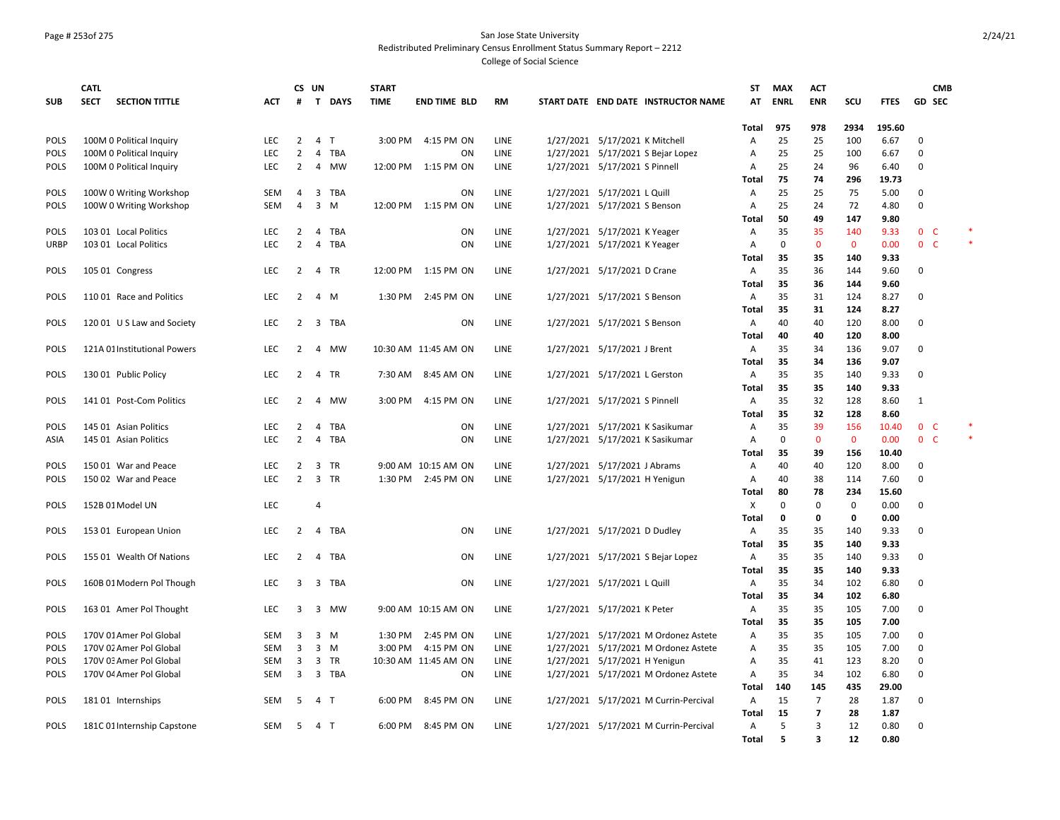San Jose State University
Redistributed Preliminary Census Enrollment Status Summary Report – 2212
College of Social Science

| SUB | CATL SECT | SECTION TITTLE | ACT | CS # | UN T | DAYS | START TIME | END TIME | BLD | RM | START DATE | END DATE | INSTRUCTOR NAME | ST AT | MAX ENRL | ACT ENR | SCU | FTES | GD | CMB SEC | |
|---|---|---|---|---|---|---|---|---|---|---|---|---|---|---|---|---|---|---|---|---|---|
| | | | | | | | | | | | | | | Total | 975 | 978 | 2934 | 195.60 | | | |
| POLS | 100M 0 | Political Inquiry | LEC | 2 | 4 | T | 3:00 PM | 4:15 PM | ON | LINE | 1/27/2021 | 5/17/2021 | K Mitchell | A | 25 | 25 | 100 | 6.67 | 0 | | |
| POLS | 100M 0 | Political Inquiry | LEC | 2 | 4 | TBA | | | ON | LINE | 1/27/2021 | 5/17/2021 | S Bejar Lopez | A | 25 | 25 | 100 | 6.67 | 0 | | |
| POLS | 100M 0 | Political Inquiry | LEC | 2 | 4 | MW | 12:00 PM | 1:15 PM | ON | LINE | 1/27/2021 | 5/17/2021 | S Pinnell | A | 25 | 24 | 96 | 6.40 | 0 | | |
| | | | | | | | | | | | | | | Total | 75 | 74 | 296 | 19.73 | | | |
| POLS | 100W 0 | Writing Workshop | SEM | 4 | 3 | TBA | | | ON | LINE | 1/27/2021 | 5/17/2021 | L Quill | A | 25 | 25 | 75 | 5.00 | 0 | | |
| POLS | 100W 0 | Writing Workshop | SEM | 4 | 3 | M | 12:00 PM | 1:15 PM | ON | LINE | 1/27/2021 | 5/17/2021 | S Benson | A | 25 | 24 | 72 | 4.80 | 0 | | |
| | | | | | | | | | | | | | | Total | 50 | 49 | 147 | 9.80 | | | |
| POLS | 103 01 | Local Politics | LEC | 2 | 4 | TBA | | | ON | LINE | 1/27/2021 | 5/17/2021 | K Yeager | A | 35 | 35 | 140 | 9.33 | 0 | C | * |
| URBP | 103 01 | Local Politics | LEC | 2 | 4 | TBA | | | ON | LINE | 1/27/2021 | 5/17/2021 | K Yeager | A | 0 | 0 | 0 | 0.00 | 0 | C | * |
| | | | | | | | | | | | | | | Total | 35 | 35 | 140 | 9.33 | | | |
| POLS | 105 01 | Congress | LEC | 2 | 4 | TR | 12:00 PM | 1:15 PM | ON | LINE | 1/27/2021 | 5/17/2021 | D Crane | A | 35 | 36 | 144 | 9.60 | 0 | | |
| | | | | | | | | | | | | | | Total | 35 | 36 | 144 | 9.60 | | | |
| POLS | 110 01 | Race and Politics | LEC | 2 | 4 | M | 1:30 PM | 2:45 PM | ON | LINE | 1/27/2021 | 5/17/2021 | S Benson | A | 35 | 31 | 124 | 8.27 | 0 | | |
| | | | | | | | | | | | | | | Total | 35 | 31 | 124 | 8.27 | | | |
| POLS | 120 01 | U S Law and Society | LEC | 2 | 3 | TBA | | | ON | LINE | 1/27/2021 | 5/17/2021 | S Benson | A | 40 | 40 | 120 | 8.00 | 0 | | |
| | | | | | | | | | | | | | | Total | 40 | 40 | 120 | 8.00 | | | |
| POLS | 121A 01 | Institutional Powers | LEC | 2 | 4 | MW | 10:30 AM | 11:45 AM | ON | LINE | 1/27/2021 | 5/17/2021 | J Brent | A | 35 | 34 | 136 | 9.07 | 0 | | |
| | | | | | | | | | | | | | | Total | 35 | 34 | 136 | 9.07 | | | |
| POLS | 130 01 | Public Policy | LEC | 2 | 4 | TR | 7:30 AM | 8:45 AM | ON | LINE | 1/27/2021 | 5/17/2021 | L Gerston | A | 35 | 35 | 140 | 9.33 | 0 | | |
| | | | | | | | | | | | | | | Total | 35 | 35 | 140 | 9.33 | | | |
| POLS | 141 01 | Post-Com Politics | LEC | 2 | 4 | MW | 3:00 PM | 4:15 PM | ON | LINE | 1/27/2021 | 5/17/2021 | S Pinnell | A | 35 | 32 | 128 | 8.60 | 1 | | |
| | | | | | | | | | | | | | | Total | 35 | 32 | 128 | 8.60 | | | |
| POLS | 145 01 | Asian Politics | LEC | 2 | 4 | TBA | | | ON | LINE | 1/27/2021 | 5/17/2021 | K Sasikumar | A | 35 | 39 | 156 | 10.40 | 0 | C | * |
| ASIA | 145 01 | Asian Politics | LEC | 2 | 4 | TBA | | | ON | LINE | 1/27/2021 | 5/17/2021 | K Sasikumar | A | 0 | 0 | 0 | 0.00 | 0 | C | * |
| | | | | | | | | | | | | | | Total | 35 | 39 | 156 | 10.40 | | | |
| POLS | 150 01 | War and Peace | LEC | 2 | 3 | TR | 9:00 AM | 10:15 AM | ON | LINE | 1/27/2021 | 5/17/2021 | J Abrams | A | 40 | 40 | 120 | 8.00 | 0 | | |
| POLS | 150 02 | War and Peace | LEC | 2 | 3 | TR | 1:30 PM | 2:45 PM | ON | LINE | 1/27/2021 | 5/17/2021 | H Yenigun | A | 40 | 38 | 114 | 7.60 | 0 | | |
| | | | | | | | | | | | | | | Total | 80 | 78 | 234 | 15.60 | | | |
| POLS | 152B 01 | Model UN | LEC | | 4 | | | | | | | | | X | 0 | 0 | 0 | 0.00 | 0 | | |
| | | | | | | | | | | | | | | Total | 0 | 0 | 0 | 0.00 | | | |
| POLS | 153 01 | European Union | LEC | 2 | 4 | TBA | | | ON | LINE | 1/27/2021 | 5/17/2021 | D Dudley | A | 35 | 35 | 140 | 9.33 | 0 | | |
| | | | | | | | | | | | | | | Total | 35 | 35 | 140 | 9.33 | | | |
| POLS | 155 01 | Wealth Of Nations | LEC | 2 | 4 | TBA | | | ON | LINE | 1/27/2021 | 5/17/2021 | S Bejar Lopez | A | 35 | 35 | 140 | 9.33 | 0 | | |
| | | | | | | | | | | | | | | Total | 35 | 35 | 140 | 9.33 | | | |
| POLS | 160B 01 | Modern Pol Though | LEC | 3 | 3 | TBA | | | ON | LINE | 1/27/2021 | 5/17/2021 | L Quill | A | 35 | 34 | 102 | 6.80 | 0 | | |
| | | | | | | | | | | | | | | Total | 35 | 34 | 102 | 6.80 | | | |
| POLS | 163 01 | Amer Pol Thought | LEC | 3 | 3 | MW | 9:00 AM | 10:15 AM | ON | LINE | 1/27/2021 | 5/17/2021 | K Peter | A | 35 | 35 | 105 | 7.00 | 0 | | |
| | | | | | | | | | | | | | | Total | 35 | 35 | 105 | 7.00 | | | |
| POLS | 170V 01 | Amer Pol Global | SEM | 3 | 3 | M | 1:30 PM | 2:45 PM | ON | LINE | 1/27/2021 | 5/17/2021 | M Ordonez Astete | A | 35 | 35 | 105 | 7.00 | 0 | | |
| POLS | 170V 02 | Amer Pol Global | SEM | 3 | 3 | M | 3:00 PM | 4:15 PM | ON | LINE | 1/27/2021 | 5/17/2021 | M Ordonez Astete | A | 35 | 35 | 105 | 7.00 | 0 | | |
| POLS | 170V 03 | Amer Pol Global | SEM | 3 | 3 | TR | 10:30 AM | 11:45 AM | ON | LINE | 1/27/2021 | 5/17/2021 | H Yenigun | A | 35 | 41 | 123 | 8.20 | 0 | | |
| POLS | 170V 04 | Amer Pol Global | SEM | 3 | 3 | TBA | | | ON | LINE | 1/27/2021 | 5/17/2021 | M Ordonez Astete | A | 35 | 34 | 102 | 6.80 | 0 | | |
| | | | | | | | | | | | | | | Total | 140 | 145 | 435 | 29.00 | | | |
| POLS | 181 01 | Internships | SEM | 5 | 4 | T | 6:00 PM | 8:45 PM | ON | LINE | 1/27/2021 | 5/17/2021 | M Currin-Percival | A | 15 | 7 | 28 | 1.87 | 0 | | |
| | | | | | | | | | | | | | | Total | 15 | 7 | 28 | 1.87 | | | |
| POLS | 181C 01 | Internship Capstone | SEM | 5 | 4 | T | 6:00 PM | 8:45 PM | ON | LINE | 1/27/2021 | 5/17/2021 | M Currin-Percival | A | 5 | 3 | 12 | 0.80 | 0 | | |
| | | | | | | | | | | | | | | Total | 5 | 3 | 12 | 0.80 | | | |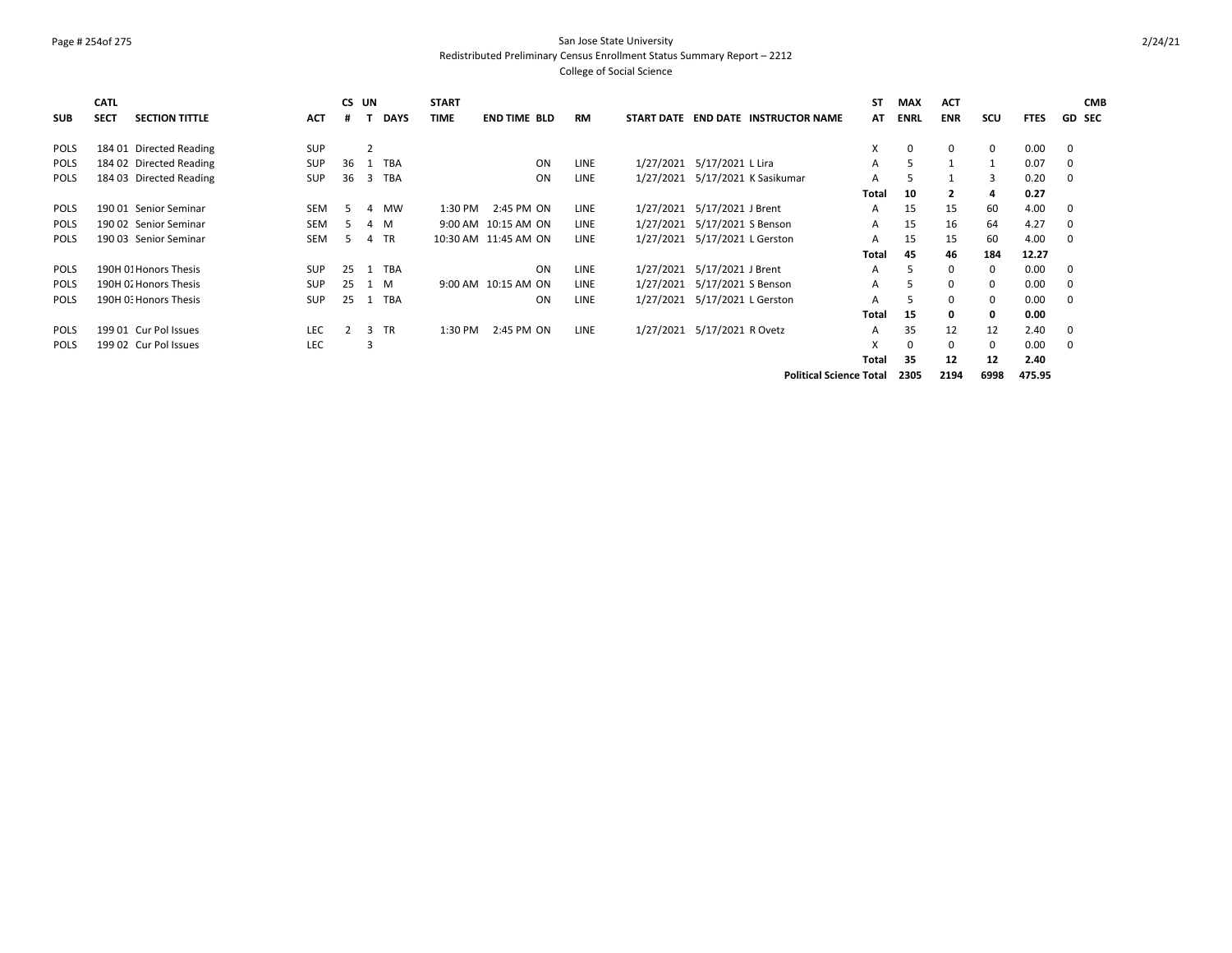San Jose State University
Redistributed Preliminary Census Enrollment Status Summary Report – 2212
College of Social Science

| SUB | CATL SECT | SECTION TITTLE | ACT | CS # | UN T | DAYS | START TIME | END TIME | BLD | RM | START DATE | END DATE | INSTRUCTOR NAME | ST AT | MAX ENRL | ACT ENR | SCU | FTES | GD | CMB SEC |
|---|---|---|---|---|---|---|---|---|---|---|---|---|---|---|---|---|---|---|---|---|
| POLS | 184 01 | Directed Reading | SUP | | 2 | | | | | | | | | X | 0 | 0 | 0 | 0.00 | 0 | |
| POLS | 184 02 | Directed Reading | SUP | 36 | 1 | TBA | | | ON | LINE | 1/27/2021 | 5/17/2021 | L Lira | A | 5 | 1 | 1 | 0.07 | 0 | |
| POLS | 184 03 | Directed Reading | SUP | 36 | 3 | TBA | | | ON | LINE | 1/27/2021 | 5/17/2021 | K Sasikumar | A | 5 | 1 | 3 | 0.20 | 0 | |
| | | | | | | | | | | | | | | **Total** | **10** | **2** | **4** | **0.27** | | |
| POLS | 190 01 | Senior Seminar | SEM | 5 | 4 | MW | 1:30 PM | 2:45 PM | ON | LINE | 1/27/2021 | 5/17/2021 | J Brent | A | 15 | 15 | 60 | 4.00 | 0 | |
| POLS | 190 02 | Senior Seminar | SEM | 5 | 4 | M | 9:00 AM | 10:15 AM | ON | LINE | 1/27/2021 | 5/17/2021 | S Benson | A | 15 | 16 | 64 | 4.27 | 0 | |
| POLS | 190 03 | Senior Seminar | SEM | 5 | 4 | TR | 10:30 AM | 11:45 AM | ON | LINE | 1/27/2021 | 5/17/2021 | L Gerston | A | 15 | 15 | 60 | 4.00 | 0 | |
| | | | | | | | | | | | | | | **Total** | **45** | **46** | **184** | **12.27** | | |
| POLS | 190H 01 | Honors Thesis | SUP | 25 | 1 | TBA | | | ON | LINE | 1/27/2021 | 5/17/2021 | J Brent | A | 5 | 0 | 0 | 0.00 | 0 | |
| POLS | 190H 02 | Honors Thesis | SUP | 25 | 1 | M | 9:00 AM | 10:15 AM | ON | LINE | 1/27/2021 | 5/17/2021 | S Benson | A | 5 | 0 | 0 | 0.00 | 0 | |
| POLS | 190H 03 | Honors Thesis | SUP | 25 | 1 | TBA | | | ON | LINE | 1/27/2021 | 5/17/2021 | L Gerston | A | 5 | 0 | 0 | 0.00 | 0 | |
| | | | | | | | | | | | | | | **Total** | **15** | **0** | **0** | **0.00** | | |
| POLS | 199 01 | Cur Pol Issues | LEC | 2 | 3 | TR | 1:30 PM | 2:45 PM | ON | LINE | 1/27/2021 | 5/17/2021 | R Ovetz | A | 35 | 12 | 12 | 2.40 | 0 | |
| POLS | 199 02 | Cur Pol Issues | LEC | | 3 | | | | | | | | | X | 0 | 0 | 0 | 0.00 | 0 | |
| | | | | | | | | | | | | | | **Total** | **35** | **12** | **12** | **2.40** | | |
| | | | | | | | | | | | | | **Political Science Total** | | **2305** | **2194** | **6998** | **475.95** | | |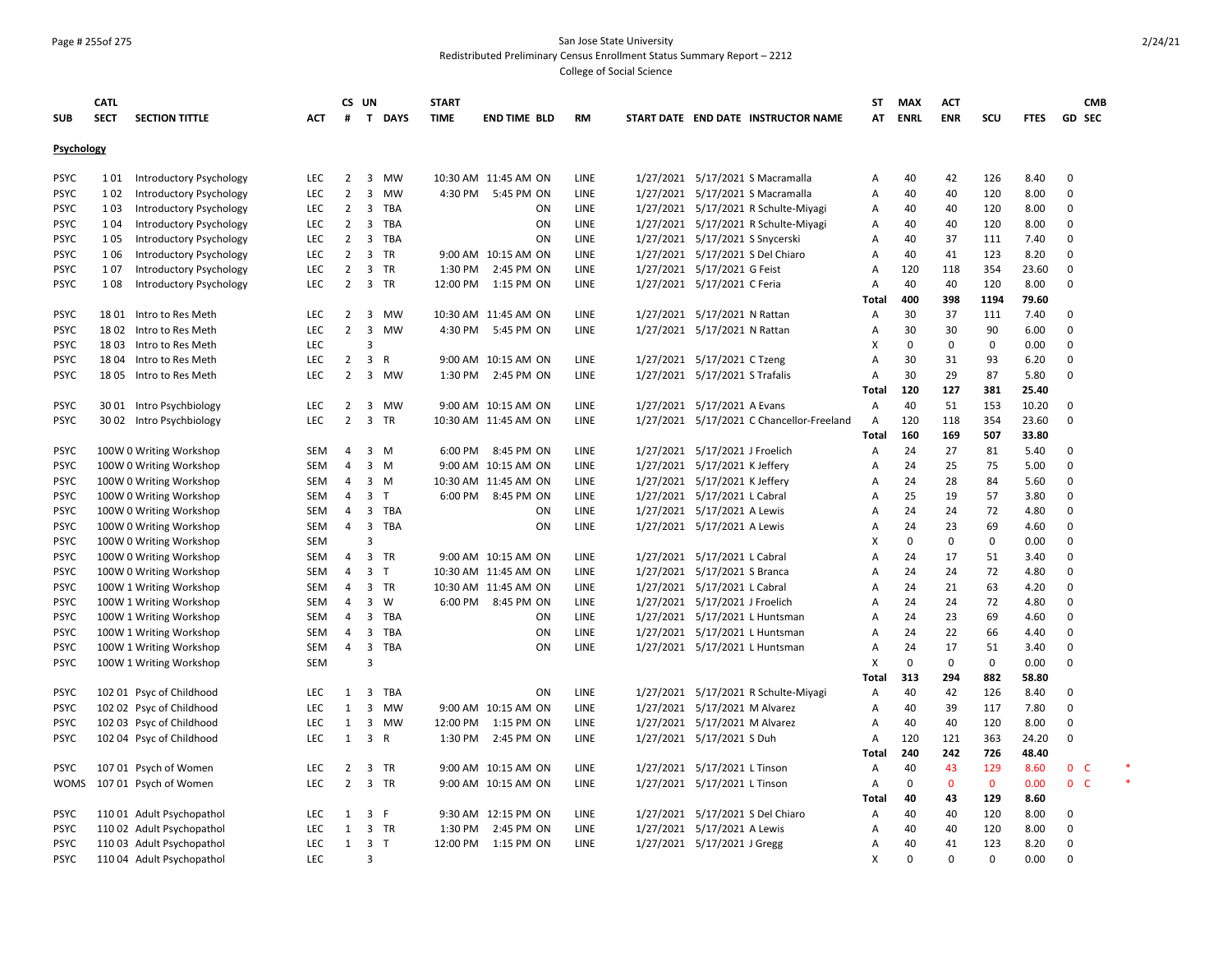San Jose State University
Redistributed Preliminary Census Enrollment Status Summary Report – 2212
College of Social Science

| SUB | CATL SECT | SECTION TITTLE | ACT | CS # | UN T | DAYS | START TIME | END TIME | BLD | RM | START DATE | END DATE | INSTRUCTOR NAME | ST AT | MAX ENRL | ACT ENR | SCU | FTES | GD | CMB SEC |
|---|---|---|---|---|---|---|---|---|---|---|---|---|---|---|---|---|---|---|---|---|
| **Psychology** | | | | | | | | | | | | | | | | | | | | |
| PSYC | 1 01 | Introductory Psychology | LEC | 2 | 3 | MW | 10:30 AM | 11:45 AM | ON | LINE | 1/27/2021 | 5/17/2021 | S Macramalla | A | 40 | 42 | 126 | 8.40 | 0 | |
| PSYC | 1 02 | Introductory Psychology | LEC | 2 | 3 | MW | 4:30 PM | 5:45 PM | ON | LINE | 1/27/2021 | 5/17/2021 | S Macramalla | A | 40 | 40 | 120 | 8.00 | 0 | |
| PSYC | 1 03 | Introductory Psychology | LEC | 2 | 3 | TBA | | | ON | LINE | 1/27/2021 | 5/17/2021 | R Schulte-Miyagi | A | 40 | 40 | 120 | 8.00 | 0 | |
| PSYC | 1 04 | Introductory Psychology | LEC | 2 | 3 | TBA | | | ON | LINE | 1/27/2021 | 5/17/2021 | R Schulte-Miyagi | A | 40 | 40 | 120 | 8.00 | 0 | |
| PSYC | 1 05 | Introductory Psychology | LEC | 2 | 3 | TBA | | | ON | LINE | 1/27/2021 | 5/17/2021 | S Snycerski | A | 40 | 37 | 111 | 7.40 | 0 | |
| PSYC | 1 06 | Introductory Psychology | LEC | 2 | 3 | TR | 9:00 AM | 10:15 AM | ON | LINE | 1/27/2021 | 5/17/2021 | S Del Chiaro | A | 40 | 41 | 123 | 8.20 | 0 | |
| PSYC | 1 07 | Introductory Psychology | LEC | 2 | 3 | TR | 1:30 PM | 2:45 PM | ON | LINE | 1/27/2021 | 5/17/2021 | G Feist | A | 120 | 118 | 354 | 23.60 | 0 | |
| PSYC | 1 08 | Introductory Psychology | LEC | 2 | 3 | TR | 12:00 PM | 1:15 PM | ON | LINE | 1/27/2021 | 5/17/2021 | C Feria | A | 40 | 40 | 120 | 8.00 | 0 | |
| | | | | | | | | | | | | | | **Total** | **400** | **398** | **1194** | **79.60** | | |
| PSYC | 18 01 | Intro to Res Meth | LEC | 2 | 3 | MW | 10:30 AM | 11:45 AM | ON | LINE | 1/27/2021 | 5/17/2021 | N Rattan | A | 30 | 37 | 111 | 7.40 | 0 | |
| PSYC | 18 02 | Intro to Res Meth | LEC | 2 | 3 | MW | 4:30 PM | 5:45 PM | ON | LINE | 1/27/2021 | 5/17/2021 | N Rattan | A | 30 | 30 | 90 | 6.00 | 0 | |
| PSYC | 18 03 | Intro to Res Meth | LEC | | 3 | | | | | | | | | X | 0 | 0 | 0 | 0.00 | 0 | |
| PSYC | 18 04 | Intro to Res Meth | LEC | 2 | 3 | R | 9:00 AM | 10:15 AM | ON | LINE | 1/27/2021 | 5/17/2021 | C Tzeng | A | 30 | 31 | 93 | 6.20 | 0 | |
| PSYC | 18 05 | Intro to Res Meth | LEC | 2 | 3 | MW | 1:30 PM | 2:45 PM | ON | LINE | 1/27/2021 | 5/17/2021 | S Trafalis | A | 30 | 29 | 87 | 5.80 | 0 | |
| | | | | | | | | | | | | | | **Total** | **120** | **127** | **381** | **25.40** | | |
| PSYC | 30 01 | Intro Psychbiology | LEC | 2 | 3 | MW | 9:00 AM | 10:15 AM | ON | LINE | 1/27/2021 | 5/17/2021 | A Evans | A | 40 | 51 | 153 | 10.20 | 0 | |
| PSYC | 30 02 | Intro Psychbiology | LEC | 2 | 3 | TR | 10:30 AM | 11:45 AM | ON | LINE | 1/27/2021 | 5/17/2021 | C Chancellor-Freeland | A | 120 | 118 | 354 | 23.60 | 0 | |
| | | | | | | | | | | | | | | **Total** | **160** | **169** | **507** | **33.80** | | |
| PSYC | 100W 0 | Writing Workshop | SEM | 4 | 3 | M | 6:00 PM | 8:45 PM | ON | LINE | 1/27/2021 | 5/17/2021 | J Froelich | A | 24 | 27 | 81 | 5.40 | 0 | |
| PSYC | 100W 0 | Writing Workshop | SEM | 4 | 3 | M | 9:00 AM | 10:15 AM | ON | LINE | 1/27/2021 | 5/17/2021 | K Jeffery | A | 24 | 25 | 75 | 5.00 | 0 | |
| PSYC | 100W 0 | Writing Workshop | SEM | 4 | 3 | M | 10:30 AM | 11:45 AM | ON | LINE | 1/27/2021 | 5/17/2021 | K Jeffery | A | 24 | 28 | 84 | 5.60 | 0 | |
| PSYC | 100W 0 | Writing Workshop | SEM | 4 | 3 | T | 6:00 PM | 8:45 PM | ON | LINE | 1/27/2021 | 5/17/2021 | L Cabral | A | 25 | 19 | 57 | 3.80 | 0 | |
| PSYC | 100W 0 | Writing Workshop | SEM | 4 | 3 | TBA | | | ON | LINE | 1/27/2021 | 5/17/2021 | A Lewis | A | 24 | 24 | 72 | 4.80 | 0 | |
| PSYC | 100W 0 | Writing Workshop | SEM | 4 | 3 | TBA | | | ON | LINE | 1/27/2021 | 5/17/2021 | A Lewis | A | 24 | 23 | 69 | 4.60 | 0 | |
| PSYC | 100W 0 | Writing Workshop | SEM | | 3 | | | | | | | | | X | 0 | 0 | 0 | 0.00 | 0 | |
| PSYC | 100W 0 | Writing Workshop | SEM | 4 | 3 | TR | 9:00 AM | 10:15 AM | ON | LINE | 1/27/2021 | 5/17/2021 | L Cabral | A | 24 | 17 | 51 | 3.40 | 0 | |
| PSYC | 100W 0 | Writing Workshop | SEM | 4 | 3 | T | 10:30 AM | 11:45 AM | ON | LINE | 1/27/2021 | 5/17/2021 | S Branca | A | 24 | 24 | 72 | 4.80 | 0 | |
| PSYC | 100W 1 | Writing Workshop | SEM | 4 | 3 | TR | 10:30 AM | 11:45 AM | ON | LINE | 1/27/2021 | 5/17/2021 | L Cabral | A | 24 | 21 | 63 | 4.20 | 0 | |
| PSYC | 100W 1 | Writing Workshop | SEM | 4 | 3 | W | 6:00 PM | 8:45 PM | ON | LINE | 1/27/2021 | 5/17/2021 | J Froelich | A | 24 | 24 | 72 | 4.80 | 0 | |
| PSYC | 100W 1 | Writing Workshop | SEM | 4 | 3 | TBA | | | ON | LINE | 1/27/2021 | 5/17/2021 | L Huntsman | A | 24 | 23 | 69 | 4.60 | 0 | |
| PSYC | 100W 1 | Writing Workshop | SEM | 4 | 3 | TBA | | | ON | LINE | 1/27/2021 | 5/17/2021 | L Huntsman | A | 24 | 22 | 66 | 4.40 | 0 | |
| PSYC | 100W 1 | Writing Workshop | SEM | 4 | 3 | TBA | | | ON | LINE | 1/27/2021 | 5/17/2021 | L Huntsman | A | 24 | 17 | 51 | 3.40 | 0 | |
| PSYC | 100W 1 | Writing Workshop | SEM | | 3 | | | | | | | | | X | 0 | 0 | 0 | 0.00 | 0 | |
| | | | | | | | | | | | | | | **Total** | **313** | **294** | **882** | **58.80** | | |
| PSYC | 102 01 | Psyc of Childhood | LEC | 1 | 3 | TBA | | | ON | LINE | 1/27/2021 | 5/17/2021 | R Schulte-Miyagi | A | 40 | 42 | 126 | 8.40 | 0 | |
| PSYC | 102 02 | Psyc of Childhood | LEC | 1 | 3 | MW | 9:00 AM | 10:15 AM | ON | LINE | 1/27/2021 | 5/17/2021 | M Alvarez | A | 40 | 39 | 117 | 7.80 | 0 | |
| PSYC | 102 03 | Psyc of Childhood | LEC | 1 | 3 | MW | 12:00 PM | 1:15 PM | ON | LINE | 1/27/2021 | 5/17/2021 | M Alvarez | A | 40 | 40 | 120 | 8.00 | 0 | |
| PSYC | 102 04 | Psyc of Childhood | LEC | 1 | 3 | R | 1:30 PM | 2:45 PM | ON | LINE | 1/27/2021 | 5/17/2021 | S Duh | A | 120 | 121 | 363 | 24.20 | 0 | |
| | | | | | | | | | | | | | | **Total** | **240** | **242** | **726** | **48.40** | | |
| PSYC | 107 01 | Psych of Women | LEC | 2 | 3 | TR | 9:00 AM | 10:15 AM | ON | LINE | 1/27/2021 | 5/17/2021 | L Tinson | A | 40 | 43 | 129 | 8.60 | 0 | C * |
| WOMS | 107 01 | Psych of Women | LEC | 2 | 3 | TR | 9:00 AM | 10:15 AM | ON | LINE | 1/27/2021 | 5/17/2021 | L Tinson | A | 0 | 0 | 0 | 0.00 | 0 | C * |
| | | | | | | | | | | | | | | **Total** | **40** | **43** | **129** | **8.60** | | |
| PSYC | 110 01 | Adult Psychopathol | LEC | 1 | 3 | F | 9:30 AM | 12:15 PM | ON | LINE | 1/27/2021 | 5/17/2021 | S Del Chiaro | A | 40 | 40 | 120 | 8.00 | 0 | |
| PSYC | 110 02 | Adult Psychopathol | LEC | 1 | 3 | TR | 1:30 PM | 2:45 PM | ON | LINE | 1/27/2021 | 5/17/2021 | A Lewis | A | 40 | 40 | 120 | 8.00 | 0 | |
| PSYC | 110 03 | Adult Psychopathol | LEC | 1 | 3 | T | 12:00 PM | 1:15 PM | ON | LINE | 1/27/2021 | 5/17/2021 | J Gregg | A | 40 | 41 | 123 | 8.20 | 0 | |
| PSYC | 110 04 | Adult Psychopathol | LEC | | 3 | | | | | | | | | X | 0 | 0 | 0 | 0.00 | 0 | |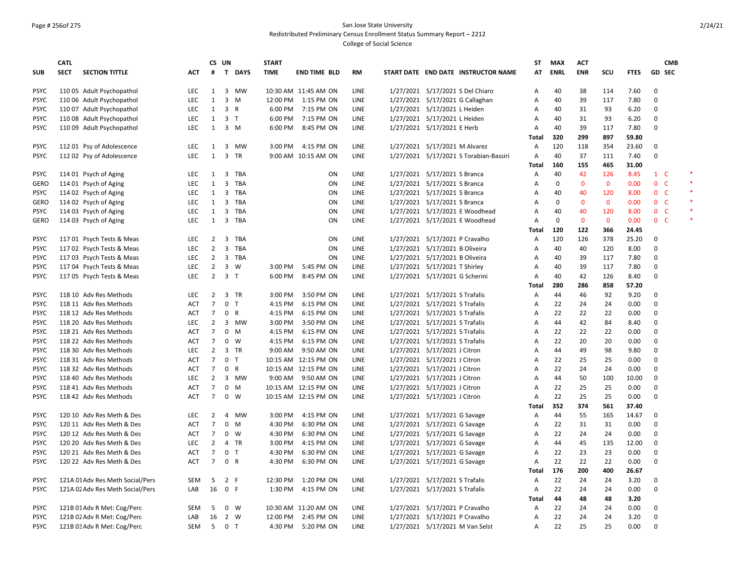San Jose State University
Redistributed Preliminary Census Enrollment Status Summary Report – 2212
College of Social Science

| SUB | CATL SECT | SECTION TITTLE | ACT | CS # | UN T | DAYS | START TIME | END TIME | BLD | RM | START DATE | END DATE | INSTRUCTOR NAME | ST AT | MAX ENRL | ACT ENR | SCU | FTES | GD | CMB SEC | |
|---|---|---|---|---|---|---|---|---|---|---|---|---|---|---|---|---|---|---|---|---|---|
| PSYC | 110 05 | Adult Psychopathol | LEC | 1 | 3 | MW | 10:30 AM | 11:45 AM | ON | LINE | 1/27/2021 | 5/17/2021 | S Del Chiaro | A | 40 | 38 | 114 | 7.60 | 0 | | |
| PSYC | 110 06 | Adult Psychopathol | LEC | 1 | 3 | M | 12:00 PM | 1:15 PM | ON | LINE | 1/27/2021 | 5/17/2021 | G Callaghan | A | 40 | 39 | 117 | 7.80 | 0 | | |
| PSYC | 110 07 | Adult Psychopathol | LEC | 1 | 3 | R | 6:00 PM | 7:15 PM | ON | LINE | 1/27/2021 | 5/17/2021 | L Heiden | A | 40 | 31 | 93 | 6.20 | 0 | | |
| PSYC | 110 08 | Adult Psychopathol | LEC | 1 | 3 | T | 6:00 PM | 7:15 PM | ON | LINE | 1/27/2021 | 5/17/2021 | L Heiden | A | 40 | 31 | 93 | 6.20 | 0 | | |
| PSYC | 110 09 | Adult Psychopathol | LEC | 1 | 3 | M | 6:00 PM | 8:45 PM | ON | LINE | 1/27/2021 | 5/17/2021 | E Herb | A | 40 | 39 | 117 | 7.80 | 0 | | |
| | | | | | | | | | | | | | | Total | 320 | 299 | 897 | 59.80 | | | |
| PSYC | 112 01 | Psy of Adolescence | LEC | 1 | 3 | MW | 3:00 PM | 4:15 PM | ON | LINE | 1/27/2021 | 5/17/2021 | M Alvarez | A | 120 | 118 | 354 | 23.60 | 0 | | |
| PSYC | 112 02 | Psy of Adolescence | LEC | 1 | 3 | TR | 9:00 AM | 10:15 AM | ON | LINE | 1/27/2021 | 5/17/2021 | S Torabian-Bassiri | A | 40 | 37 | 111 | 7.40 | 0 | | |
| | | | | | | | | | | | | | | Total | 160 | 155 | 465 | 31.00 | | | |
| PSYC | 114 01 | Psych of Aging | LEC | 1 | 3 | TBA | | | ON | LINE | 1/27/2021 | 5/17/2021 | S Branca | A | 40 | 42 | 126 | 8.45 | 1 | C | * |
| GERO | 114 01 | Psych of Aging | LEC | 1 | 3 | TBA | | | ON | LINE | 1/27/2021 | 5/17/2021 | S Branca | A | 0 | 0 | 0 | 0.00 | 0 | C | * |
| PSYC | 114 02 | Psych of Aging | LEC | 1 | 3 | TBA | | | ON | LINE | 1/27/2021 | 5/17/2021 | S Branca | A | 40 | 40 | 120 | 8.00 | 0 | C | * |
| GERO | 114 02 | Psych of Aging | LEC | 1 | 3 | TBA | | | ON | LINE | 1/27/2021 | 5/17/2021 | S Branca | A | 0 | 0 | 0 | 0.00 | 0 | C | * |
| PSYC | 114 03 | Psych of Aging | LEC | 1 | 3 | TBA | | | ON | LINE | 1/27/2021 | 5/17/2021 | E Woodhead | A | 40 | 40 | 120 | 8.00 | 0 | C | * |
| GERO | 114 03 | Psych of Aging | LEC | 1 | 3 | TBA | | | ON | LINE | 1/27/2021 | 5/17/2021 | E Woodhead | A | 0 | 0 | 0 | 0.00 | 0 | C | * |
| | | | | | | | | | | | | | | Total | 120 | 122 | 366 | 24.45 | | | |
| PSYC | 117 01 | Psych Tests & Meas | LEC | 2 | 3 | TBA | | | ON | LINE | 1/27/2021 | 5/17/2021 | P Cravalho | A | 120 | 126 | 378 | 25.20 | 0 | | |
| PSYC | 117 02 | Psych Tests & Meas | LEC | 2 | 3 | TBA | | | ON | LINE | 1/27/2021 | 5/17/2021 | B Oliveira | A | 40 | 40 | 120 | 8.00 | 0 | | |
| PSYC | 117 03 | Psych Tests & Meas | LEC | 2 | 3 | TBA | | | ON | LINE | 1/27/2021 | 5/17/2021 | B Oliveira | A | 40 | 39 | 117 | 7.80 | 0 | | |
| PSYC | 117 04 | Psych Tests & Meas | LEC | 2 | 3 | W | 3:00 PM | 5:45 PM | ON | LINE | 1/27/2021 | 5/17/2021 | T Shirley | A | 40 | 39 | 117 | 7.80 | 0 | | |
| PSYC | 117 05 | Psych Tests & Meas | LEC | 2 | 3 | T | 6:00 PM | 8:45 PM | ON | LINE | 1/27/2021 | 5/17/2021 | G Scherini | A | 40 | 42 | 126 | 8.40 | 0 | | |
| | | | | | | | | | | | | | | Total | 280 | 286 | 858 | 57.20 | | | |
| PSYC | 118 10 | Adv Res Methods | LEC | 2 | 3 | TR | 3:00 PM | 3:50 PM | ON | LINE | 1/27/2021 | 5/17/2021 | S Trafalis | A | 44 | 46 | 92 | 9.20 | 0 | | |
| PSYC | 118 11 | Adv Res Methods | ACT | 7 | 0 | T | 4:15 PM | 6:15 PM | ON | LINE | 1/27/2021 | 5/17/2021 | S Trafalis | A | 22 | 24 | 24 | 0.00 | 0 | | |
| PSYC | 118 12 | Adv Res Methods | ACT | 7 | 0 | R | 4:15 PM | 6:15 PM | ON | LINE | 1/27/2021 | 5/17/2021 | S Trafalis | A | 22 | 22 | 22 | 0.00 | 0 | | |
| PSYC | 118 20 | Adv Res Methods | LEC | 2 | 3 | MW | 3:00 PM | 3:50 PM | ON | LINE | 1/27/2021 | 5/17/2021 | S Trafalis | A | 44 | 42 | 84 | 8.40 | 0 | | |
| PSYC | 118 21 | Adv Res Methods | ACT | 7 | 0 | M | 4:15 PM | 6:15 PM | ON | LINE | 1/27/2021 | 5/17/2021 | S Trafalis | A | 22 | 22 | 22 | 0.00 | 0 | | |
| PSYC | 118 22 | Adv Res Methods | ACT | 7 | 0 | W | 4:15 PM | 6:15 PM | ON | LINE | 1/27/2021 | 5/17/2021 | S Trafalis | A | 22 | 20 | 20 | 0.00 | 0 | | |
| PSYC | 118 30 | Adv Res Methods | LEC | 2 | 3 | TR | 9:00 AM | 9:50 AM | ON | LINE | 1/27/2021 | 5/17/2021 | J Citron | A | 44 | 49 | 98 | 9.80 | 0 | | |
| PSYC | 118 31 | Adv Res Methods | ACT | 7 | 0 | T | 10:15 AM | 12:15 PM | ON | LINE | 1/27/2021 | 5/17/2021 | J Citron | A | 22 | 25 | 25 | 0.00 | 0 | | |
| PSYC | 118 32 | Adv Res Methods | ACT | 7 | 0 | R | 10:15 AM | 12:15 PM | ON | LINE | 1/27/2021 | 5/17/2021 | J Citron | A | 22 | 24 | 24 | 0.00 | 0 | | |
| PSYC | 118 40 | Adv Res Methods | LEC | 2 | 3 | MW | 9:00 AM | 9:50 AM | ON | LINE | 1/27/2021 | 5/17/2021 | J Citron | A | 44 | 50 | 100 | 10.00 | 0 | | |
| PSYC | 118 41 | Adv Res Methods | ACT | 7 | 0 | M | 10:15 AM | 12:15 PM | ON | LINE | 1/27/2021 | 5/17/2021 | J Citron | A | 22 | 25 | 25 | 0.00 | 0 | | |
| PSYC | 118 42 | Adv Res Methods | ACT | 7 | 0 | W | 10:15 AM | 12:15 PM | ON | LINE | 1/27/2021 | 5/17/2021 | J Citron | A | 22 | 25 | 25 | 0.00 | 0 | | |
| | | | | | | | | | | | | | | Total | 352 | 374 | 561 | 37.40 | | | |
| PSYC | 120 10 | Adv Res Meth & Des | LEC | 2 | 4 | MW | 3:00 PM | 4:15 PM | ON | LINE | 1/27/2021 | 5/17/2021 | G Savage | A | 44 | 55 | 165 | 14.67 | 0 | | |
| PSYC | 120 11 | Adv Res Meth & Des | ACT | 7 | 0 | M | 4:30 PM | 6:30 PM | ON | LINE | 1/27/2021 | 5/17/2021 | G Savage | A | 22 | 31 | 31 | 0.00 | 0 | | |
| PSYC | 120 12 | Adv Res Meth & Des | ACT | 7 | 0 | W | 4:30 PM | 6:30 PM | ON | LINE | 1/27/2021 | 5/17/2021 | G Savage | A | 22 | 24 | 24 | 0.00 | 0 | | |
| PSYC | 120 20 | Adv Res Meth & Des | LEC | 2 | 4 | TR | 3:00 PM | 4:15 PM | ON | LINE | 1/27/2021 | 5/17/2021 | G Savage | A | 44 | 45 | 135 | 12.00 | 0 | | |
| PSYC | 120 21 | Adv Res Meth & Des | ACT | 7 | 0 | T | 4:30 PM | 6:30 PM | ON | LINE | 1/27/2021 | 5/17/2021 | G Savage | A | 22 | 23 | 23 | 0.00 | 0 | | |
| PSYC | 120 22 | Adv Res Meth & Des | ACT | 7 | 0 | R | 4:30 PM | 6:30 PM | ON | LINE | 1/27/2021 | 5/17/2021 | G Savage | A | 22 | 22 | 22 | 0.00 | 0 | | |
| | | | | | | | | | | | | | | Total | 176 | 200 | 400 | 26.67 | | | |
| PSYC | 121A 01 | Adv Res Meth Social/Pers | SEM | 5 | 2 | F | 12:30 PM | 1:20 PM | ON | LINE | 1/27/2021 | 5/17/2021 | S Trafalis | A | 22 | 24 | 24 | 3.20 | 0 | | |
| PSYC | 121A 02 | Adv Res Meth Social/Pers | LAB | 16 | 0 | F | 1:30 PM | 4:15 PM | ON | LINE | 1/27/2021 | 5/17/2021 | S Trafalis | A | 22 | 24 | 24 | 0.00 | 0 | | |
| | | | | | | | | | | | | | | Total | 44 | 48 | 48 | 3.20 | | | |
| PSYC | 121B 01 | Adv R Met: Cog/Perc | SEM | 5 | 0 | W | 10:30 AM | 11:20 AM | ON | LINE | 1/27/2021 | 5/17/2021 | P Cravalho | A | 22 | 24 | 24 | 0.00 | 0 | | |
| PSYC | 121B 02 | Adv R Met: Cog/Perc | LAB | 16 | 2 | W | 12:00 PM | 2:45 PM | ON | LINE | 1/27/2021 | 5/17/2021 | P Cravalho | A | 22 | 24 | 24 | 3.20 | 0 | | |
| PSYC | 121B 03 | Adv R Met: Cog/Perc | SEM | 5 | 0 | T | 4:30 PM | 5:20 PM | ON | LINE | 1/27/2021 | 5/17/2021 | M Van Selst | A | 22 | 25 | 25 | 0.00 | 0 | | |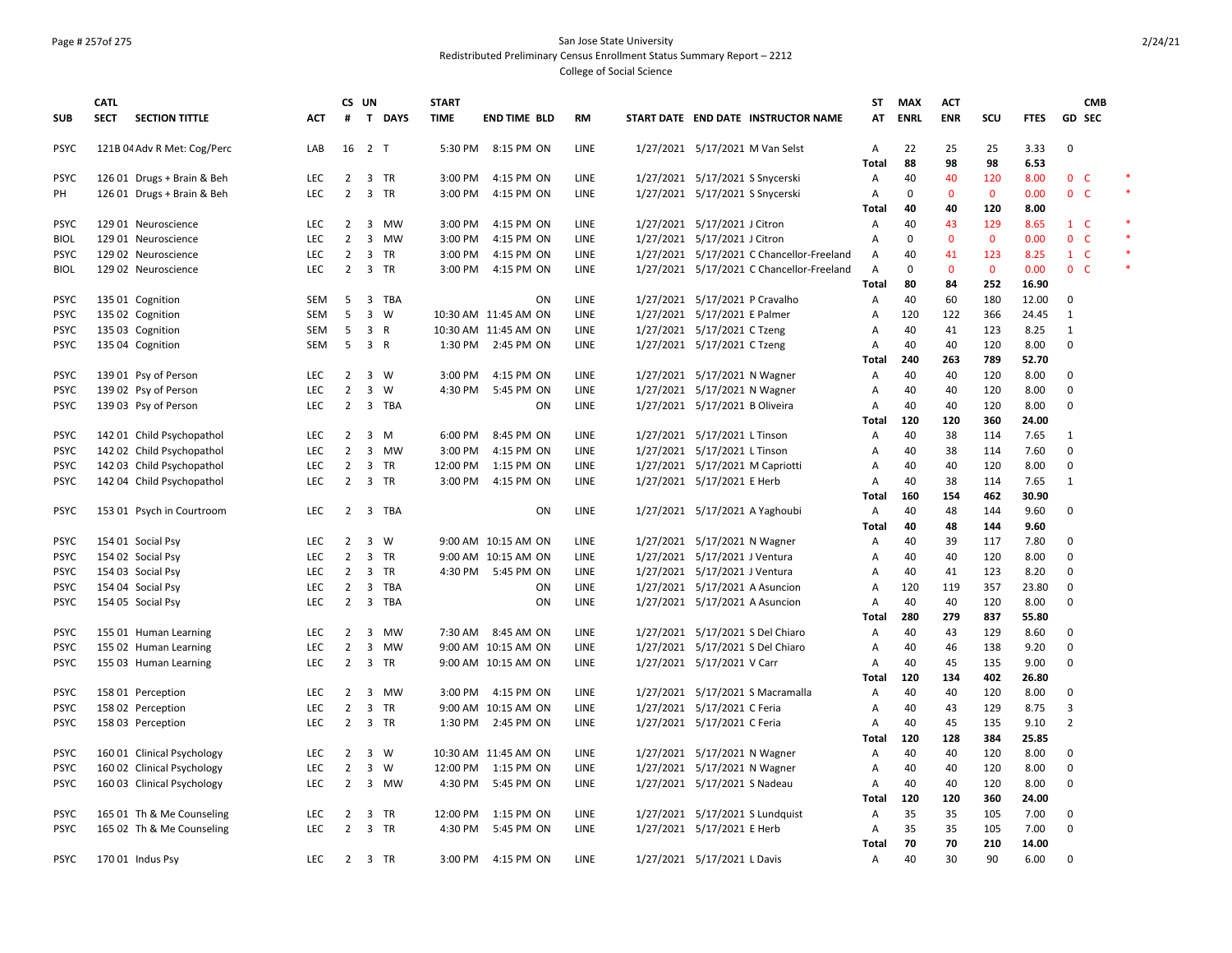San Jose State University

Redistributed Preliminary Census Enrollment Status Summary Report – 2212

College of Social Science

| SUB | CATL SECT | SECTION TITTLE | ACT | CS # | UN T | DAYS | START TIME | END TIME | BLD | RM | START DATE | END DATE | INSTRUCTOR NAME | ST AT | MAX ENRL | ACT ENR | SCU | FTES | GD | CMB SEC | |
|---|---|---|---|---|---|---|---|---|---|---|---|---|---|---|---|---|---|---|---|---|---|
| PSYC | 121B 04 | Adv R Met: Cog/Perc | LAB | 16 | 2 | T | 5:30 PM | 8:15 PM | ON | LINE | 1/27/2021 | 5/17/2021 | M Van Selst | A | 22 | 25 | 25 | 3.33 | 0 | | |
| | | | | | | | | | | | | | | Total | 88 | 98 | 98 | 6.53 | | | |
| PSYC | 126 01 | Drugs + Brain & Beh | LEC | 2 | 3 | TR | 3:00 PM | 4:15 PM | ON | LINE | 1/27/2021 | 5/17/2021 | S Snycerski | A | 40 | 40 | 120 | 8.00 | 0 | C | * |
| PH | 126 01 | Drugs + Brain & Beh | LEC | 2 | 3 | TR | 3:00 PM | 4:15 PM | ON | LINE | 1/27/2021 | 5/17/2021 | S Snycerski | A | 0 | 0 | 0 | 0.00 | 0 | C | * |
| | | | | | | | | | | | | | | Total | 40 | 40 | 120 | 8.00 | | | |
| PSYC | 129 01 | Neuroscience | LEC | 2 | 3 | MW | 3:00 PM | 4:15 PM | ON | LINE | 1/27/2021 | 5/17/2021 | J Citron | A | 40 | 43 | 129 | 8.65 | 1 | C | * |
| BIOL | 129 01 | Neuroscience | LEC | 2 | 3 | MW | 3:00 PM | 4:15 PM | ON | LINE | 1/27/2021 | 5/17/2021 | J Citron | A | 0 | 0 | 0 | 0.00 | 0 | C | * |
| PSYC | 129 02 | Neuroscience | LEC | 2 | 3 | TR | 3:00 PM | 4:15 PM | ON | LINE | 1/27/2021 | 5/17/2021 | C Chancellor-Freeland | A | 40 | 41 | 123 | 8.25 | 1 | C | * |
| BIOL | 129 02 | Neuroscience | LEC | 2 | 3 | TR | 3:00 PM | 4:15 PM | ON | LINE | 1/27/2021 | 5/17/2021 | C Chancellor-Freeland | A | 0 | 0 | 0 | 0.00 | 0 | C | * |
| | | | | | | | | | | | | | | Total | 80 | 84 | 252 | 16.90 | | | |
| PSYC | 135 01 | Cognition | SEM | 5 | 3 | TBA | | | ON | LINE | 1/27/2021 | 5/17/2021 | P Cravalho | A | 40 | 60 | 180 | 12.00 | 0 | | |
| PSYC | 135 02 | Cognition | SEM | 5 | 3 | W | 10:30 AM | 11:45 AM | ON | LINE | 1/27/2021 | 5/17/2021 | E Palmer | A | 120 | 122 | 366 | 24.45 | 1 | | |
| PSYC | 135 03 | Cognition | SEM | 5 | 3 | R | 10:30 AM | 11:45 AM | ON | LINE | 1/27/2021 | 5/17/2021 | C Tzeng | A | 40 | 41 | 123 | 8.25 | 1 | | |
| PSYC | 135 04 | Cognition | SEM | 5 | 3 | R | 1:30 PM | 2:45 PM | ON | LINE | 1/27/2021 | 5/17/2021 | C Tzeng | A | 40 | 40 | 120 | 8.00 | 0 | | |
| | | | | | | | | | | | | | | Total | 240 | 263 | 789 | 52.70 | | | |
| PSYC | 139 01 | Psy of Person | LEC | 2 | 3 | W | 3:00 PM | 4:15 PM | ON | LINE | 1/27/2021 | 5/17/2021 | N Wagner | A | 40 | 40 | 120 | 8.00 | 0 | | |
| PSYC | 139 02 | Psy of Person | LEC | 2 | 3 | W | 4:30 PM | 5:45 PM | ON | LINE | 1/27/2021 | 5/17/2021 | N Wagner | A | 40 | 40 | 120 | 8.00 | 0 | | |
| PSYC | 139 03 | Psy of Person | LEC | 2 | 3 | TBA | | | ON | LINE | 1/27/2021 | 5/17/2021 | B Oliveira | A | 40 | 40 | 120 | 8.00 | 0 | | |
| | | | | | | | | | | | | | | Total | 120 | 120 | 360 | 24.00 | | | |
| PSYC | 142 01 | Child Psychopathol | LEC | 2 | 3 | M | 6:00 PM | 8:45 PM | ON | LINE | 1/27/2021 | 5/17/2021 | L Tinson | A | 40 | 38 | 114 | 7.65 | 1 | | |
| PSYC | 142 02 | Child Psychopathol | LEC | 2 | 3 | MW | 3:00 PM | 4:15 PM | ON | LINE | 1/27/2021 | 5/17/2021 | L Tinson | A | 40 | 38 | 114 | 7.60 | 0 | | |
| PSYC | 142 03 | Child Psychopathol | LEC | 2 | 3 | TR | 12:00 PM | 1:15 PM | ON | LINE | 1/27/2021 | 5/17/2021 | M Capriotti | A | 40 | 40 | 120 | 8.00 | 0 | | |
| PSYC | 142 04 | Child Psychopathol | LEC | 2 | 3 | TR | 3:00 PM | 4:15 PM | ON | LINE | 1/27/2021 | 5/17/2021 | E Herb | A | 40 | 38 | 114 | 7.65 | 1 | | |
| | | | | | | | | | | | | | | Total | 160 | 154 | 462 | 30.90 | | | |
| PSYC | 153 01 | Psych in Courtroom | LEC | 2 | 3 | TBA | | | ON | LINE | 1/27/2021 | 5/17/2021 | A Yaghoubi | A | 40 | 48 | 144 | 9.60 | 0 | | |
| | | | | | | | | | | | | | | Total | 40 | 48 | 144 | 9.60 | | | |
| PSYC | 154 01 | Social Psy | LEC | 2 | 3 | W | 9:00 AM | 10:15 AM | ON | LINE | 1/27/2021 | 5/17/2021 | N Wagner | A | 40 | 39 | 117 | 7.80 | 0 | | |
| PSYC | 154 02 | Social Psy | LEC | 2 | 3 | TR | 9:00 AM | 10:15 AM | ON | LINE | 1/27/2021 | 5/17/2021 | J Ventura | A | 40 | 40 | 120 | 8.00 | 0 | | |
| PSYC | 154 03 | Social Psy | LEC | 2 | 3 | TR | 4:30 PM | 5:45 PM | ON | LINE | 1/27/2021 | 5/17/2021 | J Ventura | A | 40 | 41 | 123 | 8.20 | 0 | | |
| PSYC | 154 04 | Social Psy | LEC | 2 | 3 | TBA | | | ON | LINE | 1/27/2021 | 5/17/2021 | A Asuncion | A | 120 | 119 | 357 | 23.80 | 0 | | |
| PSYC | 154 05 | Social Psy | LEC | 2 | 3 | TBA | | | ON | LINE | 1/27/2021 | 5/17/2021 | A Asuncion | A | 40 | 40 | 120 | 8.00 | 0 | | |
| | | | | | | | | | | | | | | Total | 280 | 279 | 837 | 55.80 | | | |
| PSYC | 155 01 | Human Learning | LEC | 2 | 3 | MW | 7:30 AM | 8:45 AM | ON | LINE | 1/27/2021 | 5/17/2021 | S Del Chiaro | A | 40 | 43 | 129 | 8.60 | 0 | | |
| PSYC | 155 02 | Human Learning | LEC | 2 | 3 | MW | 9:00 AM | 10:15 AM | ON | LINE | 1/27/2021 | 5/17/2021 | S Del Chiaro | A | 40 | 46 | 138 | 9.20 | 0 | | |
| PSYC | 155 03 | Human Learning | LEC | 2 | 3 | TR | 9:00 AM | 10:15 AM | ON | LINE | 1/27/2021 | 5/17/2021 | V Carr | A | 40 | 45 | 135 | 9.00 | 0 | | |
| | | | | | | | | | | | | | | Total | 120 | 134 | 402 | 26.80 | | | |
| PSYC | 158 01 | Perception | LEC | 2 | 3 | MW | 3:00 PM | 4:15 PM | ON | LINE | 1/27/2021 | 5/17/2021 | S Macramalla | A | 40 | 40 | 120 | 8.00 | 0 | | |
| PSYC | 158 02 | Perception | LEC | 2 | 3 | TR | 9:00 AM | 10:15 AM | ON | LINE | 1/27/2021 | 5/17/2021 | C Feria | A | 40 | 43 | 129 | 8.75 | 3 | | |
| PSYC | 158 03 | Perception | LEC | 2 | 3 | TR | 1:30 PM | 2:45 PM | ON | LINE | 1/27/2021 | 5/17/2021 | C Feria | A | 40 | 45 | 135 | 9.10 | 2 | | |
| | | | | | | | | | | | | | | Total | 120 | 128 | 384 | 25.85 | | | |
| PSYC | 160 01 | Clinical Psychology | LEC | 2 | 3 | W | 10:30 AM | 11:45 AM | ON | LINE | 1/27/2021 | 5/17/2021 | N Wagner | A | 40 | 40 | 120 | 8.00 | 0 | | |
| PSYC | 160 02 | Clinical Psychology | LEC | 2 | 3 | W | 12:00 PM | 1:15 PM | ON | LINE | 1/27/2021 | 5/17/2021 | N Wagner | A | 40 | 40 | 120 | 8.00 | 0 | | |
| PSYC | 160 03 | Clinical Psychology | LEC | 2 | 3 | MW | 4:30 PM | 5:45 PM | ON | LINE | 1/27/2021 | 5/17/2021 | S Nadeau | A | 40 | 40 | 120 | 8.00 | 0 | | |
| | | | | | | | | | | | | | | Total | 120 | 120 | 360 | 24.00 | | | |
| PSYC | 165 01 | Th & Me Counseling | LEC | 2 | 3 | TR | 12:00 PM | 1:15 PM | ON | LINE | 1/27/2021 | 5/17/2021 | S Lundquist | A | 35 | 35 | 105 | 7.00 | 0 | | |
| PSYC | 165 02 | Th & Me Counseling | LEC | 2 | 3 | TR | 4:30 PM | 5:45 PM | ON | LINE | 1/27/2021 | 5/17/2021 | E Herb | A | 35 | 35 | 105 | 7.00 | 0 | | |
| | | | | | | | | | | | | | | Total | 70 | 70 | 210 | 14.00 | | | |
| PSYC | 170 01 | Indus Psy | LEC | 2 | 3 | TR | 3:00 PM | 4:15 PM | ON | LINE | 1/27/2021 | 5/17/2021 | L Davis | A | 40 | 30 | 90 | 6.00 | 0 | | |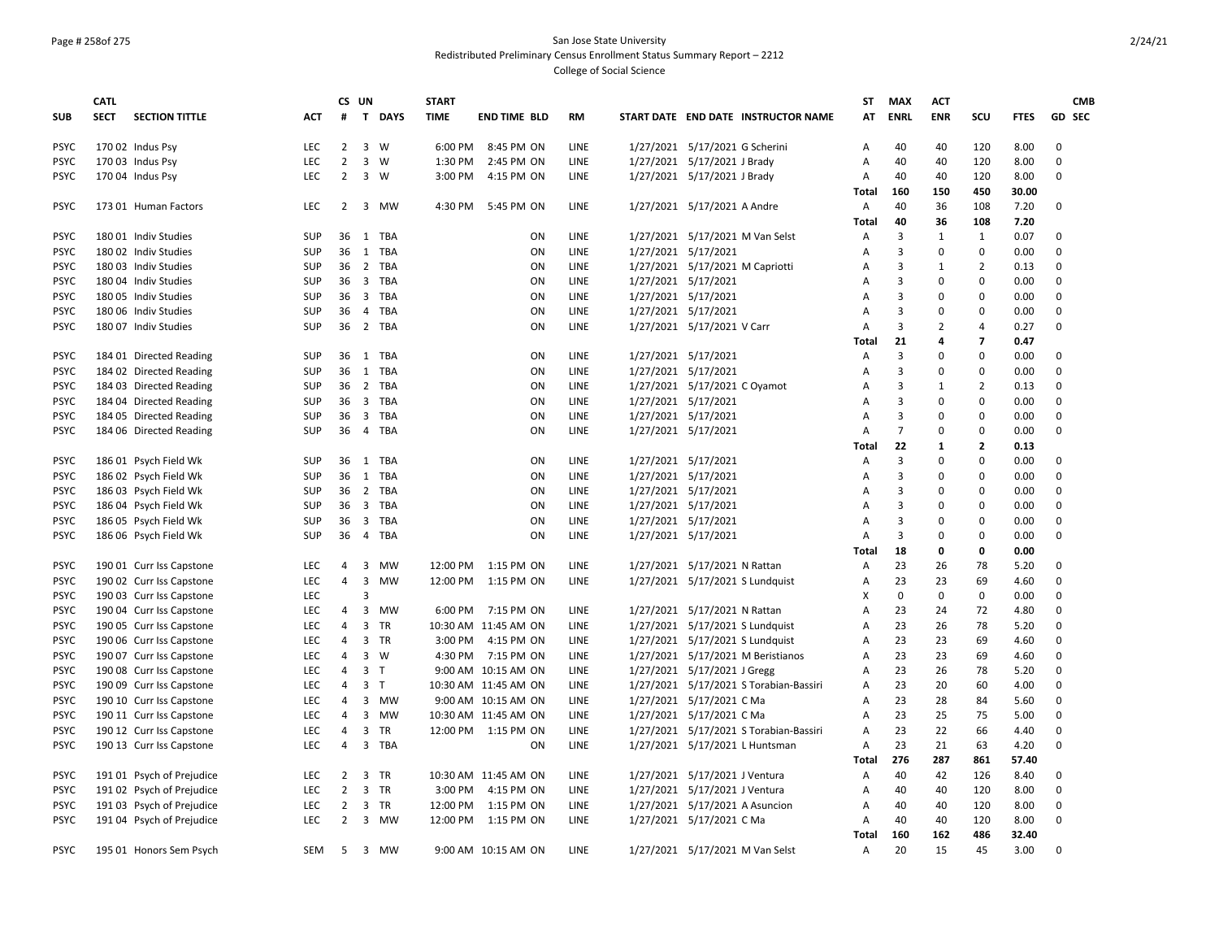San Jose State University

Redistributed Preliminary Census Enrollment Status Summary Report – 2212

College of Social Science

| SUB | CATL SECT | SECTION TITTLE | ACT | CS # | UN T | DAYS | START TIME | END TIME | BLD | RM | START DATE | END DATE | INSTRUCTOR NAME | ST AT | MAX ENRL | ACT ENR | SCU | FTES | GD | CMB SEC |
|---|---|---|---|---|---|---|---|---|---|---|---|---|---|---|---|---|---|---|---|---|
| PSYC | 170 02 | Indus Psy | LEC | 2 | 3 | W | 6:00 PM | 8:45 PM | ON | LINE | 1/27/2021 | 5/17/2021 | G Scherini | A | 40 | 40 | 120 | 8.00 | 0 | |
| PSYC | 170 03 | Indus Psy | LEC | 2 | 3 | W | 1:30 PM | 2:45 PM | ON | LINE | 1/27/2021 | 5/17/2021 | J Brady | A | 40 | 40 | 120 | 8.00 | 0 | |
| PSYC | 170 04 | Indus Psy | LEC | 2 | 3 | W | 3:00 PM | 4:15 PM | ON | LINE | 1/27/2021 | 5/17/2021 | J Brady | A | 40 | 40 | 120 | 8.00 | 0 | |
| | | | | | | | | | | | | | | Total | 160 | 150 | 450 | 30.00 | | |
| PSYC | 173 01 | Human Factors | LEC | 2 | 3 | MW | 4:30 PM | 5:45 PM | ON | LINE | 1/27/2021 | 5/17/2021 | A Andre | A | 40 | 36 | 108 | 7.20 | 0 | |
| | | | | | | | | | | | | | | Total | 40 | 36 | 108 | 7.20 | | |
| PSYC | 180 01 | Indiv Studies | SUP | 36 | 1 | TBA | | | ON | LINE | 1/27/2021 | 5/17/2021 | M Van Selst | A | 3 | 1 | 1 | 0.07 | 0 | |
| PSYC | 180 02 | Indiv Studies | SUP | 36 | 1 | TBA | | | ON | LINE | 1/27/2021 | 5/17/2021 | | A | 3 | 0 | 0 | 0.00 | 0 | |
| PSYC | 180 03 | Indiv Studies | SUP | 36 | 2 | TBA | | | ON | LINE | 1/27/2021 | 5/17/2021 | M Capriotti | A | 3 | 1 | 2 | 0.13 | 0 | |
| PSYC | 180 04 | Indiv Studies | SUP | 36 | 3 | TBA | | | ON | LINE | 1/27/2021 | 5/17/2021 | | A | 3 | 0 | 0 | 0.00 | 0 | |
| PSYC | 180 05 | Indiv Studies | SUP | 36 | 3 | TBA | | | ON | LINE | 1/27/2021 | 5/17/2021 | | A | 3 | 0 | 0 | 0.00 | 0 | |
| PSYC | 180 06 | Indiv Studies | SUP | 36 | 4 | TBA | | | ON | LINE | 1/27/2021 | 5/17/2021 | | A | 3 | 0 | 0 | 0.00 | 0 | |
| PSYC | 180 07 | Indiv Studies | SUP | 36 | 2 | TBA | | | ON | LINE | 1/27/2021 | 5/17/2021 | V Carr | A | 3 | 2 | 4 | 0.27 | 0 | |
| | | | | | | | | | | | | | | Total | 21 | 4 | 7 | 0.47 | | |
| PSYC | 184 01 | Directed Reading | SUP | 36 | 1 | TBA | | | ON | LINE | 1/27/2021 | 5/17/2021 | | A | 3 | 0 | 0 | 0.00 | 0 | |
| PSYC | 184 02 | Directed Reading | SUP | 36 | 1 | TBA | | | ON | LINE | 1/27/2021 | 5/17/2021 | | A | 3 | 0 | 0 | 0.00 | 0 | |
| PSYC | 184 03 | Directed Reading | SUP | 36 | 2 | TBA | | | ON | LINE | 1/27/2021 | 5/17/2021 | C Oyamot | A | 3 | 1 | 2 | 0.13 | 0 | |
| PSYC | 184 04 | Directed Reading | SUP | 36 | 3 | TBA | | | ON | LINE | 1/27/2021 | 5/17/2021 | | A | 3 | 0 | 0 | 0.00 | 0 | |
| PSYC | 184 05 | Directed Reading | SUP | 36 | 3 | TBA | | | ON | LINE | 1/27/2021 | 5/17/2021 | | A | 3 | 0 | 0 | 0.00 | 0 | |
| PSYC | 184 06 | Directed Reading | SUP | 36 | 4 | TBA | | | ON | LINE | 1/27/2021 | 5/17/2021 | | A | 7 | 0 | 0 | 0.00 | 0 | |
| | | | | | | | | | | | | | | Total | 22 | 1 | 2 | 0.13 | | |
| PSYC | 186 01 | Psych Field Wk | SUP | 36 | 1 | TBA | | | ON | LINE | 1/27/2021 | 5/17/2021 | | A | 3 | 0 | 0 | 0.00 | 0 | |
| PSYC | 186 02 | Psych Field Wk | SUP | 36 | 1 | TBA | | | ON | LINE | 1/27/2021 | 5/17/2021 | | A | 3 | 0 | 0 | 0.00 | 0 | |
| PSYC | 186 03 | Psych Field Wk | SUP | 36 | 2 | TBA | | | ON | LINE | 1/27/2021 | 5/17/2021 | | A | 3 | 0 | 0 | 0.00 | 0 | |
| PSYC | 186 04 | Psych Field Wk | SUP | 36 | 3 | TBA | | | ON | LINE | 1/27/2021 | 5/17/2021 | | A | 3 | 0 | 0 | 0.00 | 0 | |
| PSYC | 186 05 | Psych Field Wk | SUP | 36 | 3 | TBA | | | ON | LINE | 1/27/2021 | 5/17/2021 | | A | 3 | 0 | 0 | 0.00 | 0 | |
| PSYC | 186 06 | Psych Field Wk | SUP | 36 | 4 | TBA | | | ON | LINE | 1/27/2021 | 5/17/2021 | | A | 3 | 0 | 0 | 0.00 | 0 | |
| | | | | | | | | | | | | | | Total | 18 | 0 | 0 | 0.00 | | |
| PSYC | 190 01 | Curr Iss Capstone | LEC | 4 | 3 | MW | 12:00 PM | 1:15 PM | ON | LINE | 1/27/2021 | 5/17/2021 | N Rattan | A | 23 | 26 | 78 | 5.20 | 0 | |
| PSYC | 190 02 | Curr Iss Capstone | LEC | 4 | 3 | MW | 12:00 PM | 1:15 PM | ON | LINE | 1/27/2021 | 5/17/2021 | S Lundquist | A | 23 | 23 | 69 | 4.60 | 0 | |
| PSYC | 190 03 | Curr Iss Capstone | LEC | | 3 | | | | | | | | | X | 0 | 0 | 0 | 0.00 | 0 | |
| PSYC | 190 04 | Curr Iss Capstone | LEC | 4 | 3 | MW | 6:00 PM | 7:15 PM | ON | LINE | 1/27/2021 | 5/17/2021 | N Rattan | A | 23 | 24 | 72 | 4.80 | 0 | |
| PSYC | 190 05 | Curr Iss Capstone | LEC | 4 | 3 | TR | 10:30 AM | 11:45 AM | ON | LINE | 1/27/2021 | 5/17/2021 | S Lundquist | A | 23 | 26 | 78 | 5.20 | 0 | |
| PSYC | 190 06 | Curr Iss Capstone | LEC | 4 | 3 | TR | 3:00 PM | 4:15 PM | ON | LINE | 1/27/2021 | 5/17/2021 | S Lundquist | A | 23 | 23 | 69 | 4.60 | 0 | |
| PSYC | 190 07 | Curr Iss Capstone | LEC | 4 | 3 | W | 4:30 PM | 7:15 PM | ON | LINE | 1/27/2021 | 5/17/2021 | M Beristianos | A | 23 | 23 | 69 | 4.60 | 0 | |
| PSYC | 190 08 | Curr Iss Capstone | LEC | 4 | 3 | T | 9:00 AM | 10:15 AM | ON | LINE | 1/27/2021 | 5/17/2021 | J Gregg | A | 23 | 26 | 78 | 5.20 | 0 | |
| PSYC | 190 09 | Curr Iss Capstone | LEC | 4 | 3 | T | 10:30 AM | 11:45 AM | ON | LINE | 1/27/2021 | 5/17/2021 | S Torabian-Bassiri | A | 23 | 20 | 60 | 4.00 | 0 | |
| PSYC | 190 10 | Curr Iss Capstone | LEC | 4 | 3 | MW | 9:00 AM | 10:15 AM | ON | LINE | 1/27/2021 | 5/17/2021 | C Ma | A | 23 | 28 | 84 | 5.60 | 0 | |
| PSYC | 190 11 | Curr Iss Capstone | LEC | 4 | 3 | MW | 10:30 AM | 11:45 AM | ON | LINE | 1/27/2021 | 5/17/2021 | C Ma | A | 23 | 25 | 75 | 5.00 | 0 | |
| PSYC | 190 12 | Curr Iss Capstone | LEC | 4 | 3 | TR | 12:00 PM | 1:15 PM | ON | LINE | 1/27/2021 | 5/17/2021 | S Torabian-Bassiri | A | 23 | 22 | 66 | 4.40 | 0 | |
| PSYC | 190 13 | Curr Iss Capstone | LEC | 4 | 3 | TBA | | | ON | LINE | 1/27/2021 | 5/17/2021 | L Huntsman | A | 23 | 21 | 63 | 4.20 | 0 | |
| | | | | | | | | | | | | | | Total | 276 | 287 | 861 | 57.40 | | |
| PSYC | 191 01 | Psych of Prejudice | LEC | 2 | 3 | TR | 10:30 AM | 11:45 AM | ON | LINE | 1/27/2021 | 5/17/2021 | J Ventura | A | 40 | 42 | 126 | 8.40 | 0 | |
| PSYC | 191 02 | Psych of Prejudice | LEC | 2 | 3 | TR | 3:00 PM | 4:15 PM | ON | LINE | 1/27/2021 | 5/17/2021 | J Ventura | A | 40 | 40 | 120 | 8.00 | 0 | |
| PSYC | 191 03 | Psych of Prejudice | LEC | 2 | 3 | TR | 12:00 PM | 1:15 PM | ON | LINE | 1/27/2021 | 5/17/2021 | A Asuncion | A | 40 | 40 | 120 | 8.00 | 0 | |
| PSYC | 191 04 | Psych of Prejudice | LEC | 2 | 3 | MW | 12:00 PM | 1:15 PM | ON | LINE | 1/27/2021 | 5/17/2021 | C Ma | A | 40 | 40 | 120 | 8.00 | 0 | |
| | | | | | | | | | | | | | | Total | 160 | 162 | 486 | 32.40 | | |
| PSYC | 195 01 | Honors Sem Psych | SEM | 5 | 3 | MW | 9:00 AM | 10:15 AM | ON | LINE | 1/27/2021 | 5/17/2021 | M Van Selst | A | 20 | 15 | 45 | 3.00 | 0 | |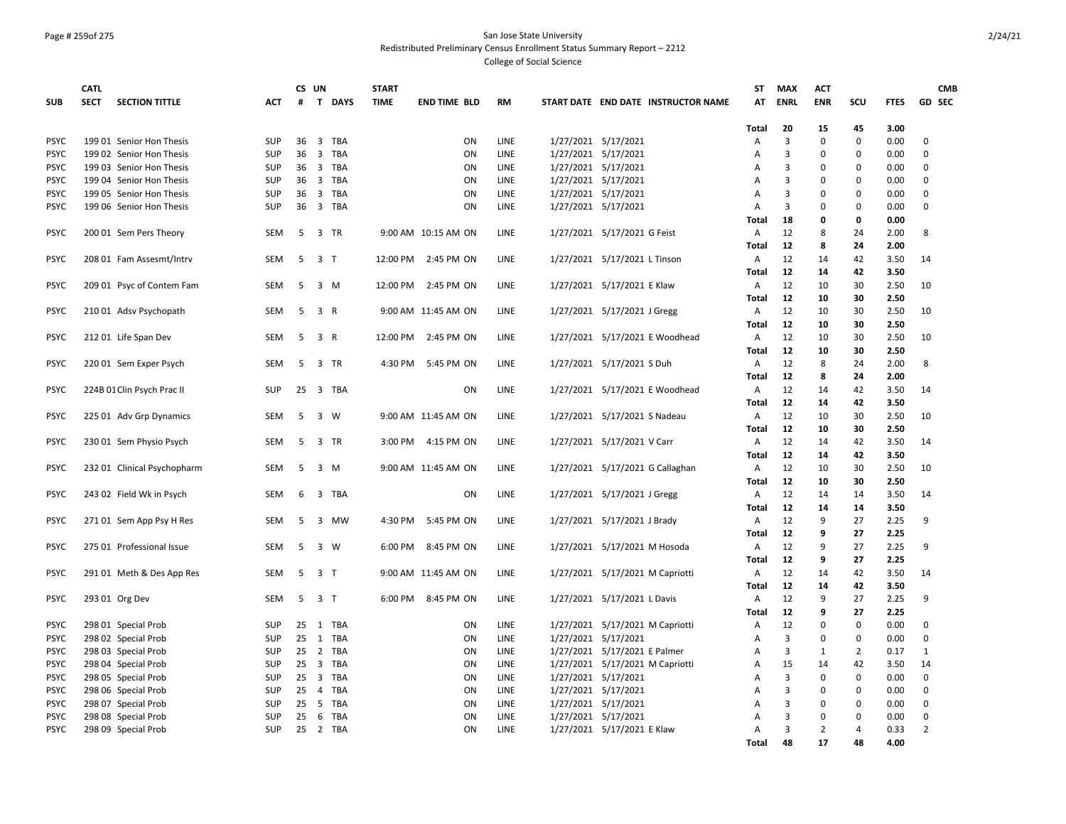San Jose State University

Redistributed Preliminary Census Enrollment Status Summary Report – 2212

College of Social Science

| SUB | CATL SECT | SECTION TITTLE | ACT | CS # | UN T | DAYS | START TIME | END TIME | BLD | RM | START DATE | END DATE | INSTRUCTOR NAME | ST AT | MAX ENRL | ACT ENR | SCU | FTES | GD | CMB SEC |
|---|---|---|---|---|---|---|---|---|---|---|---|---|---|---|---|---|---|---|---|---|
| | | | | | | | | | | | | | | Total | 20 | 15 | 45 | 3.00 | | |
| PSYC | 199 01 | Senior Hon Thesis | SUP | 36 | 3 | TBA | | | ON | LINE | 1/27/2021 | 5/17/2021 | | A | 3 | 0 | 0 | 0.00 | 0 | |
| PSYC | 199 02 | Senior Hon Thesis | SUP | 36 | 3 | TBA | | | ON | LINE | 1/27/2021 | 5/17/2021 | | A | 3 | 0 | 0 | 0.00 | 0 | |
| PSYC | 199 03 | Senior Hon Thesis | SUP | 36 | 3 | TBA | | | ON | LINE | 1/27/2021 | 5/17/2021 | | A | 3 | 0 | 0 | 0.00 | 0 | |
| PSYC | 199 04 | Senior Hon Thesis | SUP | 36 | 3 | TBA | | | ON | LINE | 1/27/2021 | 5/17/2021 | | A | 3 | 0 | 0 | 0.00 | 0 | |
| PSYC | 199 05 | Senior Hon Thesis | SUP | 36 | 3 | TBA | | | ON | LINE | 1/27/2021 | 5/17/2021 | | A | 3 | 0 | 0 | 0.00 | 0 | |
| PSYC | 199 06 | Senior Hon Thesis | SUP | 36 | 3 | TBA | | | ON | LINE | 1/27/2021 | 5/17/2021 | | A | 3 | 0 | 0 | 0.00 | 0 | |
| | | | | | | | | | | | | | | Total | 18 | 0 | 0 | 0.00 | | |
| PSYC | 200 01 | Sem Pers Theory | SEM | 5 | 3 | TR | 9:00 AM | 10:15 AM | ON | LINE | 1/27/2021 | 5/17/2021 | G Feist | A | 12 | 8 | 24 | 2.00 | 8 | |
| | | | | | | | | | | | | | | Total | 12 | 8 | 24 | 2.00 | | |
| PSYC | 208 01 | Fam Assesmt/Intrv | SEM | 5 | 3 | T | 12:00 PM | 2:45 PM | ON | LINE | 1/27/2021 | 5/17/2021 | L Tinson | A | 12 | 14 | 42 | 3.50 | 14 | |
| | | | | | | | | | | | | | | Total | 12 | 14 | 42 | 3.50 | | |
| PSYC | 209 01 | Psyc of Contem Fam | SEM | 5 | 3 | M | 12:00 PM | 2:45 PM | ON | LINE | 1/27/2021 | 5/17/2021 | E Klaw | A | 12 | 10 | 30 | 2.50 | 10 | |
| | | | | | | | | | | | | | | Total | 12 | 10 | 30 | 2.50 | | |
| PSYC | 210 01 | Adsv Psychopath | SEM | 5 | 3 | R | 9:00 AM | 11:45 AM | ON | LINE | 1/27/2021 | 5/17/2021 | J Gregg | A | 12 | 10 | 30 | 2.50 | 10 | |
| | | | | | | | | | | | | | | Total | 12 | 10 | 30 | 2.50 | | |
| PSYC | 212 01 | Life Span Dev | SEM | 5 | 3 | R | 12:00 PM | 2:45 PM | ON | LINE | 1/27/2021 | 5/17/2021 | E Woodhead | A | 12 | 10 | 30 | 2.50 | 10 | |
| | | | | | | | | | | | | | | Total | 12 | 10 | 30 | 2.50 | | |
| PSYC | 220 01 | Sem Exper Psych | SEM | 5 | 3 | TR | 4:30 PM | 5:45 PM | ON | LINE | 1/27/2021 | 5/17/2021 | S Duh | A | 12 | 8 | 24 | 2.00 | 8 | |
| | | | | | | | | | | | | | | Total | 12 | 8 | 24 | 2.00 | | |
| PSYC | 224B 01 | Clin Psych Prac II | SUP | 25 | 3 | TBA | | | ON | LINE | 1/27/2021 | 5/17/2021 | E Woodhead | A | 12 | 14 | 42 | 3.50 | 14 | |
| | | | | | | | | | | | | | | Total | 12 | 14 | 42 | 3.50 | | |
| PSYC | 225 01 | Adv Grp Dynamics | SEM | 5 | 3 | W | 9:00 AM | 11:45 AM | ON | LINE | 1/27/2021 | 5/17/2021 | S Nadeau | A | 12 | 10 | 30 | 2.50 | 10 | |
| | | | | | | | | | | | | | | Total | 12 | 10 | 30 | 2.50 | | |
| PSYC | 230 01 | Sem Physio Psych | SEM | 5 | 3 | TR | 3:00 PM | 4:15 PM | ON | LINE | 1/27/2021 | 5/17/2021 | V Carr | A | 12 | 14 | 42 | 3.50 | 14 | |
| | | | | | | | | | | | | | | Total | 12 | 14 | 42 | 3.50 | | |
| PSYC | 232 01 | Clinical Psychopharm | SEM | 5 | 3 | M | 9:00 AM | 11:45 AM | ON | LINE | 1/27/2021 | 5/17/2021 | G Callaghan | A | 12 | 10 | 30 | 2.50 | 10 | |
| | | | | | | | | | | | | | | Total | 12 | 10 | 30 | 2.50 | | |
| PSYC | 243 02 | Field Wk in Psych | SEM | 6 | 3 | TBA | | | ON | LINE | 1/27/2021 | 5/17/2021 | J Gregg | A | 12 | 14 | 14 | 3.50 | 14 | |
| | | | | | | | | | | | | | | Total | 12 | 14 | 14 | 3.50 | | |
| PSYC | 271 01 | Sem App Psy H Res | SEM | 5 | 3 | MW | 4:30 PM | 5:45 PM | ON | LINE | 1/27/2021 | 5/17/2021 | J Brady | A | 12 | 9 | 27 | 2.25 | 9 | |
| | | | | | | | | | | | | | | Total | 12 | 9 | 27 | 2.25 | | |
| PSYC | 275 01 | Professional Issue | SEM | 5 | 3 | W | 6:00 PM | 8:45 PM | ON | LINE | 1/27/2021 | 5/17/2021 | M Hosoda | A | 12 | 9 | 27 | 2.25 | 9 | |
| | | | | | | | | | | | | | | Total | 12 | 9 | 27 | 2.25 | | |
| PSYC | 291 01 | Meth & Des App Res | SEM | 5 | 3 | T | 9:00 AM | 11:45 AM | ON | LINE | 1/27/2021 | 5/17/2021 | M Capriotti | A | 12 | 14 | 42 | 3.50 | 14 | |
| | | | | | | | | | | | | | | Total | 12 | 14 | 42 | 3.50 | | |
| PSYC | 293 01 | Org Dev | SEM | 5 | 3 | T | 6:00 PM | 8:45 PM | ON | LINE | 1/27/2021 | 5/17/2021 | L Davis | A | 12 | 9 | 27 | 2.25 | 9 | |
| | | | | | | | | | | | | | | Total | 12 | 9 | 27 | 2.25 | | |
| PSYC | 298 01 | Special Prob | SUP | 25 | 1 | TBA | | | ON | LINE | 1/27/2021 | 5/17/2021 | M Capriotti | A | 12 | 0 | 0 | 0.00 | 0 | |
| PSYC | 298 02 | Special Prob | SUP | 25 | 1 | TBA | | | ON | LINE | 1/27/2021 | 5/17/2021 | | A | 3 | 0 | 0 | 0.00 | 0 | |
| PSYC | 298 03 | Special Prob | SUP | 25 | 2 | TBA | | | ON | LINE | 1/27/2021 | 5/17/2021 | E Palmer | A | 3 | 1 | 2 | 0.17 | 1 | |
| PSYC | 298 04 | Special Prob | SUP | 25 | 3 | TBA | | | ON | LINE | 1/27/2021 | 5/17/2021 | M Capriotti | A | 15 | 14 | 42 | 3.50 | 14 | |
| PSYC | 298 05 | Special Prob | SUP | 25 | 3 | TBA | | | ON | LINE | 1/27/2021 | 5/17/2021 | | A | 3 | 0 | 0 | 0.00 | 0 | |
| PSYC | 298 06 | Special Prob | SUP | 25 | 4 | TBA | | | ON | LINE | 1/27/2021 | 5/17/2021 | | A | 3 | 0 | 0 | 0.00 | 0 | |
| PSYC | 298 07 | Special Prob | SUP | 25 | 5 | TBA | | | ON | LINE | 1/27/2021 | 5/17/2021 | | A | 3 | 0 | 0 | 0.00 | 0 | |
| PSYC | 298 08 | Special Prob | SUP | 25 | 6 | TBA | | | ON | LINE | 1/27/2021 | 5/17/2021 | | A | 3 | 0 | 0 | 0.00 | 0 | |
| PSYC | 298 09 | Special Prob | SUP | 25 | 2 | TBA | | | ON | LINE | 1/27/2021 | 5/17/2021 | E Klaw | A | 3 | 2 | 4 | 0.33 | 2 | |
| | | | | | | | | | | | | | | Total | 48 | 17 | 48 | 4.00 | | |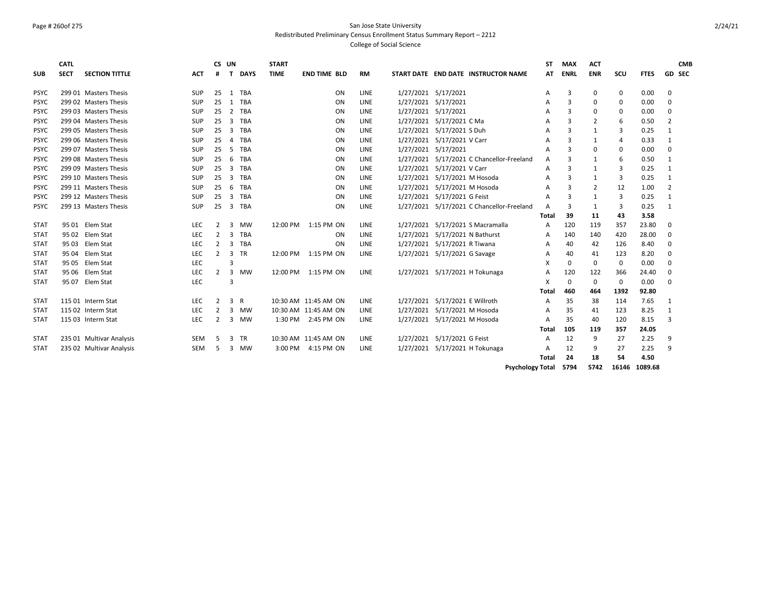San Jose State University

Redistributed Preliminary Census Enrollment Status Summary Report – 2212

College of Social Science

| SUB | CATL SECT | SECTION TITTLE | ACT | CS # | UN T | DAYS | START TIME | END TIME | BLD | RM | START DATE | END DATE | INSTRUCTOR NAME | ST AT | MAX ENRL | ACT ENR | SCU | FTES | GD | CMB SEC |
|---|---|---|---|---|---|---|---|---|---|---|---|---|---|---|---|---|---|---|---|---|
| PSYC | 299 01 | Masters Thesis | SUP | 25 | 1 | TBA | | | ON | LINE | 1/27/2021 | 5/17/2021 | | A | 3 | 0 | 0 | 0.00 | 0 | |
| PSYC | 299 02 | Masters Thesis | SUP | 25 | 1 | TBA | | | ON | LINE | 1/27/2021 | 5/17/2021 | | A | 3 | 0 | 0 | 0.00 | 0 | |
| PSYC | 299 03 | Masters Thesis | SUP | 25 | 2 | TBA | | | ON | LINE | 1/27/2021 | 5/17/2021 | | A | 3 | 0 | 0 | 0.00 | 0 | |
| PSYC | 299 04 | Masters Thesis | SUP | 25 | 3 | TBA | | | ON | LINE | 1/27/2021 | 5/17/2021 | C Ma | A | 3 | 2 | 6 | 0.50 | 2 | |
| PSYC | 299 05 | Masters Thesis | SUP | 25 | 3 | TBA | | | ON | LINE | 1/27/2021 | 5/17/2021 | S Duh | A | 3 | 1 | 3 | 0.25 | 1 | |
| PSYC | 299 06 | Masters Thesis | SUP | 25 | 4 | TBA | | | ON | LINE | 1/27/2021 | 5/17/2021 | V Carr | A | 3 | 1 | 4 | 0.33 | 1 | |
| PSYC | 299 07 | Masters Thesis | SUP | 25 | 5 | TBA | | | ON | LINE | 1/27/2021 | 5/17/2021 | | A | 3 | 0 | 0 | 0.00 | 0 | |
| PSYC | 299 08 | Masters Thesis | SUP | 25 | 6 | TBA | | | ON | LINE | 1/27/2021 | 5/17/2021 | C Chancellor-Freeland | A | 3 | 1 | 6 | 0.50 | 1 | |
| PSYC | 299 09 | Masters Thesis | SUP | 25 | 3 | TBA | | | ON | LINE | 1/27/2021 | 5/17/2021 | V Carr | A | 3 | 1 | 3 | 0.25 | 1 | |
| PSYC | 299 10 | Masters Thesis | SUP | 25 | 3 | TBA | | | ON | LINE | 1/27/2021 | 5/17/2021 | M Hosoda | A | 3 | 1 | 3 | 0.25 | 1 | |
| PSYC | 299 11 | Masters Thesis | SUP | 25 | 6 | TBA | | | ON | LINE | 1/27/2021 | 5/17/2021 | M Hosoda | A | 3 | 2 | 12 | 1.00 | 2 | |
| PSYC | 299 12 | Masters Thesis | SUP | 25 | 3 | TBA | | | ON | LINE | 1/27/2021 | 5/17/2021 | G Feist | A | 3 | 1 | 3 | 0.25 | 1 | |
| PSYC | 299 13 | Masters Thesis | SUP | 25 | 3 | TBA | | | ON | LINE | 1/27/2021 | 5/17/2021 | C Chancellor-Freeland | A | 3 | 1 | 3 | 0.25 | 1 | |
| | | | | | | | | | | | | | | **Total** | **39** | **11** | **43** | **3.58** | | |
| STAT | 95 01 | Elem Stat | LEC | 2 | 3 | MW | 12:00 PM | 1:15 PM | ON | LINE | 1/27/2021 | 5/17/2021 | S Macramalla | A | 120 | 119 | 357 | 23.80 | 0 | |
| STAT | 95 02 | Elem Stat | LEC | 2 | 3 | TBA | | | ON | LINE | 1/27/2021 | 5/17/2021 | N Bathurst | A | 140 | 140 | 420 | 28.00 | 0 | |
| STAT | 95 03 | Elem Stat | LEC | 2 | 3 | TBA | | | ON | LINE | 1/27/2021 | 5/17/2021 | R Tiwana | A | 40 | 42 | 126 | 8.40 | 0 | |
| STAT | 95 04 | Elem Stat | LEC | 2 | 3 | TR | 12:00 PM | 1:15 PM | ON | LINE | 1/27/2021 | 5/17/2021 | G Savage | A | 40 | 41 | 123 | 8.20 | 0 | |
| STAT | 95 05 | Elem Stat | LEC | | 3 | | | | | | | | | X | 0 | 0 | 0 | 0.00 | 0 | |
| STAT | 95 06 | Elem Stat | LEC | 2 | 3 | MW | 12:00 PM | 1:15 PM | ON | LINE | 1/27/2021 | 5/17/2021 | H Tokunaga | A | 120 | 122 | 366 | 24.40 | 0 | |
| STAT | 95 07 | Elem Stat | LEC | | 3 | | | | | | | | | X | 0 | 0 | 0 | 0.00 | 0 | |
| | | | | | | | | | | | | | | **Total** | **460** | **464** | **1392** | **92.80** | | |
| STAT | 115 01 | Interm Stat | LEC | 2 | 3 | R | 10:30 AM | 11:45 AM | ON | LINE | 1/27/2021 | 5/17/2021 | E Willroth | A | 35 | 38 | 114 | 7.65 | 1 | |
| STAT | 115 02 | Interm Stat | LEC | 2 | 3 | MW | 10:30 AM | 11:45 AM | ON | LINE | 1/27/2021 | 5/17/2021 | M Hosoda | A | 35 | 41 | 123 | 8.25 | 1 | |
| STAT | 115 03 | Interm Stat | LEC | 2 | 3 | MW | 1:30 PM | 2:45 PM | ON | LINE | 1/27/2021 | 5/17/2021 | M Hosoda | A | 35 | 40 | 120 | 8.15 | 3 | |
| | | | | | | | | | | | | | | **Total** | **105** | **119** | **357** | **24.05** | | |
| STAT | 235 01 | Multivar Analysis | SEM | 5 | 3 | TR | 10:30 AM | 11:45 AM | ON | LINE | 1/27/2021 | 5/17/2021 | G Feist | A | 12 | 9 | 27 | 2.25 | 9 | |
| STAT | 235 02 | Multivar Analysis | SEM | 5 | 3 | MW | 3:00 PM | 4:15 PM | ON | LINE | 1/27/2021 | 5/17/2021 | H Tokunaga | A | 12 | 9 | 27 | 2.25 | 9 | |
| | | | | | | | | | | | | | | **Total** | **24** | **18** | **54** | **4.50** | | |
| | | | | | | | | | | | | | **Psychology Total** | | **5794** | **5742** | **16146** | **1089.68** | | |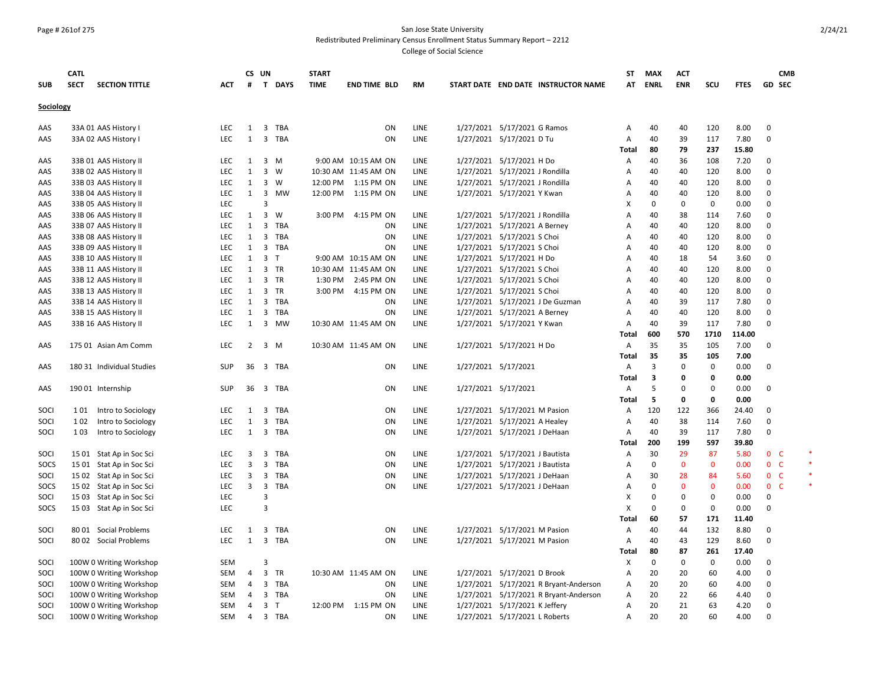San Jose State University
Redistributed Preliminary Census Enrollment Status Summary Report – 2212
College of Social Science

| SUB | CATL SECT | SECTION TITTLE | ACT | CS # | UN T | DAYS | START TIME | END TIME | BLD | RM | START DATE | END DATE | INSTRUCTOR NAME | ST AT | MAX ENRL | ACT ENR | SCU | FTES | GD | CMB SEC | |
|---|---|---|---|---|---|---|---|---|---|---|---|---|---|---|---|---|---|---|---|---|---|
| **Sociology** | | | | | | | | | | | | | | | | | | | | | |
| AAS | 33A 01 | AAS History I | LEC | 1 | 3 | TBA | | | ON | LINE | 1/27/2021 | 5/17/2021 | G Ramos | A | 40 | 40 | 120 | 8.00 | 0 | | |
| AAS | 33A 02 | AAS History I | LEC | 1 | 3 | TBA | | | ON | LINE | 1/27/2021 | 5/17/2021 | D Tu | A | 40 | 39 | 117 | 7.80 | 0 | | |
| | | | | | | | | | | | | | | **Total** | **80** | **79** | **237** | **15.80** | | | |
| AAS | 33B 01 | AAS History II | LEC | 1 | 3 | M | 9:00 AM | 10:15 AM | ON | LINE | 1/27/2021 | 5/17/2021 | H Do | A | 40 | 36 | 108 | 7.20 | 0 | | |
| AAS | 33B 02 | AAS History II | LEC | 1 | 3 | W | 10:30 AM | 11:45 AM | ON | LINE | 1/27/2021 | 5/17/2021 | J Rondilla | A | 40 | 40 | 120 | 8.00 | 0 | | |
| AAS | 33B 03 | AAS History II | LEC | 1 | 3 | W | 12:00 PM | 1:15 PM | ON | LINE | 1/27/2021 | 5/17/2021 | J Rondilla | A | 40 | 40 | 120 | 8.00 | 0 | | |
| AAS | 33B 04 | AAS History II | LEC | 1 | 3 | MW | 12:00 PM | 1:15 PM | ON | LINE | 1/27/2021 | 5/17/2021 | Y Kwan | A | 40 | 40 | 120 | 8.00 | 0 | | |
| AAS | 33B 05 | AAS History II | LEC | | 3 | | | | | | | | | X | 0 | 0 | 0 | 0.00 | 0 | | |
| AAS | 33B 06 | AAS History II | LEC | 1 | 3 | W | 3:00 PM | 4:15 PM | ON | LINE | 1/27/2021 | 5/17/2021 | J Rondilla | A | 40 | 38 | 114 | 7.60 | 0 | | |
| AAS | 33B 07 | AAS History II | LEC | 1 | 3 | TBA | | | ON | LINE | 1/27/2021 | 5/17/2021 | A Berney | A | 40 | 40 | 120 | 8.00 | 0 | | |
| AAS | 33B 08 | AAS History II | LEC | 1 | 3 | TBA | | | ON | LINE | 1/27/2021 | 5/17/2021 | S Choi | A | 40 | 40 | 120 | 8.00 | 0 | | |
| AAS | 33B 09 | AAS History II | LEC | 1 | 3 | TBA | | | ON | LINE | 1/27/2021 | 5/17/2021 | S Choi | A | 40 | 40 | 120 | 8.00 | 0 | | |
| AAS | 33B 10 | AAS History II | LEC | 1 | 3 | T | 9:00 AM | 10:15 AM | ON | LINE | 1/27/2021 | 5/17/2021 | H Do | A | 40 | 18 | 54 | 3.60 | 0 | | |
| AAS | 33B 11 | AAS History II | LEC | 1 | 3 | TR | 10:30 AM | 11:45 AM | ON | LINE | 1/27/2021 | 5/17/2021 | S Choi | A | 40 | 40 | 120 | 8.00 | 0 | | |
| AAS | 33B 12 | AAS History II | LEC | 1 | 3 | TR | 1:30 PM | 2:45 PM | ON | LINE | 1/27/2021 | 5/17/2021 | S Choi | A | 40 | 40 | 120 | 8.00 | 0 | | |
| AAS | 33B 13 | AAS History II | LEC | 1 | 3 | TR | 3:00 PM | 4:15 PM | ON | LINE | 1/27/2021 | 5/17/2021 | S Choi | A | 40 | 40 | 120 | 8.00 | 0 | | |
| AAS | 33B 14 | AAS History II | LEC | 1 | 3 | TBA | | | ON | LINE | 1/27/2021 | 5/17/2021 | J De Guzman | A | 40 | 39 | 117 | 7.80 | 0 | | |
| AAS | 33B 15 | AAS History II | LEC | 1 | 3 | TBA | | | ON | LINE | 1/27/2021 | 5/17/2021 | A Berney | A | 40 | 40 | 120 | 8.00 | 0 | | |
| AAS | 33B 16 | AAS History II | LEC | 1 | 3 | MW | 10:30 AM | 11:45 AM | ON | LINE | 1/27/2021 | 5/17/2021 | Y Kwan | A | 40 | 39 | 117 | 7.80 | 0 | | |
| | | | | | | | | | | | | | | **Total** | **600** | **570** | **1710** | **114.00** | | | |
| AAS | 175 01 | Asian Am Comm | LEC | 2 | 3 | M | 10:30 AM | 11:45 AM | ON | LINE | 1/27/2021 | 5/17/2021 | H Do | A | 35 | 35 | 105 | 7.00 | 0 | | |
| | | | | | | | | | | | | | | **Total** | **35** | **35** | **105** | **7.00** | | | |
| AAS | 180 31 | Individual Studies | SUP | 36 | 3 | TBA | | | ON | LINE | 1/27/2021 | 5/17/2021 | | A | 3 | 0 | 0 | 0.00 | 0 | | |
| | | | | | | | | | | | | | | **Total** | **3** | **0** | **0** | **0.00** | | | |
| AAS | 190 01 | Internship | SUP | 36 | 3 | TBA | | | ON | LINE | 1/27/2021 | 5/17/2021 | | A | 5 | 0 | 0 | 0.00 | 0 | | |
| | | | | | | | | | | | | | | **Total** | **5** | **0** | **0** | **0.00** | | | |
| SOCI | 1 01 | Intro to Sociology | LEC | 1 | 3 | TBA | | | ON | LINE | 1/27/2021 | 5/17/2021 | M Pasion | A | 120 | 122 | 366 | 24.40 | 0 | | |
| SOCI | 1 02 | Intro to Sociology | LEC | 1 | 3 | TBA | | | ON | LINE | 1/27/2021 | 5/17/2021 | A Healey | A | 40 | 38 | 114 | 7.60 | 0 | | |
| SOCI | 1 03 | Intro to Sociology | LEC | 1 | 3 | TBA | | | ON | LINE | 1/27/2021 | 5/17/2021 | J DeHaan | A | 40 | 39 | 117 | 7.80 | 0 | | |
| | | | | | | | | | | | | | | **Total** | **200** | **199** | **597** | **39.80** | | | |
| SOCI | 15 01 | Stat Ap in Soc Sci | LEC | 3 | 3 | TBA | | | ON | LINE | 1/27/2021 | 5/17/2021 | J Bautista | A | 30 | 29 | 87 | 5.80 | 0 | C | * |
| SOCS | 15 01 | Stat Ap in Soc Sci | LEC | 3 | 3 | TBA | | | ON | LINE | 1/27/2021 | 5/17/2021 | J Bautista | A | 0 | 0 | 0 | 0.00 | 0 | C | * |
| SOCI | 15 02 | Stat Ap in Soc Sci | LEC | 3 | 3 | TBA | | | ON | LINE | 1/27/2021 | 5/17/2021 | J DeHaan | A | 30 | 28 | 84 | 5.60 | 0 | C | * |
| SOCS | 15 02 | Stat Ap in Soc Sci | LEC | 3 | 3 | TBA | | | ON | LINE | 1/27/2021 | 5/17/2021 | J DeHaan | A | 0 | 0 | 0 | 0.00 | 0 | C | * |
| SOCI | 15 03 | Stat Ap in Soc Sci | LEC | | 3 | | | | | | | | | X | 0 | 0 | 0 | 0.00 | 0 | | |
| SOCS | 15 03 | Stat Ap in Soc Sci | LEC | | 3 | | | | | | | | | X | 0 | 0 | 0 | 0.00 | 0 | | |
| | | | | | | | | | | | | | | **Total** | **60** | **57** | **171** | **11.40** | | | |
| SOCI | 80 01 | Social Problems | LEC | 1 | 3 | TBA | | | ON | LINE | 1/27/2021 | 5/17/2021 | M Pasion | A | 40 | 44 | 132 | 8.80 | 0 | | |
| SOCI | 80 02 | Social Problems | LEC | 1 | 3 | TBA | | | ON | LINE | 1/27/2021 | 5/17/2021 | M Pasion | A | 40 | 43 | 129 | 8.60 | 0 | | |
| | | | | | | | | | | | | | | **Total** | **80** | **87** | **261** | **17.40** | | | |
| SOCI | 100W 0 | Writing Workshop | SEM | | 3 | | | | | | | | | X | 0 | 0 | 0 | 0.00 | 0 | | |
| SOCI | 100W 0 | Writing Workshop | SEM | 4 | 3 | TR | 10:30 AM | 11:45 AM | ON | LINE | 1/27/2021 | 5/17/2021 | D Brook | A | 20 | 20 | 60 | 4.00 | 0 | | |
| SOCI | 100W 0 | Writing Workshop | SEM | 4 | 3 | TBA | | | ON | LINE | 1/27/2021 | 5/17/2021 | R Bryant-Anderson | A | 20 | 20 | 60 | 4.00 | 0 | | |
| SOCI | 100W 0 | Writing Workshop | SEM | 4 | 3 | TBA | | | ON | LINE | 1/27/2021 | 5/17/2021 | R Bryant-Anderson | A | 20 | 22 | 66 | 4.40 | 0 | | |
| SOCI | 100W 0 | Writing Workshop | SEM | 4 | 3 | T | 12:00 PM | 1:15 PM | ON | LINE | 1/27/2021 | 5/17/2021 | K Jeffery | A | 20 | 21 | 63 | 4.20 | 0 | | |
| SOCI | 100W 0 | Writing Workshop | SEM | 4 | 3 | TBA | | | ON | LINE | 1/27/2021 | 5/17/2021 | L Roberts | A | 20 | 20 | 60 | 4.00 | 0 | | |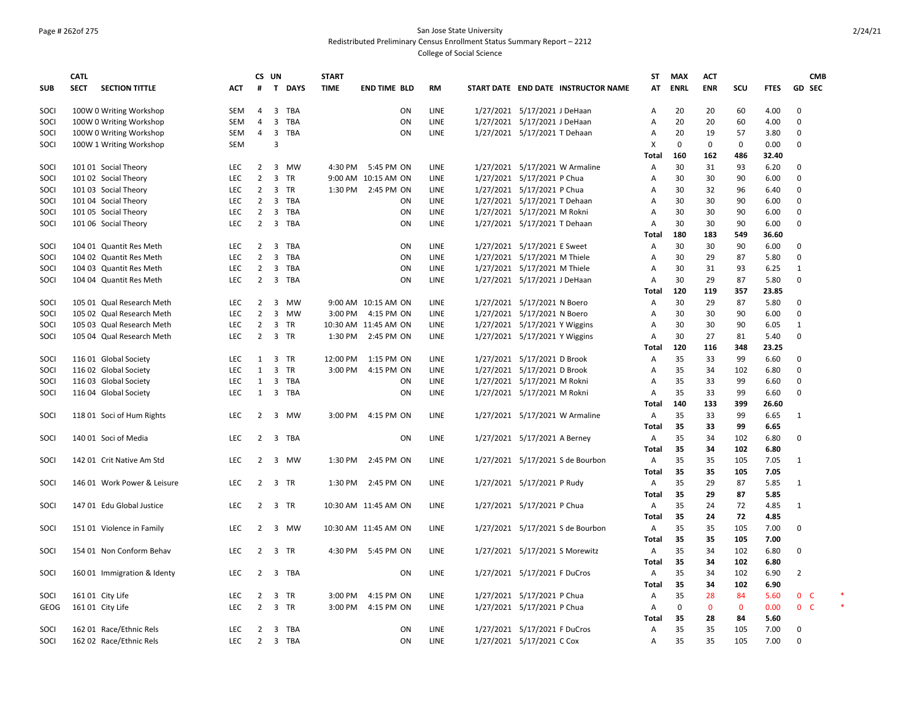San Jose State University
Redistributed Preliminary Census Enrollment Status Summary Report – 2212
College of Social Science

| SUB | CATL SECT | SECTION TITTLE | ACT | CS # | UN T | DAYS | START TIME | END TIME | BLD | RM | START DATE | END DATE | INSTRUCTOR NAME | ST AT | MAX ENRL | ACT ENR | SCU | FTES | GD | CMB SEC |
|---|---|---|---|---|---|---|---|---|---|---|---|---|---|---|---|---|---|---|---|---|
| SOCI | 100W 0 | Writing Workshop | SEM | 4 | 3 | TBA | | | ON | LINE | 1/27/2021 | 5/17/2021 | J DeHaan | A | 20 | 20 | 60 | 4.00 | 0 | |
| SOCI | 100W 0 | Writing Workshop | SEM | 4 | 3 | TBA | | | ON | LINE | 1/27/2021 | 5/17/2021 | J DeHaan | A | 20 | 20 | 60 | 4.00 | 0 | |
| SOCI | 100W 0 | Writing Workshop | SEM | 4 | 3 | TBA | | | ON | LINE | 1/27/2021 | 5/17/2021 | T Dehaan | A | 20 | 19 | 57 | 3.80 | 0 | |
| SOCI | 100W 1 | Writing Workshop | SEM | | 3 | | | | | | | | | X | 0 | 0 | 0 | 0.00 | 0 | |
| | | | | | | | | | | | | | | **Total** | **160** | **162** | **486** | **32.40** | | |
| SOCI | 101 01 | Social Theory | LEC | 2 | 3 | MW | 4:30 PM | 5:45 PM | ON | LINE | 1/27/2021 | 5/17/2021 | W Armaline | A | 30 | 31 | 93 | 6.20 | 0 | |
| SOCI | 101 02 | Social Theory | LEC | 2 | 3 | TR | 9:00 AM | 10:15 AM | ON | LINE | 1/27/2021 | 5/17/2021 | P Chua | A | 30 | 30 | 90 | 6.00 | 0 | |
| SOCI | 101 03 | Social Theory | LEC | 2 | 3 | TR | 1:30 PM | 2:45 PM | ON | LINE | 1/27/2021 | 5/17/2021 | P Chua | A | 30 | 32 | 96 | 6.40 | 0 | |
| SOCI | 101 04 | Social Theory | LEC | 2 | 3 | TBA | | | ON | LINE | 1/27/2021 | 5/17/2021 | T Dehaan | A | 30 | 30 | 90 | 6.00 | 0 | |
| SOCI | 101 05 | Social Theory | LEC | 2 | 3 | TBA | | | ON | LINE | 1/27/2021 | 5/17/2021 | M Rokni | A | 30 | 30 | 90 | 6.00 | 0 | |
| SOCI | 101 06 | Social Theory | LEC | 2 | 3 | TBA | | | ON | LINE | 1/27/2021 | 5/17/2021 | T Dehaan | A | 30 | 30 | 90 | 6.00 | 0 | |
| | | | | | | | | | | | | | | **Total** | **180** | **183** | **549** | **36.60** | | |
| SOCI | 104 01 | Quantit Res Meth | LEC | 2 | 3 | TBA | | | ON | LINE | 1/27/2021 | 5/17/2021 | E Sweet | A | 30 | 30 | 90 | 6.00 | 0 | |
| SOCI | 104 02 | Quantit Res Meth | LEC | 2 | 3 | TBA | | | ON | LINE | 1/27/2021 | 5/17/2021 | M Thiele | A | 30 | 29 | 87 | 5.80 | 0 | |
| SOCI | 104 03 | Quantit Res Meth | LEC | 2 | 3 | TBA | | | ON | LINE | 1/27/2021 | 5/17/2021 | M Thiele | A | 30 | 31 | 93 | 6.25 | 1 | |
| SOCI | 104 04 | Quantit Res Meth | LEC | 2 | 3 | TBA | | | ON | LINE | 1/27/2021 | 5/17/2021 | J DeHaan | A | 30 | 29 | 87 | 5.80 | 0 | |
| | | | | | | | | | | | | | | **Total** | **120** | **119** | **357** | **23.85** | | |
| SOCI | 105 01 | Qual Research Meth | LEC | 2 | 3 | MW | 9:00 AM | 10:15 AM | ON | LINE | 1/27/2021 | 5/17/2021 | N Boero | A | 30 | 29 | 87 | 5.80 | 0 | |
| SOCI | 105 02 | Qual Research Meth | LEC | 2 | 3 | MW | 3:00 PM | 4:15 PM | ON | LINE | 1/27/2021 | 5/17/2021 | N Boero | A | 30 | 30 | 90 | 6.00 | 0 | |
| SOCI | 105 03 | Qual Research Meth | LEC | 2 | 3 | TR | 10:30 AM | 11:45 AM | ON | LINE | 1/27/2021 | 5/17/2021 | Y Wiggins | A | 30 | 30 | 90 | 6.05 | 1 | |
| SOCI | 105 04 | Qual Research Meth | LEC | 2 | 3 | TR | 1:30 PM | 2:45 PM | ON | LINE | 1/27/2021 | 5/17/2021 | Y Wiggins | A | 30 | 27 | 81 | 5.40 | 0 | |
| | | | | | | | | | | | | | | **Total** | **120** | **116** | **348** | **23.25** | | |
| SOCI | 116 01 | Global Society | LEC | 1 | 3 | TR | 12:00 PM | 1:15 PM | ON | LINE | 1/27/2021 | 5/17/2021 | D Brook | A | 35 | 33 | 99 | 6.60 | 0 | |
| SOCI | 116 02 | Global Society | LEC | 1 | 3 | TR | 3:00 PM | 4:15 PM | ON | LINE | 1/27/2021 | 5/17/2021 | D Brook | A | 35 | 34 | 102 | 6.80 | 0 | |
| SOCI | 116 03 | Global Society | LEC | 1 | 3 | TBA | | | ON | LINE | 1/27/2021 | 5/17/2021 | M Rokni | A | 35 | 33 | 99 | 6.60 | 0 | |
| SOCI | 116 04 | Global Society | LEC | 1 | 3 | TBA | | | ON | LINE | 1/27/2021 | 5/17/2021 | M Rokni | A | 35 | 33 | 99 | 6.60 | 0 | |
| | | | | | | | | | | | | | | **Total** | **140** | **133** | **399** | **26.60** | | |
| SOCI | 118 01 | Soci of Hum Rights | LEC | 2 | 3 | MW | 3:00 PM | 4:15 PM | ON | LINE | 1/27/2021 | 5/17/2021 | W Armaline | A | 35 | 33 | 99 | 6.65 | 1 | |
| | | | | | | | | | | | | | | **Total** | **35** | **33** | **99** | **6.65** | | |
| SOCI | 140 01 | Soci of Media | LEC | 2 | 3 | TBA | | | ON | LINE | 1/27/2021 | 5/17/2021 | A Berney | A | 35 | 34 | 102 | 6.80 | 0 | |
| | | | | | | | | | | | | | | **Total** | **35** | **34** | **102** | **6.80** | | |
| SOCI | 142 01 | Crit Native Am Std | LEC | 2 | 3 | MW | 1:30 PM | 2:45 PM | ON | LINE | 1/27/2021 | 5/17/2021 | S de Bourbon | A | 35 | 35 | 105 | 7.05 | 1 | |
| | | | | | | | | | | | | | | **Total** | **35** | **35** | **105** | **7.05** | | |
| SOCI | 146 01 | Work Power & Leisure | LEC | 2 | 3 | TR | 1:30 PM | 2:45 PM | ON | LINE | 1/27/2021 | 5/17/2021 | P Rudy | A | 35 | 29 | 87 | 5.85 | 1 | |
| | | | | | | | | | | | | | | **Total** | **35** | **29** | **87** | **5.85** | | |
| SOCI | 147 01 | Edu Global Justice | LEC | 2 | 3 | TR | 10:30 AM | 11:45 AM | ON | LINE | 1/27/2021 | 5/17/2021 | P Chua | A | 35 | 24 | 72 | 4.85 | 1 | |
| | | | | | | | | | | | | | | **Total** | **35** | **24** | **72** | **4.85** | | |
| SOCI | 151 01 | Violence in Family | LEC | 2 | 3 | MW | 10:30 AM | 11:45 AM | ON | LINE | 1/27/2021 | 5/17/2021 | S de Bourbon | A | 35 | 35 | 105 | 7.00 | 0 | |
| | | | | | | | | | | | | | | **Total** | **35** | **35** | **105** | **7.00** | | |
| SOCI | 154 01 | Non Conform Behav | LEC | 2 | 3 | TR | 4:30 PM | 5:45 PM | ON | LINE | 1/27/2021 | 5/17/2021 | S Morewitz | A | 35 | 34 | 102 | 6.80 | 0 | |
| | | | | | | | | | | | | | | **Total** | **35** | **34** | **102** | **6.80** | | |
| SOCI | 160 01 | Immigration & Identy | LEC | 2 | 3 | TBA | | | ON | LINE | 1/27/2021 | 5/17/2021 | F DuCros | A | 35 | 34 | 102 | 6.90 | 2 | |
| | | | | | | | | | | | | | | **Total** | **35** | **34** | **102** | **6.90** | | |
| SOCI | 161 01 | City Life | LEC | 2 | 3 | TR | 3:00 PM | 4:15 PM | ON | LINE | 1/27/2021 | 5/17/2021 | P Chua | A | 35 | 28 | 84 | 5.60 | 0 | C * |
| GEOG | 161 01 | City Life | LEC | 2 | 3 | TR | 3:00 PM | 4:15 PM | ON | LINE | 1/27/2021 | 5/17/2021 | P Chua | A | 0 | 0 | 0 | 0.00 | 0 | C * |
| | | | | | | | | | | | | | | **Total** | **35** | **28** | **84** | **5.60** | | |
| SOCI | 162 01 | Race/Ethnic Rels | LEC | 2 | 3 | TBA | | | ON | LINE | 1/27/2021 | 5/17/2021 | F DuCros | A | 35 | 35 | 105 | 7.00 | 0 | |
| SOCI | 162 02 | Race/Ethnic Rels | LEC | 2 | 3 | TBA | | | ON | LINE | 1/27/2021 | 5/17/2021 | C Cox | A | 35 | 35 | 105 | 7.00 | 0 | |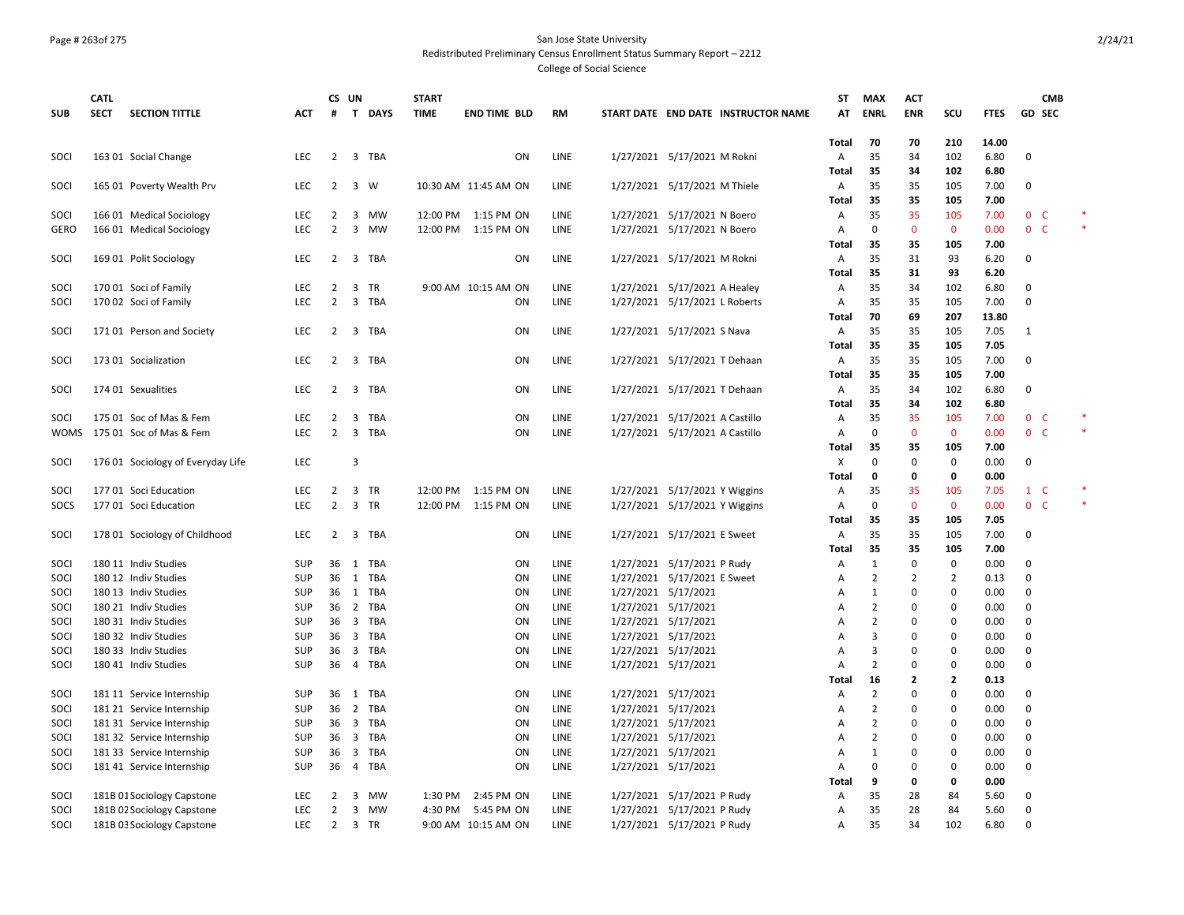San Jose State University
Redistributed Preliminary Census Enrollment Status Summary Report – 2212
College of Social Science

| SUB | CATL SECT | SECTION TITTLE | ACT | CS # | UN T | DAYS | START TIME | END TIME | BLD | RM | START DATE | END DATE | INSTRUCTOR NAME | ST AT | MAX ENRL | ACT ENR | SCU | FTES | GD | CMB SEC | |
|---|---|---|---|---|---|---|---|---|---|---|---|---|---|---|---|---|---|---|---|---|---|
| | | | | | | | | | | | | | | Total | 70 | 70 | 210 | 14.00 | | | |
| SOCI | 163 01 | Social Change | LEC | 2 | 3 | TBA | | | ON | LINE | 1/27/2021 | 5/17/2021 | M Rokni | A | 35 | 34 | 102 | 6.80 | 0 | | |
| | | | | | | | | | | | | | | Total | 35 | 34 | 102 | 6.80 | | | |
| SOCI | 165 01 | Poverty Wealth Prv | LEC | 2 | 3 | W | 10:30 AM | 11:45 AM | ON | LINE | 1/27/2021 | 5/17/2021 | M Thiele | A | 35 | 35 | 105 | 7.00 | 0 | | |
| | | | | | | | | | | | | | | Total | 35 | 35 | 105 | 7.00 | | | |
| SOCI | 166 01 | Medical Sociology | LEC | 2 | 3 | MW | 12:00 PM | 1:15 PM | ON | LINE | 1/27/2021 | 5/17/2021 | N Boero | A | 35 | 35 | 105 | 7.00 | 0 | C | * |
| GERO | 166 01 | Medical Sociology | LEC | 2 | 3 | MW | 12:00 PM | 1:15 PM | ON | LINE | 1/27/2021 | 5/17/2021 | N Boero | A | 0 | 0 | 0 | 0.00 | 0 | C | * |
| | | | | | | | | | | | | | | Total | 35 | 35 | 105 | 7.00 | | | |
| SOCI | 169 01 | Polit Sociology | LEC | 2 | 3 | TBA | | | ON | LINE | 1/27/2021 | 5/17/2021 | M Rokni | A | 35 | 31 | 93 | 6.20 | 0 | | |
| | | | | | | | | | | | | | | Total | 35 | 31 | 93 | 6.20 | | | |
| SOCI | 170 01 | Soci of Family | LEC | 2 | 3 | TR | 9:00 AM | 10:15 AM | ON | LINE | 1/27/2021 | 5/17/2021 | A Healey | A | 35 | 34 | 102 | 6.80 | 0 | | |
| SOCI | 170 02 | Soci of Family | LEC | 2 | 3 | TBA | | | ON | LINE | 1/27/2021 | 5/17/2021 | L Roberts | A | 35 | 35 | 105 | 7.00 | 0 | | |
| | | | | | | | | | | | | | | Total | 70 | 69 | 207 | 13.80 | | | |
| SOCI | 171 01 | Person and Society | LEC | 2 | 3 | TBA | | | ON | LINE | 1/27/2021 | 5/17/2021 | S Nava | A | 35 | 35 | 105 | 7.05 | 1 | | |
| | | | | | | | | | | | | | | Total | 35 | 35 | 105 | 7.05 | | | |
| SOCI | 173 01 | Socialization | LEC | 2 | 3 | TBA | | | ON | LINE | 1/27/2021 | 5/17/2021 | T Dehaan | A | 35 | 35 | 105 | 7.00 | 0 | | |
| | | | | | | | | | | | | | | Total | 35 | 35 | 105 | 7.00 | | | |
| SOCI | 174 01 | Sexualities | LEC | 2 | 3 | TBA | | | ON | LINE | 1/27/2021 | 5/17/2021 | T Dehaan | A | 35 | 34 | 102 | 6.80 | 0 | | |
| | | | | | | | | | | | | | | Total | 35 | 34 | 102 | 6.80 | | | |
| SOCI | 175 01 | Soc of Mas & Fem | LEC | 2 | 3 | TBA | | | ON | LINE | 1/27/2021 | 5/17/2021 | A Castillo | A | 35 | 35 | 105 | 7.00 | 0 | C | * |
| WOMS | 175 01 | Soc of Mas & Fem | LEC | 2 | 3 | TBA | | | ON | LINE | 1/27/2021 | 5/17/2021 | A Castillo | A | 0 | 0 | 0 | 0.00 | 0 | C | * |
| | | | | | | | | | | | | | | Total | 35 | 35 | 105 | 7.00 | | | |
| SOCI | 176 01 | Sociology of Everyday Life | LEC | | 3 | | | | | | | | | X | 0 | 0 | 0 | 0.00 | 0 | | |
| | | | | | | | | | | | | | | Total | 0 | 0 | 0 | 0.00 | | | |
| SOCI | 177 01 | Soci Education | LEC | 2 | 3 | TR | 12:00 PM | 1:15 PM | ON | LINE | 1/27/2021 | 5/17/2021 | Y Wiggins | A | 35 | 35 | 105 | 7.05 | 1 | C | * |
| SOCS | 177 01 | Soci Education | LEC | 2 | 3 | TR | 12:00 PM | 1:15 PM | ON | LINE | 1/27/2021 | 5/17/2021 | Y Wiggins | A | 0 | 0 | 0 | 0.00 | 0 | C | * |
| | | | | | | | | | | | | | | Total | 35 | 35 | 105 | 7.05 | | | |
| SOCI | 178 01 | Sociology of Childhood | LEC | 2 | 3 | TBA | | | ON | LINE | 1/27/2021 | 5/17/2021 | E Sweet | A | 35 | 35 | 105 | 7.00 | 0 | | |
| | | | | | | | | | | | | | | Total | 35 | 35 | 105 | 7.00 | | | |
| SOCI | 180 11 | Indiv Studies | SUP | 36 | 1 | TBA | | | ON | LINE | 1/27/2021 | 5/17/2021 | P Rudy | A | 1 | 0 | 0 | 0.00 | 0 | | |
| SOCI | 180 12 | Indiv Studies | SUP | 36 | 1 | TBA | | | ON | LINE | 1/27/2021 | 5/17/2021 | E Sweet | A | 2 | 2 | 2 | 0.13 | 0 | | |
| SOCI | 180 13 | Indiv Studies | SUP | 36 | 1 | TBA | | | ON | LINE | 1/27/2021 | 5/17/2021 | | A | 1 | 0 | 0 | 0.00 | 0 | | |
| SOCI | 180 21 | Indiv Studies | SUP | 36 | 2 | TBA | | | ON | LINE | 1/27/2021 | 5/17/2021 | | A | 2 | 0 | 0 | 0.00 | 0 | | |
| SOCI | 180 31 | Indiv Studies | SUP | 36 | 3 | TBA | | | ON | LINE | 1/27/2021 | 5/17/2021 | | A | 2 | 0 | 0 | 0.00 | 0 | | |
| SOCI | 180 32 | Indiv Studies | SUP | 36 | 3 | TBA | | | ON | LINE | 1/27/2021 | 5/17/2021 | | A | 3 | 0 | 0 | 0.00 | 0 | | |
| SOCI | 180 33 | Indiv Studies | SUP | 36 | 3 | TBA | | | ON | LINE | 1/27/2021 | 5/17/2021 | | A | 3 | 0 | 0 | 0.00 | 0 | | |
| SOCI | 180 41 | Indiv Studies | SUP | 36 | 4 | TBA | | | ON | LINE | 1/27/2021 | 5/17/2021 | | A | 2 | 0 | 0 | 0.00 | 0 | | |
| | | | | | | | | | | | | | | Total | 16 | 2 | 2 | 0.13 | | | |
| SOCI | 181 11 | Service Internship | SUP | 36 | 1 | TBA | | | ON | LINE | 1/27/2021 | 5/17/2021 | | A | 2 | 0 | 0 | 0.00 | 0 | | |
| SOCI | 181 21 | Service Internship | SUP | 36 | 2 | TBA | | | ON | LINE | 1/27/2021 | 5/17/2021 | | A | 2 | 0 | 0 | 0.00 | 0 | | |
| SOCI | 181 31 | Service Internship | SUP | 36 | 3 | TBA | | | ON | LINE | 1/27/2021 | 5/17/2021 | | A | 2 | 0 | 0 | 0.00 | 0 | | |
| SOCI | 181 32 | Service Internship | SUP | 36 | 3 | TBA | | | ON | LINE | 1/27/2021 | 5/17/2021 | | A | 2 | 0 | 0 | 0.00 | 0 | | |
| SOCI | 181 33 | Service Internship | SUP | 36 | 3 | TBA | | | ON | LINE | 1/27/2021 | 5/17/2021 | | A | 1 | 0 | 0 | 0.00 | 0 | | |
| SOCI | 181 41 | Service Internship | SUP | 36 | 4 | TBA | | | ON | LINE | 1/27/2021 | 5/17/2021 | | A | 0 | 0 | 0 | 0.00 | 0 | | |
| | | | | | | | | | | | | | | Total | 9 | 0 | 0 | 0.00 | | | |
| SOCI | 181B 01 | Sociology Capstone | LEC | 2 | 3 | MW | 1:30 PM | 2:45 PM | ON | LINE | 1/27/2021 | 5/17/2021 | P Rudy | A | 35 | 28 | 84 | 5.60 | 0 | | |
| SOCI | 181B 02 | Sociology Capstone | LEC | 2 | 3 | MW | 4:30 PM | 5:45 PM | ON | LINE | 1/27/2021 | 5/17/2021 | P Rudy | A | 35 | 28 | 84 | 5.60 | 0 | | |
| SOCI | 181B 03 | Sociology Capstone | LEC | 2 | 3 | TR | 9:00 AM | 10:15 AM | ON | LINE | 1/27/2021 | 5/17/2021 | P Rudy | A | 35 | 34 | 102 | 6.80 | 0 | | |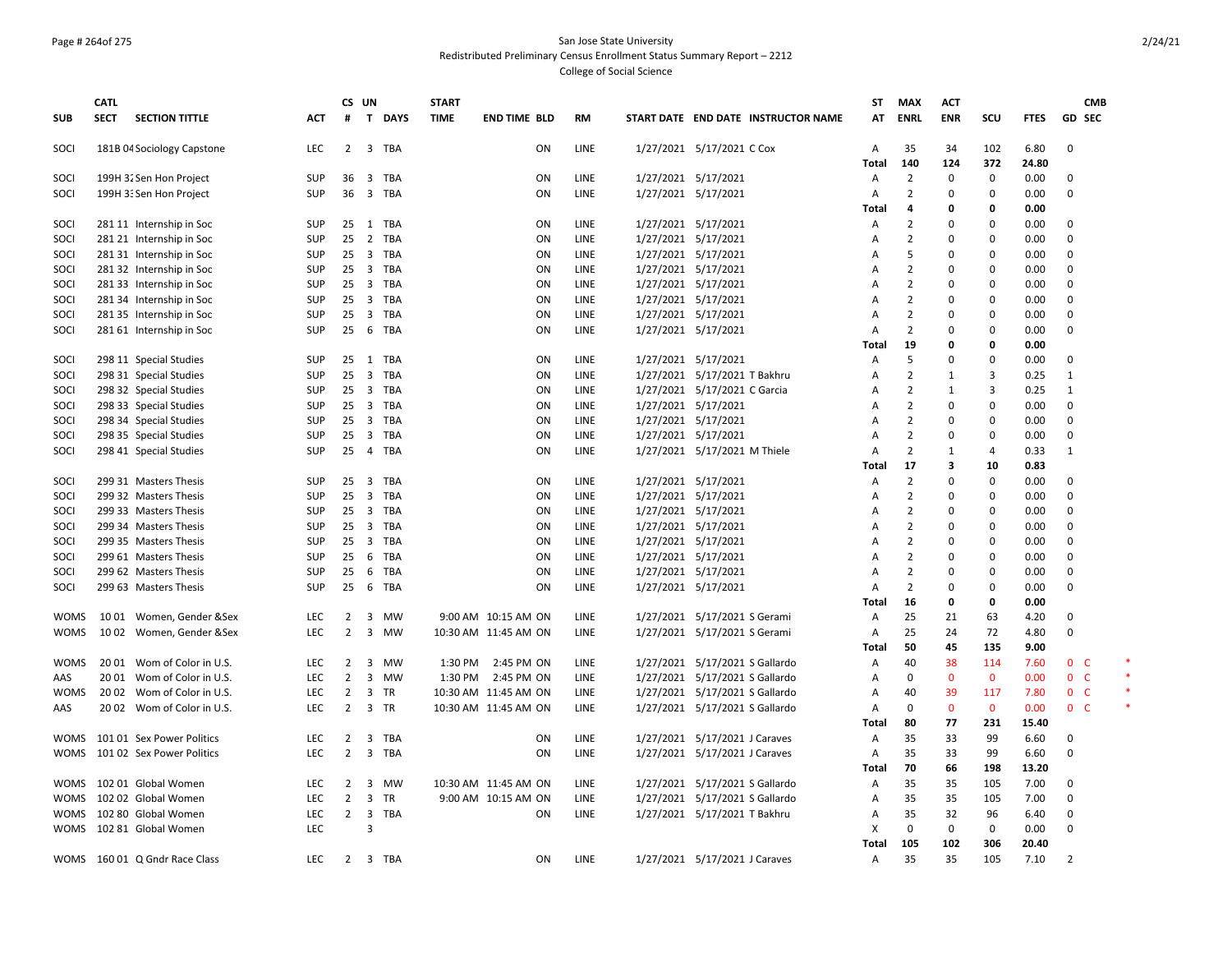# San Jose State University

## Redistributed Preliminary Census Enrollment Status Summary Report – 2212

### College of Social Science

| SUB | CATL SECT | SECTION TITTLE | ACT | CS # | UN T | DAYS | START TIME | END TIME | BLD | RM | START DATE | END DATE | INSTRUCTOR NAME | ST AT | MAX ENRL | ACT ENR | SCU | FTES | GD | CMB SEC |
|---|---|---|---|---|---|---|---|---|---|---|---|---|---|---|---|---|---|---|---|---|
| SOCI | 181B 04 | Sociology Capstone | LEC | 2 | 3 | TBA | | | ON | LINE | 1/27/2021 | 5/17/2021 | C Cox | A | 35 | 34 | 102 | 6.80 | 0 | |
| | | | | | | | | | | | | | | Total | 140 | 124 | 372 | 24.80 | | |
| SOCI | 199H 32 | Sen Hon Project | SUP | 36 | 3 | TBA | | | ON | LINE | 1/27/2021 | 5/17/2021 | | A | 2 | 0 | 0 | 0.00 | 0 | |
| SOCI | 199H 33 | Sen Hon Project | SUP | 36 | 3 | TBA | | | ON | LINE | 1/27/2021 | 5/17/2021 | | A | 2 | 0 | 0 | 0.00 | 0 | |
| | | | | | | | | | | | | | | Total | 4 | 0 | 0 | 0.00 | | |
| SOCI | 281 11 | Internship in Soc | SUP | 25 | 1 | TBA | | | ON | LINE | 1/27/2021 | 5/17/2021 | | A | 2 | 0 | 0 | 0.00 | 0 | |
| SOCI | 281 21 | Internship in Soc | SUP | 25 | 2 | TBA | | | ON | LINE | 1/27/2021 | 5/17/2021 | | A | 2 | 0 | 0 | 0.00 | 0 | |
| SOCI | 281 31 | Internship in Soc | SUP | 25 | 3 | TBA | | | ON | LINE | 1/27/2021 | 5/17/2021 | | A | 5 | 0 | 0 | 0.00 | 0 | |
| SOCI | 281 32 | Internship in Soc | SUP | 25 | 3 | TBA | | | ON | LINE | 1/27/2021 | 5/17/2021 | | A | 2 | 0 | 0 | 0.00 | 0 | |
| SOCI | 281 33 | Internship in Soc | SUP | 25 | 3 | TBA | | | ON | LINE | 1/27/2021 | 5/17/2021 | | A | 2 | 0 | 0 | 0.00 | 0 | |
| SOCI | 281 34 | Internship in Soc | SUP | 25 | 3 | TBA | | | ON | LINE | 1/27/2021 | 5/17/2021 | | A | 2 | 0 | 0 | 0.00 | 0 | |
| SOCI | 281 35 | Internship in Soc | SUP | 25 | 3 | TBA | | | ON | LINE | 1/27/2021 | 5/17/2021 | | A | 2 | 0 | 0 | 0.00 | 0 | |
| SOCI | 281 61 | Internship in Soc | SUP | 25 | 6 | TBA | | | ON | LINE | 1/27/2021 | 5/17/2021 | | A | 2 | 0 | 0 | 0.00 | 0 | |
| | | | | | | | | | | | | | | Total | 19 | 0 | 0 | 0.00 | | |
| SOCI | 298 11 | Special Studies | SUP | 25 | 1 | TBA | | | ON | LINE | 1/27/2021 | 5/17/2021 | | A | 5 | 0 | 0 | 0.00 | 0 | |
| SOCI | 298 31 | Special Studies | SUP | 25 | 3 | TBA | | | ON | LINE | 1/27/2021 | 5/17/2021 | T Bakhru | A | 2 | 1 | 3 | 0.25 | 1 | |
| SOCI | 298 32 | Special Studies | SUP | 25 | 3 | TBA | | | ON | LINE | 1/27/2021 | 5/17/2021 | C Garcia | A | 2 | 1 | 3 | 0.25 | 1 | |
| SOCI | 298 33 | Special Studies | SUP | 25 | 3 | TBA | | | ON | LINE | 1/27/2021 | 5/17/2021 | | A | 2 | 0 | 0 | 0.00 | 0 | |
| SOCI | 298 34 | Special Studies | SUP | 25 | 3 | TBA | | | ON | LINE | 1/27/2021 | 5/17/2021 | | A | 2 | 0 | 0 | 0.00 | 0 | |
| SOCI | 298 35 | Special Studies | SUP | 25 | 3 | TBA | | | ON | LINE | 1/27/2021 | 5/17/2021 | | A | 2 | 0 | 0 | 0.00 | 0 | |
| SOCI | 298 41 | Special Studies | SUP | 25 | 4 | TBA | | | ON | LINE | 1/27/2021 | 5/17/2021 | M Thiele | A | 2 | 1 | 4 | 0.33 | 1 | |
| | | | | | | | | | | | | | | Total | 17 | 3 | 10 | 0.83 | | |
| SOCI | 299 31 | Masters Thesis | SUP | 25 | 3 | TBA | | | ON | LINE | 1/27/2021 | 5/17/2021 | | A | 2 | 0 | 0 | 0.00 | 0 | |
| SOCI | 299 32 | Masters Thesis | SUP | 25 | 3 | TBA | | | ON | LINE | 1/27/2021 | 5/17/2021 | | A | 2 | 0 | 0 | 0.00 | 0 | |
| SOCI | 299 33 | Masters Thesis | SUP | 25 | 3 | TBA | | | ON | LINE | 1/27/2021 | 5/17/2021 | | A | 2 | 0 | 0 | 0.00 | 0 | |
| SOCI | 299 34 | Masters Thesis | SUP | 25 | 3 | TBA | | | ON | LINE | 1/27/2021 | 5/17/2021 | | A | 2 | 0 | 0 | 0.00 | 0 | |
| SOCI | 299 35 | Masters Thesis | SUP | 25 | 3 | TBA | | | ON | LINE | 1/27/2021 | 5/17/2021 | | A | 2 | 0 | 0 | 0.00 | 0 | |
| SOCI | 299 61 | Masters Thesis | SUP | 25 | 6 | TBA | | | ON | LINE | 1/27/2021 | 5/17/2021 | | A | 2 | 0 | 0 | 0.00 | 0 | |
| SOCI | 299 62 | Masters Thesis | SUP | 25 | 6 | TBA | | | ON | LINE | 1/27/2021 | 5/17/2021 | | A | 2 | 0 | 0 | 0.00 | 0 | |
| SOCI | 299 63 | Masters Thesis | SUP | 25 | 6 | TBA | | | ON | LINE | 1/27/2021 | 5/17/2021 | | A | 2 | 0 | 0 | 0.00 | 0 | |
| | | | | | | | | | | | | | | Total | 16 | 0 | 0 | 0.00 | | |
| WOMS | 10 01 | Women, Gender &Sex | LEC | 2 | 3 | MW | 9:00 AM | 10:15 AM | ON | LINE | 1/27/2021 | 5/17/2021 | S Gerami | A | 25 | 21 | 63 | 4.20 | 0 | |
| WOMS | 10 02 | Women, Gender &Sex | LEC | 2 | 3 | MW | 10:30 AM | 11:45 AM | ON | LINE | 1/27/2021 | 5/17/2021 | S Gerami | A | 25 | 24 | 72 | 4.80 | 0 | |
| | | | | | | | | | | | | | | Total | 50 | 45 | 135 | 9.00 | | |
| WOMS | 20 01 | Wom of Color in U.S. | LEC | 2 | 3 | MW | 1:30 PM | 2:45 PM | ON | LINE | 1/27/2021 | 5/17/2021 | S Gallardo | A | 40 | 38 | 114 | 7.60 | 0 | C * |
| AAS | 20 01 | Wom of Color in U.S. | LEC | 2 | 3 | MW | 1:30 PM | 2:45 PM | ON | LINE | 1/27/2021 | 5/17/2021 | S Gallardo | A | 0 | 0 | 0 | 0.00 | 0 | C * |
| WOMS | 20 02 | Wom of Color in U.S. | LEC | 2 | 3 | TR | 10:30 AM | 11:45 AM | ON | LINE | 1/27/2021 | 5/17/2021 | S Gallardo | A | 40 | 39 | 117 | 7.80 | 0 | C * |
| AAS | 20 02 | Wom of Color in U.S. | LEC | 2 | 3 | TR | 10:30 AM | 11:45 AM | ON | LINE | 1/27/2021 | 5/17/2021 | S Gallardo | A | 0 | 0 | 0 | 0.00 | 0 | C * |
| | | | | | | | | | | | | | | Total | 80 | 77 | 231 | 15.40 | | |
| WOMS | 101 01 | Sex Power Politics | LEC | 2 | 3 | TBA | | | ON | LINE | 1/27/2021 | 5/17/2021 | J Caraves | A | 35 | 33 | 99 | 6.60 | 0 | |
| WOMS | 101 02 | Sex Power Politics | LEC | 2 | 3 | TBA | | | ON | LINE | 1/27/2021 | 5/17/2021 | J Caraves | A | 35 | 33 | 99 | 6.60 | 0 | |
| | | | | | | | | | | | | | | Total | 70 | 66 | 198 | 13.20 | | |
| WOMS | 102 01 | Global Women | LEC | 2 | 3 | MW | 10:30 AM | 11:45 AM | ON | LINE | 1/27/2021 | 5/17/2021 | S Gallardo | A | 35 | 35 | 105 | 7.00 | 0 | |
| WOMS | 102 02 | Global Women | LEC | 2 | 3 | TR | 9:00 AM | 10:15 AM | ON | LINE | 1/27/2021 | 5/17/2021 | S Gallardo | A | 35 | 35 | 105 | 7.00 | 0 | |
| WOMS | 102 80 | Global Women | LEC | 2 | 3 | TBA | | | ON | LINE | 1/27/2021 | 5/17/2021 | T Bakhru | A | 35 | 32 | 96 | 6.40 | 0 | |
| WOMS | 102 81 | Global Women | LEC | | 3 | | | | | | | | | X | 0 | 0 | 0 | 0.00 | 0 | |
| | | | | | | | | | | | | | | Total | 105 | 102 | 306 | 20.40 | | |
| WOMS | 160 01 | Q Gndr Race Class | LEC | 2 | 3 | TBA | | | ON | LINE | 1/27/2021 | 5/17/2021 | J Caraves | A | 35 | 35 | 105 | 7.10 | 2 | |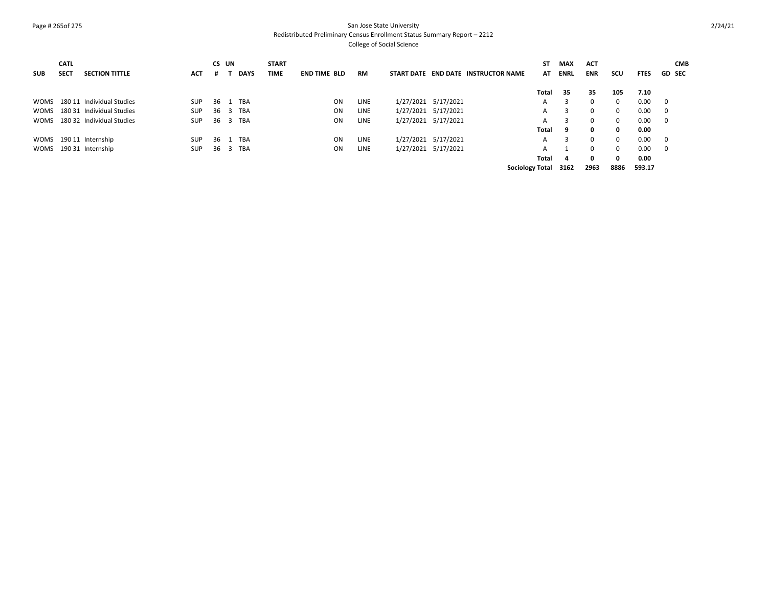San Jose State University
Redistributed Preliminary Census Enrollment Status Summary Report – 2212
College of Social Science

| SUB | CATL SECT | SECTION TITTLE | ACT | CS # | UN T | DAYS | START TIME | END TIME | BLD | RM | START DATE | END DATE | INSTRUCTOR NAME | ST AT | MAX ENRL | ACT ENR | SCU | FTES | GD | CMB SEC |
|---|---|---|---|---|---|---|---|---|---|---|---|---|---|---|---|---|---|---|---|---|
| | | | | | | | | | | | | | | **Total** | **35** | **35** | **105** | **7.10** | | |
| WOMS | 180 11 | Individual Studies | SUP | 36 | 1 | TBA | | | ON | LINE | 1/27/2021 | 5/17/2021 | | A | 3 | 0 | 0 | 0.00 | 0 | |
| WOMS | 180 31 | Individual Studies | SUP | 36 | 3 | TBA | | | ON | LINE | 1/27/2021 | 5/17/2021 | | A | 3 | 0 | 0 | 0.00 | 0 | |
| WOMS | 180 32 | Individual Studies | SUP | 36 | 3 | TBA | | | ON | LINE | 1/27/2021 | 5/17/2021 | | A | 3 | 0 | 0 | 0.00 | 0 | |
| | | | | | | | | | | | | | | **Total** | **9** | **0** | **0** | **0.00** | | |
| WOMS | 190 11 | Internship | SUP | 36 | 1 | TBA | | | ON | LINE | 1/27/2021 | 5/17/2021 | | A | 3 | 0 | 0 | 0.00 | 0 | |
| WOMS | 190 31 | Internship | SUP | 36 | 3 | TBA | | | ON | LINE | 1/27/2021 | 5/17/2021 | | A | 1 | 0 | 0 | 0.00 | 0 | |
| | | | | | | | | | | | | | | **Total** | **4** | **0** | **0** | **0.00** | | |
| | | | | | | | | | | | | | | **Sociology Total** | **3162** | **2963** | **8886** | **593.17** | | |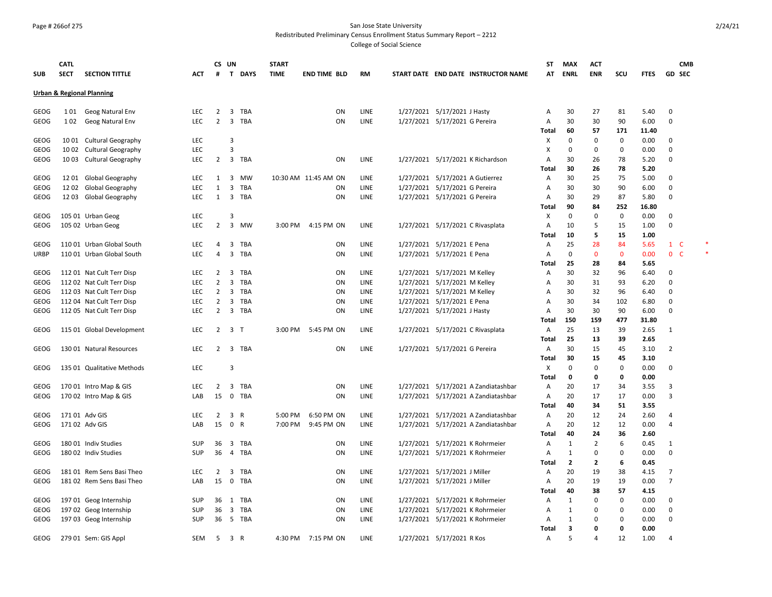San Jose State University
Redistributed Preliminary Census Enrollment Status Summary Report – 2212
College of Social Science

| SUB | CATL SECT | SECTION TITTLE | ACT | CS # | UN T | DAYS | START TIME | END TIME | BLD | RM | START DATE | END DATE | INSTRUCTOR NAME | ST AT | MAX ENRL | ACT ENR | SCU | FTES | GD | CMB SEC |
|---|---|---|---|---|---|---|---|---|---|---|---|---|---|---|---|---|---|---|---|---|
| **Urban & Regional Planning** | | | | | | | | | | | | | | | | | | | | |
| GEOG | 1 01 | Geog Natural Env | LEC | 2 | 3 | TBA | | | ON | LINE | 1/27/2021 | 5/17/2021 | J Hasty | A | 30 | 27 | 81 | 5.40 | 0 | |
| GEOG | 1 02 | Geog Natural Env | LEC | 2 | 3 | TBA | | | ON | LINE | 1/27/2021 | 5/17/2021 | G Pereira | A | 30 | 30 | 90 | 6.00 | 0 | |
| | | | | | | | | | | | | | | **Total** | **60** | **57** | **171** | **11.40** | | |
| GEOG | 10 01 | Cultural Geography | LEC | | 3 | | | | | | | | | X | 0 | 0 | 0 | 0.00 | 0 | |
| GEOG | 10 02 | Cultural Geography | LEC | | 3 | | | | | | | | | X | 0 | 0 | 0 | 0.00 | 0 | |
| GEOG | 10 03 | Cultural Geography | LEC | 2 | 3 | TBA | | | ON | LINE | 1/27/2021 | 5/17/2021 | K Richardson | A | 30 | 26 | 78 | 5.20 | 0 | |
| | | | | | | | | | | | | | | **Total** | **30** | **26** | **78** | **5.20** | | |
| GEOG | 12 01 | Global Geography | LEC | 1 | 3 | MW | 10:30 AM | 11:45 AM | ON | LINE | 1/27/2021 | 5/17/2021 | A Gutierrez | A | 30 | 25 | 75 | 5.00 | 0 | |
| GEOG | 12 02 | Global Geography | LEC | 1 | 3 | TBA | | | ON | LINE | 1/27/2021 | 5/17/2021 | G Pereira | A | 30 | 30 | 90 | 6.00 | 0 | |
| GEOG | 12 03 | Global Geography | LEC | 1 | 3 | TBA | | | ON | LINE | 1/27/2021 | 5/17/2021 | G Pereira | A | 30 | 29 | 87 | 5.80 | 0 | |
| | | | | | | | | | | | | | | **Total** | **90** | **84** | **252** | **16.80** | | |
| GEOG | 105 01 | Urban Geog | LEC | | 3 | | | | | | | | | X | 0 | 0 | 0 | 0.00 | 0 | |
| GEOG | 105 02 | Urban Geog | LEC | 2 | 3 | MW | 3:00 PM | 4:15 PM | ON | LINE | 1/27/2021 | 5/17/2021 | C Rivasplata | A | 10 | 5 | 15 | 1.00 | 0 | |
| | | | | | | | | | | | | | | **Total** | **10** | **5** | **15** | **1.00** | | |
| GEOG | 110 01 | Urban Global South | LEC | 4 | 3 | TBA | | | ON | LINE | 1/27/2021 | 5/17/2021 | E Pena | A | 25 | 28 | 84 | 5.65 | 1 | C * |
| URBP | 110 01 | Urban Global South | LEC | 4 | 3 | TBA | | | ON | LINE | 1/27/2021 | 5/17/2021 | E Pena | A | 0 | 0 | 0 | 0.00 | 0 | C * |
| | | | | | | | | | | | | | | **Total** | **25** | **28** | **84** | **5.65** | | |
| GEOG | 112 01 | Nat Cult Terr Disp | LEC | 2 | 3 | TBA | | | ON | LINE | 1/27/2021 | 5/17/2021 | M Kelley | A | 30 | 32 | 96 | 6.40 | 0 | |
| GEOG | 112 02 | Nat Cult Terr Disp | LEC | 2 | 3 | TBA | | | ON | LINE | 1/27/2021 | 5/17/2021 | M Kelley | A | 30 | 31 | 93 | 6.20 | 0 | |
| GEOG | 112 03 | Nat Cult Terr Disp | LEC | 2 | 3 | TBA | | | ON | LINE | 1/27/2021 | 5/17/2021 | M Kelley | A | 30 | 32 | 96 | 6.40 | 0 | |
| GEOG | 112 04 | Nat Cult Terr Disp | LEC | 2 | 3 | TBA | | | ON | LINE | 1/27/2021 | 5/17/2021 | E Pena | A | 30 | 34 | 102 | 6.80 | 0 | |
| GEOG | 112 05 | Nat Cult Terr Disp | LEC | 2 | 3 | TBA | | | ON | LINE | 1/27/2021 | 5/17/2021 | J Hasty | A | 30 | 30 | 90 | 6.00 | 0 | |
| | | | | | | | | | | | | | | **Total** | **150** | **159** | **477** | **31.80** | | |
| GEOG | 115 01 | Global Development | LEC | 2 | 3 | T | 3:00 PM | 5:45 PM | ON | LINE | 1/27/2021 | 5/17/2021 | C Rivasplata | A | 25 | 13 | 39 | 2.65 | 1 | |
| | | | | | | | | | | | | | | **Total** | **25** | **13** | **39** | **2.65** | | |
| GEOG | 130 01 | Natural Resources | LEC | 2 | 3 | TBA | | | ON | LINE | 1/27/2021 | 5/17/2021 | G Pereira | A | 30 | 15 | 45 | 3.10 | 2 | |
| | | | | | | | | | | | | | | **Total** | **30** | **15** | **45** | **3.10** | | |
| GEOG | 135 01 | Qualitative Methods | LEC | | 3 | | | | | | | | | X | 0 | 0 | 0 | 0.00 | 0 | |
| | | | | | | | | | | | | | | **Total** | **0** | **0** | **0** | **0.00** | | |
| GEOG | 170 01 | Intro Map & GIS | LEC | 2 | 3 | TBA | | | ON | LINE | 1/27/2021 | 5/17/2021 | A Zandiatashbar | A | 20 | 17 | 34 | 3.55 | 3 | |
| GEOG | 170 02 | Intro Map & GIS | LAB | 15 | 0 | TBA | | | ON | LINE | 1/27/2021 | 5/17/2021 | A Zandiatashbar | A | 20 | 17 | 17 | 0.00 | 3 | |
| | | | | | | | | | | | | | | **Total** | **40** | **34** | **51** | **3.55** | | |
| GEOG | 171 01 | Adv GIS | LEC | 2 | 3 | R | 5:00 PM | 6:50 PM | ON | LINE | 1/27/2021 | 5/17/2021 | A Zandiatashbar | A | 20 | 12 | 24 | 2.60 | 4 | |
| GEOG | 171 02 | Adv GIS | LAB | 15 | 0 | R | 7:00 PM | 9:45 PM | ON | LINE | 1/27/2021 | 5/17/2021 | A Zandiatashbar | A | 20 | 12 | 12 | 0.00 | 4 | |
| | | | | | | | | | | | | | | **Total** | **40** | **24** | **36** | **2.60** | | |
| GEOG | 180 01 | Indiv Studies | SUP | 36 | 3 | TBA | | | ON | LINE | 1/27/2021 | 5/17/2021 | K Rohrmeier | A | 1 | 2 | 6 | 0.45 | 1 | |
| GEOG | 180 02 | Indiv Studies | SUP | 36 | 4 | TBA | | | ON | LINE | 1/27/2021 | 5/17/2021 | K Rohrmeier | A | 1 | 0 | 0 | 0.00 | 0 | |
| | | | | | | | | | | | | | | **Total** | **2** | **2** | **6** | **0.45** | | |
| GEOG | 181 01 | Rem Sens Basi Theo | LEC | 2 | 3 | TBA | | | ON | LINE | 1/27/2021 | 5/17/2021 | J Miller | A | 20 | 19 | 38 | 4.15 | 7 | |
| GEOG | 181 02 | Rem Sens Basi Theo | LAB | 15 | 0 | TBA | | | ON | LINE | 1/27/2021 | 5/17/2021 | J Miller | A | 20 | 19 | 19 | 0.00 | 7 | |
| | | | | | | | | | | | | | | **Total** | **40** | **38** | **57** | **4.15** | | |
| GEOG | 197 01 | Geog Internship | SUP | 36 | 1 | TBA | | | ON | LINE | 1/27/2021 | 5/17/2021 | K Rohrmeier | A | 1 | 0 | 0 | 0.00 | 0 | |
| GEOG | 197 02 | Geog Internship | SUP | 36 | 3 | TBA | | | ON | LINE | 1/27/2021 | 5/17/2021 | K Rohrmeier | A | 1 | 0 | 0 | 0.00 | 0 | |
| GEOG | 197 03 | Geog Internship | SUP | 36 | 5 | TBA | | | ON | LINE | 1/27/2021 | 5/17/2021 | K Rohrmeier | A | 1 | 0 | 0 | 0.00 | 0 | |
| | | | | | | | | | | | | | | **Total** | **3** | **0** | **0** | **0.00** | | |
| GEOG | 279 01 | Sem: GIS Appl | SEM | 5 | 3 | R | 4:30 PM | 7:15 PM | ON | LINE | 1/27/2021 | 5/17/2021 | R Kos | A | 5 | 4 | 12 | 1.00 | 4 | |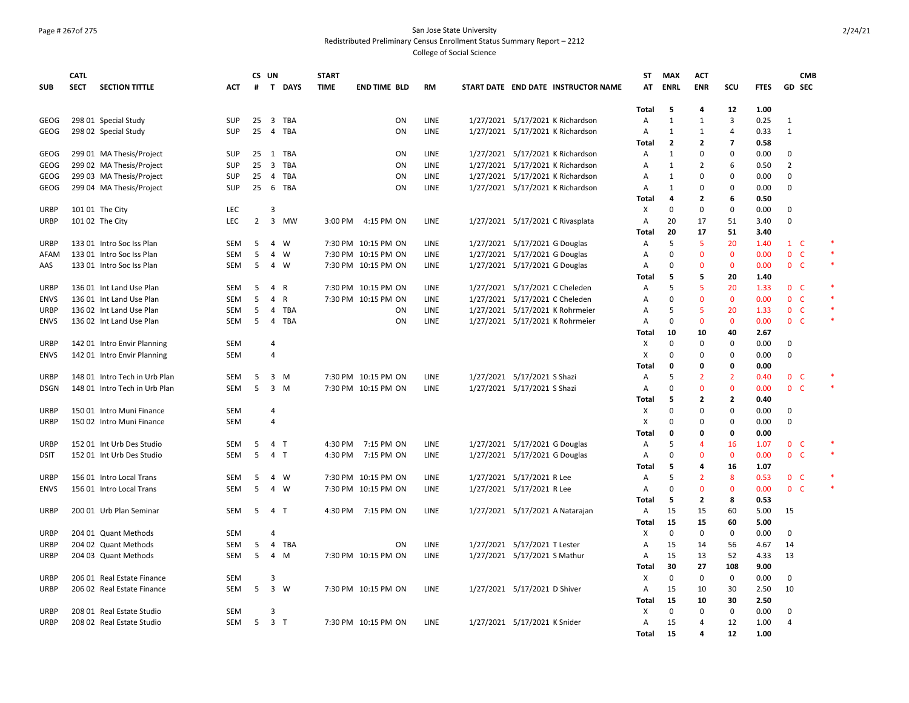San Jose State University
Redistributed Preliminary Census Enrollment Status Summary Report – 2212
College of Social Science

| SUB | CATL SECT | SECTION TITTLE | ACT | CS # | UN T | DAYS | START TIME | END TIME | BLD | RM | START DATE | END DATE | INSTRUCTOR NAME | ST AT | MAX ENRL | ACT ENR | SCU | FTES | GD | CMB SEC | |
|---|---|---|---|---|---|---|---|---|---|---|---|---|---|---|---|---|---|---|---|---|---|
| | | | | | | | | | | | | | | Total | 5 | 4 | 12 | 1.00 | | | |
| GEOG | 298 01 | Special Study | SUP | 25 | 3 | TBA | | | ON | LINE | 1/27/2021 | 5/17/2021 | K Richardson | A | 1 | 1 | 3 | 0.25 | 1 | | |
| GEOG | 298 02 | Special Study | SUP | 25 | 4 | TBA | | | ON | LINE | 1/27/2021 | 5/17/2021 | K Richardson | A | 1 | 1 | 4 | 0.33 | 1 | | |
| | | | | | | | | | | | | | | Total | 2 | 2 | 7 | 0.58 | | | |
| GEOG | 299 01 | MA Thesis/Project | SUP | 25 | 1 | TBA | | | ON | LINE | 1/27/2021 | 5/17/2021 | K Richardson | A | 1 | 0 | 0 | 0.00 | 0 | | |
| GEOG | 299 02 | MA Thesis/Project | SUP | 25 | 3 | TBA | | | ON | LINE | 1/27/2021 | 5/17/2021 | K Richardson | A | 1 | 2 | 6 | 0.50 | 2 | | |
| GEOG | 299 03 | MA Thesis/Project | SUP | 25 | 4 | TBA | | | ON | LINE | 1/27/2021 | 5/17/2021 | K Richardson | A | 1 | 0 | 0 | 0.00 | 0 | | |
| GEOG | 299 04 | MA Thesis/Project | SUP | 25 | 6 | TBA | | | ON | LINE | 1/27/2021 | 5/17/2021 | K Richardson | A | 1 | 0 | 0 | 0.00 | 0 | | |
| | | | | | | | | | | | | | | Total | 4 | 2 | 6 | 0.50 | | | |
| URBP | 101 01 | The City | LEC | | 3 | | | | | | | | | X | 0 | 0 | 0 | 0.00 | 0 | | |
| URBP | 101 02 | The City | LEC | 2 | 3 | MW | 3:00 PM | 4:15 PM | ON | LINE | 1/27/2021 | 5/17/2021 | C Rivasplata | A | 20 | 17 | 51 | 3.40 | 0 | | |
| | | | | | | | | | | | | | | Total | 20 | 17 | 51 | 3.40 | | | |
| URBP | 133 01 | Intro Soc Iss Plan | SEM | 5 | 4 | W | 7:30 PM | 10:15 PM | ON | LINE | 1/27/2021 | 5/17/2021 | G Douglas | A | 5 | 5 | 20 | 1.40 | 1 | C | * |
| AFAM | 133 01 | Intro Soc Iss Plan | SEM | 5 | 4 | W | 7:30 PM | 10:15 PM | ON | LINE | 1/27/2021 | 5/17/2021 | G Douglas | A | 0 | 0 | 0 | 0.00 | 0 | C | * |
| AAS | 133 01 | Intro Soc Iss Plan | SEM | 5 | 4 | W | 7:30 PM | 10:15 PM | ON | LINE | 1/27/2021 | 5/17/2021 | G Douglas | A | 0 | 0 | 0 | 0.00 | 0 | C | * |
| | | | | | | | | | | | | | | Total | 5 | 5 | 20 | 1.40 | | | |
| URBP | 136 01 | Int Land Use Plan | SEM | 5 | 4 | R | 7:30 PM | 10:15 PM | ON | LINE | 1/27/2021 | 5/17/2021 | C Cheleden | A | 5 | 5 | 20 | 1.33 | 0 | C | * |
| ENVS | 136 01 | Int Land Use Plan | SEM | 5 | 4 | R | 7:30 PM | 10:15 PM | ON | LINE | 1/27/2021 | 5/17/2021 | C Cheleden | A | 0 | 0 | 0 | 0.00 | 0 | C | * |
| URBP | 136 02 | Int Land Use Plan | SEM | 5 | 4 | TBA | | | ON | LINE | 1/27/2021 | 5/17/2021 | K Rohrmeier | A | 5 | 5 | 20 | 1.33 | 0 | C | * |
| ENVS | 136 02 | Int Land Use Plan | SEM | 5 | 4 | TBA | | | ON | LINE | 1/27/2021 | 5/17/2021 | K Rohrmeier | A | 0 | 0 | 0 | 0.00 | 0 | C | * |
| | | | | | | | | | | | | | | Total | 10 | 10 | 40 | 2.67 | | | |
| URBP | 142 01 | Intro Envir Planning | SEM | | 4 | | | | | | | | | X | 0 | 0 | 0 | 0.00 | 0 | | |
| ENVS | 142 01 | Intro Envir Planning | SEM | | 4 | | | | | | | | | X | 0 | 0 | 0 | 0.00 | 0 | | |
| | | | | | | | | | | | | | | Total | 0 | 0 | 0 | 0.00 | | | |
| URBP | 148 01 | Intro Tech in Urb Plan | SEM | 5 | 3 | M | 7:30 PM | 10:15 PM | ON | LINE | 1/27/2021 | 5/17/2021 | S Shazi | A | 5 | 2 | 2 | 0.40 | 0 | C | * |
| DSGN | 148 01 | Intro Tech in Urb Plan | SEM | 5 | 3 | M | 7:30 PM | 10:15 PM | ON | LINE | 1/27/2021 | 5/17/2021 | S Shazi | A | 0 | 0 | 0 | 0.00 | 0 | C | * |
| | | | | | | | | | | | | | | Total | 5 | 2 | 2 | 0.40 | | | |
| URBP | 150 01 | Intro Muni Finance | SEM | | 4 | | | | | | | | | X | 0 | 0 | 0 | 0.00 | 0 | | |
| URBP | 150 02 | Intro Muni Finance | SEM | | 4 | | | | | | | | | X | 0 | 0 | 0 | 0.00 | 0 | | |
| | | | | | | | | | | | | | | Total | 0 | 0 | 0 | 0.00 | | | |
| URBP | 152 01 | Int Urb Des Studio | SEM | 5 | 4 | T | 4:30 PM | 7:15 PM | ON | LINE | 1/27/2021 | 5/17/2021 | G Douglas | A | 5 | 4 | 16 | 1.07 | 0 | C | * |
| DSIT | 152 01 | Int Urb Des Studio | SEM | 5 | 4 | T | 4:30 PM | 7:15 PM | ON | LINE | 1/27/2021 | 5/17/2021 | G Douglas | A | 0 | 0 | 0 | 0.00 | 0 | C | * |
| | | | | | | | | | | | | | | Total | 5 | 4 | 16 | 1.07 | | | |
| URBP | 156 01 | Intro Local Trans | SEM | 5 | 4 | W | 7:30 PM | 10:15 PM | ON | LINE | 1/27/2021 | 5/17/2021 | R Lee | A | 5 | 2 | 8 | 0.53 | 0 | C | * |
| ENVS | 156 01 | Intro Local Trans | SEM | 5 | 4 | W | 7:30 PM | 10:15 PM | ON | LINE | 1/27/2021 | 5/17/2021 | R Lee | A | 0 | 0 | 0 | 0.00 | 0 | C | * |
| | | | | | | | | | | | | | | Total | 5 | 2 | 8 | 0.53 | | | |
| URBP | 200 01 | Urb Plan Seminar | SEM | 5 | 4 | T | 4:30 PM | 7:15 PM | ON | LINE | 1/27/2021 | 5/17/2021 | A Natarajan | A | 15 | 15 | 60 | 5.00 | 15 | | |
| | | | | | | | | | | | | | | Total | 15 | 15 | 60 | 5.00 | | | |
| URBP | 204 01 | Quant Methods | SEM | | 4 | | | | | | | | | X | 0 | 0 | 0 | 0.00 | 0 | | |
| URBP | 204 02 | Quant Methods | SEM | 5 | 4 | TBA | | | ON | LINE | 1/27/2021 | 5/17/2021 | T Lester | A | 15 | 14 | 56 | 4.67 | 14 | | |
| URBP | 204 03 | Quant Methods | SEM | 5 | 4 | M | 7:30 PM | 10:15 PM | ON | LINE | 1/27/2021 | 5/17/2021 | S Mathur | A | 15 | 13 | 52 | 4.33 | 13 | | |
| | | | | | | | | | | | | | | Total | 30 | 27 | 108 | 9.00 | | | |
| URBP | 206 01 | Real Estate Finance | SEM | | 3 | | | | | | | | | X | 0 | 0 | 0 | 0.00 | 0 | | |
| URBP | 206 02 | Real Estate Finance | SEM | 5 | 3 | W | 7:30 PM | 10:15 PM | ON | LINE | 1/27/2021 | 5/17/2021 | D Shiver | A | 15 | 10 | 30 | 2.50 | 10 | | |
| | | | | | | | | | | | | | | Total | 15 | 10 | 30 | 2.50 | | | |
| URBP | 208 01 | Real Estate Studio | SEM | | 3 | | | | | | | | | X | 0 | 0 | 0 | 0.00 | 0 | | |
| URBP | 208 02 | Real Estate Studio | SEM | 5 | 3 | T | 7:30 PM | 10:15 PM | ON | LINE | 1/27/2021 | 5/17/2021 | K Snider | A | 15 | 4 | 12 | 1.00 | 4 | | |
| | | | | | | | | | | | | | | Total | 15 | 4 | 12 | 1.00 | | | |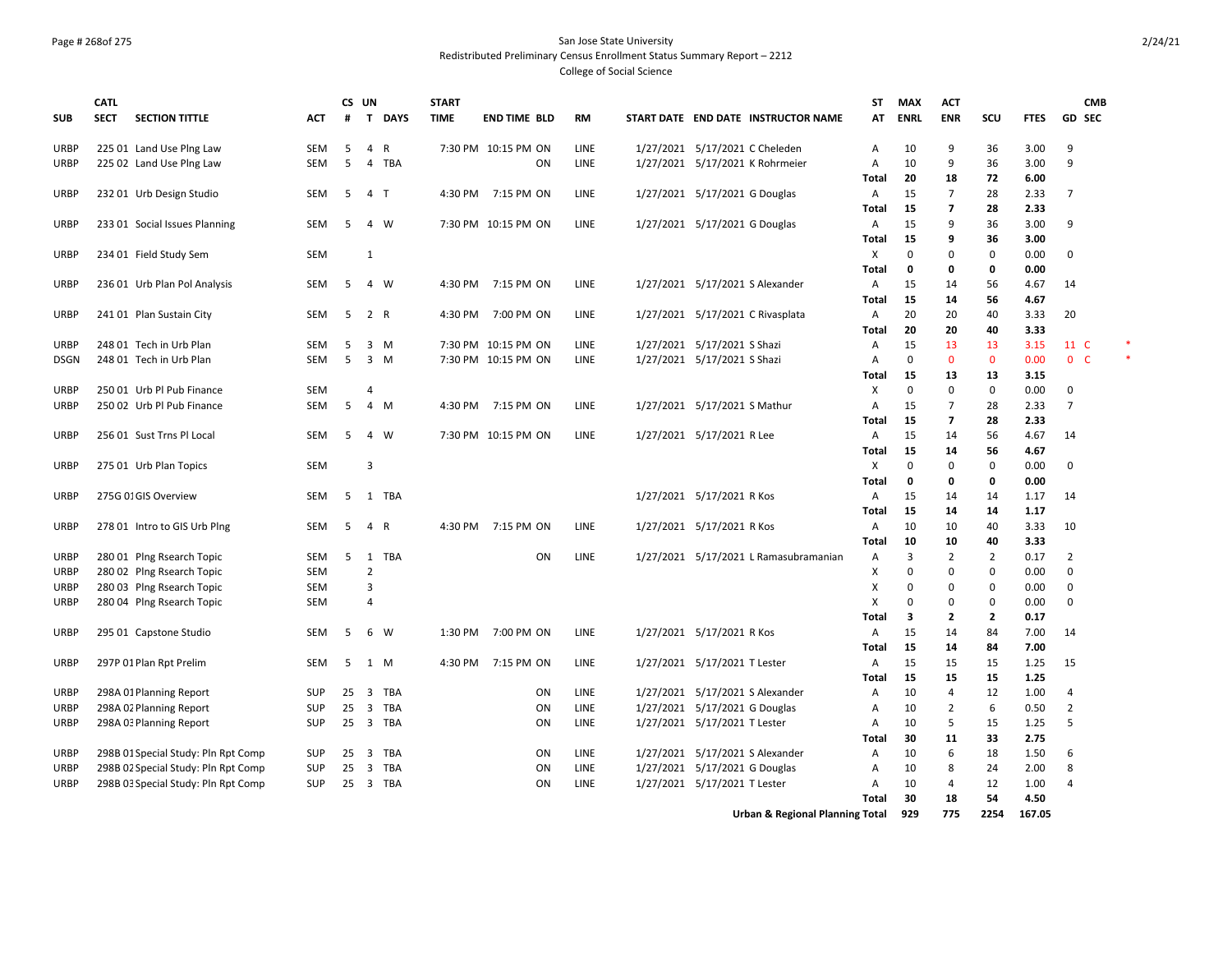San Jose State University
Redistributed Preliminary Census Enrollment Status Summary Report – 2212
College of Social Science

| SUB | CATL SECT | SECTION TITTLE | ACT | CS # | UN T | DAYS | START TIME | END TIME | BLD | RM | START DATE | END DATE | INSTRUCTOR NAME | ST AT | MAX ENRL | ACT ENR | SCU | FTES | GD | CMB SEC | |
|---|---|---|---|---|---|---|---|---|---|---|---|---|---|---|---|---|---|---|---|---|---|
| URBP | 225 01 | Land Use Plng Law | SEM | 5 | 4 | R | 7:30 PM | 10:15 PM | ON | LINE | 1/27/2021 | 5/17/2021 | C Cheleden | A | 10 | 9 | 36 | 3.00 | 9 | | |
| URBP | 225 02 | Land Use Plng Law | SEM | 5 | 4 | TBA | | | ON | LINE | 1/27/2021 | 5/17/2021 | K Rohrmeier | A | 10 | 9 | 36 | 3.00 | 9 | | |
| | | | | | | | | | | | | | | **Total** | **20** | **18** | **72** | **6.00** | | | |
| URBP | 232 01 | Urb Design Studio | SEM | 5 | 4 | T | 4:30 PM | 7:15 PM | ON | LINE | 1/27/2021 | 5/17/2021 | G Douglas | A | 15 | 7 | 28 | 2.33 | 7 | | |
| | | | | | | | | | | | | | | **Total** | **15** | **7** | **28** | **2.33** | | | |
| URBP | 233 01 | Social Issues Planning | SEM | 5 | 4 | W | 7:30 PM | 10:15 PM | ON | LINE | 1/27/2021 | 5/17/2021 | G Douglas | A | 15 | 9 | 36 | 3.00 | 9 | | |
| | | | | | | | | | | | | | | **Total** | **15** | **9** | **36** | **3.00** | | | |
| URBP | 234 01 | Field Study Sem | SEM | | 1 | | | | | | | | | X | 0 | 0 | 0 | 0.00 | 0 | | |
| | | | | | | | | | | | | | | **Total** | **0** | **0** | **0** | **0.00** | | | |
| URBP | 236 01 | Urb Plan Pol Analysis | SEM | 5 | 4 | W | 4:30 PM | 7:15 PM | ON | LINE | 1/27/2021 | 5/17/2021 | S Alexander | A | 15 | 14 | 56 | 4.67 | 14 | | |
| | | | | | | | | | | | | | | **Total** | **15** | **14** | **56** | **4.67** | | | |
| URBP | 241 01 | Plan Sustain City | SEM | 5 | 2 | R | 4:30 PM | 7:00 PM | ON | LINE | 1/27/2021 | 5/17/2021 | C Rivasplata | A | 20 | 20 | 40 | 3.33 | 20 | | |
| | | | | | | | | | | | | | | **Total** | **20** | **20** | **40** | **3.33** | | | |
| URBP | 248 01 | Tech in Urb Plan | SEM | 5 | 3 | M | 7:30 PM | 10:15 PM | ON | LINE | 1/27/2021 | 5/17/2021 | S Shazi | A | 15 | 13 | 13 | 3.15 | 11 | C | * |
| DSGN | 248 01 | Tech in Urb Plan | SEM | 5 | 3 | M | 7:30 PM | 10:15 PM | ON | LINE | 1/27/2021 | 5/17/2021 | S Shazi | A | 0 | 0 | 0 | 0.00 | 0 | C | * |
| | | | | | | | | | | | | | | **Total** | **15** | **13** | **13** | **3.15** | | | |
| URBP | 250 01 | Urb Pl Pub Finance | SEM | | 4 | | | | | | | | | X | 0 | 0 | 0 | 0.00 | 0 | | |
| URBP | 250 02 | Urb Pl Pub Finance | SEM | 5 | 4 | M | 4:30 PM | 7:15 PM | ON | LINE | 1/27/2021 | 5/17/2021 | S Mathur | A | 15 | 7 | 28 | 2.33 | 7 | | |
| | | | | | | | | | | | | | | **Total** | **15** | **7** | **28** | **2.33** | | | |
| URBP | 256 01 | Sust Trns Pl Local | SEM | 5 | 4 | W | 7:30 PM | 10:15 PM | ON | LINE | 1/27/2021 | 5/17/2021 | R Lee | A | 15 | 14 | 56 | 4.67 | 14 | | |
| | | | | | | | | | | | | | | **Total** | **15** | **14** | **56** | **4.67** | | | |
| URBP | 275 01 | Urb Plan Topics | SEM | | 3 | | | | | | | | | X | 0 | 0 | 0 | 0.00 | 0 | | |
| | | | | | | | | | | | | | | **Total** | **0** | **0** | **0** | **0.00** | | | |
| URBP | 275G 01 | GIS Overview | SEM | 5 | 1 | TBA | | | | | 1/27/2021 | 5/17/2021 | R Kos | A | 15 | 14 | 14 | 1.17 | 14 | | |
| | | | | | | | | | | | | | | **Total** | **15** | **14** | **14** | **1.17** | | | |
| URBP | 278 01 | Intro to GIS Urb Plng | SEM | 5 | 4 | R | 4:30 PM | 7:15 PM | ON | LINE | 1/27/2021 | 5/17/2021 | R Kos | A | 10 | 10 | 40 | 3.33 | 10 | | |
| | | | | | | | | | | | | | | **Total** | **10** | **10** | **40** | **3.33** | | | |
| URBP | 280 01 | Plng Rsearch Topic | SEM | 5 | 1 | TBA | | | ON | LINE | 1/27/2021 | 5/17/2021 | L Ramasubramanian | A | 3 | 2 | 2 | 0.17 | 2 | | |
| URBP | 280 02 | Plng Rsearch Topic | SEM | | 2 | | | | | | | | | X | 0 | 0 | 0 | 0.00 | 0 | | |
| URBP | 280 03 | Plng Rsearch Topic | SEM | | 3 | | | | | | | | | X | 0 | 0 | 0 | 0.00 | 0 | | |
| URBP | 280 04 | Plng Rsearch Topic | SEM | | 4 | | | | | | | | | X | 0 | 0 | 0 | 0.00 | 0 | | |
| | | | | | | | | | | | | | | **Total** | **3** | **2** | **2** | **0.17** | | | |
| URBP | 295 01 | Capstone Studio | SEM | 5 | 6 | W | 1:30 PM | 7:00 PM | ON | LINE | 1/27/2021 | 5/17/2021 | R Kos | A | 15 | 14 | 84 | 7.00 | 14 | | |
| | | | | | | | | | | | | | | **Total** | **15** | **14** | **84** | **7.00** | | | |
| URBP | 297P 01 | Plan Rpt Prelim | SEM | 5 | 1 | M | 4:30 PM | 7:15 PM | ON | LINE | 1/27/2021 | 5/17/2021 | T Lester | A | 15 | 15 | 15 | 1.25 | 15 | | |
| | | | | | | | | | | | | | | **Total** | **15** | **15** | **15** | **1.25** | | | |
| URBP | 298A 01 | Planning Report | SUP | 25 | 3 | TBA | | | ON | LINE | 1/27/2021 | 5/17/2021 | S Alexander | A | 10 | 4 | 12 | 1.00 | 4 | | |
| URBP | 298A 02 | Planning Report | SUP | 25 | 3 | TBA | | | ON | LINE | 1/27/2021 | 5/17/2021 | G Douglas | A | 10 | 2 | 6 | 0.50 | 2 | | |
| URBP | 298A 03 | Planning Report | SUP | 25 | 3 | TBA | | | ON | LINE | 1/27/2021 | 5/17/2021 | T Lester | A | 10 | 5 | 15 | 1.25 | 5 | | |
| | | | | | | | | | | | | | | **Total** | **30** | **11** | **33** | **2.75** | | | |
| URBP | 298B 01 | Special Study: Pln Rpt Comp | SUP | 25 | 3 | TBA | | | ON | LINE | 1/27/2021 | 5/17/2021 | S Alexander | A | 10 | 6 | 18 | 1.50 | 6 | | |
| URBP | 298B 02 | Special Study: Pln Rpt Comp | SUP | 25 | 3 | TBA | | | ON | LINE | 1/27/2021 | 5/17/2021 | G Douglas | A | 10 | 8 | 24 | 2.00 | 8 | | |
| URBP | 298B 03 | Special Study: Pln Rpt Comp | SUP | 25 | 3 | TBA | | | ON | LINE | 1/27/2021 | 5/17/2021 | T Lester | A | 10 | 4 | 12 | 1.00 | 4 | | |
| | | | | | | | | | | | | | | **Total** | **30** | **18** | **54** | **4.50** | | | |
| | | | | | | | | | | | | | **Urban & Regional Planning Total** | | **929** | **775** | **2254** | **167.05** | | | |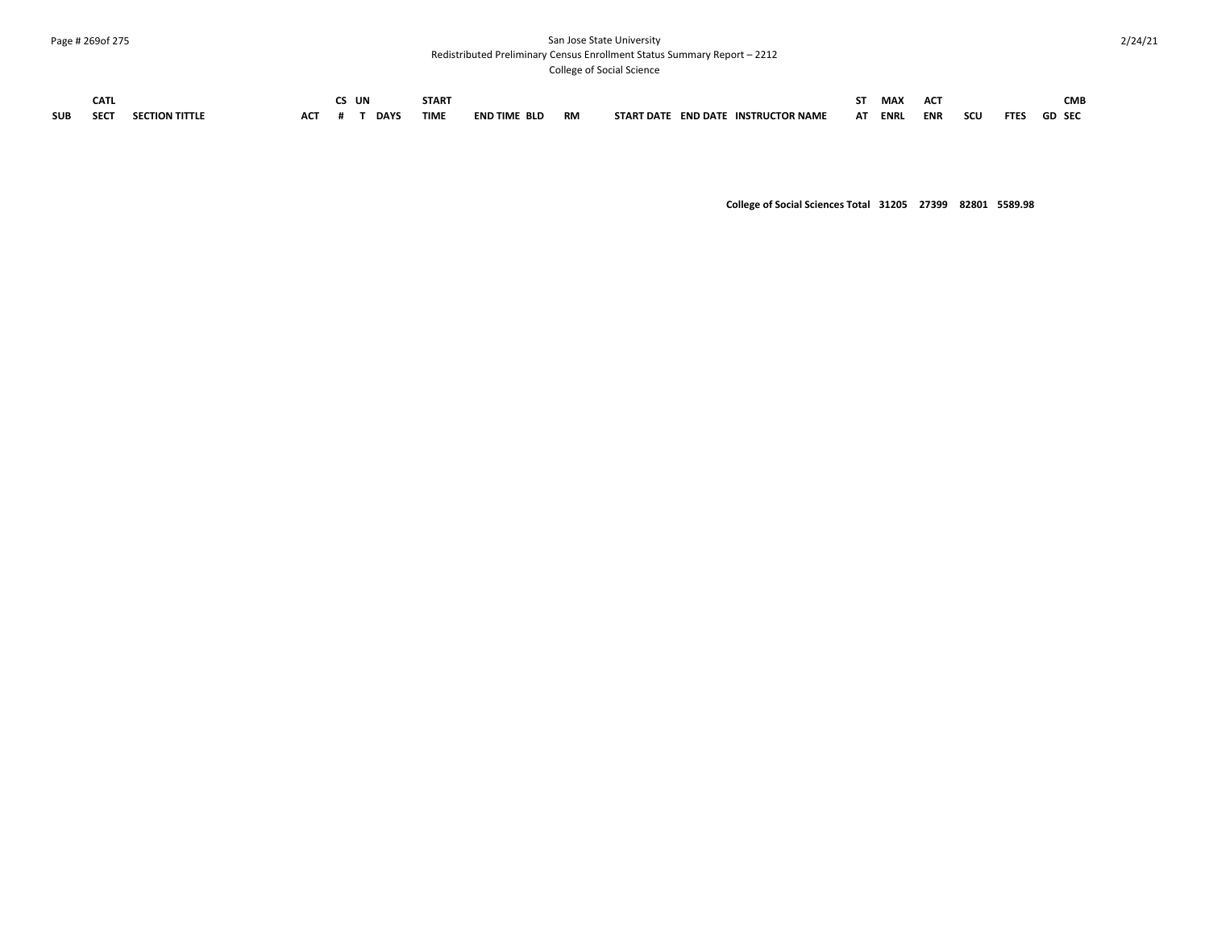| SUB | CATL SECT | SECTION TITTLE | ACT | CS # | UN T | DAYS | START TIME | END TIME | BLD | RM | START DATE | END DATE | INSTRUCTOR NAME | ST AT | MAX ENRL | ACT ENR | SCU | FTES | GD | CMB SEC |
|---|---|---|---|---|---|---|---|---|---|---|---|---|---|---|---|---|---|---|---|---|
| | | | | | | | | | | | | | **College of Social Sciences Total** | | **31205** | **27399** | **82801** | **5589.98** | | |